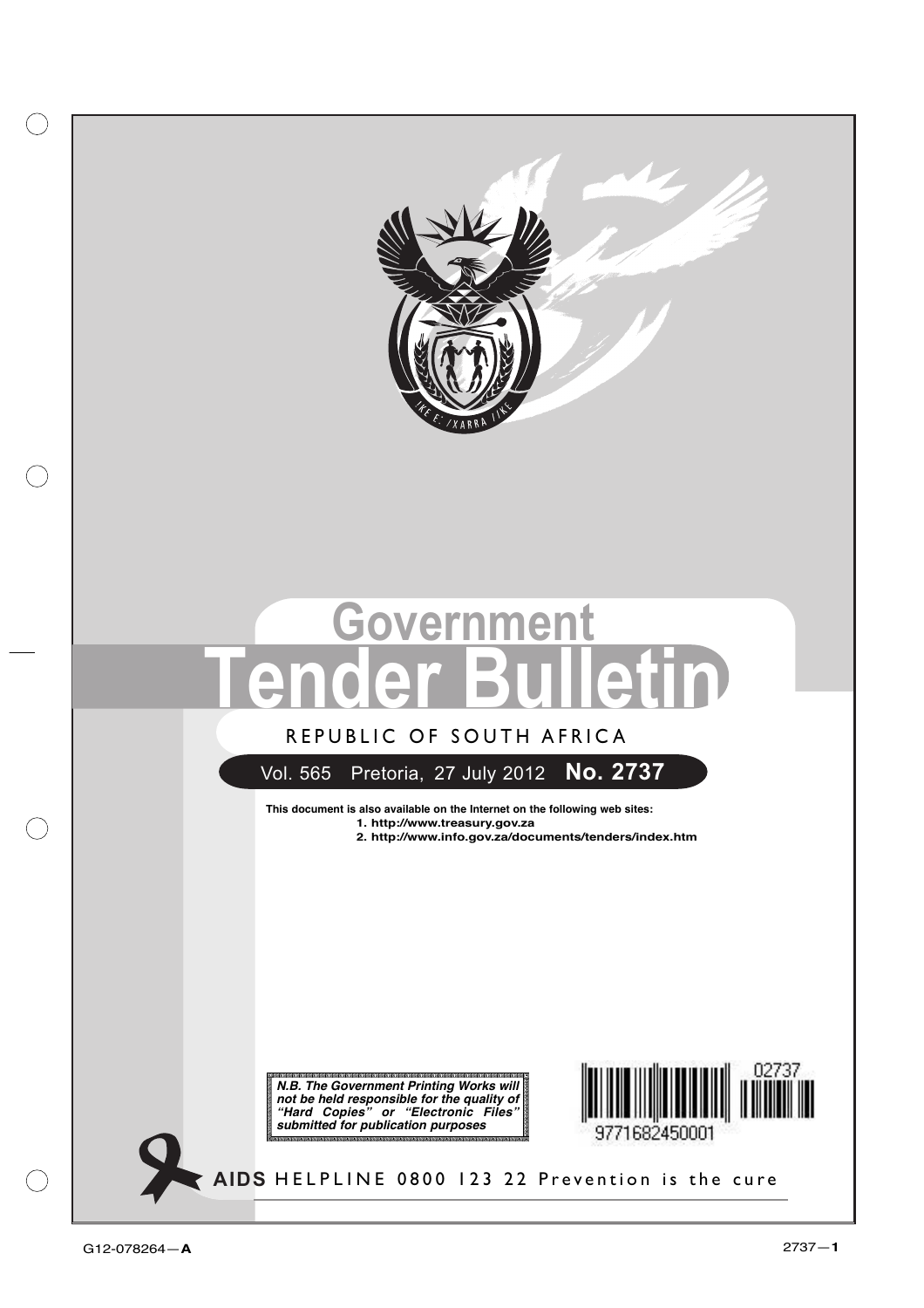# Government Tender Bulletin

REPUBLIC OF SOUTH AFRICA

Vol. 565 Pretoria, 27 July 2012 **No. 2737**

**This document is also available on the Internet on the following web sites:**

**1. http://www.treasury.gov.za**

**2. http://www.info.gov.za/documents/tenders/index.htm**

***N.B. The Government Printing Works will not be held responsible for the quality of "Hard Copies" or "Electronic Files" submitted for publication purposes***

**AIDS** HELPLINE 0800 123 22 Prevention is the cure

G12-078264—**A**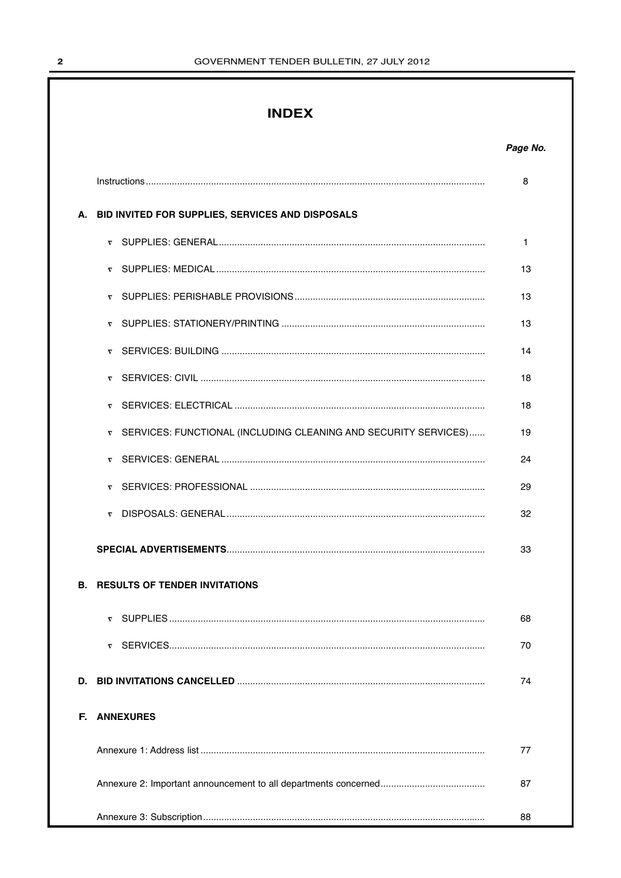# INDEX

| | | Page No. |
|---|---|---|
| | Instructions | 8 |
| **A.** | **BID INVITED FOR SUPPLIES, SERVICES AND DISPOSALS** | |
| | ▿ SUPPLIES: GENERAL | 1 |
| | ▿ SUPPLIES: MEDICAL | 13 |
| | ▿ SUPPLIES: PERISHABLE PROVISIONS | 13 |
| | ▿ SUPPLIES: STATIONERY/PRINTING | 13 |
| | ▿ SERVICES: BUILDING | 14 |
| | ▿ SERVICES: CIVIL | 18 |
| | ▿ SERVICES: ELECTRICAL | 18 |
| | ▿ SERVICES: FUNCTIONAL (INCLUDING CLEANING AND SECURITY SERVICES) | 19 |
| | ▿ SERVICES: GENERAL | 24 |
| | ▿ SERVICES: PROFESSIONAL | 29 |
| | ▿ DISPOSALS: GENERAL | 32 |
| | **SPECIAL ADVERTISEMENTS** | 33 |
| **B.** | **RESULTS OF TENDER INVITATIONS** | |
| | ▿ SUPPLIES | 68 |
| | ▿ SERVICES | 70 |
| **D.** | **BID INVITATIONS CANCELLED** | 74 |
| **F.** | **ANNEXURES** | |
| | Annexure 1: Address list | 77 |
| | Annexure 2: Important announcement to all departments concerned | 87 |
| | Annexure 3: Subscription | 88 |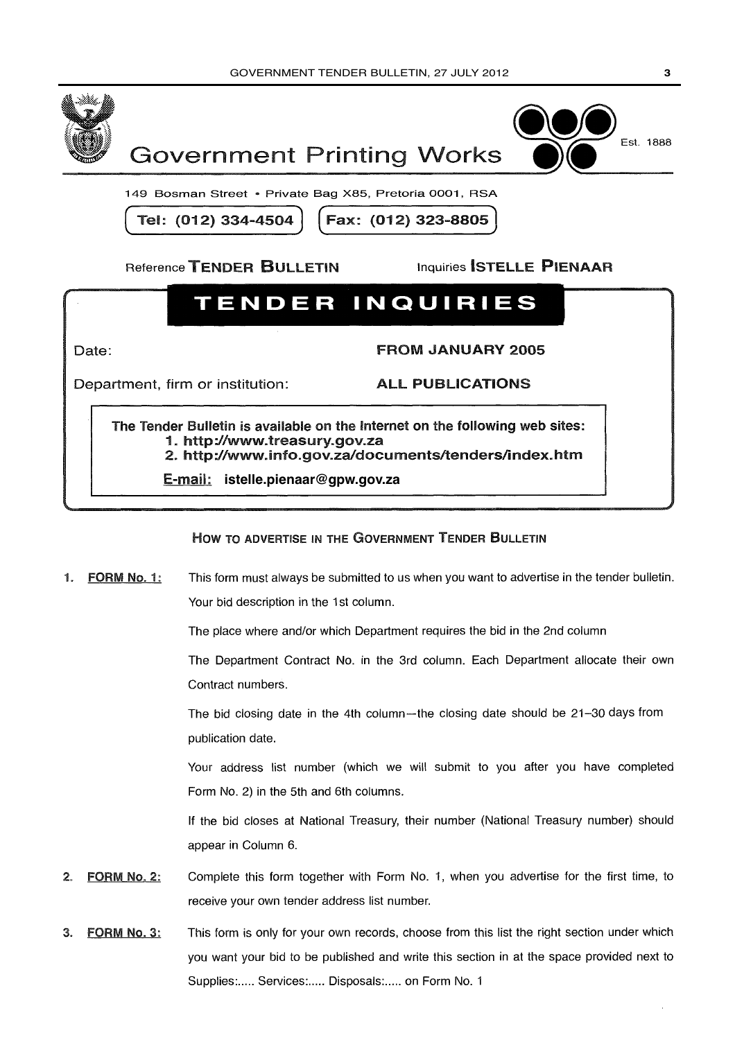# Government Printing Works

Est. 1888

149 Bosman Street • Private Bag X85, Pretoria 0001, RSA

**Tel: (012) 334-4504** **Fax: (012) 323-8805**

Reference **TENDER BULLETIN** Inquiries **ISTELLE PIENAAR**

## TENDER INQUIRIES

Date: **FROM JANUARY 2005**

Department, firm or institution: **ALL PUBLICATIONS**

**The Tender Bulletin is available on the Internet on the following web sites:**

1. **http://www.treasury.gov.za**
2. **http://www.info.gov.za/documents/tenders/index.htm**

**E-mail: istelle.pienaar@gpw.gov.za**

### HOW TO ADVERTISE IN THE GOVERNMENT TENDER BULLETIN

1. **FORM No. 1:** This form must always be submitted to us when you want to advertise in the tender bulletin.

   Your bid description in the 1st column.

   The place where and/or which Department requires the bid in the 2nd column

   The Department Contract No. in the 3rd column. Each Department allocate their own Contract numbers.

   The bid closing date in the 4th column—the closing date should be 21–30 days from publication date.

   Your address list number (which we will submit to you after you have completed Form No. 2) in the 5th and 6th columns.

   If the bid closes at National Treasury, their number (National Treasury number) should appear in Column 6.

2. **FORM No. 2:** Complete this form together with Form No. 1, when you advertise for the first time, to receive your own tender address list number.

3. **FORM No. 3:** This form is only for your own records, choose from this list the right section under which you want your bid to be published and write this section in at the space provided next to Supplies:..... Services:..... Disposals:..... on Form No. 1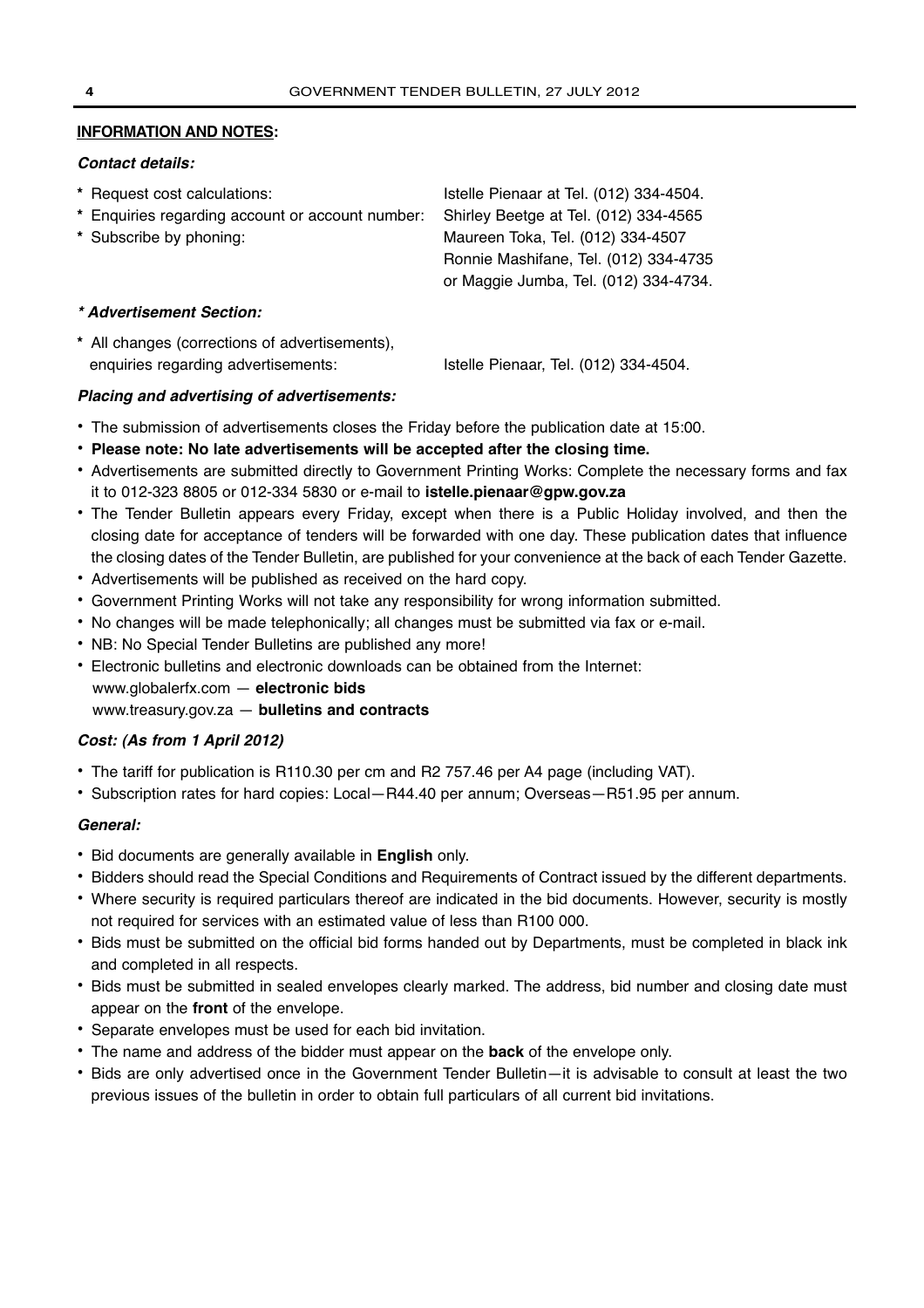**INFORMATION AND NOTES:**

***Contact details:***

| | |
|---|---|
| * Request cost calculations: | Istelle Pienaar at Tel. (012) 334-4504. |
| * Enquiries regarding account or account number: | Shirley Beetge at Tel. (012) 334-4565 |
| * Subscribe by phoning: | Maureen Toka, Tel. (012) 334-4507 Ronnie Mashifane, Tel. (012) 334-4735 or Maggie Jumba, Tel. (012) 334-4734. |

***\* Advertisement Section:***

| | |
|---|---|
| * All changes (corrections of advertisements), enquiries regarding advertisements: | Istelle Pienaar, Tel. (012) 334-4504. |

***Placing and advertising of advertisements:***

- The submission of advertisements closes the Friday before the publication date at 15:00.
- **Please note: No late advertisements will be accepted after the closing time.**
- Advertisements are submitted directly to Government Printing Works: Complete the necessary forms and fax it to 012-323 8805 or 012-334 5830 or e-mail to **istelle.pienaar@gpw.gov.za**
- The Tender Bulletin appears every Friday, except when there is a Public Holiday involved, and then the closing date for acceptance of tenders will be forwarded with one day. These publication dates that influence the closing dates of the Tender Bulletin, are published for your convenience at the back of each Tender Gazette.
- Advertisements will be published as received on the hard copy.
- Government Printing Works will not take any responsibility for wrong information submitted.
- No changes will be made telephonically; all changes must be submitted via fax or e-mail.
- NB: No Special Tender Bulletins are published any more!
- Electronic bulletins and electronic downloads can be obtained from the Internet:
  www.globalerfx.com — **electronic bids**
  www.treasury.gov.za — **bulletins and contracts**

***Cost: (As from 1 April 2012)***

- The tariff for publication is R110.30 per cm and R2 757.46 per A4 page (including VAT).
- Subscription rates for hard copies: Local—R44.40 per annum; Overseas—R51.95 per annum.

***General:***

- Bid documents are generally available in **English** only.
- Bidders should read the Special Conditions and Requirements of Contract issued by the different departments.
- Where security is required particulars thereof are indicated in the bid documents. However, security is mostly not required for services with an estimated value of less than R100 000.
- Bids must be submitted on the official bid forms handed out by Departments, must be completed in black ink and completed in all respects.
- Bids must be submitted in sealed envelopes clearly marked. The address, bid number and closing date must appear on the **front** of the envelope.
- Separate envelopes must be used for each bid invitation.
- The name and address of the bidder must appear on the **back** of the envelope only.
- Bids are only advertised once in the Government Tender Bulletin—it is advisable to consult at least the two previous issues of the bulletin in order to obtain full particulars of all current bid invitations.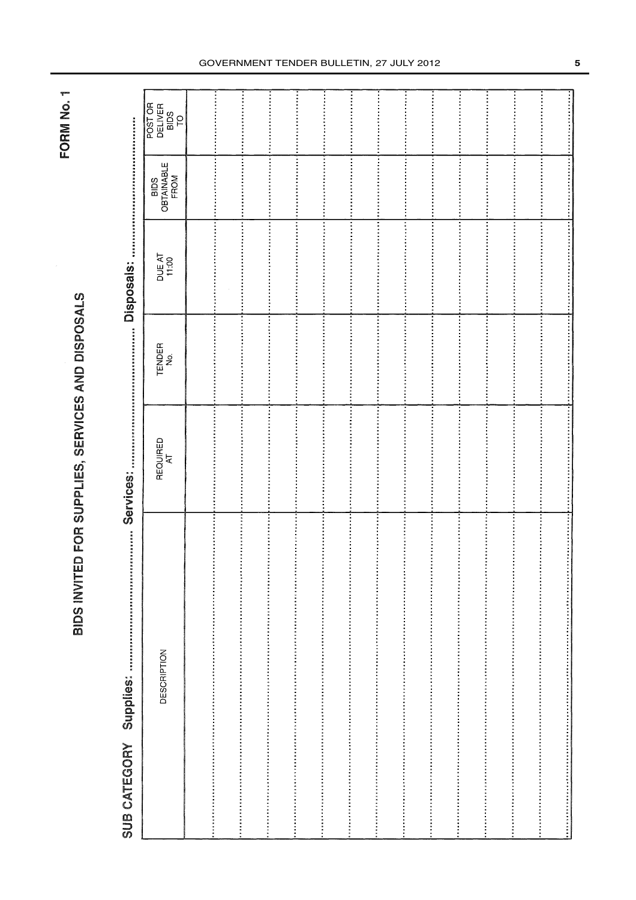FORM No. 1

# BIDS INVITED FOR SUPPLIES, SERVICES AND DISPOSALS

SUB CATEGORY Supplies: ............................ Services: ............................ Disposals: ............................

| DESCRIPTION | REQUIRED AT | TENDER No. | DUE AT 11:00 | BIDS OBTAINABLE FROM | POST OR DELIVER BIDS TO |
|---|---|---|---|---|---|
| | | | | | |
| | | | | | |
| | | | | | |
| | | | | | |
| | | | | | |
| | | | | | |
| | | | | | |
| | | | | | |
| | | | | | |
| | | | | | |
| | | | | | |
| | | | | | |
| | | | | | |
| | | | | | |
| | | | | | |
| | | | | | |
| | | | | | |
| | | | | | |
| | | | | | |
| | | | | | |
| | | | | | |
| | | | | | |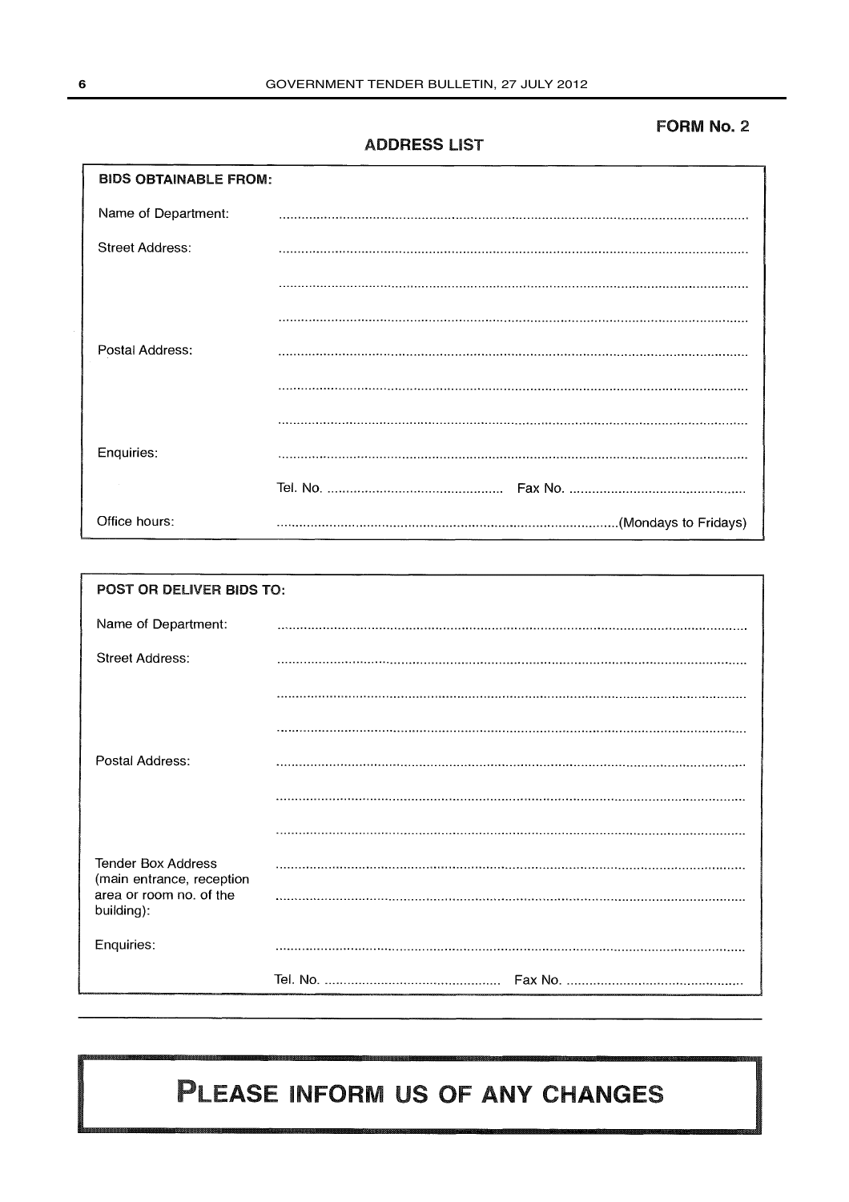**FORM No. 2**

## ADDRESS LIST

| **BIDS OBTAINABLE FROM:** | |
|---|---|
| Name of Department: | ........................................................................................................................ |
| Street Address: | ........................................................................................................................ |
| | ........................................................................................................................ |
| | ........................................................................................................................ |
| Postal Address: | ........................................................................................................................ |
| | ........................................................................................................................ |
| | ........................................................................................................................ |
| Enquiries: | ........................................................................................................................ |
| | Tel. No. .............................................. Fax No. .............................................. |
| Office hours: | .........................................................................................(Mondays to Fridays) |

| **POST OR DELIVER BIDS TO:** | |
|---|---|
| Name of Department: | ........................................................................................................................ |
| Street Address: | ........................................................................................................................ |
| | ........................................................................................................................ |
| | ........................................................................................................................ |
| Postal Address: | ........................................................................................................................ |
| | ........................................................................................................................ |
| | ........................................................................................................................ |
| Tender Box Address (main entrance, reception area or room no. of the building): | ........................................................................................................................ |
| | ........................................................................................................................ |
| Enquiries: | ........................................................................................................................ |
| | Tel. No. .............................................. Fax No. .............................................. |

---

# PLEASE INFORM US OF ANY CHANGES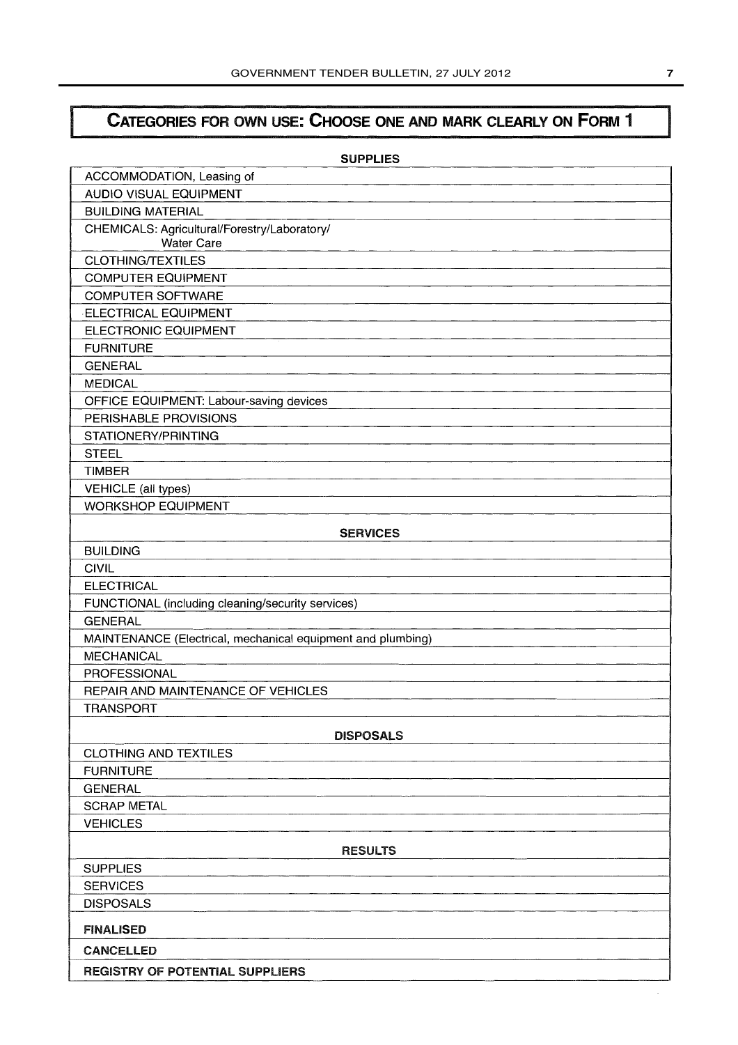# CATEGORIES FOR OWN USE: CHOOSE ONE AND MARK CLEARLY ON FORM 1

| SUPPLIES |
|---|
| ACCOMMODATION, Leasing of |
| AUDIO VISUAL EQUIPMENT |
| BUILDING MATERIAL |
| CHEMICALS: Agricultural/Forestry/Laboratory/ Water Care |
| CLOTHING/TEXTILES |
| COMPUTER EQUIPMENT |
| COMPUTER SOFTWARE |
| ELECTRICAL EQUIPMENT |
| ELECTRONIC EQUIPMENT |
| FURNITURE |
| GENERAL |
| MEDICAL |
| OFFICE EQUIPMENT: Labour-saving devices |
| PERISHABLE PROVISIONS |
| STATIONERY/PRINTING |
| STEEL |
| TIMBER |
| VEHICLE (all types) |
| WORKSHOP EQUIPMENT |
| **SERVICES** |
| BUILDING |
| CIVIL |
| ELECTRICAL |
| FUNCTIONAL (including cleaning/security services) |
| GENERAL |
| MAINTENANCE (Electrical, mechanical equipment and plumbing) |
| MECHANICAL |
| PROFESSIONAL |
| REPAIR AND MAINTENANCE OF VEHICLES |
| TRANSPORT |
| **DISPOSALS** |
| CLOTHING AND TEXTILES |
| FURNITURE |
| GENERAL |
| SCRAP METAL |
| VEHICLES |
| **RESULTS** |
| SUPPLIES |
| SERVICES |
| DISPOSALS |
| **FINALISED** |
| **CANCELLED** |
| **REGISTRY OF POTENTIAL SUPPLIERS** |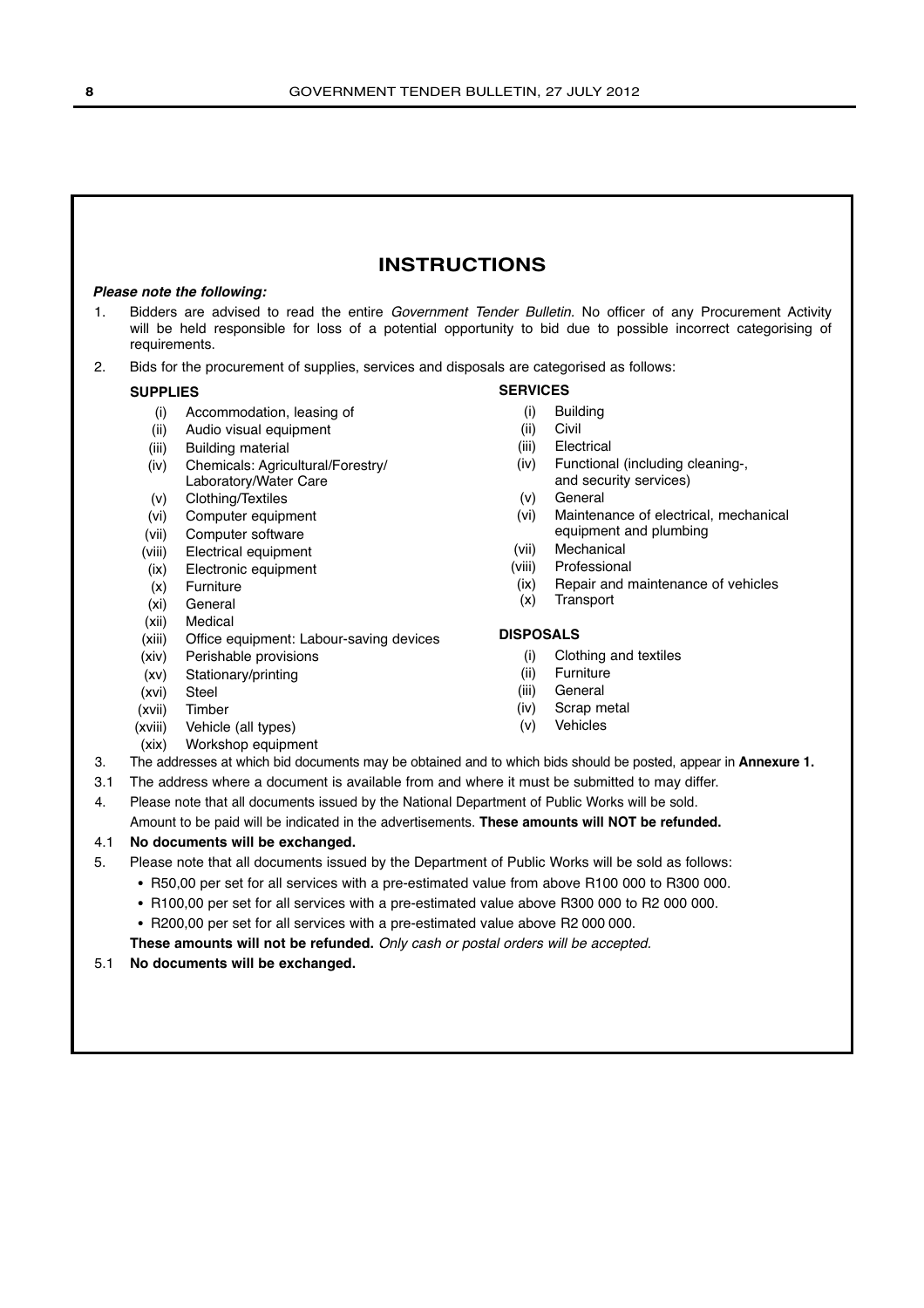# INSTRUCTIONS

***Please note the following:***

1. Bidders are advised to read the entire *Government Tender Bulletin*. No officer of any Procurement Activity will be held responsible for loss of a potential opportunity to bid due to possible incorrect categorising of requirements.
2. Bids for the procurement of supplies, services and disposals are categorised as follows:

**SUPPLIES**

- (i) Accommodation, leasing of
- (ii) Audio visual equipment
- (iii) Building material
- (iv) Chemicals: Agricultural/Forestry/ Laboratory/Water Care
- (v) Clothing/Textiles
- (vi) Computer equipment
- (vii) Computer software
- (viii) Electrical equipment
- (ix) Electronic equipment
- (x) Furniture
- (xi) General
- (xii) Medical
- (xiii) Office equipment: Labour-saving devices
- (xiv) Perishable provisions
- (xv) Stationary/printing
- (xvi) Steel
- (xvii) Timber
- (xviii) Vehicle (all types)
- (xix) Workshop equipment

**SERVICES**

- (i) Building
- (ii) Civil
- (iii) Electrical
- (iv) Functional (including cleaning-, and security services)
- (v) General
- (vi) Maintenance of electrical, mechanical equipment and plumbing
- (vii) Mechanical
- (viii) Professional
- (ix) Repair and maintenance of vehicles
- (x) Transport

**DISPOSALS**

- (i) Clothing and textiles
- (ii) Furniture
- (iii) General
- (iv) Scrap metal
- (v) Vehicles

3. The addresses at which bid documents may be obtained and to which bids should be posted, appear in **Annexure 1.**

3.1 The address where a document is available from and where it must be submitted to may differ.

4. Please note that all documents issued by the National Department of Public Works will be sold.
   Amount to be paid will be indicated in the advertisements. **These amounts will NOT be refunded.**

4.1 **No documents will be exchanged.**

5. Please note that all documents issued by the Department of Public Works will be sold as follows:
   - R50,00 per set for all services with a pre-estimated value from above R100 000 to R300 000.
   - R100,00 per set for all services with a pre-estimated value above R300 000 to R2 000 000.
   - R200,00 per set for all services with a pre-estimated value above R2 000 000.

   **These amounts will not be refunded.** *Only cash or postal orders will be accepted.*

5.1 **No documents will be exchanged.**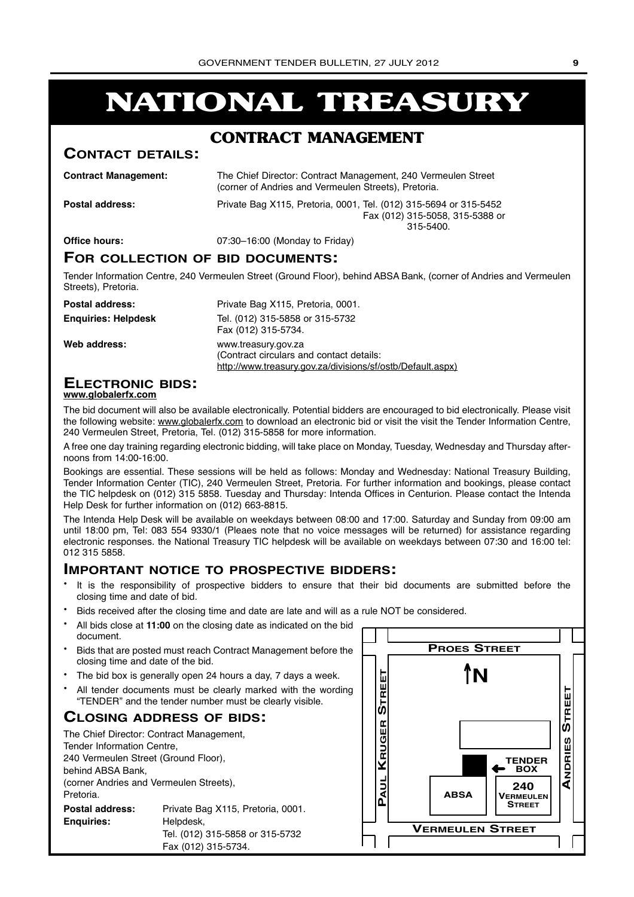# NATIONAL TREASURY

## CONTRACT MANAGEMENT

### CONTACT DETAILS:

**Contract Management:** The Chief Director: Contract Management, 240 Vermeulen Street (corner of Andries and Vermeulen Streets), Pretoria.

**Postal address:** Private Bag X115, Pretoria, 0001, Tel. (012) 315-5694 or 315-5452 Fax (012) 315-5058, 315-5388 or 315-5400.

**Office hours:** 07:30–16:00 (Monday to Friday)

### FOR COLLECTION OF BID DOCUMENTS:

Tender Information Centre, 240 Vermeulen Street (Ground Floor), behind ABSA Bank, (corner of Andries and Vermeulen Streets), Pretoria.

**Postal address:** Private Bag X115, Pretoria, 0001.

**Enquiries: Helpdesk** Tel. (012) 315-5858 or 315-5732 Fax (012) 315-5734.

**Web address:** www.treasury.gov.za (Contract circulars and contact details: http://www.treasury.gov.za/divisions/sf/ostb/Default.aspx)

### ELECTRONIC BIDS:

**www.globalerfx.com**

The bid document will also be available electronically. Potential bidders are encouraged to bid electronically. Please visit the following website: www.globalerfx.com to download an electronic bid or visit the visit the Tender Information Centre, 240 Vermeulen Street, Pretoria, Tel. (012) 315-5858 for more information.

A free one day training regarding electronic bidding, will take place on Monday, Tuesday, Wednesday and Thursday afternoons from 14:00-16:00.

Bookings are essential. These sessions will be held as follows: Monday and Wednesday: National Treasury Building, Tender Information Center (TIC), 240 Vermeulen Street, Pretoria. For further information and bookings, please contact the TIC helpdesk on (012) 315 5858. Tuesday and Thursday: Intenda Offices in Centurion. Please contact the Intenda Help Desk for further information on (012) 663-8815.

The Intenda Help Desk will be available on weekdays between 08:00 and 17:00. Saturday and Sunday from 09:00 am until 18:00 pm, Tel: 083 554 9330/1 (Pleaes note that no voice messages will be returned) for assistance regarding electronic responses. the National Treasury TIC helpdesk will be available on weekdays between 07:30 and 16:00 tel: 012 315 5858.

### IMPORTANT NOTICE TO PROSPECTIVE BIDDERS:

- It is the responsibility of prospective bidders to ensure that their bid documents are submitted before the closing time and date of bid.
- Bids received after the closing time and date are late and will as a rule NOT be considered.
- All bids close at **11:00** on the closing date as indicated on the bid document.
- Bids that are posted must reach Contract Management before the closing time and date of the bid.
- The bid box is generally open 24 hours a day, 7 days a week.
- All tender documents must be clearly marked with the wording "TENDER" and the tender number must be clearly visible.

### CLOSING ADDRESS OF BIDS:

The Chief Director: Contract Management,
Tender Information Centre,
240 Vermeulen Street (Ground Floor),
behind ABSA Bank,
(corner Andries and Vermeulen Streets),
Pretoria.

**Postal address:** Private Bag X115, Pretoria, 0001.

**Enquiries:** Helpdesk, Tel. (012) 315-5858 or 315-5732 Fax (012) 315-5734.

PROES STREET
N
PAUL KRUGER STREET
ANDRIES STREET
TENDER BOX
ABSA
240 VERMEULEN STREET
VERMEULEN STREET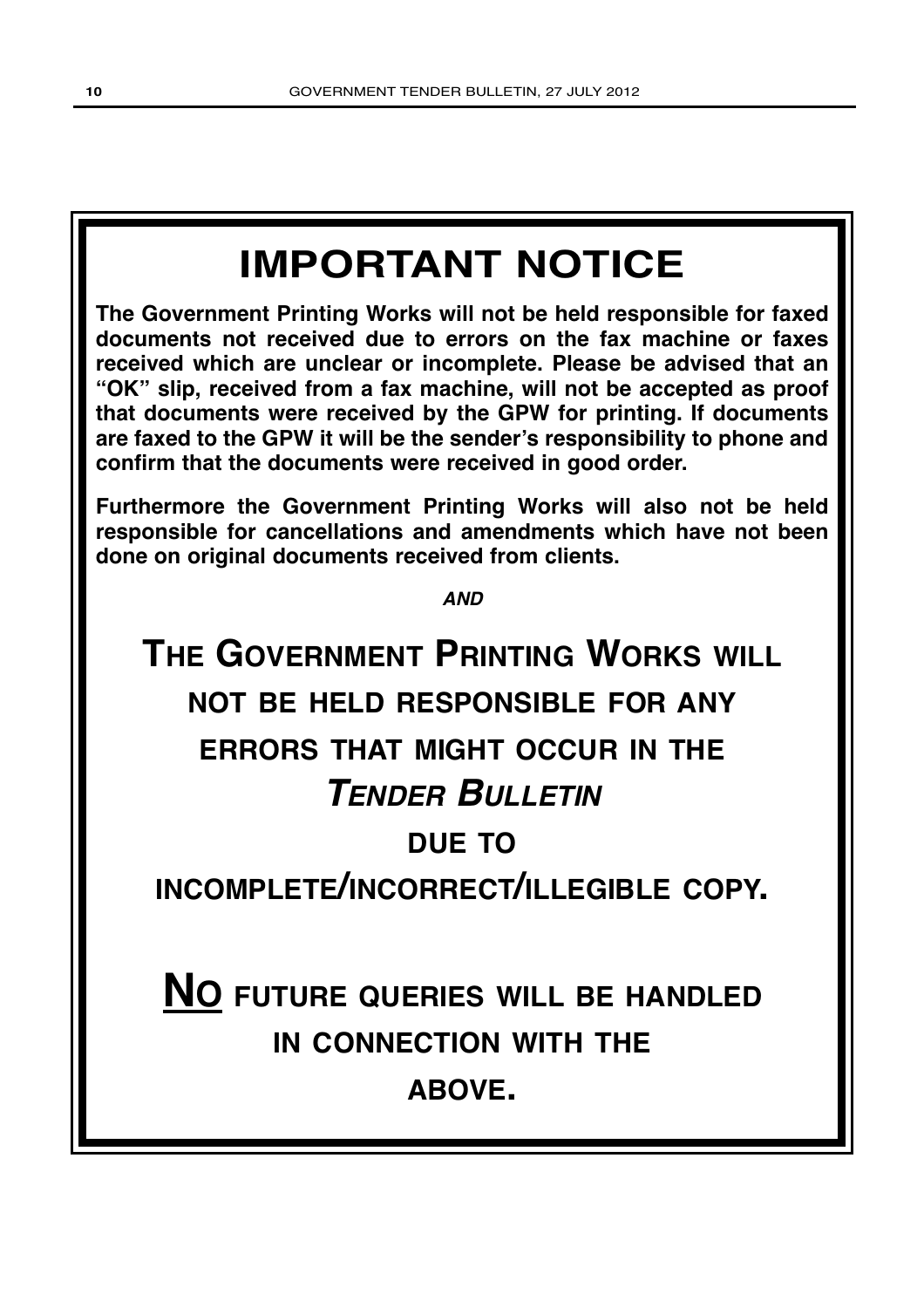# IMPORTANT NOTICE

**The Government Printing Works will not be held responsible for faxed documents not received due to errors on the fax machine or faxes received which are unclear or incomplete. Please be advised that an "OK" slip, received from a fax machine, will not be accepted as proof that documents were received by the GPW for printing. If documents are faxed to the GPW it will be the sender's responsibility to phone and confirm that the documents were received in good order.**

**Furthermore the Government Printing Works will also not be held responsible for cancellations and amendments which have not been done on original documents received from clients.**

***AND***

## THE GOVERNMENT PRINTING WORKS WILL NOT BE HELD RESPONSIBLE FOR ANY ERRORS THAT MIGHT OCCUR IN THE *TENDER BULLETIN* DUE TO INCOMPLETE/INCORRECT/ILLEGIBLE COPY.

## <u>NO</u> FUTURE QUERIES WILL BE HANDLED IN CONNECTION WITH THE ABOVE.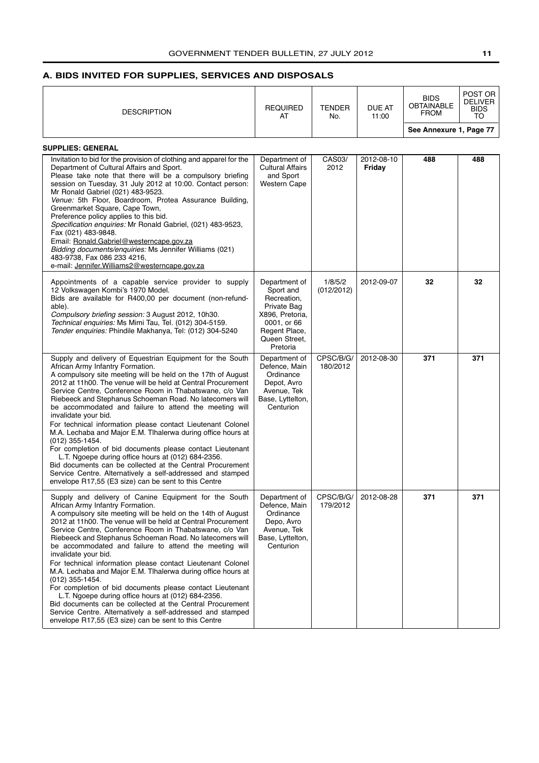## A. BIDS INVITED FOR SUPPLIES, SERVICES AND DISPOSALS

| DESCRIPTION | REQUIRED AT | TENDER No. | DUE AT 11:00 | BIDS OBTAINABLE FROM | POST OR DELIVER BIDS TO |
|---|---|---|---|---|---|
| | | | | See Annexure 1, Page 77 | |
| **SUPPLIES: GENERAL** | | | | | |
| Invitation to bid for the provision of clothing and apparel for the Department of Cultural Affairs and Sport. Please take note that there will be a compulsory briefing session on Tuesday, 31 July 2012 at 10:00. Contact person: Mr Ronald Gabriel (021) 483-9523. *Venue:* 5th Floor, Boardroom, Protea Assurance Building, Greenmarket Square, Cape Town, Preference policy applies to this bid. *Specification enquiries:* Mr Ronald Gabriel, (021) 483-9523, Fax (021) 483-9848. Email: Ronald.Gabriel@westerncape.gov.za *Bidding documents/enquiries:* Ms Jennifer Williams (021) 483-9738, Fax 086 233 4216, e-mail: Jennifer.Williams2@westerncape.gov.za | Department of Cultural Affairs and Sport Western Cape | CAS03/ 2012 | 2012-08-10 **Friday** | **488** | **488** |
| Appointments of a capable service provider to supply 12 Volkswagen Kombi's 1970 Model. Bids are available for R400,00 per document (non-refundable). *Compulsory briefing session:* 3 August 2012, 10h30. *Technical enquiries:* Ms Mimi Tau, Tel. (012) 304-5159. *Tender enquiries:* Phindile Makhanya, Tel: (012) 304-5240 | Department of Sport and Recreation, Private Bag X896, Pretoria, 0001, or 66 Regent Place, Queen Street, Pretoria | 1/8/5/2 (012/2012) | 2012-09-07 | **32** | **32** |
| Supply and delivery of Equestrian Equipment for the South African Army Infantry Formation. A compulsory site meeting will be held on the 17th of August 2012 at 11h00. The venue will be held at Central Procurement Service Centre, Conference Room in Thabatswane, c/o Van Riebeeck and Stephanus Schoeman Road. No latecomers will be accommodated and failure to attend the meeting will invalidate your bid. For technical information please contact Lieutenant Colonel M.A. Lechaba and Major E.M. Tlhalerwa during office hours at (012) 355-1454. For completion of bid documents please contact Lieutenant L.T. Ngoepe during office hours at (012) 684-2356. Bid documents can be collected at the Central Procurement Service Centre. Alternatively a self-addressed and stamped envelope R17,55 (E3 size) can be sent to this Centre | Department of Defence, Main Ordinance Depot, Avro Avenue, Tek Base, Lyttelton, Centurion | CPSC/B/G/ 180/2012 | 2012-08-30 | **371** | **371** |
| Supply and delivery of Canine Equipment for the South African Army Infantry Formation. A compulsory site meeting will be held on the 14th of August 2012 at 11h00. The venue will be held at Central Procurement Service Centre, Conference Room in Thabatswane, c/o Van Riebeeck and Stephanus Schoeman Road. No latecomers will be accommodated and failure to attend the meeting will invalidate your bid. For technical information please contact Lieutenant Colonel M.A. Lechaba and Major E.M. Tlhalerwa during office hours at (012) 355-1454. For completion of bid documents please contact Lieutenant L.T. Ngoepe during office hours at (012) 684-2356. Bid documents can be collected at the Central Procurement Service Centre. Alternatively a self-addressed and stamped envelope R17,55 (E3 size) can be sent to this Centre | Department of Defence, Main Ordinance Depo, Avro Avenue, Tek Base, Lyttelton, Centurion | CPSC/B/G/ 179/2012 | 2012-08-28 | **371** | **371** |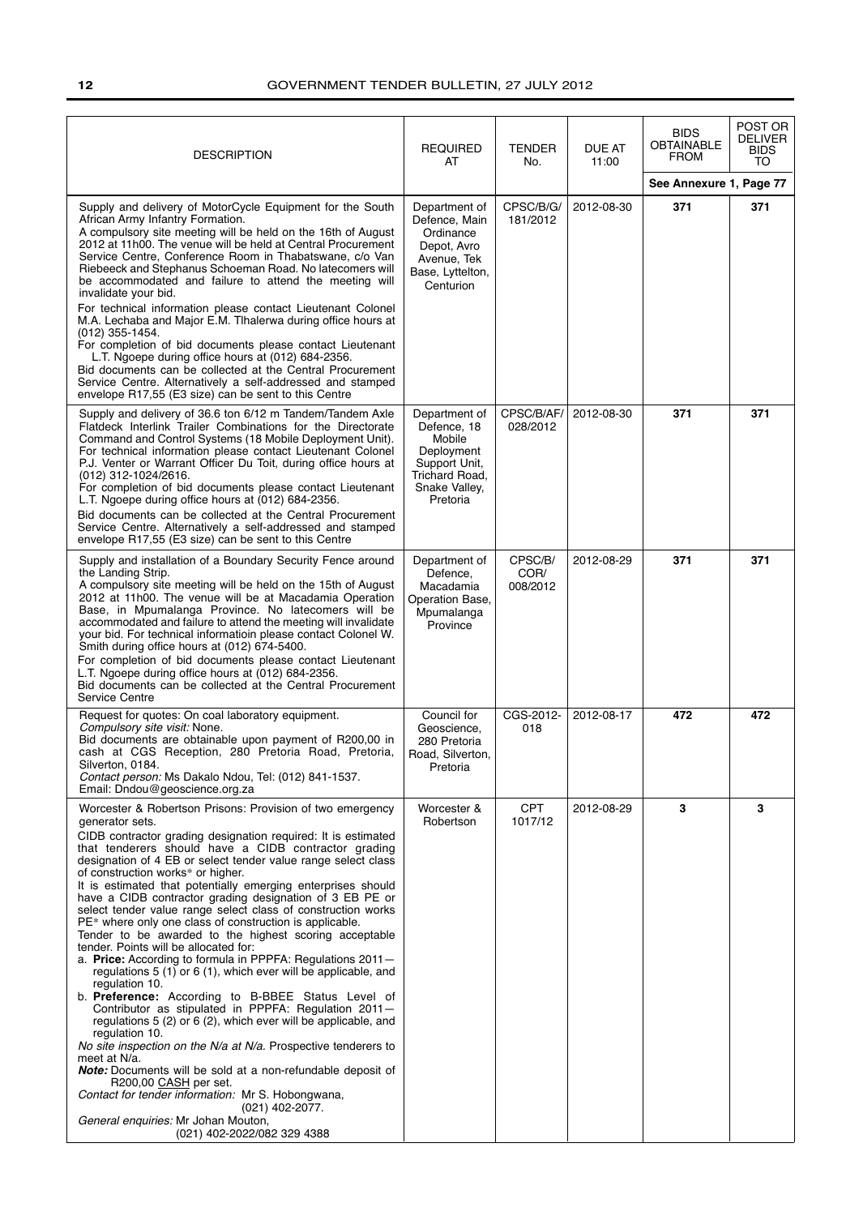| DESCRIPTION | REQUIRED AT | TENDER No. | DUE AT 11:00 | BIDS OBTAINABLE FROM | POST OR DELIVER BIDS TO |
|---|---|---|---|---|---|
| | | | | See Annexure 1, Page 77 | |
| Supply and delivery of MotorCycle Equipment for the South African Army Infantry Formation.<br>A compulsory site meeting will be held on the 16th of August 2012 at 11h00. The venue will be held at Central Procurement Service Centre, Conference Room in Thabatswane, c/o Van Riebeeck and Stephanus Schoeman Road. No latecomers will be accommodated and failure to attend the meeting will invalidate your bid.<br>For technical information please contact Lieutenant Colonel M.A. Lechaba and Major E.M. Tlhalerwa during office hours at (012) 355-1454.<br>For completion of bid documents please contact Lieutenant L.T. Ngoepe during office hours at (012) 684-2356.<br>Bid documents can be collected at the Central Procurement Service Centre. Alternatively a self-addressed and stamped envelope R17,55 (E3 size) can be sent to this Centre | Department of Defence, Main Ordinance Depot, Avro Avenue, Tek Base, Lyttelton, Centurion | CPSC/B/G/ 181/2012 | 2012-08-30 | **371** | **371** |
| Supply and delivery of 36.6 ton 6/12 m Tandem/Tandem Axle Flatdeck Interlink Trailer Combinations for the Directorate Command and Control Systems (18 Mobile Deployment Unit).<br>For technical information please contact Lieutenant Colonel P.J. Venter or Warrant Officer Du Toit, during office hours at (012) 312-1024/2616.<br>For completion of bid documents please contact Lieutenant L.T. Ngoepe during office hours at (012) 684-2356.<br>Bid documents can be collected at the Central Procurement Service Centre. Alternatively a self-addressed and stamped envelope R17,55 (E3 size) can be sent to this Centre | Department of Defence, 18 Mobile Deployment Support Unit, Trichard Road, Snake Valley, Pretoria | CPSC/B/AF/ 028/2012 | 2012-08-30 | **371** | **371** |
| Supply and installation of a Boundary Security Fence around the Landing Strip.<br>A compulsory site meeting will be held on the 15th of August 2012 at 11h00. The venue will be at Macadamia Operation Base, in Mpumalanga Province. No latecomers will be accommodated and failure to attend the meeting will invalidate your bid. For technical informatioin please contact Colonel W. Smith during office hours at (012) 674-5400.<br>For completion of bid documents please contact Lieutenant L.T. Ngoepe during office hours at (012) 684-2356.<br>Bid documents can be collected at the Central Procurement Service Centre | Department of Defence, Macadamia Operation Base, Mpumalanga Province | CPSC/B/ COR/ 008/2012 | 2012-08-29 | **371** | **371** |
| Request for quotes: On coal laboratory equipment.<br>*Compulsory site visit:* None.<br>Bid documents are obtainable upon payment of R200,00 in cash at CGS Reception, 280 Pretoria Road, Pretoria, Silverton, 0184.<br>*Contact person:* Ms Dakalo Ndou, Tel: (012) 841-1537.<br>Email: Dndou@geoscience.org.za | Council for Geoscience, 280 Pretoria Road, Silverton, Pretoria | CGS-2012-018 | 2012-08-17 | **472** | **472** |
| Worcester & Robertson Prisons: Provision of two emergency generator sets.<br>CIDB contractor grading designation required: It is estimated that tenderers should have a CIDB contractor grading designation of 4 EB or select tender value range select class of construction works* or higher.<br>It is estimated that potentially emerging enterprises should have a CIDB contractor grading designation of 3 EB PE or select tender value range select class of construction works PE* where only one class of construction is applicable.<br>Tender to be awarded to the highest scoring acceptable tender. Points will be allocated for:<br>a. **Price:** According to formula in PPPFA: Regulations 2011—regulations 5 (1) or 6 (1), which ever will be applicable, and regulation 10.<br>b. **Preference:** According to B-BBEE Status Level of Contributor as stipulated in PPPFA: Regulation 2011—regulations 5 (2) or 6 (2), which ever will be applicable, and regulation 10.<br>*No site inspection on the N/a at N/a.* Prospective tenderers to meet at N/a.<br>***Note:*** Documents will be sold at a non-refundable deposit of R200,00 CASH per set.<br>*Contact for tender information:* Mr S. Hobongwana, (021) 402-2077.<br>*General enquiries:* Mr Johan Mouton, (021) 402-2022/082 329 4388 | Worcester & Robertson | CPT 1017/12 | 2012-08-29 | **3** | **3** |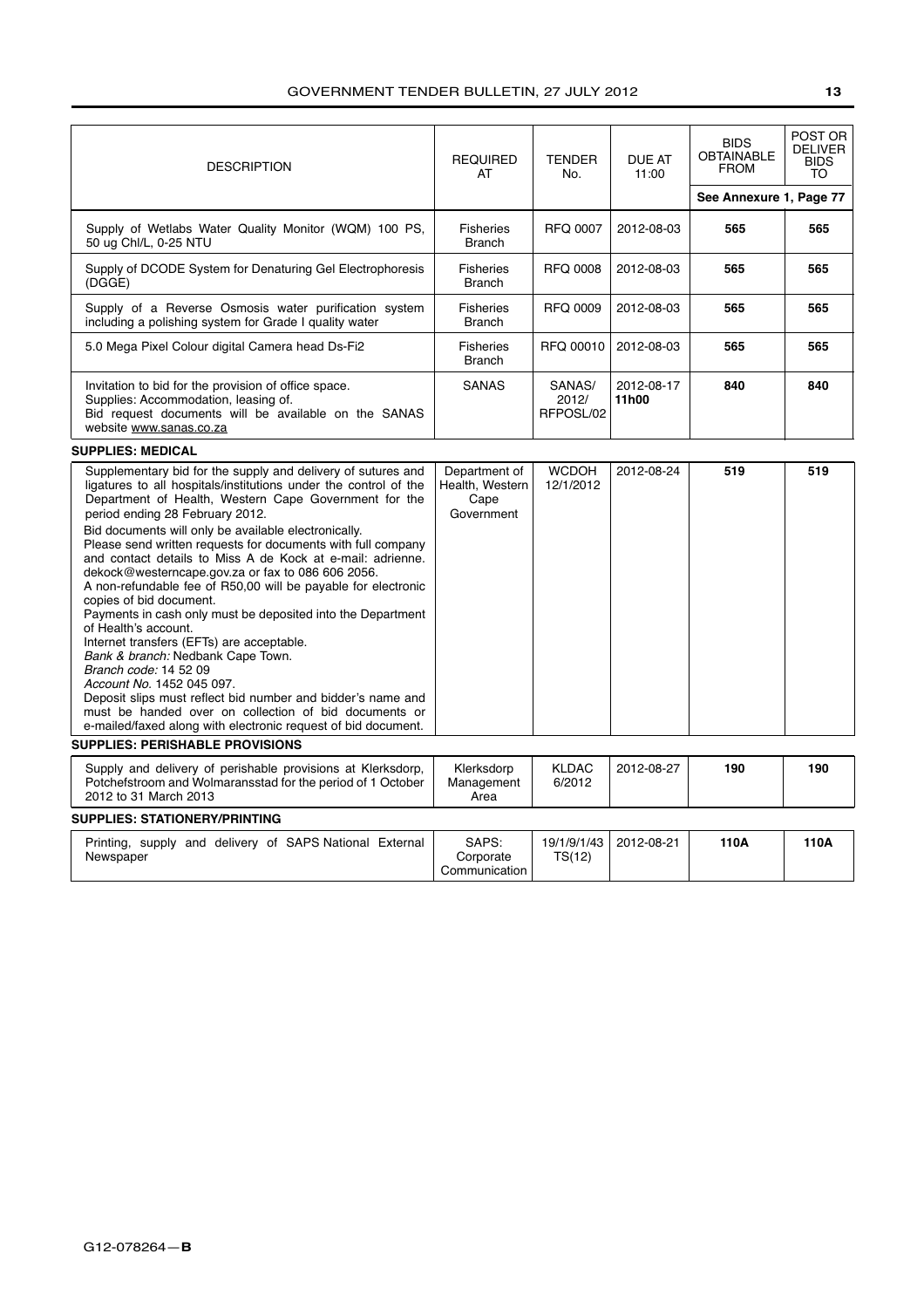| DESCRIPTION | REQUIRED AT | TENDER No. | DUE AT 11:00 | BIDS OBTAINABLE FROM | POST OR DELIVER BIDS TO |
|---|---|---|---|---|---|
| | | | | See Annexure 1, Page 77 | |
| Supply of Wetlabs Water Quality Monitor (WQM) 100 PS, 50 ug Chl/L, 0-25 NTU | Fisheries Branch | RFQ 0007 | 2012-08-03 | **565** | **565** |
| Supply of DCODE System for Denaturing Gel Electrophoresis (DGGE) | Fisheries Branch | RFQ 0008 | 2012-08-03 | **565** | **565** |
| Supply of a Reverse Osmosis water purification system including a polishing system for Grade I quality water | Fisheries Branch | RFQ 0009 | 2012-08-03 | **565** | **565** |
| 5.0 Mega Pixel Colour digital Camera head Ds-Fi2 | Fisheries Branch | RFQ 00010 | 2012-08-03 | **565** | **565** |
| Invitation to bid for the provision of office space. Supplies: Accommodation, leasing of. Bid request documents will be available on the SANAS website www.sanas.co.za | SANAS | SANAS/ 2012/ RFPOSL/02 | 2012-08-17 **11h00** | **840** | **840** |

**SUPPLIES: MEDICAL**

| DESCRIPTION | REQUIRED AT | TENDER No. | DUE AT 11:00 | BIDS OBTAINABLE FROM | POST OR DELIVER BIDS TO |
|---|---|---|---|---|---|
| Supplementary bid for the supply and delivery of sutures and ligatures to all hospitals/institutions under the control of the Department of Health, Western Cape Government for the period ending 28 February 2012. Bid documents will only be available electronically. Please send written requests for documents with full company and contact details to Miss A de Kock at e-mail: adrienne.dekock@westerncape.gov.za or fax to 086 606 2056. A non-refundable fee of R50,00 will be payable for electronic copies of bid document. Payments in cash only must be deposited into the Department of Health's account. Internet transfers (EFTs) are acceptable. *Bank & branch:* Nedbank Cape Town. *Branch code:* 14 52 09 *Account No.* 1452 045 097. Deposit slips must reflect bid number and bidder's name and must be handed over on collection of bid documents or e-mailed/faxed along with electronic request of bid document. | Department of Health, Western Cape Government | WCDOH 12/1/2012 | 2012-08-24 | **519** | **519** |

**SUPPLIES: PERISHABLE PROVISIONS**

| DESCRIPTION | REQUIRED AT | TENDER No. | DUE AT 11:00 | BIDS OBTAINABLE FROM | POST OR DELIVER BIDS TO |
|---|---|---|---|---|---|
| Supply and delivery of perishable provisions at Klerksdorp, Potchefstroom and Wolmaransstad for the period of 1 October 2012 to 31 March 2013 | Klerksdorp Management Area | KLDAC 6/2012 | 2012-08-27 | **190** | **190** |

**SUPPLIES: STATIONERY/PRINTING**

| DESCRIPTION | REQUIRED AT | TENDER No. | DUE AT 11:00 | BIDS OBTAINABLE FROM | POST OR DELIVER BIDS TO |
|---|---|---|---|---|---|
| Printing, supply and delivery of SAPS National External Newspaper | SAPS: Corporate Communication | 19/1/9/1/43 TS(12) | 2012-08-21 | **110A** | **110A** |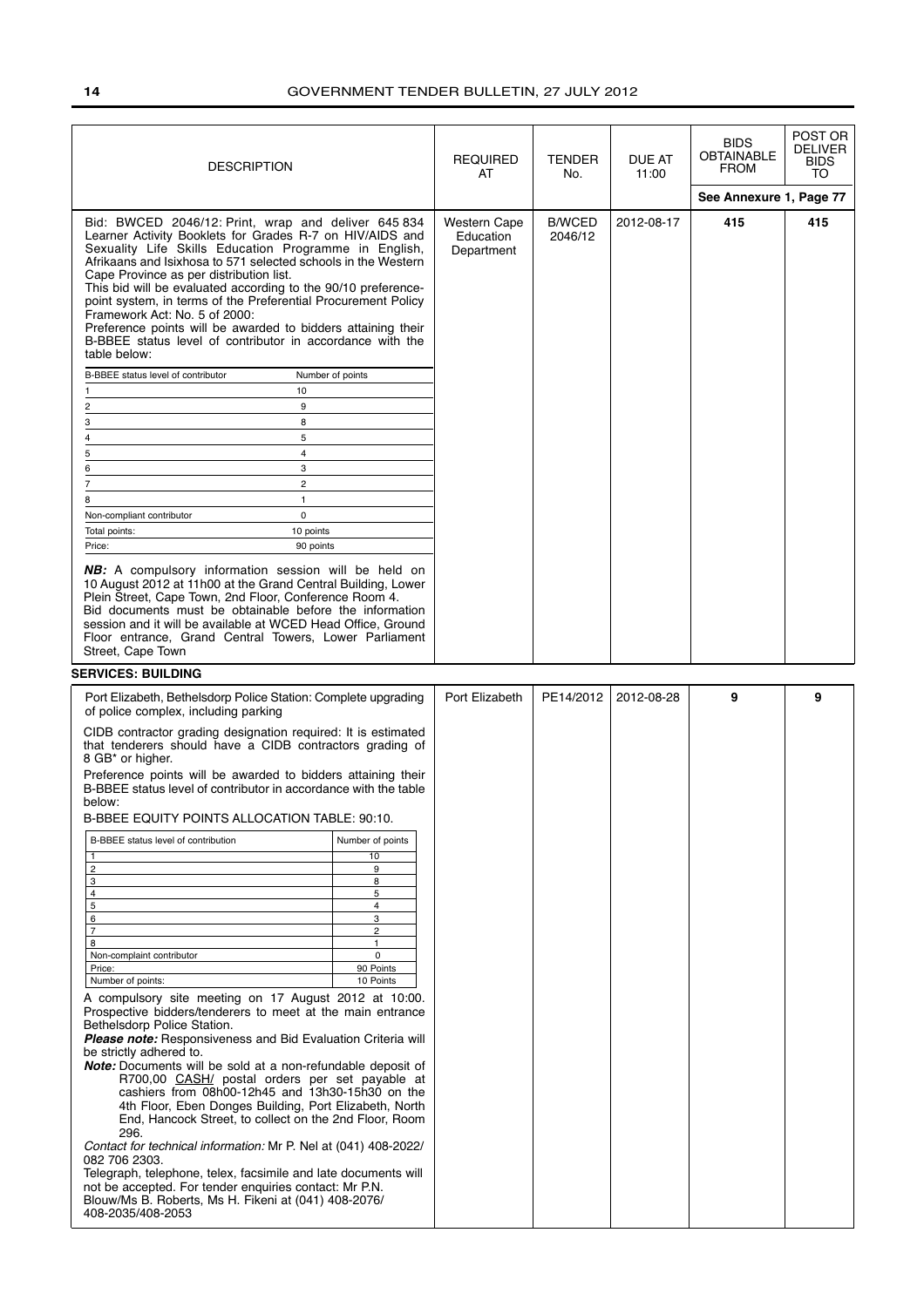| DESCRIPTION | REQUIRED AT | TENDER No. | DUE AT 11:00 | BIDS OBTAINABLE FROM | POST OR DELIVER BIDS TO |
|---|---|---|---|---|---|
| | | | | See Annexure 1, Page 77 | |
| Bid: BWCED 2046/12: Print, wrap and deliver 645 834 Learner Activity Booklets for Grades R-7 on HIV/AIDS and Sexuality Life Skills Education Programme in English, Afrikaans and Isixhosa to 571 selected schools in the Western Cape Province as per distribution list. This bid will be evaluated according to the 90/10 preference-point system, in terms of the Preferential Procurement Policy Framework Act: No. 5 of 2000: Preference points will be awarded to bidders attaining their B-BBEE status level of contributor in accordance with the table below: | Western Cape Education Department | B/WCED 2046/12 | 2012-08-17 | 415 | 415 |

| B-BBEE status level of contributor | Number of points |
|---|---|
| 1 | 10 |
| 2 | 9 |
| 3 | 8 |
| 4 | 5 |
| 5 | 4 |
| 6 | 3 |
| 7 | 2 |
| 8 | 1 |
| Non-compliant contributor | 0 |
| Total points: | 10 points |
| Price: | 90 points |

***NB:*** A compulsory information session will be held on 10 August 2012 at 11h00 at the Grand Central Building, Lower Plein Street, Cape Town, 2nd Floor, Conference Room 4. Bid documents must be obtainable before the information session and it will be available at WCED Head Office, Ground Floor entrance, Grand Central Towers, Lower Parliament Street, Cape Town

## SERVICES: BUILDING

| DESCRIPTION | REQUIRED AT | TENDER No. | DUE AT 11:00 | BIDS OBTAINABLE FROM | POST OR DELIVER BIDS TO |
|---|---|---|---|---|---|
| Port Elizabeth, Bethelsdorp Police Station: Complete upgrading of police complex, including parking | Port Elizabeth | PE14/2012 | 2012-08-28 | 9 | 9 |

CIDB contractor grading designation required: It is estimated that tenderers should have a CIDB contractors grading of 8 GB* or higher.

Preference points will be awarded to bidders attaining their B-BBEE status level of contributor in accordance with the table below:

B-BBEE EQUITY POINTS ALLOCATION TABLE: 90:10.

| B-BBEE status level of contribution | Number of points |
|---|---|
| 1 | 10 |
| 2 | 9 |
| 3 | 8 |
| 4 | 5 |
| 5 | 4 |
| 6 | 3 |
| 7 | 2 |
| 8 | 1 |
| Non-complaint contributor | 0 |
| Price: | 90 Points |
| Number of points: | 10 Points |

A compulsory site meeting on 17 August 2012 at 10:00. Prospective bidders/tenderers to meet at the main entrance Bethelsdorp Police Station.

***Please note:*** Responsiveness and Bid Evaluation Criteria will be strictly adhered to.

***Note:*** Documents will be sold at a non-refundable deposit of R700,00 CASH/ postal orders per set payable at cashiers from 08h00-12h45 and 13h30-15h30 on the 4th Floor, Eben Donges Building, Port Elizabeth, North End, Hancock Street, to collect on the 2nd Floor, Room 296.

*Contact for technical information:* Mr P. Nel at (041) 408-2022/ 082 706 2303.

Telegraph, telephone, telex, facsimile and late documents will not be accepted. For tender enquiries contact: Mr P.N. Blouw/Ms B. Roberts, Ms H. Fikeni at (041) 408-2076/ 408-2035/408-2053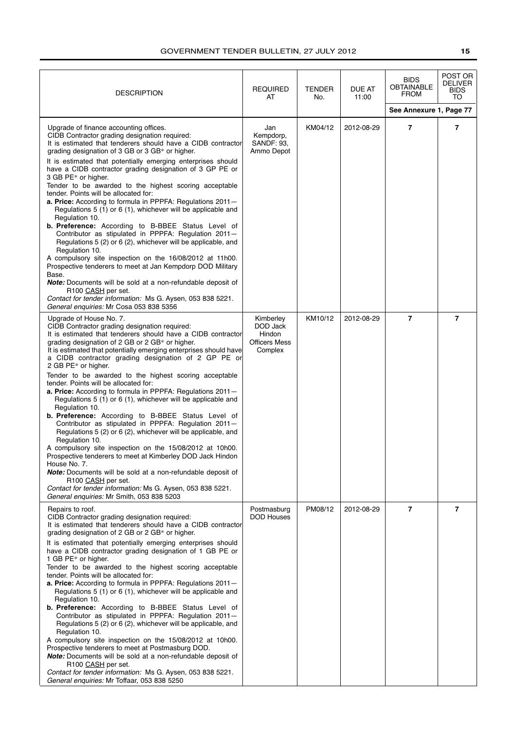| DESCRIPTION | REQUIRED AT | TENDER No. | DUE AT 11:00 | BIDS OBTAINABLE FROM | POST OR DELIVER BIDS TO |
|---|---|---|---|---|---|
| | | | | See Annexure 1, Page 77 | |
| Upgrade of finance accounting offices.<br>CIDB Contractor grading designation required:<br>It is estimated that tenderers should have a CIDB contractor grading designation of 3 GB or 3 GB* or higher.<br>It is estimated that potentially emerging enterprises should have a CIDB contractor grading designation of 3 GP PE or 3 GB PE* or higher.<br>Tender to be awarded to the highest scoring acceptable tender. Points will be allocated for:<br>**a. Price:** According to formula in PPPFA: Regulations 2011—Regulations 5 (1) or 6 (1), whichever will be applicable and Regulation 10.<br>**b. Preference:** According to B-BBEE Status Level of Contributor as stipulated in PPPFA: Regulation 2011—Regulations 5 (2) or 6 (2), whichever will be applicable, and Regulation 10.<br>A compulsory site inspection on the 16/08/2012 at 11h00. Prospective tenderers to meet at Jan Kempdorp DOD Military Base.<br>***Note:*** Documents will be sold at a non-refundable deposit of R100 CASH per set.<br>*Contact for tender information:* Ms G. Aysen, 053 838 5221.<br>*General enquiries:* Mr Cosa 053 838 5356 | Jan Kempdorp, SANDF: 93, Ammo Depot | KM04/12 | 2012-08-29 | **7** | **7** |
| Upgrade of House No. 7.<br>CIDB Contractor grading designation required:<br>It is estimated that tenderers should have a CIDB contractor grading designation of 2 GB or 2 GB* or higher.<br>It is estimated that potentially emerging enterprises should have a CIDB contractor grading designation of 2 GP PE or 2 GB PE* or higher.<br>Tender to be awarded to the highest scoring acceptable tender. Points will be allocated for:<br>**a. Price:** According to formula in PPPFA: Regulations 2011—Regulations 5 (1) or 6 (1), whichever will be applicable and Regulation 10.<br>**b. Preference:** According to B-BBEE Status Level of Contributor as stipulated in PPPFA: Regulation 2011—Regulations 5 (2) or 6 (2), whichever will be applicable, and Regulation 10.<br>A compulsory site inspection on the 15/08/2012 at 10h00. Prospective tenderers to meet at Kimberley DOD Jack Hindon House No. 7.<br>***Note:*** Documents will be sold at a non-refundable deposit of R100 CASH per set.<br>*Contact for tender information:* Ms G. Aysen, 053 838 5221.<br>*General enquiries:* Mr Smith, 053 838 5203 | Kimberley DOD Jack Hindon Officers Mess Complex | KM10/12 | 2012-08-29 | **7** | **7** |
| Repairs to roof.<br>CIDB Contractor grading designation required:<br>It is estimated that tenderers should have a CIDB contractor grading designation of 2 GB or 2 GB* or higher.<br>It is estimated that potentially emerging enterprises should have a CIDB contractor grading designation of 1 GB PE or 1 GB PE* or higher.<br>Tender to be awarded to the highest scoring acceptable tender. Points will be allocated for:<br>**a. Price:** According to formula in PPPFA: Regulations 2011—Regulations 5 (1) or 6 (1), whichever will be applicable and Regulation 10.<br>**b. Preference:** According to B-BBEE Status Level of Contributor as stipulated in PPPFA: Regulation 2011—Regulations 5 (2) or 6 (2), whichever will be applicable, and Regulation 10.<br>A compulsory site inspection on the 15/08/2012 at 10h00. Prospective tenderers to meet at Postmasburg DOD.<br>***Note:*** Documents will be sold at a non-refundable deposit of R100 CASH per set.<br>*Contact for tender information:* Ms G. Aysen, 053 838 5221.<br>*General enquiries:* Mr Toffaar, 053 838 5250 | Postmasburg DOD Houses | PM08/12 | 2012-08-29 | **7** | **7** |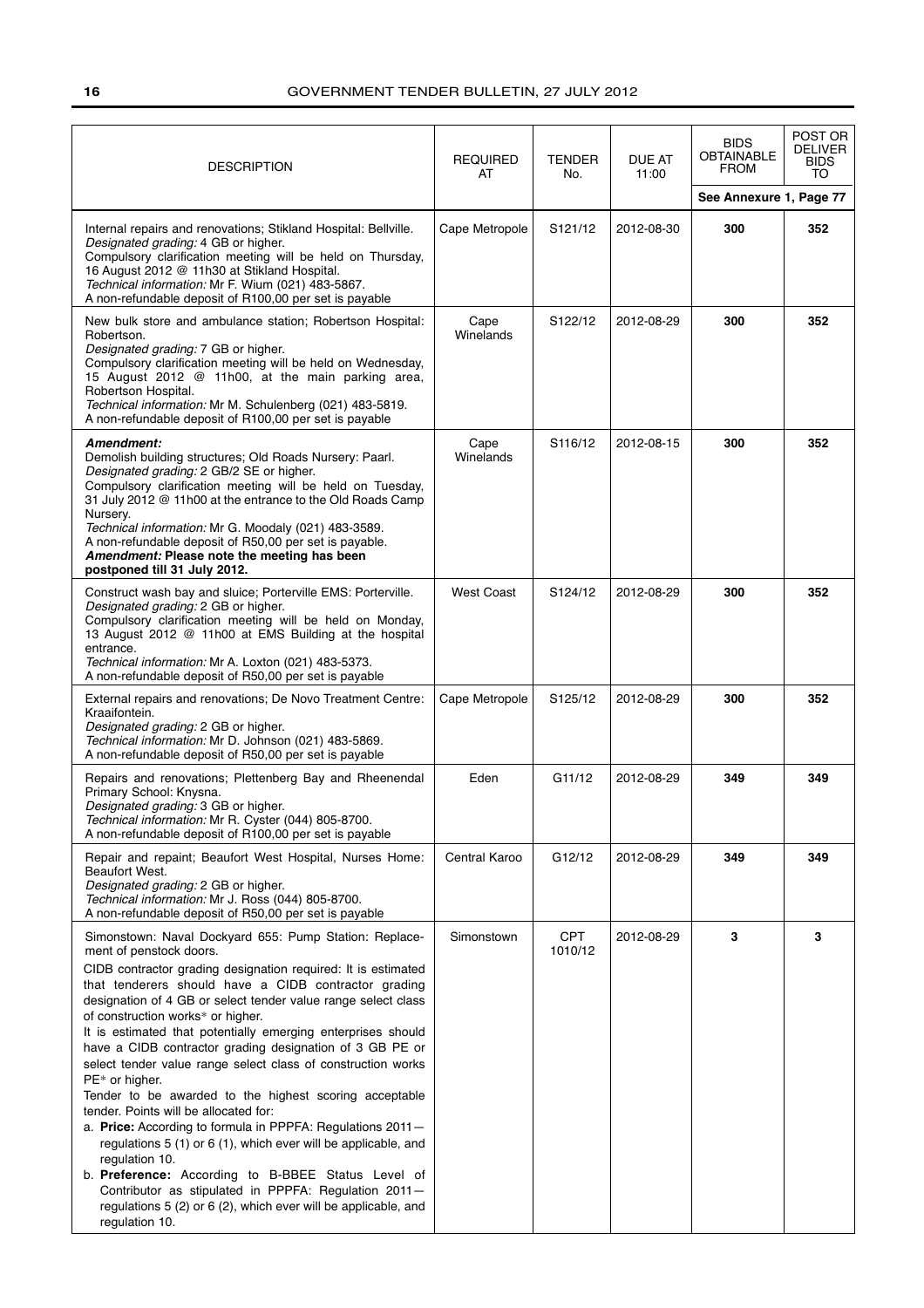| DESCRIPTION | REQUIRED AT | TENDER No. | DUE AT 11:00 | BIDS OBTAINABLE FROM | POST OR DELIVER BIDS TO |
|---|---|---|---|---|---|
| | | | | See Annexure 1, Page 77 | |
| Internal repairs and renovations; Stikland Hospital: Bellville. *Designated grading:* 4 GB or higher. Compulsory clarification meeting will be held on Thursday, 16 August 2012 @ 11h30 at Stikland Hospital. *Technical information:* Mr F. Wium (021) 483-5867. A non-refundable deposit of R100,00 per set is payable | Cape Metropole | S121/12 | 2012-08-30 | **300** | **352** |
| New bulk store and ambulance station; Robertson Hospital: Robertson. *Designated grading:* 7 GB or higher. Compulsory clarification meeting will be held on Wednesday, 15 August 2012 @ 11h00, at the main parking area, Robertson Hospital. *Technical information:* Mr M. Schulenberg (021) 483-5819. A non-refundable deposit of R100,00 per set is payable | Cape Winelands | S122/12 | 2012-08-29 | **300** | **352** |
| ***Amendment:*** Demolish building structures; Old Roads Nursery: Paarl. *Designated grading:* 2 GB/2 SE or higher. Compulsory clarification meeting will be held on Tuesday, 31 July 2012 @ 11h00 at the entrance to the Old Roads Camp Nursery. *Technical information:* Mr G. Moodaly (021) 483-3589. A non-refundable deposit of R50,00 per set is payable. ***Amendment:* Please note the meeting has been postponed till 31 July 2012.** | Cape Winelands | S116/12 | 2012-08-15 | **300** | **352** |
| Construct wash bay and sluice; Porterville EMS: Porterville. *Designated grading:* 2 GB or higher. Compulsory clarification meeting will be held on Monday, 13 August 2012 @ 11h00 at EMS Building at the hospital entrance. *Technical information:* Mr A. Loxton (021) 483-5373. A non-refundable deposit of R50,00 per set is payable | West Coast | S124/12 | 2012-08-29 | **300** | **352** |
| External repairs and renovations; De Novo Treatment Centre: Kraaifontein. *Designated grading:* 2 GB or higher. *Technical information:* Mr D. Johnson (021) 483-5869. A non-refundable deposit of R50,00 per set is payable | Cape Metropole | S125/12 | 2012-08-29 | **300** | **352** |
| Repairs and renovations; Plettenberg Bay and Rheenendal Primary School: Knysna. *Designated grading:* 3 GB or higher. *Technical information:* Mr R. Cyster (044) 805-8700. A non-refundable deposit of R100,00 per set is payable | Eden | G11/12 | 2012-08-29 | **349** | **349** |
| Repair and repaint; Beaufort West Hospital, Nurses Home: Beaufort West. *Designated grading:* 2 GB or higher. *Technical information:* Mr J. Ross (044) 805-8700. A non-refundable deposit of R50,00 per set is payable | Central Karoo | G12/12 | 2012-08-29 | **349** | **349** |
| Simonstown: Naval Dockyard 655: Pump Station: Replacement of penstock doors. CIDB contractor grading designation required: It is estimated that tenderers should have a CIDB contractor grading designation of 4 GB or select tender value range select class of construction works* or higher. It is estimated that potentially emerging enterprises should have a CIDB contractor grading designation of 3 GB PE or select tender value range select class of construction works PE* or higher. Tender to be awarded to the highest scoring acceptable tender. Points will be allocated for: a. **Price:** According to formula in PPPFA: Regulations 2011—regulations 5 (1) or 6 (1), which ever will be applicable, and regulation 10. b. **Preference:** According to B-BBEE Status Level of Contributor as stipulated in PPPFA: Regulation 2011—regulations 5 (2) or 6 (2), which ever will be applicable, and regulation 10. | Simonstown | CPT 1010/12 | 2012-08-29 | **3** | **3** |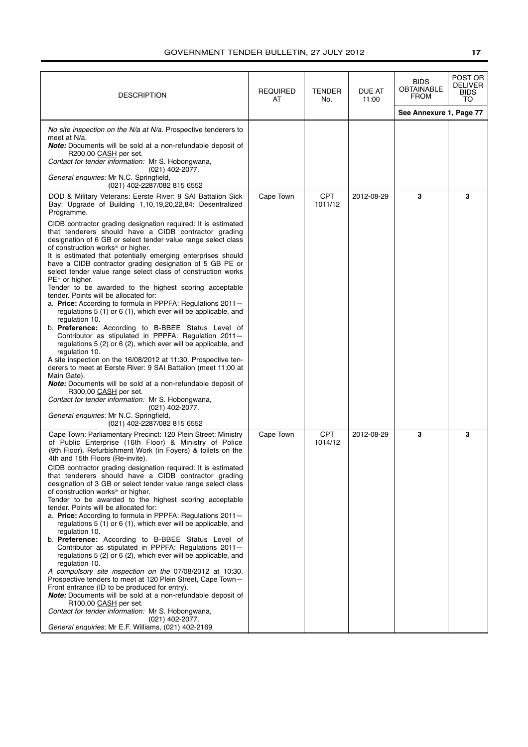| DESCRIPTION | REQUIRED AT | TENDER No. | DUE AT 11:00 | BIDS OBTAINABLE FROM | POST OR DELIVER BIDS TO |
|---|---|---|---|---|---|
| | | | | See Annexure 1, Page 77 | |
| *No site inspection on the N/a at N/a.* Prospective tenderers to meet at N/a.<br>***Note:*** Documents will be sold at a non-refundable deposit of R200,00 CASH per set.<br>*Contact for tender information:* Mr S. Hobongwana, (021) 402-2077.<br>*General enquiries:* Mr N.C. Springfield, (021) 402-2287/082 815 6552 | | | | | |
| DOD & Military Veterans: Eerste River: 9 SAI Battalion Sick Bay: Upgrade of Building 1,10,19,20,22,84: Desentralized Programme.<br>CIDB contractor grading designation required: It is estimated that tenderers should have a CIDB contractor grading designation of 6 GB or select tender value range select class of construction works* or higher.<br>It is estimated that potentially emerging enterprises should have a CIDB contractor grading designation of 5 GB PE or select tender value range select class of construction works PE* or higher.<br>Tender to be awarded to the highest scoring acceptable tender. Points will be allocated for:<br>a. **Price:** According to formula in PPPFA: Regulations 2011—regulations 5 (1) or 6 (1), which ever will be applicable, and regulation 10.<br>b. **Preference:** According to B-BBEE Status Level of Contributor as stipulated in PPPFA: Regulation 2011—regulations 5 (2) or 6 (2), which ever will be applicable, and regulation 10.<br>A site inspection on the 16/08/2012 at 11:30. Prospective tenderers to meet at Eerste River: 9 SAI Battalion (meet 11:00 at Main Gate).<br>***Note:*** Documents will be sold at a non-refundable deposit of R300,00 CASH per set.<br>*Contact for tender information:* Mr S. Hobongwana, (021) 402-2077.<br>*General enquiries:* Mr N.C. Springfield, (021) 402-2287/082 815 6552 | Cape Town | CPT 1011/12 | 2012-08-29 | 3 | 3 |
| Cape Town: Parliamentary Precinct: 120 Plein Street: Ministry of Public Enterprise (16th Floor) & Ministry of Police (9th Floor). Refurbishment Work (in Foyers) & toilets on the 4th and 15th Floors (Re-invite).<br>CIDB contractor grading designation required: It is estimated that tenderers should have a CIDB contractor grading designation of 3 GB or select tender value range select class of construction works* or higher.<br>Tender to be awarded to the highest scoring acceptable tender. Points will be allocated for:<br>a. **Price:** According to formula in PPPFA: Regulations 2011—regulations 5 (1) or 6 (1), which ever will be applicable, and regulation 10.<br>b. **Preference:** According to B-BBEE Status Level of Contributor as stipulated in PPPFA: Regulations 2011—regulations 5 (2) or 6 (2), which ever will be applicable, and regulation 10.<br>*A compulsory site inspection on the* 07/08/2012 at 10:30. Prospective tenders to meet at 120 Plein Street, Cape Town—Front entrance (ID to be produced for entry).<br>***Note:*** Documents will be sold at a non-refundable deposit of R100,00 CASH per set.<br>*Contact for tender information:* Mr S. Hobongwana, (021) 402-2077.<br>*General enquiries:* Mr E.F. Williams, (021) 402-2169 | Cape Town | CPT 1014/12 | 2012-08-29 | 3 | 3 |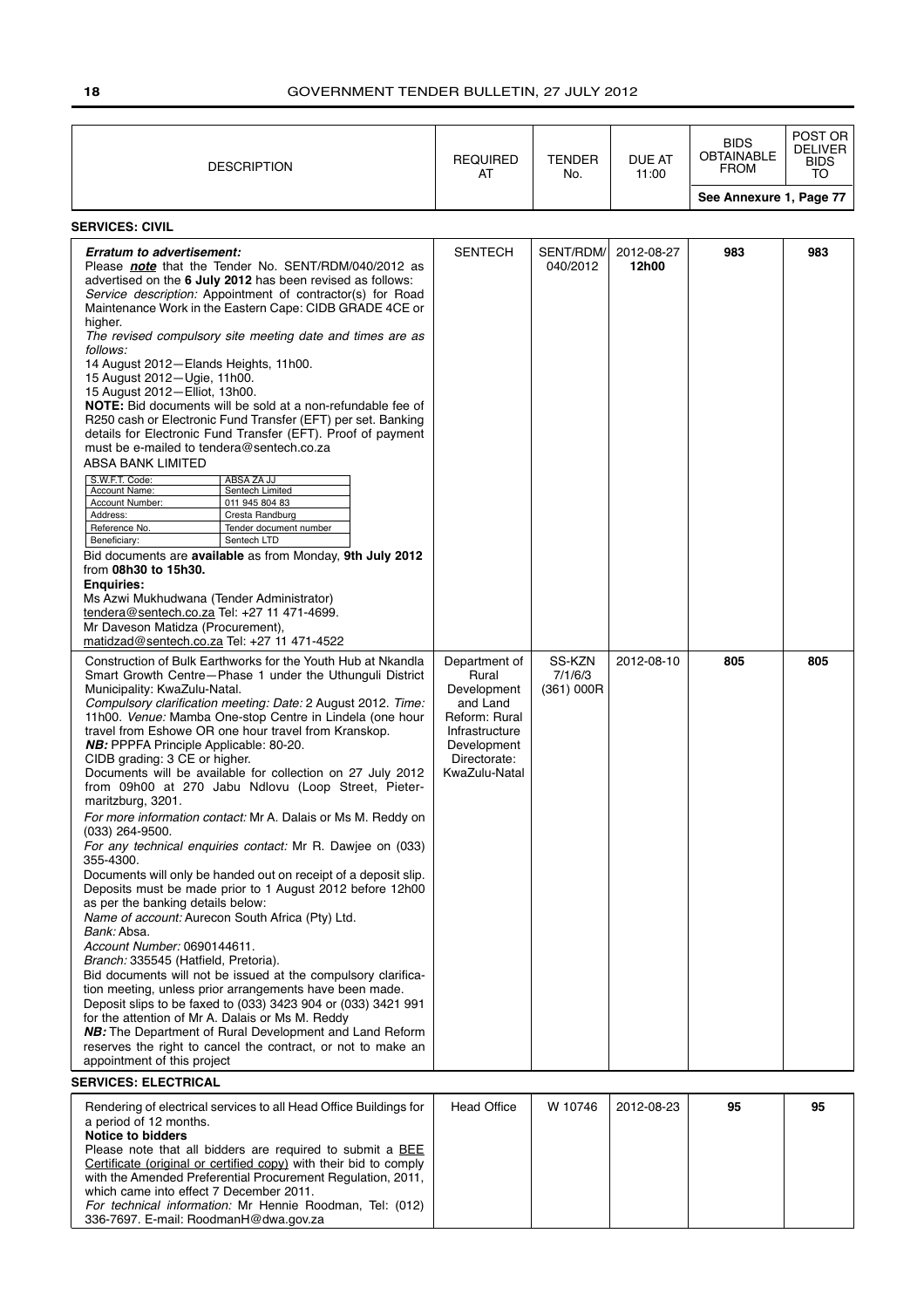| DESCRIPTION | REQUIRED AT | TENDER No. | DUE AT 11:00 | BIDS OBTAINABLE FROM | POST OR DELIVER BIDS TO |
|---|---|---|---|---|---|
| | | | | See Annexure 1, Page 77 | |

**SERVICES: CIVIL**

| DESCRIPTION | REQUIRED AT | TENDER No. | DUE AT 11:00 | BIDS OBTAINABLE FROM | POST OR DELIVER BIDS TO |
|---|---|---|---|---|---|
| ***Erratum to advertisement:*** Please ***note*** that the Tender No. SENT/RDM/040/2012 as advertised on the **6 July 2012** has been revised as follows: *Service description:* Appointment of contractor(s) for Road Maintenance Work in the Eastern Cape: CIDB GRADE 4CE or higher. *The revised compulsory site meeting date and times are as follows:* 14 August 2012—Elands Heights, 11h00. 15 August 2012—Ugie, 11h00. 15 August 2012—Elliot, 13h00. **NOTE:** Bid documents will be sold at a non-refundable fee of R250 cash or Electronic Fund Transfer (EFT) per set. Banking details for Electronic Fund Transfer (EFT). Proof of payment must be e-mailed to tendera@sentech.co.za ABSA BANK LIMITED S.W.F.T. Code: ABSA ZA JJ; Account Name: Sentech Limited; Account Number: 011 945 804 83; Address: Cresta Randburg; Reference No.: Tender document number; Beneficiary: Sentech LTD. Bid documents are **available** as from Monday, **9th July 2012** from **08h30 to 15h30.** **Enquiries:** Ms Azwi Mukhudwana (Tender Administrator) tendera@sentech.co.za Tel: +27 11 471-4699. Mr Daveson Matidza (Procurement), matidzad@sentech.co.za Tel: +27 11 471-4522 | SENTECH | SENT/RDM/ 040/2012 | 2012-08-27 **12h00** | **983** | **983** |
| Construction of Bulk Earthworks for the Youth Hub at Nkandla Smart Growth Centre—Phase 1 under the Uthunguli District Municipality: KwaZulu-Natal. *Compulsory clarification meeting: Date:* 2 August 2012. *Time:* 11h00. *Venue:* Mamba One-stop Centre in Lindela (one hour travel from Eshowe OR one hour travel from Kranskop. ***NB:*** PPPFA Principle Applicable: 80-20. CIDB grading: 3 CE or higher. Documents will be available for collection on 27 July 2012 from 09h00 at 270 Jabu Ndlovu (Loop Street, Pietermaritzburg, 3201. *For more information contact:* Mr A. Dalais or Ms M. Reddy on (033) 264-9500. *For any technical enquiries contact:* Mr R. Dawjee on (033) 355-4300. Documents will only be handed out on receipt of a deposit slip. Deposits must be made prior to 1 August 2012 before 12h00 as per the banking details below: *Name of account:* Aurecon South Africa (Pty) Ltd. *Bank:* Absa. *Account Number:* 0690144611. *Branch:* 335545 (Hatfield, Pretoria). Bid documents will not be issued at the compulsory clarification meeting, unless prior arrangements have been made. Deposit slips to be faxed to (033) 3423 904 or (033) 3421 991 for the attention of Mr A. Dalais or Ms M. Reddy ***NB:*** The Department of Rural Development and Land Reform reserves the right to cancel the contract, or not to make an appointment of this project | Department of Rural Development and Land Reform: Rural Infrastructure Development Directorate: KwaZulu-Natal | SS-KZN 7/1/6/3 (361) 000R | 2012-08-10 | **805** | **805** |

**SERVICES: ELECTRICAL**

| DESCRIPTION | REQUIRED AT | TENDER No. | DUE AT 11:00 | BIDS OBTAINABLE FROM | POST OR DELIVER BIDS TO |
|---|---|---|---|---|---|
| Rendering of electrical services to all Head Office Buildings for a period of 12 months. **Notice to bidders** Please note that all bidders are required to submit a BEE Certificate (original or certified copy) with their bid to comply with the Amended Preferential Procurement Regulation, 2011, which came into effect 7 December 2011. *For technical information:* Mr Hennie Roodman, Tel: (012) 336-7697. E-mail: RoodmanH@dwa.gov.za | Head Office | W 10746 | 2012-08-23 | **95** | **95** |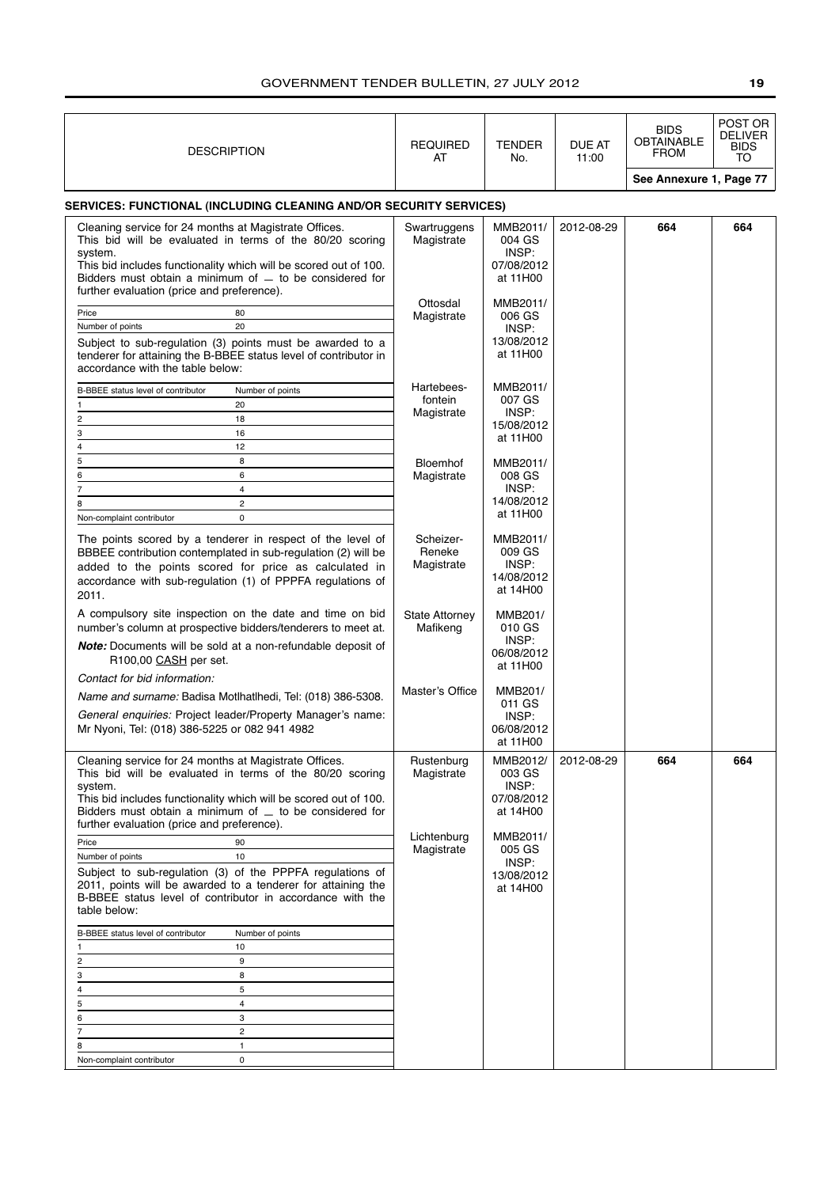| DESCRIPTION | REQUIRED AT | TENDER No. | DUE AT 11:00 | BIDS OBTAINABLE FROM | POST OR DELIVER BIDS TO |
|---|---|---|---|---|---|
| | | | | See Annexure 1, Page 77 | |

## SERVICES: FUNCTIONAL (INCLUDING CLEANING AND/OR SECURITY SERVICES)

| DESCRIPTION | REQUIRED AT | TENDER No. | DUE AT 11:00 | BIDS OBTAINABLE FROM | POST OR DELIVER BIDS TO |
|---|---|---|---|---|---|
| Cleaning service for 24 months at Magistrate Offices. This bid will be evaluated in terms of the 80/20 scoring system. This bid includes functionality which will be scored out of 100. Bidders must obtain a minimum of _ to be considered for further evaluation (price and preference). | Swartruggens Magistrate | MMB2011/ 004 GS INSP: 07/08/2012 at 11H00 | 2012-08-29 | 664 | 664 |
| | Ottosdal Magistrate | MMB2011/ 006 GS INSP: 13/08/2012 at 11H00 | | | |
| | Hartebees-fontein Magistrate | MMB2011/ 007 GS INSP: 15/08/2012 at 11H00 | | | |
| | Bloemhof Magistrate | MMB2011/ 008 GS INSP: 14/08/2012 at 11H00 | | | |
| | Scheizer-Reneke Magistrate | MMB2011/ 009 GS INSP: 14/08/2012 at 14H00 | | | |
| | State Attorney Mafikeng | MMB201/ 010 GS INSP: 06/08/2012 at 11H00 | | | |
| | Master's Office | MMB201/ 011 GS INSP: 06/08/2012 at 11H00 | | | |

| Price | 80 |
|---|---|
| Number of points | 20 |

Subject to sub-regulation (3) points must be awarded to a tenderer for attaining the B-BBEE status level of contributor in accordance with the table below:

| B-BBEE status level of contributor | Number of points |
|---|---|
| 1 | 20 |
| 2 | 18 |
| 3 | 16 |
| 4 | 12 |
| 5 | 8 |
| 6 | 6 |
| 7 | 4 |
| 8 | 2 |
| Non-complaint contributor | 0 |

The points scored by a tenderer in respect of the level of BBBEE contribution contemplated in sub-regulation (2) will be added to the points scored for price as calculated in accordance with sub-regulation (1) of PPPFA regulations of 2011.

A compulsory site inspection on the date and time on bid number's column at prospective bidders/tenderers to meet at.

***Note:*** Documents will be sold at a non-refundable deposit of R100,00 CASH per set.

*Contact for bid information:*

*Name and surname:* Badisa Motlhatlhedi, Tel: (018) 386-5308.

*General enquiries:* Project leader/Property Manager's name: Mr Nyoni, Tel: (018) 386-5225 or 082 941 4982

| DESCRIPTION | REQUIRED AT | TENDER No. | DUE AT 11:00 | BIDS OBTAINABLE FROM | POST OR DELIVER BIDS TO |
|---|---|---|---|---|---|
| Cleaning service for 24 months at Magistrate Offices. This bid will be evaluated in terms of the 80/20 scoring system. This bid includes functionality which will be scored out of 100. Bidders must obtain a minimum of _ to be considered for further evaluation (price and preference). | Rustenburg Magistrate | MMB2012/ 003 GS INSP: 07/08/2012 at 14H00 | 2012-08-29 | 664 | 664 |
| | Lichtenburg Magistrate | MMB2011/ 005 GS INSP: 13/08/2012 at 14H00 | | | |

| Price | 90 |
|---|---|
| Number of points | 10 |

Subject to sub-regulation (3) of the PPPFA regulations of 2011, points will be awarded to a tenderer for attaining the B-BBEE status level of contributor in accordance with the table below:

| B-BBEE status level of contributor | Number of points |
|---|---|
| 1 | 10 |
| 2 | 9 |
| 3 | 8 |
| 4 | 5 |
| 5 | 4 |
| 6 | 3 |
| 7 | 2 |
| 8 | 1 |
| Non-complaint contributor | 0 |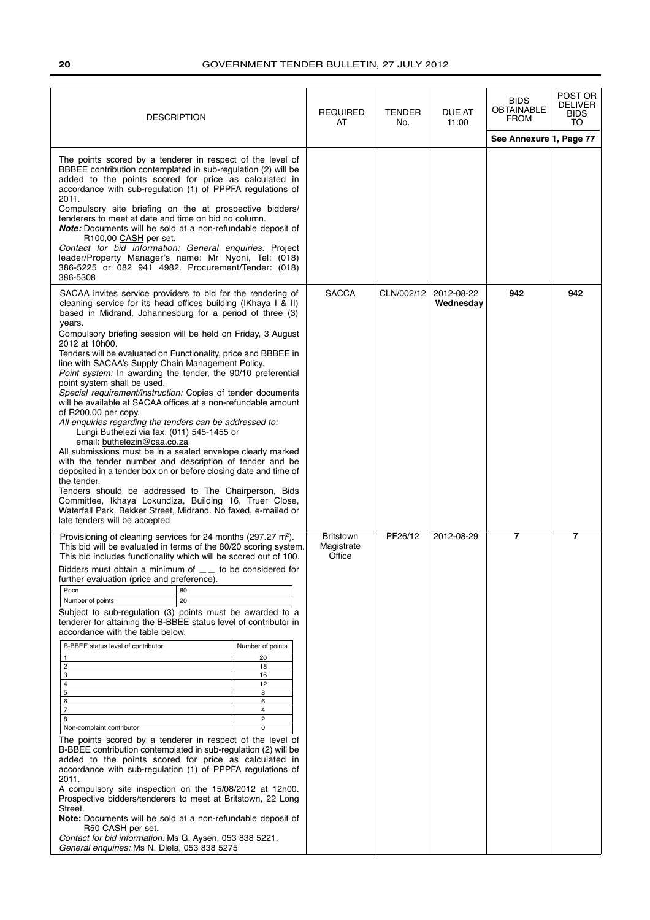| DESCRIPTION | REQUIRED AT | TENDER No. | DUE AT 11:00 | BIDS OBTAINABLE FROM | POST OR DELIVER BIDS TO |
|---|---|---|---|---|---|
| | | | | See Annexure 1, Page 77 | |
| The points scored by a tenderer in respect of the level of BBBEE contribution contemplated in sub-regulation (2) will be added to the points scored for price as calculated in accordance with sub-regulation (1) of PPPFA regulations of 2011.<br>Compulsory site briefing on the at prospective bidders/ tenderers to meet at date and time on bid no column.<br>***Note:*** Documents will be sold at a non-refundable deposit of R100,00 CASH per set.<br>*Contact for bid information: General enquiries:* Project leader/Property Manager's name: Mr Nyoni, Tel: (018) 386-5225 or 082 941 4982. Procurement/Tender: (018) 386-5308 | | | | | |
| SACAA invites service providers to bid for the rendering of cleaning service for its head offices building (IKhaya I & II) based in Midrand, Johannesburg for a period of three (3) years.<br>Compulsory briefing session will be held on Friday, 3 August 2012 at 10h00.<br>Tenders will be evaluated on Functionality, price and BBBEE in line with SACAA's Supply Chain Management Policy.<br>*Point system:* In awarding the tender, the 90/10 preferential point system shall be used.<br>*Special requirement/instruction:* Copies of tender documents will be available at SACAA offices at a non-refundable amount of R200,00 per copy.<br>*All enquiries regarding the tenders can be addressed to:* Lungi Buthelezi via fax: (011) 545-1455 or email: buthelezin@caa.co.za<br>All submissions must be in a sealed envelope clearly marked with the tender number and description of tender and be deposited in a tender box on or before closing date and time of the tender.<br>Tenders should be addressed to The Chairperson, Bids Committee, Ikhaya Lokundiza, Building 16, Truer Close, Waterfall Park, Bekker Street, Midrand. No faxed, e-mailed or late tenders will be accepted | SACCA | CLN/002/12 | 2012-08-22 **Wednesday** | **942** | **942** |
| Provisioning of cleaning services for 24 months (297.27 m²). This bid will be evaluated in terms of the 80/20 scoring system. This bid includes functionality which will be scored out of 100.<br>Bidders must obtain a minimum of __ to be considered for further evaluation (price and preference).<br>Price: 80<br>Number of points: 20<br>Subject to sub-regulation (3) points must be awarded to a tenderer for attaining the B-BBEE status level of contributor in accordance with the table below.<br>B-BBEE status level of contributor – Number of points: 1 – 20; 2 – 18; 3 – 16; 4 – 12; 5 – 8; 6 – 6; 7 – 4; 8 – 2; Non-complaint contributor – 0<br>The points scored by a tenderer in respect of the level of B-BBEE contribution contemplated in sub-regulation (2) will be added to the points scored for price as calculated in accordance with sub-regulation (1) of PPPFA regulations of 2011.<br>A compulsory site inspection on the 15/08/2012 at 12h00. Prospective bidders/tenderers to meet at Britstown, 22 Long Street.<br>**Note:** Documents will be sold at a non-refundable deposit of R50 CASH per set.<br>*Contact for bid information:* Ms G. Aysen, 053 838 5221.<br>*General enquiries:* Ms N. Dlela, 053 838 5275 | Britstown Magistrate Office | PF26/12 | 2012-08-29 | **7** | **7** |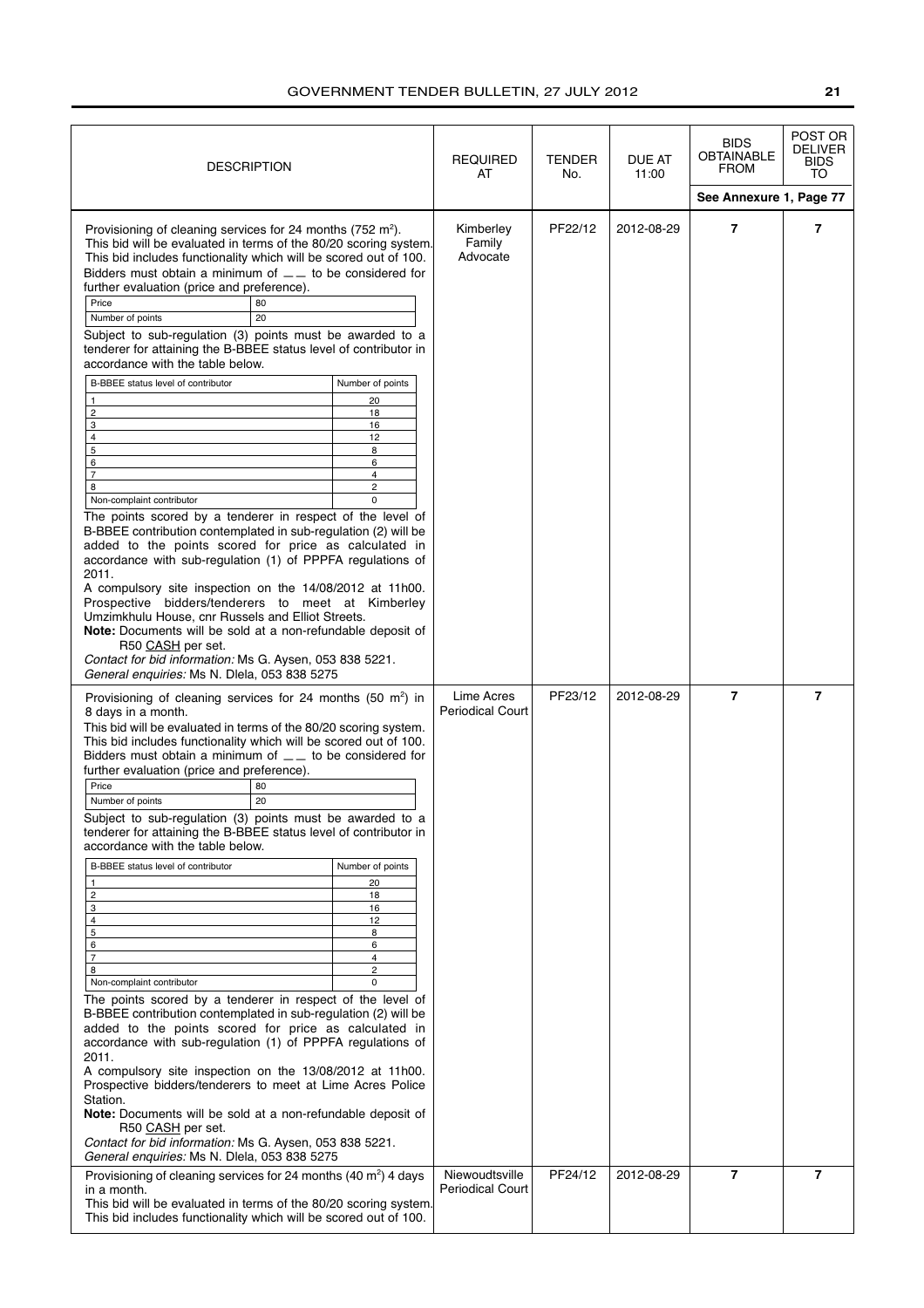| DESCRIPTION | REQUIRED AT | TENDER No. | DUE AT 11:00 | BIDS OBTAINABLE FROM | POST OR DELIVER BIDS TO |
|---|---|---|---|---|---|
| | | | | See Annexure 1, Page 77 | |
| Provisioning of cleaning services for 24 months (752 m²). This bid will be evaluated in terms of the 80/20 scoring system. This bid includes functionality which will be scored out of 100. Bidders must obtain a minimum of __ to be considered for further evaluation (price and preference). | Kimberley Family Advocate | PF22/12 | 2012-08-29 | 7 | 7 |

| | |
|---|---|
| Price | 80 |
| Number of points | 20 |

Subject to sub-regulation (3) points must be awarded to a tenderer for attaining the B-BBEE status level of contributor in accordance with the table below.

| B-BBEE status level of contributor | Number of points |
|---|---|
| 1 | 20 |
| 2 | 18 |
| 3 | 16 |
| 4 | 12 |
| 5 | 8 |
| 6 | 6 |
| 7 | 4 |
| 8 | 2 |
| Non-complaint contributor | 0 |

The points scored by a tenderer in respect of the level of B-BBEE contribution contemplated in sub-regulation (2) will be added to the points scored for price as calculated in accordance with sub-regulation (1) of PPPFA regulations of 2011.

A compulsory site inspection on the 14/08/2012 at 11h00. Prospective bidders/tenderers to meet at Kimberley Umzimkhulu House, cnr Russels and Elliot Streets.

**Note:** Documents will be sold at a non-refundable deposit of R50 CASH per set.

*Contact for bid information:* Ms G. Aysen, 053 838 5221.
*General enquiries:* Ms N. Dlela, 053 838 5275

| DESCRIPTION | REQUIRED AT | TENDER No. | DUE AT 11:00 | BIDS OBTAINABLE FROM | POST OR DELIVER BIDS TO |
|---|---|---|---|---|---|
| Provisioning of cleaning services for 24 months (50 m²) in 8 days in a month. This bid will be evaluated in terms of the 80/20 scoring system. This bid includes functionality which will be scored out of 100. Bidders must obtain a minimum of __ to be considered for further evaluation (price and preference). | Lime Acres Periodical Court | PF23/12 | 2012-08-29 | 7 | 7 |

| | |
|---|---|
| Price | 80 |
| Number of points | 20 |

Subject to sub-regulation (3) points must be awarded to a tenderer for attaining the B-BBEE status level of contributor in accordance with the table below.

| B-BBEE status level of contributor | Number of points |
|---|---|
| 1 | 20 |
| 2 | 18 |
| 3 | 16 |
| 4 | 12 |
| 5 | 8 |
| 6 | 6 |
| 7 | 4 |
| 8 | 2 |
| Non-complaint contributor | 0 |

The points scored by a tenderer in respect of the level of B-BBEE contribution contemplated in sub-regulation (2) will be added to the points scored for price as calculated in accordance with sub-regulation (1) of PPPFA regulations of 2011.

A compulsory site inspection on the 13/08/2012 at 11h00. Prospective bidders/tenderers to meet at Lime Acres Police Station.

**Note:** Documents will be sold at a non-refundable deposit of R50 CASH per set.

*Contact for bid information:* Ms G. Aysen, 053 838 5221.
*General enquiries:* Ms N. Dlela, 053 838 5275

| DESCRIPTION | REQUIRED AT | TENDER No. | DUE AT 11:00 | BIDS OBTAINABLE FROM | POST OR DELIVER BIDS TO |
|---|---|---|---|---|---|
| Provisioning of cleaning services for 24 months (40 m²) 4 days in a month. This bid will be evaluated in terms of the 80/20 scoring system. This bid includes functionality which will be scored out of 100. | Niewoudtsville Periodical Court | PF24/12 | 2012-08-29 | 7 | 7 |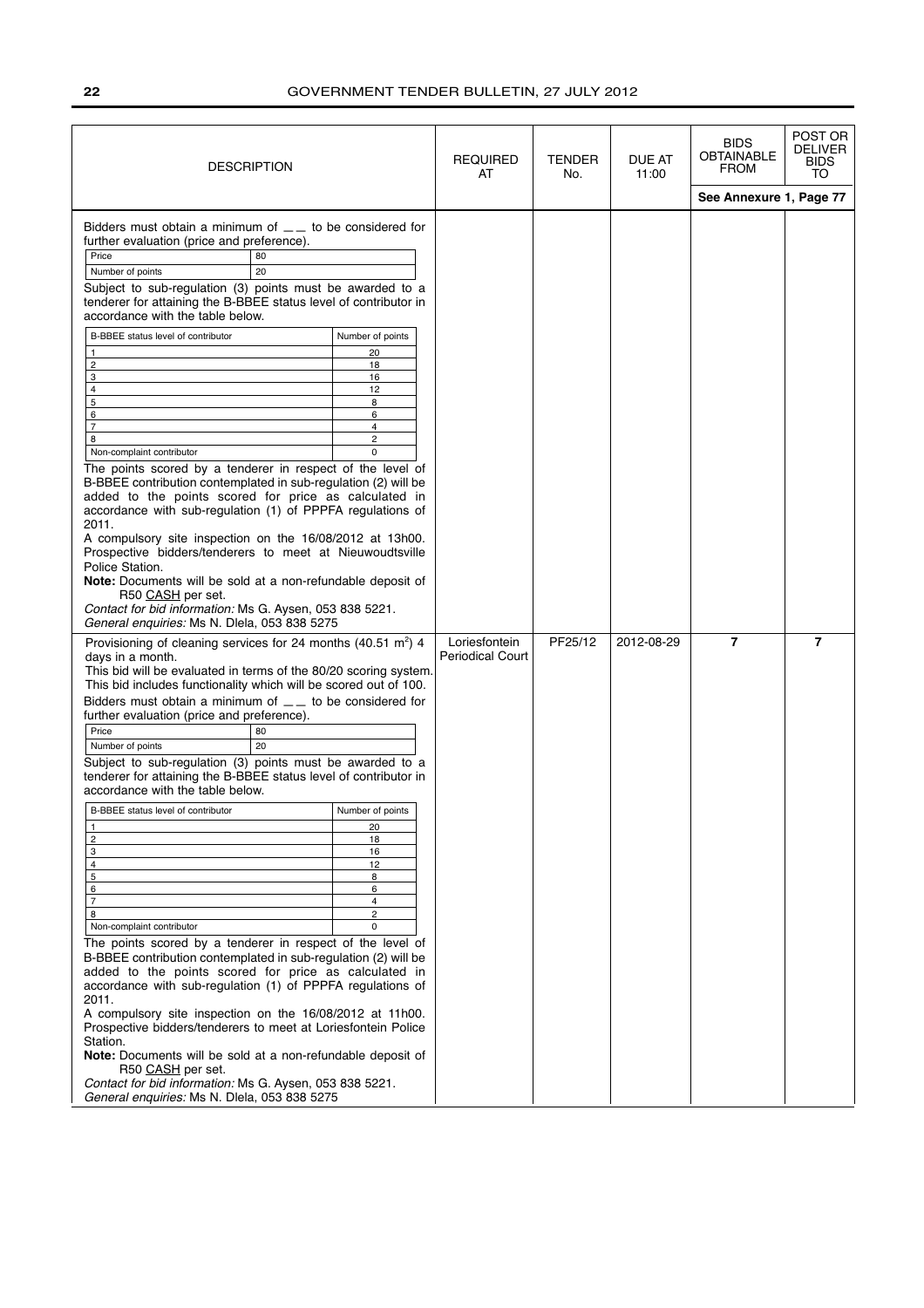| DESCRIPTION | REQUIRED AT | TENDER No. | DUE AT 11:00 | BIDS OBTAINABLE FROM | POST OR DELIVER BIDS TO |
|---|---|---|---|---|---|
| | | | | See Annexure 1, Page 77 | |
| Bidders must obtain a minimum of __ to be considered for further evaluation (price and preference).<br><br>Price: 80<br>Number of points: 20<br><br>Subject to sub-regulation (3) points must be awarded to a tenderer for attaining the B-BBEE status level of contributor in accordance with the table below.<br><br>B-BBEE status level of contributor / Number of points:<br>1 — 20<br>2 — 18<br>3 — 16<br>4 — 12<br>5 — 8<br>6 — 6<br>7 — 4<br>8 — 2<br>Non-complaint contributor — 0<br><br>The points scored by a tenderer in respect of the level of B-BBEE contribution contemplated in sub-regulation (2) will be added to the points scored for price as calculated in accordance with sub-regulation (1) of PPPFA regulations of 2011.<br>A compulsory site inspection on the 16/08/2012 at 13h00. Prospective bidders/tenderers to meet at Nieuwoudtsville Police Station.<br>**Note:** Documents will be sold at a non-refundable deposit of R50 CASH per set.<br>*Contact for bid information:* Ms G. Aysen, 053 838 5221.<br>*General enquiries:* Ms N. Dlela, 053 838 5275 | | | | | |
| Provisioning of cleaning services for 24 months (40.51 m²) 4 days in a month.<br>This bid will be evaluated in terms of the 80/20 scoring system.<br>This bid includes functionality which will be scored out of 100.<br>Bidders must obtain a minimum of __ to be considered for further evaluation (price and preference).<br><br>Price: 80<br>Number of points: 20<br><br>Subject to sub-regulation (3) points must be awarded to a tenderer for attaining the B-BBEE status level of contributor in accordance with the table below.<br><br>B-BBEE status level of contributor / Number of points:<br>1 — 20<br>2 — 18<br>3 — 16<br>4 — 12<br>5 — 8<br>6 — 6<br>7 — 4<br>8 — 2<br>Non-complaint contributor — 0<br><br>The points scored by a tenderer in respect of the level of B-BBEE contribution contemplated in sub-regulation (2) will be added to the points scored for price as calculated in accordance with sub-regulation (1) of PPPFA regulations of 2011.<br>A compulsory site inspection on the 16/08/2012 at 11h00. Prospective bidders/tenderers to meet at Loriesfontein Police Station.<br>**Note:** Documents will be sold at a non-refundable deposit of R50 CASH per set.<br>*Contact for bid information:* Ms G. Aysen, 053 838 5221.<br>*General enquiries:* Ms N. Dlela, 053 838 5275 | Loriesfontein Periodical Court | PF25/12 | 2012-08-29 | 7 | 7 |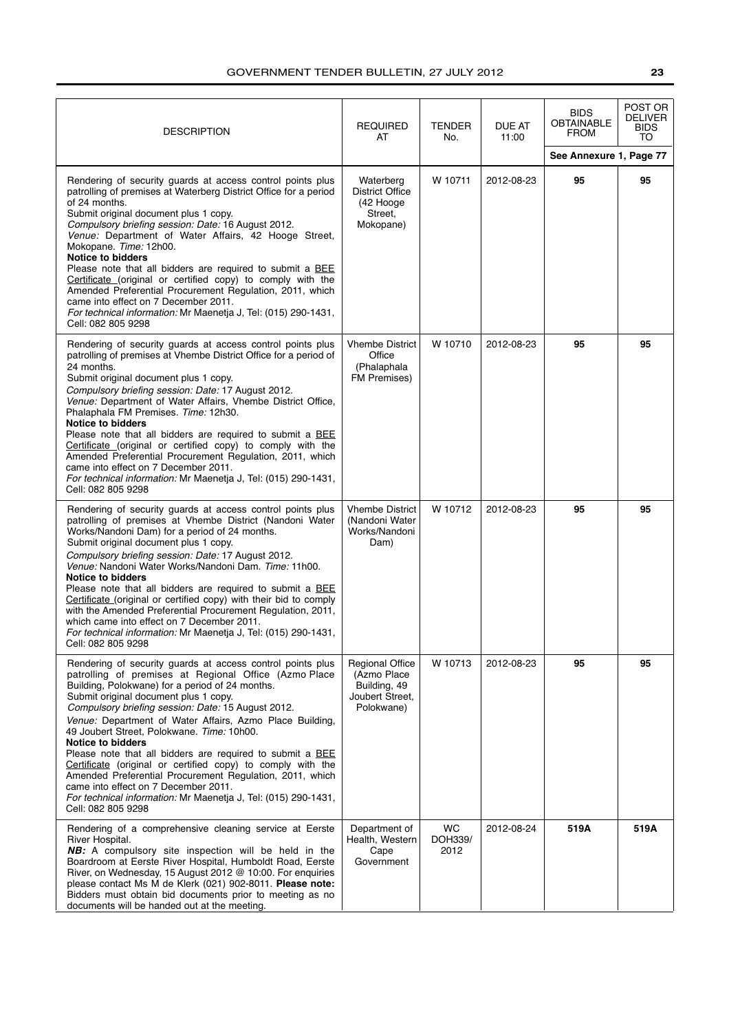| DESCRIPTION | REQUIRED AT | TENDER No. | DUE AT 11:00 | BIDS OBTAINABLE FROM | POST OR DELIVER BIDS TO |
|---|---|---|---|---|---|
| | | | | See Annexure 1, Page 77 | |
| Rendering of security guards at access control points plus patrolling of premises at Waterberg District Office for a period of 24 months.<br>Submit original document plus 1 copy.<br>*Compulsory briefing session: Date:* 16 August 2012.<br>*Venue:* Department of Water Affairs, 42 Hooge Street, Mokopane. *Time:* 12h00.<br>**Notice to bidders**<br>Please note that all bidders are required to submit a BEE Certificate (original or certified copy) to comply with the Amended Preferential Procurement Regulation, 2011, which came into effect on 7 December 2011.<br>*For technical information:* Mr Maenetja J, Tel: (015) 290-1431, Cell: 082 805 9298 | Waterberg District Office (42 Hooge Street, Mokopane) | W 10711 | 2012-08-23 | **95** | **95** |
| Rendering of security guards at access control points plus patrolling of premises at Vhembe District Office for a period of 24 months.<br>Submit original document plus 1 copy.<br>*Compulsory briefing session: Date:* 17 August 2012.<br>*Venue:* Department of Water Affairs, Vhembe District Office, Phalaphala FM Premises. *Time:* 12h30.<br>**Notice to bidders**<br>Please note that all bidders are required to submit a BEE Certificate (original or certified copy) to comply with the Amended Preferential Procurement Regulation, 2011, which came into effect on 7 December 2011.<br>*For technical information:* Mr Maenetja J, Tel: (015) 290-1431, Cell: 082 805 9298 | Vhembe District Office (Phalaphala FM Premises) | W 10710 | 2012-08-23 | **95** | **95** |
| Rendering of security guards at access control points plus patrolling of premises at Vhembe District (Nandoni Water Works/Nandoni Dam) for a period of 24 months.<br>Submit original document plus 1 copy.<br>*Compulsory briefing session: Date:* 17 August 2012.<br>*Venue:* Nandoni Water Works/Nandoni Dam. *Time:* 11h00.<br>**Notice to bidders**<br>Please note that all bidders are required to submit a BEE Certificate (original or certified copy) with their bid to comply with the Amended Preferential Procurement Regulation, 2011, which came into effect on 7 December 2011.<br>*For technical information:* Mr Maenetja J, Tel: (015) 290-1431, Cell: 082 805 9298 | Vhembe District (Nandoni Water Works/Nandoni Dam) | W 10712 | 2012-08-23 | **95** | **95** |
| Rendering of security guards at access control points plus patrolling of premises at Regional Office (Azmo Place Building, Polokwane) for a period of 24 months.<br>Submit original document plus 1 copy.<br>*Compulsory briefing session: Date:* 15 August 2012.<br>*Venue:* Department of Water Affairs, Azmo Place Building, 49 Joubert Street, Polokwane. *Time:* 10h00.<br>**Notice to bidders**<br>Please note that all bidders are required to submit a BEE Certificate (original or certified copy) to comply with the Amended Preferential Procurement Regulation, 2011, which came into effect on 7 December 2011.<br>*For technical information:* Mr Maenetja J, Tel: (015) 290-1431, Cell: 082 805 9298 | Regional Office (Azmo Place Building, 49 Joubert Street, Polokwane) | W 10713 | 2012-08-23 | **95** | **95** |
| Rendering of a comprehensive cleaning service at Eerste River Hospital.<br>***NB:*** A compulsory site inspection will be held in the Boardroom at Eerste River Hospital, Humboldt Road, Eerste River, on Wednesday, 15 August 2012 @ 10:00. For enquiries please contact Ms M de Klerk (021) 902-8011. **Please note:** Bidders must obtain bid documents prior to meeting as no documents will be handed out at the meeting. | Department of Health, Western Cape Government | WC DOH339/ 2012 | 2012-08-24 | **519A** | **519A** |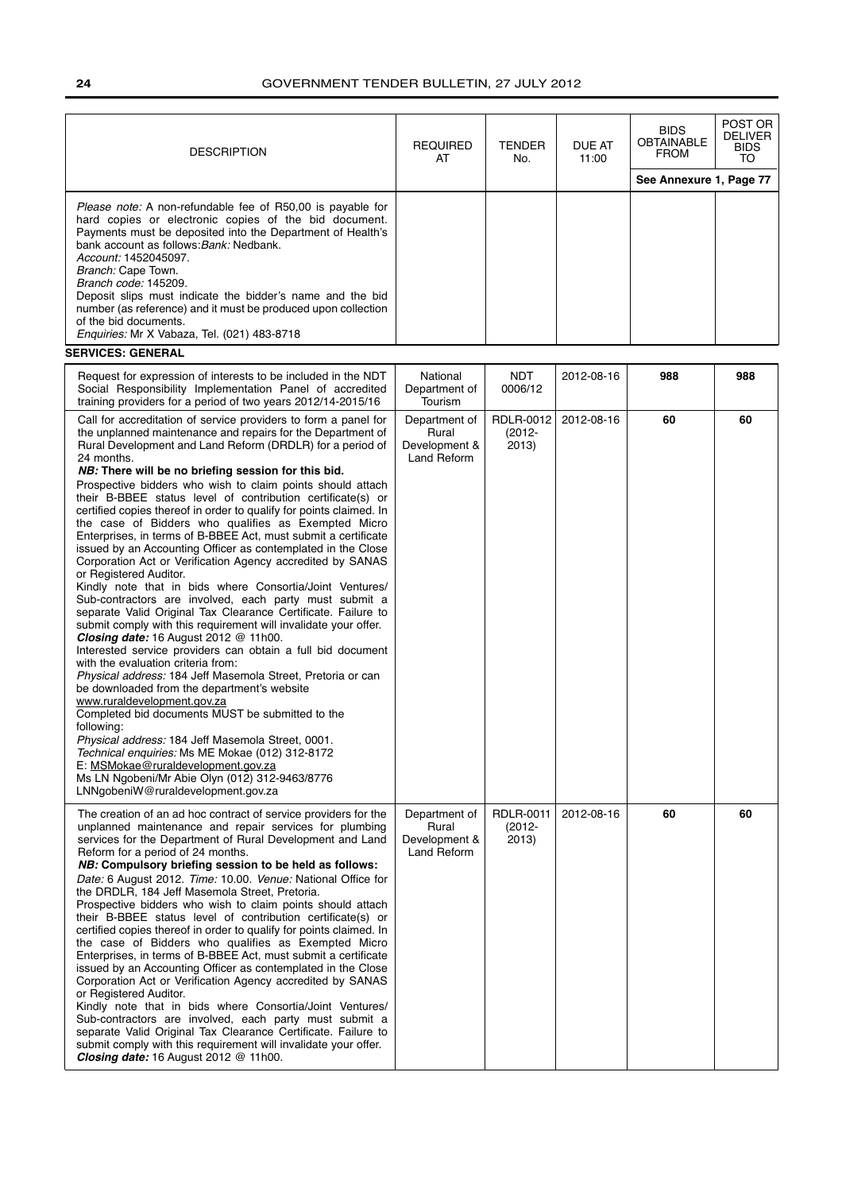| DESCRIPTION | REQUIRED AT | TENDER No. | DUE AT 11:00 | BIDS OBTAINABLE FROM | POST OR DELIVER BIDS TO |
|---|---|---|---|---|---|
| | | | | See Annexure 1, Page 77 | |
| *Please note:* A non-refundable fee of R50,00 is payable for hard copies or electronic copies of the bid document. Payments must be deposited into the Department of Health's bank account as follows: *Bank:* Nedbank. *Account:* 1452045097. *Branch:* Cape Town. *Branch code:* 145209. Deposit slips must indicate the bidder's name and the bid number (as reference) and it must be produced upon collection of the bid documents. *Enquiries:* Mr X Vabaza, Tel. (021) 483-8718 | | | | | |

**SERVICES: GENERAL**

| DESCRIPTION | REQUIRED AT | TENDER No. | DUE AT 11:00 | BIDS OBTAINABLE FROM | POST OR DELIVER BIDS TO |
|---|---|---|---|---|---|
| Request for expression of interests to be included in the NDT Social Responsibility Implementation Panel of accredited training providers for a period of two years 2012/14-2015/16 | National Department of Tourism | NDT 0006/12 | 2012-08-16 | **988** | **988** |
| Call for accreditation of service providers to form a panel for the unplanned maintenance and repairs for the Department of Rural Development and Land Reform (DRDLR) for a period of 24 months. ***NB:* There will be no briefing session for this bid.** Prospective bidders who wish to claim points should attach their B-BBEE status level of contribution certificate(s) or certified copies thereof in order to qualify for points claimed. In the case of Bidders who qualifies as Exempted Micro Enterprises, in terms of B-BBEE Act, must submit a certificate issued by an Accounting Officer as contemplated in the Close Corporation Act or Verification Agency accredited by SANAS or Registered Auditor. Kindly note that in bids where Consortia/Joint Ventures/ Sub-contractors are involved, each party must submit a separate Valid Original Tax Clearance Certificate. Failure to submit comply with this requirement will invalidate your offer. ***Closing date:*** 16 August 2012 @ 11h00. Interested service providers can obtain a full bid document with the evaluation criteria from: *Physical address:* 184 Jeff Masemola Street, Pretoria or can be downloaded from the department's website www.ruraldevelopment.gov.za Completed bid documents MUST be submitted to the following: *Physical address:* 184 Jeff Masemola Street, 0001. *Technical enquiries:* Ms ME Mokae (012) 312-8172 E: MSMokae@ruraldevelopment.gov.za Ms LN Ngobeni/Mr Abie Olyn (012) 312-9463/8776 LNNgobeniW@ruraldevelopment.gov.za | Department of Rural Development & Land Reform | RDLR-0012 (2012-2013) | 2012-08-16 | **60** | **60** |
| The creation of an ad hoc contract of service providers for the unplanned maintenance and repair services for plumbing services for the Department of Rural Development and Land Reform for a period of 24 months. ***NB:* Compulsory briefing session to be held as follows:** *Date:* 6 August 2012. *Time:* 10.00. *Venue:* National Office for the DRDLR, 184 Jeff Masemola Street, Pretoria. Prospective bidders who wish to claim points should attach their B-BBEE status level of contribution certificate(s) or certified copies thereof in order to qualify for points claimed. In the case of Bidders who qualifies as Exempted Micro Enterprises, in terms of B-BBEE Act, must submit a certificate issued by an Accounting Officer as contemplated in the Close Corporation Act or Verification Agency accredited by SANAS or Registered Auditor. Kindly note that in bids where Consortia/Joint Ventures/ Sub-contractors are involved, each party must submit a separate Valid Original Tax Clearance Certificate. Failure to submit comply with this requirement will invalidate your offer. ***Closing date:*** 16 August 2012 @ 11h00. | Department of Rural Development & Land Reform | RDLR-0011 (2012-2013) | 2012-08-16 | **60** | **60** |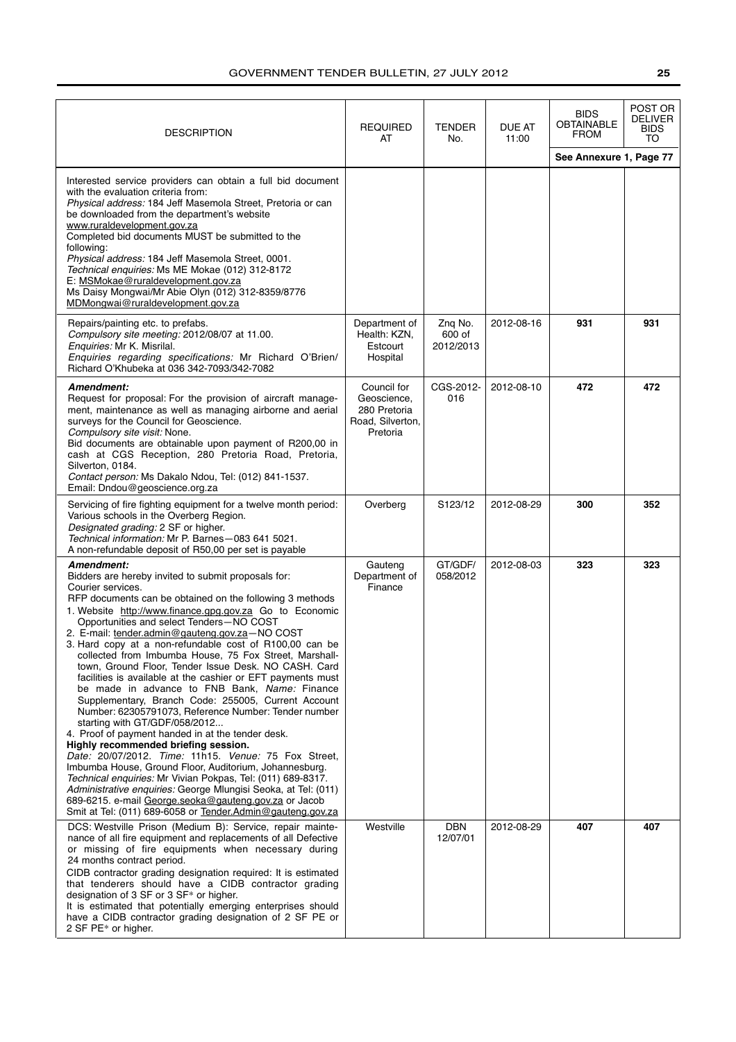| DESCRIPTION | REQUIRED AT | TENDER No. | DUE AT 11:00 | BIDS OBTAINABLE FROM | POST OR DELIVER BIDS TO |
|---|---|---|---|---|---|
| | | | | See Annexure 1, Page 77 | |
| Interested service providers can obtain a full bid document with the evaluation criteria from:<br>*Physical address:* 184 Jeff Masemola Street, Pretoria or can be downloaded from the department's website www.ruraldevelopment.gov.za<br>Completed bid documents MUST be submitted to the following:<br>*Physical address:* 184 Jeff Masemola Street, 0001.<br>*Technical enquiries:* Ms ME Mokae (012) 312-8172<br>E: MSMokae@ruraldevelopment.gov.za<br>Ms Daisy Mongwai/Mr Abie Olyn (012) 312-8359/8776<br>MDMongwai@ruraldevelopment.gov.za | | | | | |
| Repairs/painting etc. to prefabs.<br>*Compulsory site meeting:* 2012/08/07 at 11.00.<br>*Enquiries:* Mr K. Misrilal.<br>*Enquiries regarding specifications:* Mr Richard O'Brien/ Richard O'Khubeka at 036 342-7093/342-7082 | Department of Health: KZN, Estcourt Hospital | Znq No. 600 of 2012/2013 | 2012-08-16 | **931** | **931** |
| ***Amendment:***<br>Request for proposal: For the provision of aircraft management, maintenance as well as managing airborne and aerial surveys for the Council for Geoscience.<br>*Compulsory site visit:* None.<br>Bid documents are obtainable upon payment of R200,00 in cash at CGS Reception, 280 Pretoria Road, Pretoria, Silverton, 0184.<br>*Contact person:* Ms Dakalo Ndou, Tel: (012) 841-1537.<br>Email: Dndou@geoscience.org.za | Council for Geoscience, 280 Pretoria Road, Silverton, Pretoria | CGS-2012-016 | 2012-08-10 | **472** | **472** |
| Servicing of fire fighting equipment for a twelve month period: Various schools in the Overberg Region.<br>*Designated grading:* 2 SF or higher.<br>*Technical information:* Mr P. Barnes—083 641 5021.<br>A non-refundable deposit of R50,00 per set is payable | Overberg | S123/12 | 2012-08-29 | **300** | **352** |
| ***Amendment:***<br>Bidders are hereby invited to submit proposals for:<br>Courier services.<br>RFP documents can be obtained on the following 3 methods<br>1. Website http://www.finance.gpg.gov.za Go to Economic Opportunities and select Tenders—NO COST<br>2. E-mail: tender.admin@gauteng.gov.za—NO COST<br>3. Hard copy at a non-refundable cost of R100,00 can be collected from Imbumba House, 75 Fox Street, Marshalltown, Ground Floor, Tender Issue Desk. NO CASH. Card facilities is available at the cashier or EFT payments must be made in advance to FNB Bank, *Name:* Finance Supplementary, Branch Code: 255005, Current Account Number: 62305791073, Reference Number: Tender number starting with GT/GDF/058/2012...<br>4. Proof of payment handed in at the tender desk.<br>**Highly recommended briefing session.**<br>*Date:* 20/07/2012. *Time:* 11h15. *Venue:* 75 Fox Street, Imbumba House, Ground Floor, Auditorium, Johannesburg.<br>*Technical enquiries:* Mr Vivian Pokpas, Tel: (011) 689-8317.<br>*Administrative enquiries:* George Mlungisi Seoka, at Tel: (011) 689-6215. e-mail George.seoka@gauteng.gov.za or Jacob Smit at Tel: (011) 689-6058 or Tender.Admin@gauteng.gov.za | Gauteng Department of Finance | GT/GDF/ 058/2012 | 2012-08-03 | **323** | **323** |
| DCS: Westville Prison (Medium B): Service, repair maintenance of all fire equipment and replacements of all Defective or missing of fire equipments when necessary during 24 months contract period.<br>CIDB contractor grading designation required: It is estimated that tenderers should have a CIDB contractor grading designation of 3 SF or 3 SF* or higher.<br>It is estimated that potentially emerging enterprises should have a CIDB contractor grading designation of 2 SF PE or 2 SF PE* or higher. | Westville | DBN 12/07/01 | 2012-08-29 | **407** | **407** |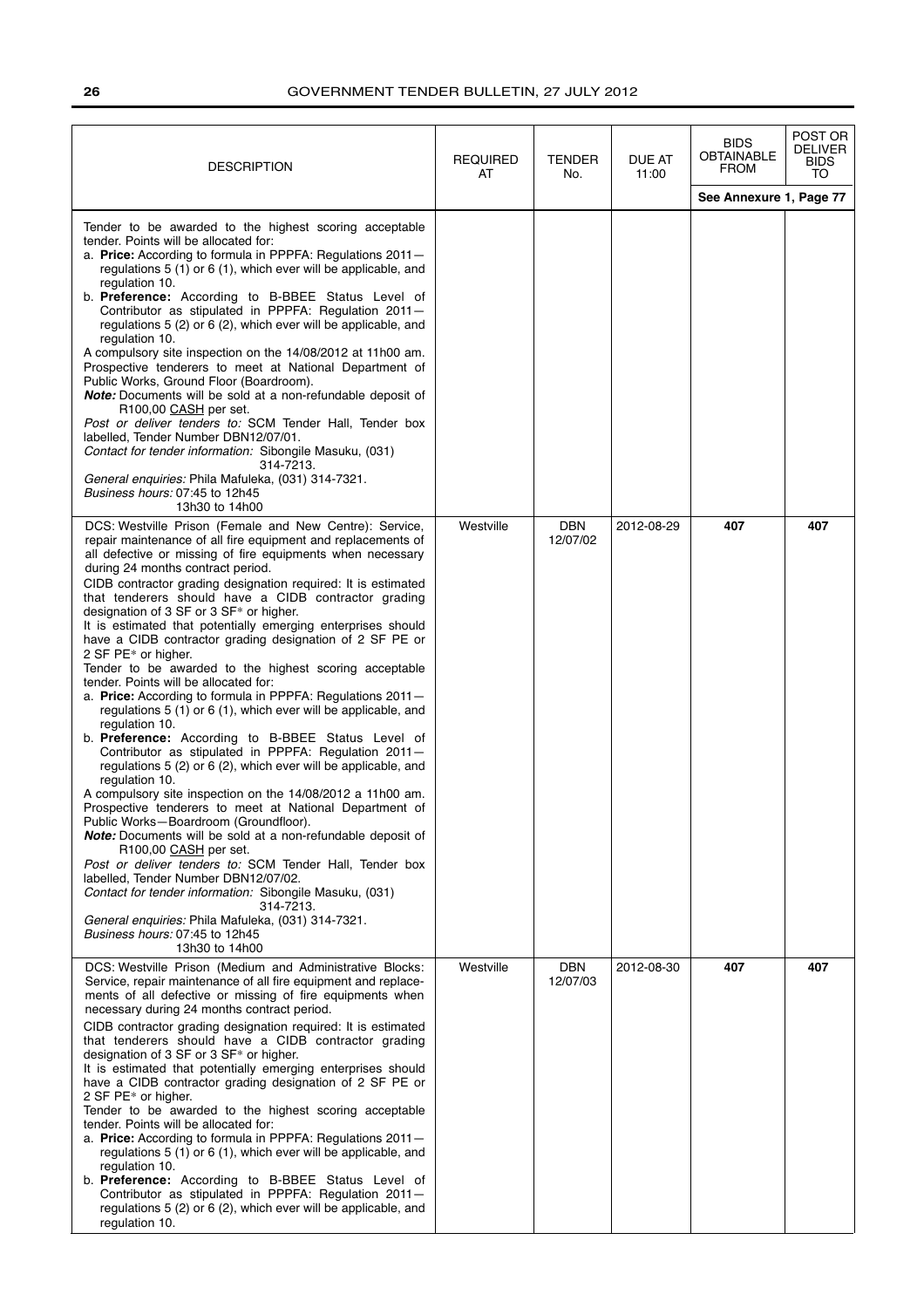| DESCRIPTION | REQUIRED AT | TENDER No. | DUE AT 11:00 | BIDS OBTAINABLE FROM | POST OR DELIVER BIDS TO |
|---|---|---|---|---|---|
| | | | | See Annexure 1, Page 77 | |
| Tender to be awarded to the highest scoring acceptable tender. Points will be allocated for:<br>a. **Price:** According to formula in PPPFA: Regulations 2011—regulations 5 (1) or 6 (1), which ever will be applicable, and regulation 10.<br>b. **Preference:** According to B-BBEE Status Level of Contributor as stipulated in PPPFA: Regulation 2011—regulations 5 (2) or 6 (2), which ever will be applicable, and regulation 10.<br>A compulsory site inspection on the 14/08/2012 at 11h00 am. Prospective tenderers to meet at National Department of Public Works, Ground Floor (Boardroom).<br>***Note:*** Documents will be sold at a non-refundable deposit of R100,00 CASH per set.<br>*Post or deliver tenders to:* SCM Tender Hall, Tender box labelled, Tender Number DBN12/07/01.<br>*Contact for tender information:* Sibongile Masuku, (031) 314-7213.<br>*General enquiries:* Phila Mafuleka, (031) 314-7321.<br>*Business hours:* 07:45 to 12h45 13h30 to 14h00 | | | | | |
| DCS: Westville Prison (Female and New Centre): Service, repair maintenance of all fire equipment and replacements of all defective or missing of fire equipments when necessary during 24 months contract period.<br>CIDB contractor grading designation required: It is estimated that tenderers should have a CIDB contractor grading designation of 3 SF or 3 SF* or higher.<br>It is estimated that potentially emerging enterprises should have a CIDB contractor grading designation of 2 SF PE or 2 SF PE* or higher.<br>Tender to be awarded to the highest scoring acceptable tender. Points will be allocated for:<br>a. **Price:** According to formula in PPPFA: Regulations 2011—regulations 5 (1) or 6 (1), which ever will be applicable, and regulation 10.<br>b. **Preference:** According to B-BBEE Status Level of Contributor as stipulated in PPPFA: Regulation 2011—regulations 5 (2) or 6 (2), which ever will be applicable, and regulation 10.<br>A compulsory site inspection on the 14/08/2012 a 11h00 am. Prospective tenderers to meet at National Department of Public Works—Boardroom (Groundfloor).<br>***Note:*** Documents will be sold at a non-refundable deposit of R100,00 CASH per set.<br>*Post or deliver tenders to:* SCM Tender Hall, Tender box labelled, Tender Number DBN12/07/02.<br>*Contact for tender information:* Sibongile Masuku, (031) 314-7213.<br>*General enquiries:* Phila Mafuleka, (031) 314-7321.<br>*Business hours:* 07:45 to 12h45 13h30 to 14h00 | Westville | DBN 12/07/02 | 2012-08-29 | **407** | **407** |
| DCS: Westville Prison (Medium and Administrative Blocks: Service, repair maintenance of all fire equipment and replacements of all defective or missing of fire equipments when necessary during 24 months contract period.<br>CIDB contractor grading designation required: It is estimated that tenderers should have a CIDB contractor grading designation of 3 SF or 3 SF* or higher.<br>It is estimated that potentially emerging enterprises should have a CIDB contractor grading designation of 2 SF PE or 2 SF PE* or higher.<br>Tender to be awarded to the highest scoring acceptable tender. Points will be allocated for:<br>a. **Price:** According to formula in PPPFA: Regulations 2011—regulations 5 (1) or 6 (1), which ever will be applicable, and regulation 10.<br>b. **Preference:** According to B-BBEE Status Level of Contributor as stipulated in PPPFA: Regulation 2011—regulations 5 (2) or 6 (2), which ever will be applicable, and regulation 10. | Westville | DBN 12/07/03 | 2012-08-30 | **407** | **407** |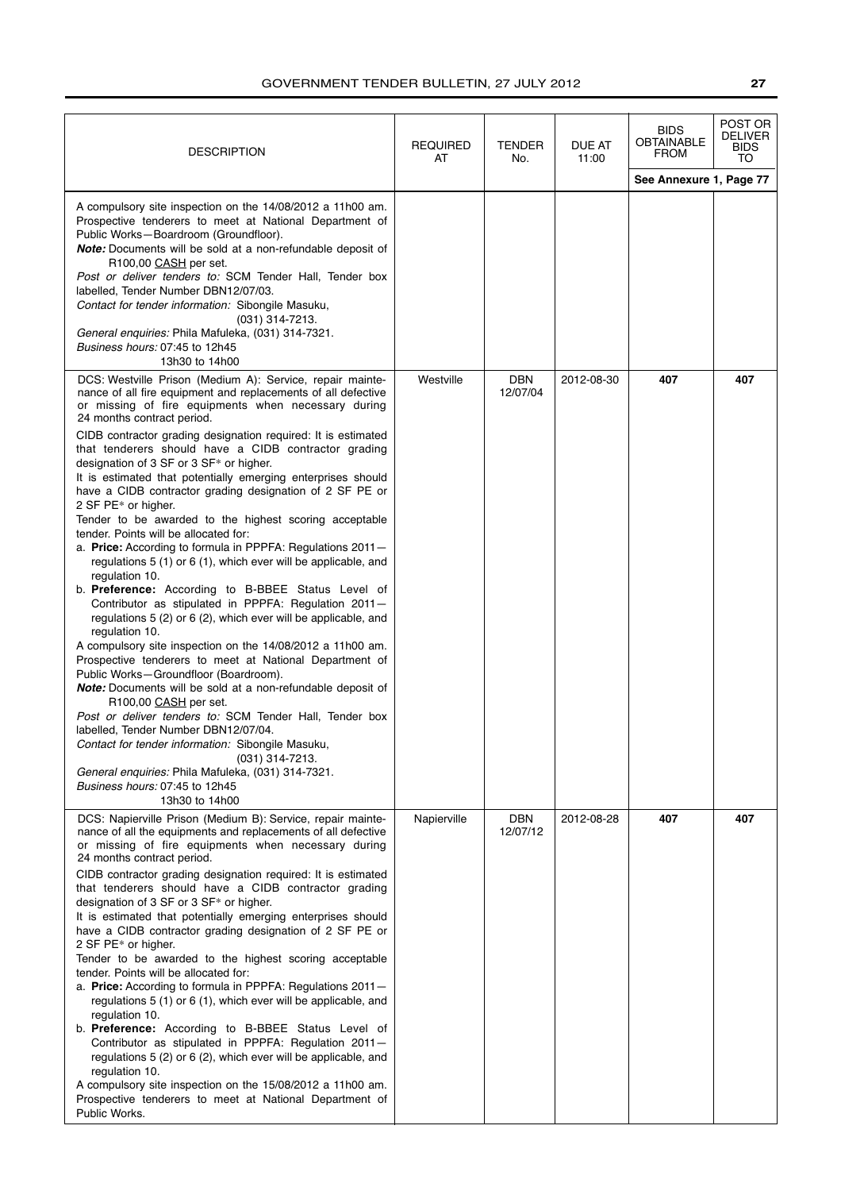| DESCRIPTION | REQUIRED AT | TENDER No. | DUE AT 11:00 | BIDS OBTAINABLE FROM | POST OR DELIVER BIDS TO |
|---|---|---|---|---|---|
| | | | | See Annexure 1, Page 77 | |
| A compulsory site inspection on the 14/08/2012 a 11h00 am. Prospective tenderers to meet at National Department of Public Works—Boardroom (Groundfloor).<br>***Note:*** Documents will be sold at a non-refundable deposit of R100,00 CASH per set.<br>*Post or deliver tenders to:* SCM Tender Hall, Tender box labelled, Tender Number DBN12/07/03.<br>*Contact for tender information:* Sibongile Masuku, (031) 314-7213.<br>*General enquiries:* Phila Mafuleka, (031) 314-7321.<br>*Business hours:* 07:45 to 12h45<br>13h30 to 14h00 | | | | | |
| DCS: Westville Prison (Medium A): Service, repair maintenance of all fire equipment and replacements of all defective or missing of fire equipments when necessary during 24 months contract period.<br>CIDB contractor grading designation required: It is estimated that tenderers should have a CIDB contractor grading designation of 3 SF or 3 SF* or higher.<br>It is estimated that potentially emerging enterprises should have a CIDB contractor grading designation of 2 SF PE or 2 SF PE* or higher.<br>Tender to be awarded to the highest scoring acceptable tender. Points will be allocated for:<br>a. **Price:** According to formula in PPPFA: Regulations 2011—regulations 5 (1) or 6 (1), which ever will be applicable, and regulation 10.<br>b. **Preference:** According to B-BBEE Status Level of Contributor as stipulated in PPPFA: Regulation 2011—regulations 5 (2) or 6 (2), which ever will be applicable, and regulation 10.<br>A compulsory site inspection on the 14/08/2012 a 11h00 am. Prospective tenderers to meet at National Department of Public Works—Groundfloor (Boardroom).<br>***Note:*** Documents will be sold at a non-refundable deposit of R100,00 CASH per set.<br>*Post or deliver tenders to:* SCM Tender Hall, Tender box labelled, Tender Number DBN12/07/04.<br>*Contact for tender information:* Sibongile Masuku, (031) 314-7213.<br>*General enquiries:* Phila Mafuleka, (031) 314-7321.<br>*Business hours:* 07:45 to 12h45<br>13h30 to 14h00 | Westville | DBN 12/07/04 | 2012-08-30 | **407** | **407** |
| DCS: Napierville Prison (Medium B): Service, repair maintenance of all the equipments and replacements of all defective or missing of fire equipments when necessary during 24 months contract period.<br>CIDB contractor grading designation required: It is estimated that tenderers should have a CIDB contractor grading designation of 3 SF or 3 SF* or higher.<br>It is estimated that potentially emerging enterprises should have a CIDB contractor grading designation of 2 SF PE or 2 SF PE* or higher.<br>Tender to be awarded to the highest scoring acceptable tender. Points will be allocated for:<br>a. **Price:** According to formula in PPPFA: Regulations 2011—regulations 5 (1) or 6 (1), which ever will be applicable, and regulation 10.<br>b. **Preference:** According to B-BBEE Status Level of Contributor as stipulated in PPPFA: Regulation 2011—regulations 5 (2) or 6 (2), which ever will be applicable, and regulation 10.<br>A compulsory site inspection on the 15/08/2012 a 11h00 am. Prospective tenderers to meet at National Department of Public Works. | Napierville | DBN 12/07/12 | 2012-08-28 | **407** | **407** |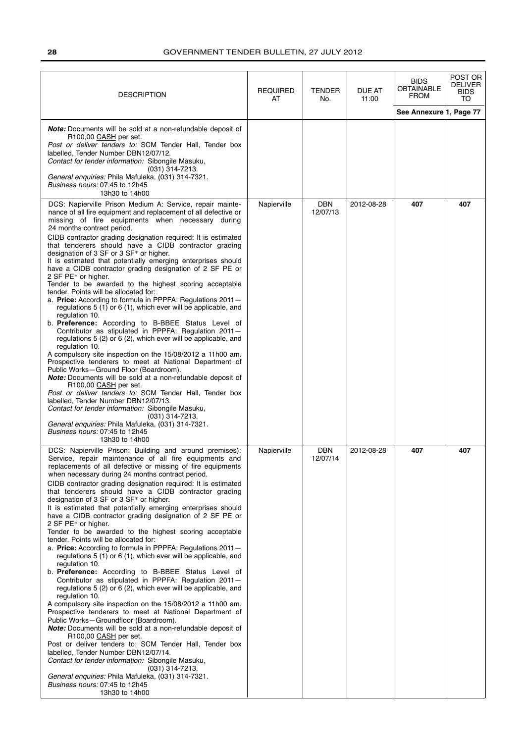| DESCRIPTION | REQUIRED AT | TENDER No. | DUE AT 11:00 | BIDS OBTAINABLE FROM | POST OR DELIVER BIDS TO |
|---|---|---|---|---|---|
| | | | | See Annexure 1, Page 77 | |
| ***Note:*** Documents will be sold at a non-refundable deposit of R100,00 CASH per set.<br>*Post or deliver tenders to:* SCM Tender Hall, Tender box labelled, Tender Number DBN12/07/12.<br>*Contact for tender information:* Sibongile Masuku, (031) 314-7213.<br>*General enquiries:* Phila Mafuleka, (031) 314-7321.<br>*Business hours:* 07:45 to 12h45<br>13h30 to 14h00 | | | | | |
| DCS: Napierville Prison Medium A: Service, repair maintenance of all fire equipment and replacement of all defective or missing of fire equipments when necessary during 24 months contract period.<br>CIDB contractor grading designation required: It is estimated that tenderers should have a CIDB contractor grading designation of 3 SF or 3 SF* or higher.<br>It is estimated that potentially emerging enterprises should have a CIDB contractor grading designation of 2 SF PE or 2 SF PE* or higher.<br>Tender to be awarded to the highest scoring acceptable tender. Points will be allocated for:<br>a. **Price:** According to formula in PPPFA: Regulations 2011—regulations 5 (1) or 6 (1), which ever will be applicable, and regulation 10.<br>b. **Preference:** According to B-BBEE Status Level of Contributor as stipulated in PPPFA: Regulation 2011—regulations 5 (2) or 6 (2), which ever will be applicable, and regulation 10.<br>A compulsory site inspection on the 15/08/2012 a 11h00 am. Prospective tenderers to meet at National Department of Public Works—Ground Floor (Boardroom).<br>***Note:*** Documents will be sold at a non-refundable deposit of R100,00 CASH per set.<br>*Post or deliver tenders to:* SCM Tender Hall, Tender box labelled, Tender Number DBN12/07/13.<br>*Contact for tender information:* Sibongile Masuku, (031) 314-7213.<br>*General enquiries:* Phila Mafuleka, (031) 314-7321.<br>*Business hours:* 07:45 to 12h45<br>13h30 to 14h00 | Napierville | DBN 12/07/13 | 2012-08-28 | **407** | **407** |
| DCS: Napierville Prison: Building and around premises): Service, repair maintenance of all fire equipments and replacements of all defective or missing of fire equipments when necessary during 24 months contract period.<br>CIDB contractor grading designation required: It is estimated that tenderers should have a CIDB contractor grading designation of 3 SF or 3 SF* or higher.<br>It is estimated that potentially emerging enterprises should have a CIDB contractor grading designation of 2 SF PE or 2 SF PE* or higher.<br>Tender to be awarded to the highest scoring acceptable tender. Points will be allocated for:<br>a. **Price:** According to formula in PPPFA: Regulations 2011—regulations 5 (1) or 6 (1), which ever will be applicable, and regulation 10.<br>b. **Preference:** According to B-BBEE Status Level of Contributor as stipulated in PPPFA: Regulation 2011—regulations 5 (2) or 6 (2), which ever will be applicable, and regulation 10.<br>A compulsory site inspection on the 15/08/2012 a 11h00 am. Prospective tenderers to meet at National Department of Public Works—Groundfloor (Boardroom).<br>***Note:*** Documents will be sold at a non-refundable deposit of R100,00 CASH per set.<br>Post or deliver tenders to: SCM Tender Hall, Tender box labelled, Tender Number DBN12/07/14.<br>*Contact for tender information:* Sibongile Masuku, (031) 314-7213.<br>*General enquiries:* Phila Mafuleka, (031) 314-7321.<br>*Business hours:* 07:45 to 12h45<br>13h30 to 14h00 | Napierville | DBN 12/07/14 | 2012-08-28 | **407** | **407** |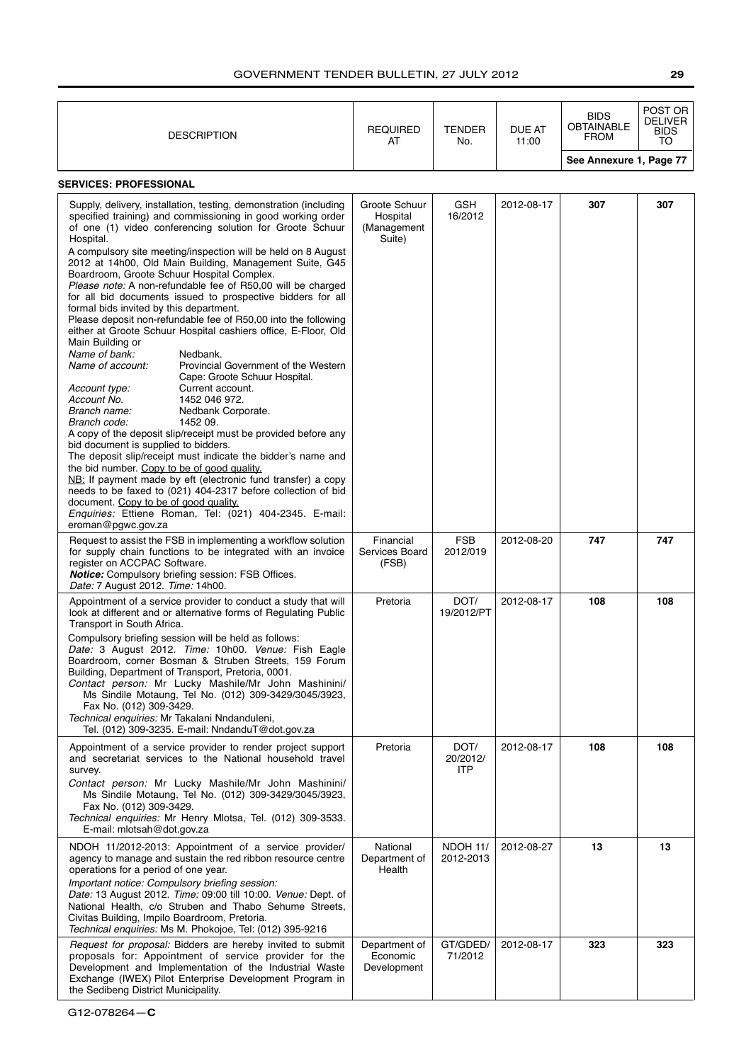| DESCRIPTION | REQUIRED AT | TENDER No. | DUE AT 11:00 | BIDS OBTAINABLE FROM | POST OR DELIVER BIDS TO |
|---|---|---|---|---|---|
| | | | | See Annexure 1, Page 77 | |

**SERVICES: PROFESSIONAL**

| DESCRIPTION | REQUIRED AT | TENDER No. | DUE AT 11:00 | BIDS OBTAINABLE FROM | POST OR DELIVER BIDS TO |
|---|---|---|---|---|---|
| Supply, delivery, installation, testing, demonstration (including specified training) and commissioning in good working order of one (1) video conferencing solution for Groote Schuur Hospital.<br>A compulsory site meeting/inspection will be held on 8 August 2012 at 14h00, Old Main Building, Management Suite, G45 Boardroom, Groote Schuur Hospital Complex.<br>*Please note:* A non-refundable fee of R50,00 will be charged for all bid documents issued to prospective bidders for all formal bids invited by this department.<br>Please deposit non-refundable fee of R50,00 into the following either at Groote Schuur Hospital cashiers office, E-Floor, Old Main Building or<br>*Name of bank:* Nedbank.<br>*Name of account:* Provincial Government of the Western Cape: Groote Schuur Hospital.<br>*Account type:* Current account.<br>*Account No.* 1452 046 972.<br>*Branch name:* Nedbank Corporate.<br>*Branch code:* 1452 09.<br>A copy of the deposit slip/receipt must be provided before any bid document is supplied to bidders.<br>The deposit slip/receipt must indicate the bidder's name and the bid number. Copy to be of good quality.<br>NB: If payment made by eft (electronic fund transfer) a copy needs to be faxed to (021) 404-2317 before collection of bid document. Copy to be of good quality.<br>*Enquiries:* Ettiene Roman, Tel: (021) 404-2345. E-mail: eroman@pgwc.gov.za | Groote Schuur Hospital (Management Suite) | GSH 16/2012 | 2012-08-17 | **307** | **307** |
| Request to assist the FSB in implementing a workflow solution for supply chain functions to be integrated with an invoice register on ACCPAC Software.<br>***Notice:*** Compulsory briefing session: FSB Offices.<br>*Date:* 7 August 2012. *Time:* 14h00. | Financial Services Board (FSB) | FSB 2012/019 | 2012-08-20 | **747** | **747** |
| Appointment of a service provider to conduct a study that will look at different and or alternative forms of Regulating Public Transport in South Africa.<br>Compulsory briefing session will be held as follows:<br>*Date:* 3 August 2012. *Time:* 10h00. *Venue:* Fish Eagle Boardroom, corner Bosman & Struben Streets, 159 Forum Building, Department of Transport, Pretoria, 0001.<br>*Contact person:* Mr Lucky Mashile/Mr John Mashinini/ Ms Sindile Motaung, Tel No. (012) 309-3429/3045/3923, Fax No. (012) 309-3429.<br>*Technical enquiries:* Mr Takalani Nndanduleni, Tel. (012) 309-3235. E-mail: NndanduT@dot.gov.za | Pretoria | DOT/ 19/2012/PT | 2012-08-17 | **108** | **108** |
| Appointment of a service provider to render project support and secretariat services to the National household travel survey.<br>*Contact person:* Mr Lucky Mashile/Mr John Mashinini/ Ms Sindile Motaung, Tel No. (012) 309-3429/3045/3923, Fax No. (012) 309-3429.<br>*Technical enquiries:* Mr Henry Mlotsa, Tel. (012) 309-3533. E-mail: mlotsah@dot.gov.za | Pretoria | DOT/ 20/2012/ ITP | 2012-08-17 | **108** | **108** |
| NDOH 11/2012-2013: Appointment of a service provider/ agency to manage and sustain the red ribbon resource centre operations for a period of one year.<br>*Important notice: Compulsory briefing session:*<br>*Date:* 13 August 2012. *Time:* 09:00 till 10:00. *Venue:* Dept. of National Health, c/o Struben and Thabo Sehume Streets, Civitas Building, Impilo Boardroom, Pretoria.<br>*Technical enquiries:* Ms M. Phokojoe, Tel: (012) 395-9216 | National Department of Health | NDOH 11/ 2012-2013 | 2012-08-27 | **13** | **13** |
| *Request for proposal:* Bidders are hereby invited to submit proposals for: Appointment of service provider for the Development and Implementation of the Industrial Waste Exchange (IWEX) Pilot Enterprise Development Program in the Sedibeng District Municipality. | Department of Economic Development | GT/GDED/ 71/2012 | 2012-08-17 | **323** | **323** |

G12-078264—**C**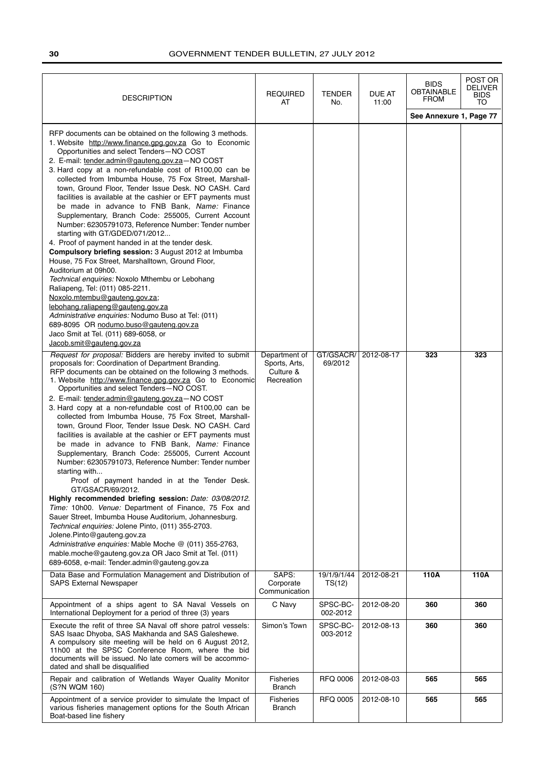| DESCRIPTION | REQUIRED AT | TENDER No. | DUE AT 11:00 | BIDS OBTAINABLE FROM | POST OR DELIVER BIDS TO |
|---|---|---|---|---|---|
| | | | | See Annexure 1, Page 77 | |
| RFP documents can be obtained on the following 3 methods.<br>1. Website http://www.finance.gpg.gov.za Go to Economic Opportunities and select Tenders—NO COST<br>2. E-mail: tender.admin@gauteng.gov.za—NO COST<br>3. Hard copy at a non-refundable cost of R100,00 can be collected from Imbumba House, 75 Fox Street, Marshalltown, Ground Floor, Tender Issue Desk. NO CASH. Card facilities is available at the cashier or EFT payments must be made in advance to FNB Bank, *Name:* Finance Supplementary, Branch Code: 255005, Current Account Number: 62305791073, Reference Number: Tender number starting with GT/GDED/071/2012...<br>4. Proof of payment handed in at the tender desk.<br>**Compulsory briefing session:** 3 August 2012 at Imbumba House, 75 Fox Street, Marshalltown, Ground Floor, Auditorium at 09h00.<br>*Technical enquiries:* Noxolo Mthembu or Lebohang Raliapeng, Tel: (011) 085-2211.<br>Noxolo.mtembu@gauteng.gov.za;<br>lebohang.raliapeng@gauteng.gov.za<br>*Administrative enquiries:* Nodumo Buso at Tel: (011) 689-8095 OR nodumo.buso@gauteng.gov.za<br>Jaco Smit at Tel. (011) 689-6058, or<br>Jacob.smit@gauteng.gov.za | | | | | |
| *Request for proposal:* Bidders are hereby invited to submit proposals for: Coordination of Department Branding.<br>RFP documents can be obtained on the following 3 methods.<br>1. Website http://www.finance.gpg.gov.za Go to Economic Opportunities and select Tenders—NO COST.<br>2. E-mail: tender.admin@gauteng.gov.za—NO COST<br>3. Hard copy at a non-refundable cost of R100,00 can be collected from Imbumba House, 75 Fox Street, Marshalltown, Ground Floor, Tender Issue Desk. NO CASH. Card facilities is available at the cashier or EFT payments must be made in advance to FNB Bank, *Name:* Finance Supplementary, Branch Code: 255005, Current Account Number: 62305791073, Reference Number: Tender number starting with...<br>Proof of payment handed in at the Tender Desk. GT/GSACR/69/2012.<br>**Highly recommended briefing session:** *Date: 03/08/2012. Time:* 10h00. *Venue:* Department of Finance, 75 Fox and Sauer Street, Imbumba House Auditorium, Johannesburg.<br>*Technical enquiries:* Jolene Pinto, (011) 355-2703. Jolene.Pinto@gauteng.gov.za<br>*Administrative enquiries:* Mable Moche @ (011) 355-2763, mable.moche@gauteng.gov.za OR Jaco Smit at Tel. (011) 689-6058, e-mail: Tender.admin@gauteng.gov.za | Department of Sports, Arts, Culture & Recreation | GT/GSACR/ 69/2012 | 2012-08-17 | **323** | **323** |
| Data Base and Formulation Management and Distribution of SAPS External Newspaper | SAPS: Corporate Communication | 19/1/9/1/44 TS(12) | 2012-08-21 | **110A** | **110A** |
| Appointment of a ships agent to SA Naval Vessels on International Deployment for a period of three (3) years | C Navy | SPSC-BC-002-2012 | 2012-08-20 | **360** | **360** |
| Execute the refit of three SA Naval off shore patrol vessels: SAS Isaac Dhyoba, SAS Makhanda and SAS Galeshewe. A compulsory site meeting will be held on 6 August 2012, 11h00 at the SPSC Conference Room, where the bid documents will be issued. No late comers will be accommodated and shall be disqualified | Simon's Town | SPSC-BC-003-2012 | 2012-08-13 | **360** | **360** |
| Repair and calibration of Wetlands Wayer Quality Monitor (S?N WQM 160) | Fisheries Branch | RFQ 0006 | 2012-08-03 | **565** | **565** |
| Appointment of a service provider to simulate the Impact of various fisheries management options for the South African Boat-based line fishery | Fisheries Branch | RFQ 0005 | 2012-08-10 | **565** | **565** |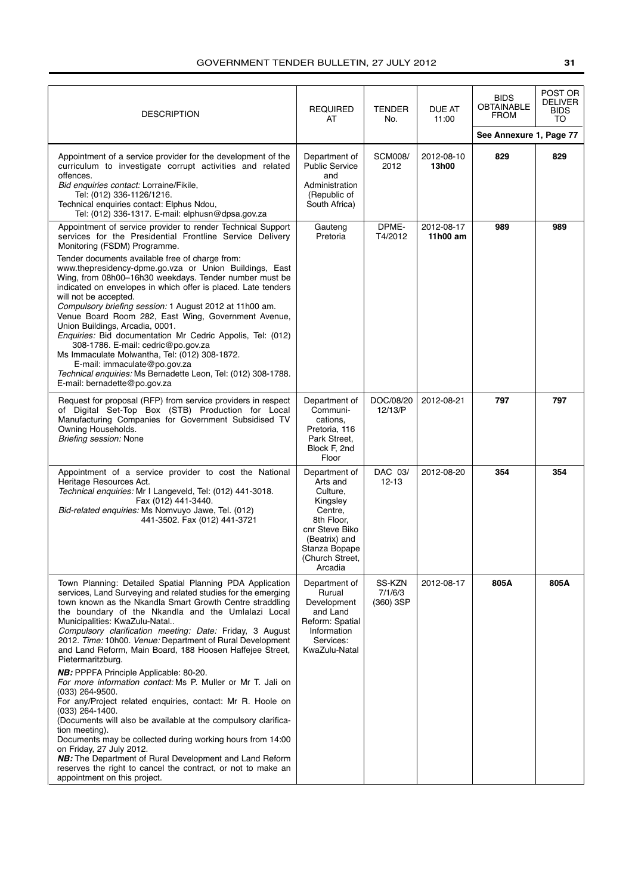| DESCRIPTION | REQUIRED AT | TENDER No. | DUE AT 11:00 | BIDS OBTAINABLE FROM | POST OR DELIVER BIDS TO |
|---|---|---|---|---|---|
| | | | | See Annexure 1, Page 77 | |
| Appointment of a service provider for the development of the curriculum to investigate corrupt activities and related offences.<br>*Bid enquiries contact:* Lorraine/Fikile, Tel: (012) 336-1126/1216.<br>Technical enquiries contact: Elphus Ndou, Tel: (012) 336-1317. E-mail: elphusn@dpsa.gov.za | Department of Public Service and Administration (Republic of South Africa) | SCM008/ 2012 | 2012-08-10 **13h00** | **829** | **829** |
| Appointment of service provider to render Technical Support services for the Presidential Frontline Service Delivery Monitoring (FSDM) Programme.<br>Tender documents available free of charge from: www.thepresidency-dpme.go.vza or Union Buildings, East Wing, from 08h00–16h30 weekdays. Tender number must be indicated on envelopes in which offer is placed. Late tenders will not be accepted.<br>*Compulsory briefing session:* 1 August 2012 at 11h00 am. Venue Board Room 282, East Wing, Government Avenue, Union Buildings, Arcadia, 0001.<br>*Enquiries:* Bid documentation Mr Cedric Appolis, Tel: (012) 308-1786. E-mail: cedric@po.gov.za<br>Ms Immaculate Molwantha, Tel: (012) 308-1872. E-mail: immaculate@po.gov.za<br>*Technical enquiries:* Ms Bernadette Leon, Tel: (012) 308-1788. E-mail: bernadette@po.gov.za | Gauteng Pretoria | DPME-T4/2012 | 2012-08-17 **11h00 am** | **989** | **989** |
| Request for proposal (RFP) from service providers in respect of Digital Set-Top Box (STB) Production for Local Manufacturing Companies for Government Subsidised TV Owning Households.<br>*Briefing session:* None | Department of Communi-cations, Pretoria, 116 Park Street, Block F, 2nd Floor | DOC/08/20 12/13/P | 2012-08-21 | **797** | **797** |
| Appointment of a service provider to cost the National Heritage Resources Act.<br>*Technical enquiries:* Mr I Langeveld, Tel: (012) 441-3018. Fax (012) 441-3440.<br>*Bid-related enquiries:* Ms Nomvuyo Jawe, Tel. (012) 441-3502. Fax (012) 441-3721 | Department of Arts and Culture, Kingsley Centre, 8th Floor, cnr Steve Biko (Beatrix) and Stanza Bopape (Church Street, Arcadia | DAC 03/ 12-13 | 2012-08-20 | **354** | **354** |
| Town Planning: Detailed Spatial Planning PDA Application services, Land Surveying and related studies for the emerging town known as the Nkandla Smart Growth Centre straddling the boundary of the Nkandla and the Umlalazi Local Municipalities: KwaZulu-Natal..<br>*Compulsory clarification meeting: Date:* Friday, 3 August 2012. *Time:* 10h00. *Venue:* Department of Rural Development and Land Reform, Main Board, 188 Hoosen Haffejee Street, Pietermaritzburg.<br>***NB:*** PPPFA Principle Applicable: 80-20.<br>*For more information contact:* Ms P. Muller or Mr T. Jali on (033) 264-9500.<br>For any/Project related enquiries, contact: Mr R. Hoole on (033) 264-1400.<br>(Documents will also be available at the compulsory clarification meeting).<br>Documents may be collected during working hours from 14:00 on Friday, 27 July 2012.<br>***NB:*** The Department of Rural Development and Land Reform reserves the right to cancel the contract, or not to make an appointment on this project. | Department of Rurual Development and Land Reform: Spatial Information Services: KwaZulu-Natal | SS-KZN 7/1/6/3 (360) 3SP | 2012-08-17 | **805A** | **805A** |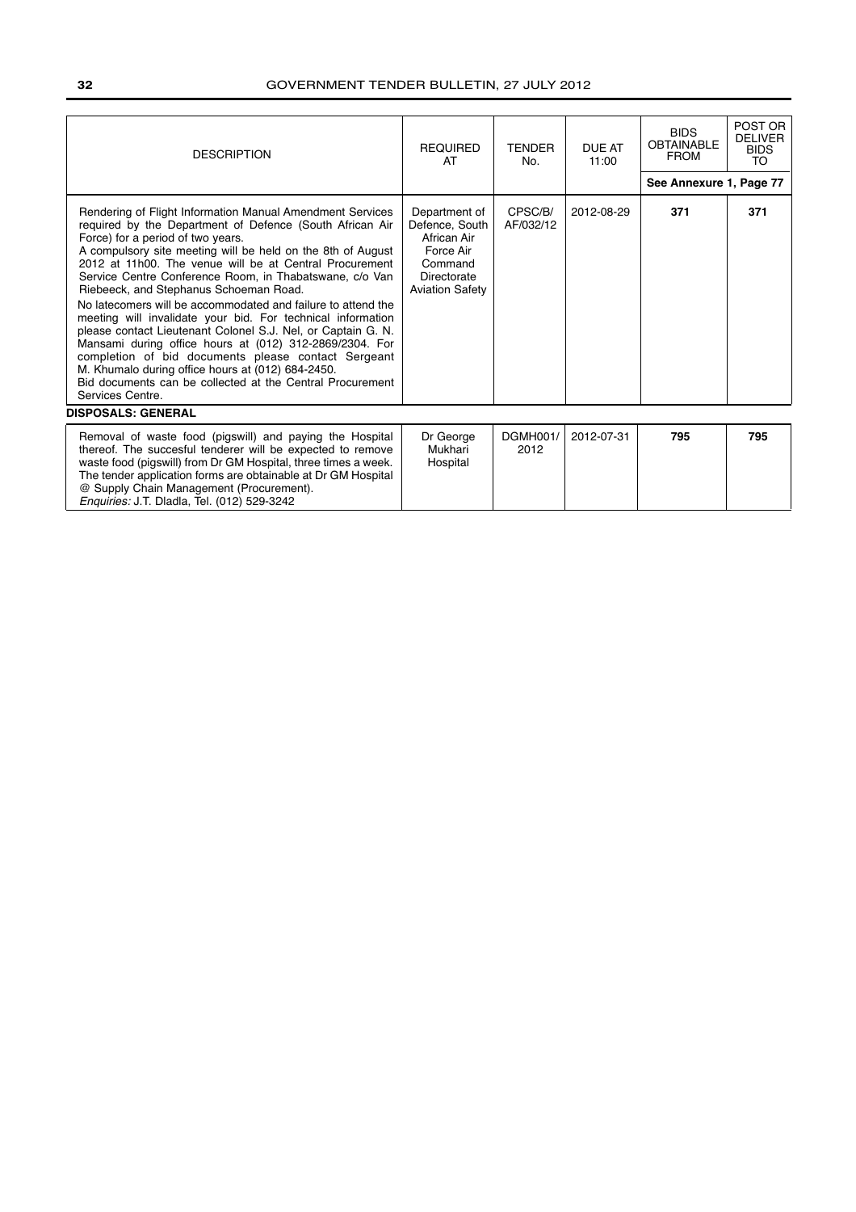| DESCRIPTION | REQUIRED AT | TENDER No. | DUE AT 11:00 | BIDS OBTAINABLE FROM | POST OR DELIVER BIDS TO |
|---|---|---|---|---|---|
| | | | | See Annexure 1, Page 77 | |
| Rendering of Flight Information Manual Amendment Services required by the Department of Defence (South African Air Force) for a period of two years. A compulsory site meeting will be held on the 8th of August 2012 at 11h00. The venue will be at Central Procurement Service Centre Conference Room, in Thabatswane, c/o Van Riebeeck, and Stephanus Schoeman Road. No latecomers will be accommodated and failure to attend the meeting will invalidate your bid. For technical information please contact Lieutenant Colonel S.J. Nel, or Captain G. N. Mansami during office hours at (012) 312-2869/2304. For completion of bid documents please contact Sergeant M. Khumalo during office hours at (012) 684-2450. Bid documents can be collected at the Central Procurement Services Centre. | Department of Defence, South African Air Force Air Command Directorate Aviation Safety | CPSC/B/AF/032/12 | 2012-08-29 | **371** | **371** |
| **DISPOSALS: GENERAL** | | | | | |
| Removal of waste food (pigswill) and paying the Hospital thereof. The succesful tenderer will be expected to remove waste food (pigswill) from Dr GM Hospital, three times a week. The tender application forms are obtainable at Dr GM Hospital @ Supply Chain Management (Procurement). *Enquiries:* J.T. Dladla, Tel. (012) 529-3242 | Dr George Mukhari Hospital | DGMH001/2012 | 2012-07-31 | **795** | **795** |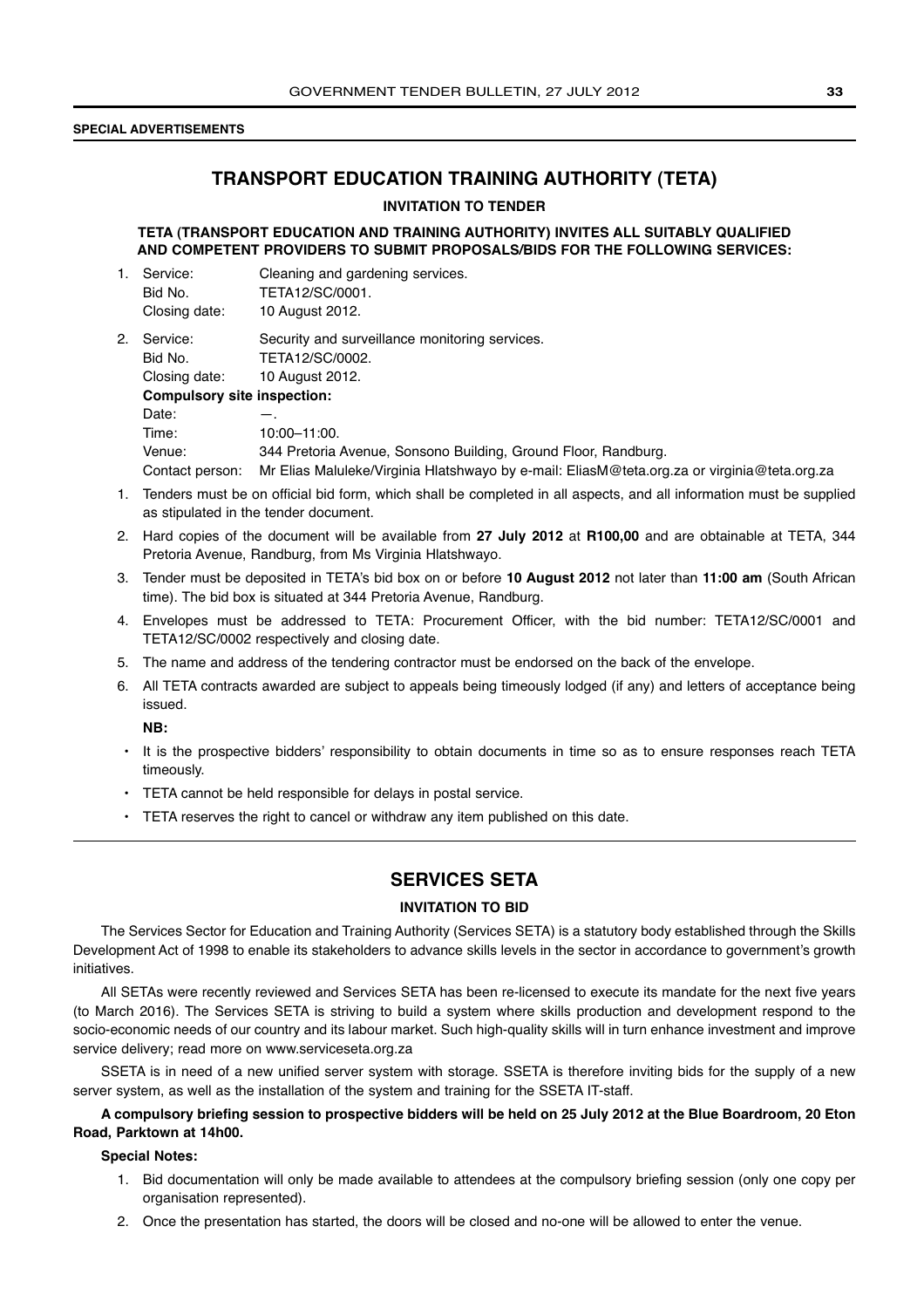**SPECIAL ADVERTISEMENTS**

## TRANSPORT EDUCATION TRAINING AUTHORITY (TETA)

### INVITATION TO TENDER

**TETA (TRANSPORT EDUCATION AND TRAINING AUTHORITY) INVITES ALL SUITABLY QUALIFIED AND COMPETENT PROVIDERS TO SUBMIT PROPOSALS/BIDS FOR THE FOLLOWING SERVICES:**

1. Service: Cleaning and gardening services.
   Bid No. TETA12/SC/0001.
   Closing date: 10 August 2012.

2. Service: Security and surveillance monitoring services.
   Bid No. TETA12/SC/0002.
   Closing date: 10 August 2012.
   **Compulsory site inspection:**
   Date: —.
   Time: 10:00–11:00.
   Venue: 344 Pretoria Avenue, Sonsono Building, Ground Floor, Randburg.
   Contact person: Mr Elias Maluleke/Virginia Hlatshwayo by e-mail: EliasM@teta.org.za or virginia@teta.org.za

1. Tenders must be on official bid form, which shall be completed in all aspects, and all information must be supplied as stipulated in the tender document.
2. Hard copies of the document will be available from **27 July 2012** at **R100,00** and are obtainable at TETA, 344 Pretoria Avenue, Randburg, from Ms Virginia Hlatshwayo.
3. Tender must be deposited in TETA's bid box on or before **10 August 2012** not later than **11:00 am** (South African time). The bid box is situated at 344 Pretoria Avenue, Randburg.
4. Envelopes must be addressed to TETA: Procurement Officer, with the bid number: TETA12/SC/0001 and TETA12/SC/0002 respectively and closing date.
5. The name and address of the tendering contractor must be endorsed on the back of the envelope.
6. All TETA contracts awarded are subject to appeals being timeously lodged (if any) and letters of acceptance being issued.

**NB:**

- It is the prospective bidders' responsibility to obtain documents in time so as to ensure responses reach TETA timeously.
- TETA cannot be held responsible for delays in postal service.
- TETA reserves the right to cancel or withdraw any item published on this date.

---

## SERVICES SETA

### INVITATION TO BID

The Services Sector for Education and Training Authority (Services SETA) is a statutory body established through the Skills Development Act of 1998 to enable its stakeholders to advance skills levels in the sector in accordance to government's growth initiatives.

All SETAs were recently reviewed and Services SETA has been re-licensed to execute its mandate for the next five years (to March 2016). The Services SETA is striving to build a system where skills production and development respond to the socio-economic needs of our country and its labour market. Such high-quality skills will in turn enhance investment and improve service delivery; read more on www.serviceseta.org.za

SSETA is in need of a new unified server system with storage. SSETA is therefore inviting bids for the supply of a new server system, as well as the installation of the system and training for the SSETA IT-staff.

**A compulsory briefing session to prospective bidders will be held on 25 July 2012 at the Blue Boardroom, 20 Eton Road, Parktown at 14h00.**

**Special Notes:**

1. Bid documentation will only be made available to attendees at the compulsory briefing session (only one copy per organisation represented).
2. Once the presentation has started, the doors will be closed and no-one will be allowed to enter the venue.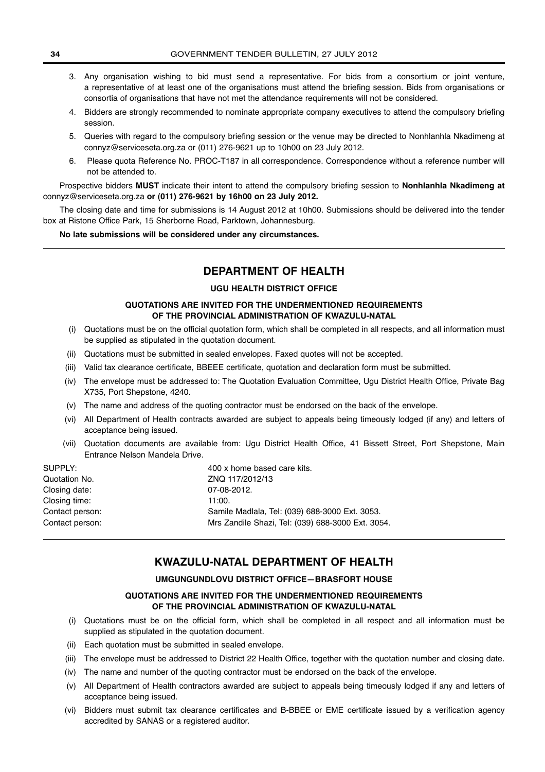3. Any organisation wishing to bid must send a representative. For bids from a consortium or joint venture, a representative of at least one of the organisations must attend the briefing session. Bids from organisations or consortia of organisations that have not met the attendance requirements will not be considered.
4. Bidders are strongly recommended to nominate appropriate company executives to attend the compulsory briefing session.
5. Queries with regard to the compulsory briefing session or the venue may be directed to Nonhlanhla Nkadimeng at connyz@serviceseta.org.za or (011) 276-9621 up to 10h00 on 23 July 2012.
6. Please quota Reference No. PROC-T187 in all correspondence. Correspondence without a reference number will not be attended to.

Prospective bidders **MUST** indicate their intent to attend the compulsory briefing session to **Nonhlanhla Nkadimeng at** connyz@serviceseta.org.za **or (011) 276-9621 by 16h00 on 23 July 2012.**

The closing date and time for submissions is 14 August 2012 at 10h00. Submissions should be delivered into the tender box at Ristone Office Park, 15 Sherborne Road, Parktown, Johannesburg.

**No late submissions will be considered under any circumstances.**

---

## DEPARTMENT OF HEALTH

### UGU HEALTH DISTRICT OFFICE

#### QUOTATIONS ARE INVITED FOR THE UNDERMENTIONED REQUIREMENTS OF THE PROVINCIAL ADMINISTRATION OF KWAZULU-NATAL

(i) Quotations must be on the official quotation form, which shall be completed in all respects, and all information must be supplied as stipulated in the quotation document.

(ii) Quotations must be submitted in sealed envelopes. Faxed quotes will not be accepted.

(iii) Valid tax clearance certificate, BBEEE certificate, quotation and declaration form must be submitted.

(iv) The envelope must be addressed to: The Quotation Evaluation Committee, Ugu District Health Office, Private Bag X735, Port Shepstone, 4240.

(v) The name and address of the quoting contractor must be endorsed on the back of the envelope.

(vi) All Department of Health contracts awarded are subject to appeals being timeously lodged (if any) and letters of acceptance being issued.

(vii) Quotation documents are available from: Ugu District Health Office, 41 Bissett Street, Port Shepstone, Main Entrance Nelson Mandela Drive.

SUPPLY: 400 x home based care kits.
Quotation No. ZNQ 117/2012/13
Closing date: 07-08-2012.
Closing time: 11:00.
Contact person: Samile Madlala, Tel: (039) 688-3000 Ext. 3053.
Contact person: Mrs Zandile Shazi, Tel: (039) 688-3000 Ext. 3054.

---

## KWAZULU-NATAL DEPARTMENT OF HEALTH

### UMGUNGUNDLOVU DISTRICT OFFICE—BRASFORT HOUSE

#### QUOTATIONS ARE INVITED FOR THE UNDERMENTIONED REQUIREMENTS OF THE PROVINCIAL ADMINISTRATION OF KWAZULU-NATAL

(i) Quotations must be on the official form, which shall be completed in all respect and all information must be supplied as stipulated in the quotation document.

(ii) Each quotation must be submitted in sealed envelope.

(iii) The envelope must be addressed to District 22 Health Office, together with the quotation number and closing date.

(iv) The name and number of the quoting contractor must be endorsed on the back of the envelope.

(v) All Department of Health contractors awarded are subject to appeals being timeously lodged if any and letters of acceptance being issued.

(vi) Bidders must submit tax clearance certificates and B-BBEE or EME certificate issued by a verification agency accredited by SANAS or a registered auditor.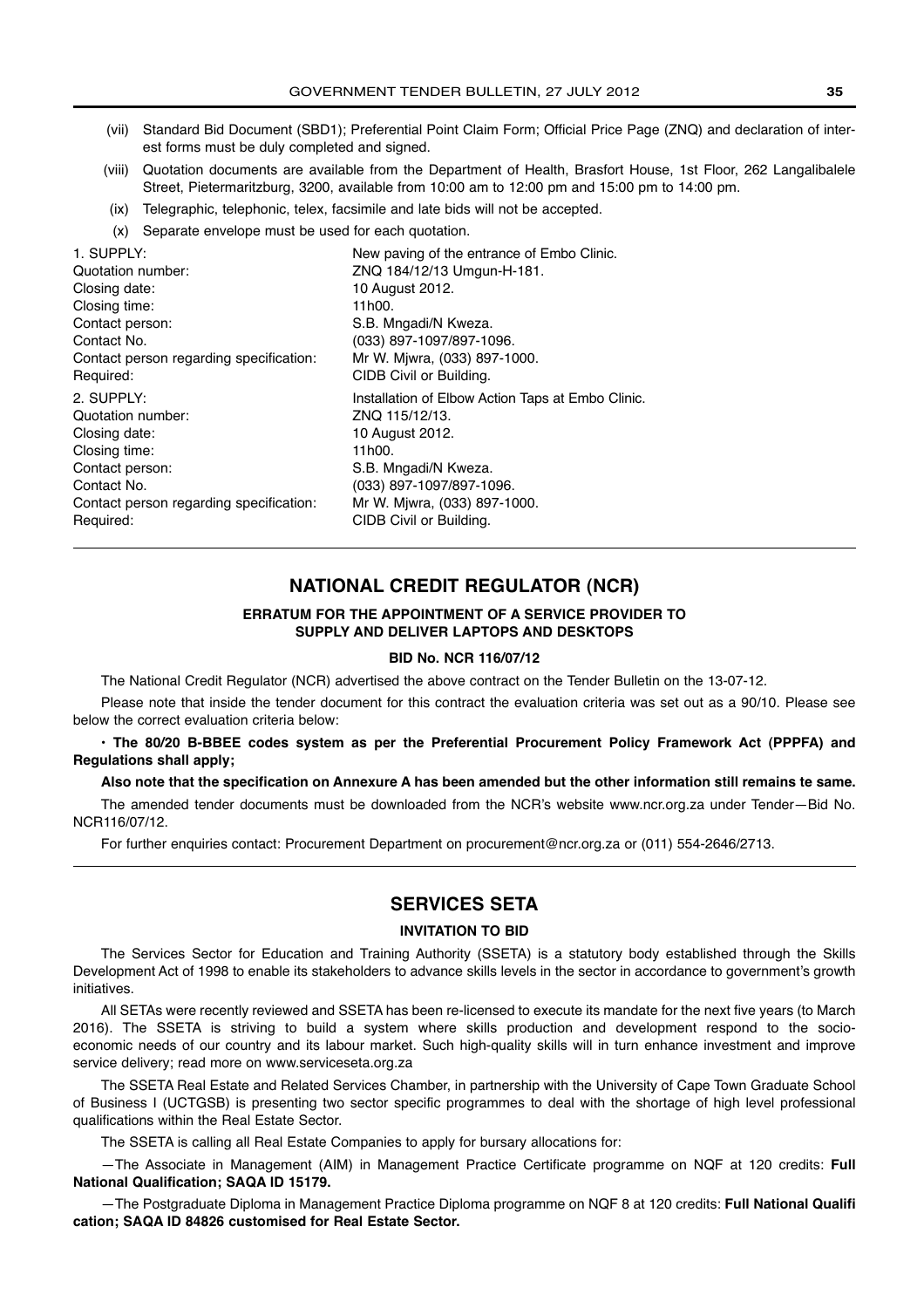(vii) Standard Bid Document (SBD1); Preferential Point Claim Form; Official Price Page (ZNQ) and declaration of interest forms must be duly completed and signed.

(viii) Quotation documents are available from the Department of Health, Brasfort House, 1st Floor, 262 Langalibalele Street, Pietermaritzburg, 3200, available from 10:00 am to 12:00 pm and 15:00 pm to 14:00 pm.

(ix) Telegraphic, telephonic, telex, facsimile and late bids will not be accepted.

(x) Separate envelope must be used for each quotation.

| | |
|---|---|
| 1. SUPPLY: | New paving of the entrance of Embo Clinic. |
| Quotation number: | ZNQ 184/12/13 Umgun-H-181. |
| Closing date: | 10 August 2012. |
| Closing time: | 11h00. |
| Contact person: | S.B. Mngadi/N Kweza. |
| Contact No. | (033) 897-1097/897-1096. |
| Contact person regarding specification: | Mr W. Mjwra, (033) 897-1000. |
| Required: | CIDB Civil or Building. |
| 2. SUPPLY: | Installation of Elbow Action Taps at Embo Clinic. |
| Quotation number: | ZNQ 115/12/13. |
| Closing date: | 10 August 2012. |
| Closing time: | 11h00. |
| Contact person: | S.B. Mngadi/N Kweza. |
| Contact No. | (033) 897-1097/897-1096. |
| Contact person regarding specification: | Mr W. Mjwra, (033) 897-1000. |
| Required: | CIDB Civil or Building. |

## NATIONAL CREDIT REGULATOR (NCR)

### ERRATUM FOR THE APPOINTMENT OF A SERVICE PROVIDER TO SUPPLY AND DELIVER LAPTOPS AND DESKTOPS

**BID No. NCR 116/07/12**

The National Credit Regulator (NCR) advertised the above contract on the Tender Bulletin on the 13-07-12.

Please note that inside the tender document for this contract the evaluation criteria was set out as a 90/10. Please see below the correct evaluation criteria below:

- **The 80/20 B-BBEE codes system as per the Preferential Procurement Policy Framework Act (PPPFA) and Regulations shall apply;**

**Also note that the specification on Annexure A has been amended but the other information still remains te same.**

The amended tender documents must be downloaded from the NCR's website www.ncr.org.za under Tender—Bid No. NCR116/07/12.

For further enquiries contact: Procurement Department on procurement@ncr.org.za or (011) 554-2646/2713.

## SERVICES SETA

### INVITATION TO BID

The Services Sector for Education and Training Authority (SSETA) is a statutory body established through the Skills Development Act of 1998 to enable its stakeholders to advance skills levels in the sector in accordance to government's growth initiatives.

All SETAs were recently reviewed and SSETA has been re-licensed to execute its mandate for the next five years (to March 2016). The SSETA is striving to build a system where skills production and development respond to the socio-economic needs of our country and its labour market. Such high-quality skills will in turn enhance investment and improve service delivery; read more on www.serviceseta.org.za

The SSETA Real Estate and Related Services Chamber, in partnership with the University of Cape Town Graduate School of Business I (UCTGSB) is presenting two sector specific programmes to deal with the shortage of high level professional qualifications within the Real Estate Sector.

The SSETA is calling all Real Estate Companies to apply for bursary allocations for:

—The Associate in Management (AIM) in Management Practice Certificate programme on NQF at 120 credits: **Full National Qualification; SAQA ID 15179.**

—The Postgraduate Diploma in Management Practice Diploma programme on NQF 8 at 120 credits: **Full National Qualifi cation; SAQA ID 84826 customised for Real Estate Sector.**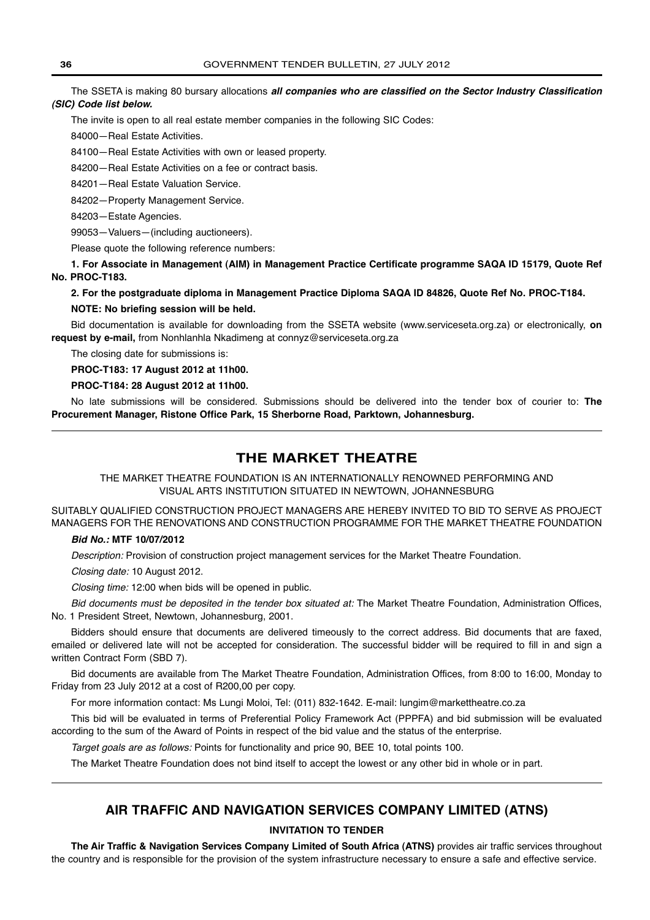The SSETA is making 80 bursary allocations ***all companies who are classified on the Sector Industry Classification (SIC) Code list below.***

The invite is open to all real estate member companies in the following SIC Codes:

84000—Real Estate Activities.

84100—Real Estate Activities with own or leased property.

84200—Real Estate Activities on a fee or contract basis.

84201—Real Estate Valuation Service.

84202—Property Management Service.

84203—Estate Agencies.

99053—Valuers—(including auctioneers).

Please quote the following reference numbers:

**1. For Associate in Management (AIM) in Management Practice Certificate programme SAQA ID 15179, Quote Ref No. PROC-T183.**

**2. For the postgraduate diploma in Management Practice Diploma SAQA ID 84826, Quote Ref No. PROC-T184.**

**NOTE: No briefing session will be held.**

Bid documentation is available for downloading from the SSETA website (www.serviceseta.org.za) or electronically, **on request by e-mail,** from Nonhlanhla Nkadimeng at connyz@serviceseta.org.za

The closing date for submissions is:

**PROC-T183: 17 August 2012 at 11h00.**

**PROC-T184: 28 August 2012 at 11h00.**

No late submissions will be considered. Submissions should be delivered into the tender box of courier to: **The Procurement Manager, Ristone Office Park, 15 Sherborne Road, Parktown, Johannesburg.**

---

## THE MARKET THEATRE

THE MARKET THEATRE FOUNDATION IS AN INTERNATIONALLY RENOWNED PERFORMING AND VISUAL ARTS INSTITUTION SITUATED IN NEWTOWN, JOHANNESBURG

SUITABLY QUALIFIED CONSTRUCTION PROJECT MANAGERS ARE HEREBY INVITED TO BID TO SERVE AS PROJECT MANAGERS FOR THE RENOVATIONS AND CONSTRUCTION PROGRAMME FOR THE MARKET THEATRE FOUNDATION

***Bid No.:*** **MTF 10/07/2012**

*Description:* Provision of construction project management services for the Market Theatre Foundation.

*Closing date:* 10 August 2012.

*Closing time:* 12:00 when bids will be opened in public.

*Bid documents must be deposited in the tender box situated at:* The Market Theatre Foundation, Administration Offices, No. 1 President Street, Newtown, Johannesburg, 2001.

Bidders should ensure that documents are delivered timeously to the correct address. Bid documents that are faxed, emailed or delivered late will not be accepted for consideration. The successful bidder will be required to fill in and sign a written Contract Form (SBD 7).

Bid documents are available from The Market Theatre Foundation, Administration Offices, from 8:00 to 16:00, Monday to Friday from 23 July 2012 at a cost of R200,00 per copy.

For more information contact: Ms Lungi Moloi, Tel: (011) 832-1642. E-mail: lungim@markettheatre.co.za

This bid will be evaluated in terms of Preferential Policy Framework Act (PPPFA) and bid submission will be evaluated according to the sum of the Award of Points in respect of the bid value and the status of the enterprise.

*Target goals are as follows:* Points for functionality and price 90, BEE 10, total points 100.

The Market Theatre Foundation does not bind itself to accept the lowest or any other bid in whole or in part.

---

## AIR TRAFFIC AND NAVIGATION SERVICES COMPANY LIMITED (ATNS)

**INVITATION TO TENDER**

**The Air Traffic & Navigation Services Company Limited of South Africa (ATNS)** provides air traffic services throughout the country and is responsible for the provision of the system infrastructure necessary to ensure a safe and effective service.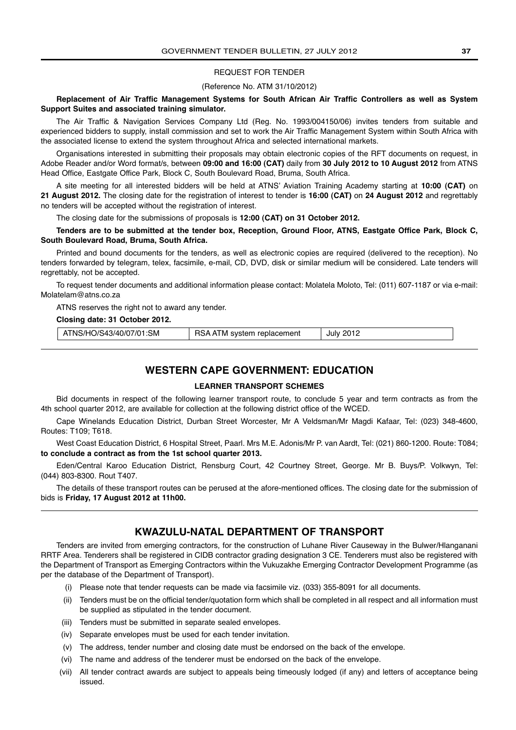REQUEST FOR TENDER

(Reference No. ATM 31/10/2012)

**Replacement of Air Traffic Management Systems for South African Air Traffic Controllers as well as System Support Suites and associated training simulator.**

The Air Traffic & Navigation Services Company Ltd (Reg. No. 1993/004150/06) invites tenders from suitable and experienced bidders to supply, install commission and set to work the Air Traffic Management System within South Africa with the associated license to extend the system throughout Africa and selected international markets.

Organisations interested in submitting their proposals may obtain electronic copies of the RFT documents on request, in Adobe Reader and/or Word format/s, between **09:00 and 16:00 (CAT)** daily from **30 July 2012 to 10 August 2012** from ATNS Head Office, Eastgate Office Park, Block C, South Boulevard Road, Bruma, South Africa.

A site meeting for all interested bidders will be held at ATNS' Aviation Training Academy starting at **10:00 (CAT)** on **21 August 2012.** The closing date for the registration of interest to tender is **16:00 (CAT)** on **24 August 2012** and regrettably no tenders will be accepted without the registration of interest.

The closing date for the submissions of proposals is **12:00 (CAT) on 31 October 2012.**

**Tenders are to be submitted at the tender box, Reception, Ground Floor, ATNS, Eastgate Office Park, Block C, South Boulevard Road, Bruma, South Africa.**

Printed and bound documents for the tenders, as well as electronic copies are required (delivered to the reception). No tenders forwarded by telegram, telex, facsimile, e-mail, CD, DVD, disk or similar medium will be considered. Late tenders will regrettably, not be accepted.

To request tender documents and additional information please contact: Molatela Moloto, Tel: (011) 607-1187 or via e-mail: Molatelam@atns.co.za

ATNS reserves the right not to award any tender.

**Closing date: 31 October 2012.**

| ATNS/HO/S43/40/07/01:SM | RSA ATM system replacement | July 2012 |
|---|---|---|

## WESTERN CAPE GOVERNMENT: EDUCATION

**LEARNER TRANSPORT SCHEMES**

Bid documents in respect of the following learner transport route, to conclude 5 year and term contracts as from the 4th school quarter 2012, are available for collection at the following district office of the WCED.

Cape Winelands Education District, Durban Street Worcester, Mr A Veldsman/Mr Magdi Kafaar, Tel: (023) 348-4600, Routes: T109; T618.

West Coast Education District, 6 Hospital Street, Paarl. Mrs M.E. Adonis/Mr P. van Aardt, Tel: (021) 860-1200. Route: T084; **to conclude a contract as from the 1st school quarter 2013.**

Eden/Central Karoo Education District, Rensburg Court, 42 Courtney Street, George. Mr B. Buys/P. Volkwyn, Tel: (044) 803-8300. Rout T407.

The details of these transport routes can be perused at the afore-mentioned offices. The closing date for the submission of bids is **Friday, 17 August 2012 at 11h00.**

## KWAZULU-NATAL DEPARTMENT OF TRANSPORT

Tenders are invited from emerging contractors, for the construction of Luhane River Causeway in the Bulwer/Hlanganani RRTF Area. Tenderers shall be registered in CIDB contractor grading designation 3 CE. Tenderers must also be registered with the Department of Transport as Emerging Contractors within the Vukuzakhe Emerging Contractor Development Programme (as per the database of the Department of Transport).

(i) Please note that tender requests can be made via facsimile viz. (033) 355-8091 for all documents.

(ii) Tenders must be on the official tender/quotation form which shall be completed in all respect and all information must be supplied as stipulated in the tender document.

(iii) Tenders must be submitted in separate sealed envelopes.

(iv) Separate envelopes must be used for each tender invitation.

(v) The address, tender number and closing date must be endorsed on the back of the envelope.

(vi) The name and address of the tenderer must be endorsed on the back of the envelope.

(vii) All tender contract awards are subject to appeals being timeously lodged (if any) and letters of acceptance being issued.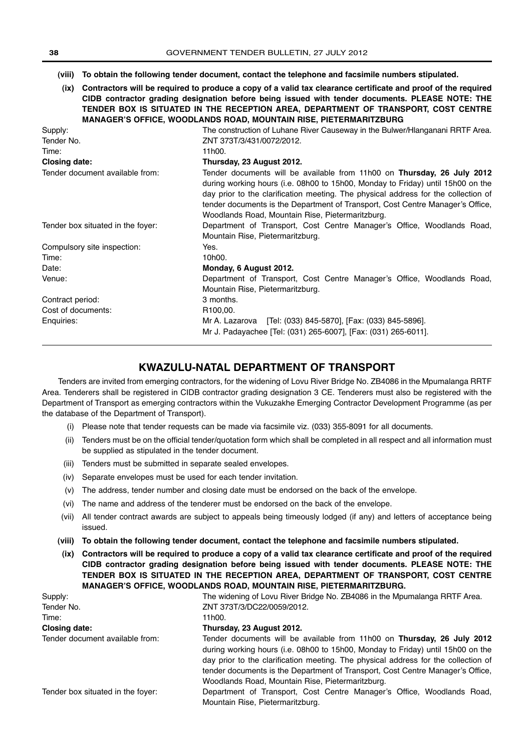**(viii) To obtain the following tender document, contact the telephone and facsimile numbers stipulated.**

**(ix) Contractors will be required to produce a copy of a valid tax clearance certificate and proof of the required CIDB contractor grading designation before being issued with tender documents. PLEASE NOTE: THE TENDER BOX IS SITUATED IN THE RECEPTION AREA, DEPARTMENT OF TRANSPORT, COST CENTRE MANAGER'S OFFICE, WOODLANDS ROAD, MOUNTAIN RISE, PIETERMARITZBURG**

| | |
|---|---|
| Supply: | The construction of Luhane River Causeway in the Bulwer/Hlanganani RRTF Area. |
| Tender No. | ZNT 373T/3/431/0072/2012. |
| Time: | 11h00. |
| **Closing date:** | **Thursday, 23 August 2012.** |
| Tender document available from: | Tender documents will be available from 11h00 on **Thursday, 26 July 2012** during working hours (i.e. 08h00 to 15h00, Monday to Friday) until 15h00 on the day prior to the clarification meeting. The physical address for the collection of tender documents is the Department of Transport, Cost Centre Manager's Office, Woodlands Road, Mountain Rise, Pietermaritzburg. |
| Tender box situated in the foyer: | Department of Transport, Cost Centre Manager's Office, Woodlands Road, Mountain Rise, Pietermaritzburg. |
| Compulsory site inspection: | Yes. |
| Time: | 10h00. |
| Date: | **Monday, 6 August 2012.** |
| Venue: | Department of Transport, Cost Centre Manager's Office, Woodlands Road, Mountain Rise, Pietermaritzburg. |
| Contract period: | 3 months. |
| Cost of documents: | R100,00. |
| Enquiries: | Mr A. Lazarova [Tel: (033) 845-5870], [Fax: (033) 845-5896].<br>Mr J. Padayachee [Tel: (031) 265-6007], [Fax: (031) 265-6011]. |

## KWAZULU-NATAL DEPARTMENT OF TRANSPORT

Tenders are invited from emerging contractors, for the widening of Lovu River Bridge No. ZB4086 in the Mpumalanga RRTF Area. Tenderers shall be registered in CIDB contractor grading designation 3 CE. Tenderers must also be registered with the Department of Transport as emerging contractors within the Vukuzakhe Emerging Contractor Development Programme (as per the database of the Department of Transport).

(i) Please note that tender requests can be made via facsimile viz. (033) 355-8091 for all documents.

(ii) Tenders must be on the official tender/quotation form which shall be completed in all respect and all information must be supplied as stipulated in the tender document.

(iii) Tenders must be submitted in separate sealed envelopes.

(iv) Separate envelopes must be used for each tender invitation.

(v) The address, tender number and closing date must be endorsed on the back of the envelope.

(vi) The name and address of the tenderer must be endorsed on the back of the envelope.

(vii) All tender contract awards are subject to appeals being timeously lodged (if any) and letters of acceptance being issued.

**(viii) To obtain the following tender document, contact the telephone and facsimile numbers stipulated.**

**(ix) Contractors will be required to produce a copy of a valid tax clearance certificate and proof of the required CIDB contractor grading designation before being issued with tender documents. PLEASE NOTE: THE TENDER BOX IS SITUATED IN THE RECEPTION AREA, DEPARTMENT OF TRANSPORT, COST CENTRE MANAGER'S OFFICE, WOODLANDS ROAD, MOUNTAIN RISE, PIETERMARITZBURG.**

| | |
|---|---|
| Supply: | The widening of Lovu River Bridge No. ZB4086 in the Mpumalanga RRTF Area. |
| Tender No. | ZNT 373T/3/DC22/0059/2012. |
| Time: | 11h00. |
| **Closing date:** | **Thursday, 23 August 2012.** |
| Tender document available from: | Tender documents will be available from 11h00 on **Thursday, 26 July 2012** during working hours (i.e. 08h00 to 15h00, Monday to Friday) until 15h00 on the day prior to the clarification meeting. The physical address for the collection of tender documents is the Department of Transport, Cost Centre Manager's Office, Woodlands Road, Mountain Rise, Pietermaritzburg. |
| Tender box situated in the foyer: | Department of Transport, Cost Centre Manager's Office, Woodlands Road, Mountain Rise, Pietermaritzburg. |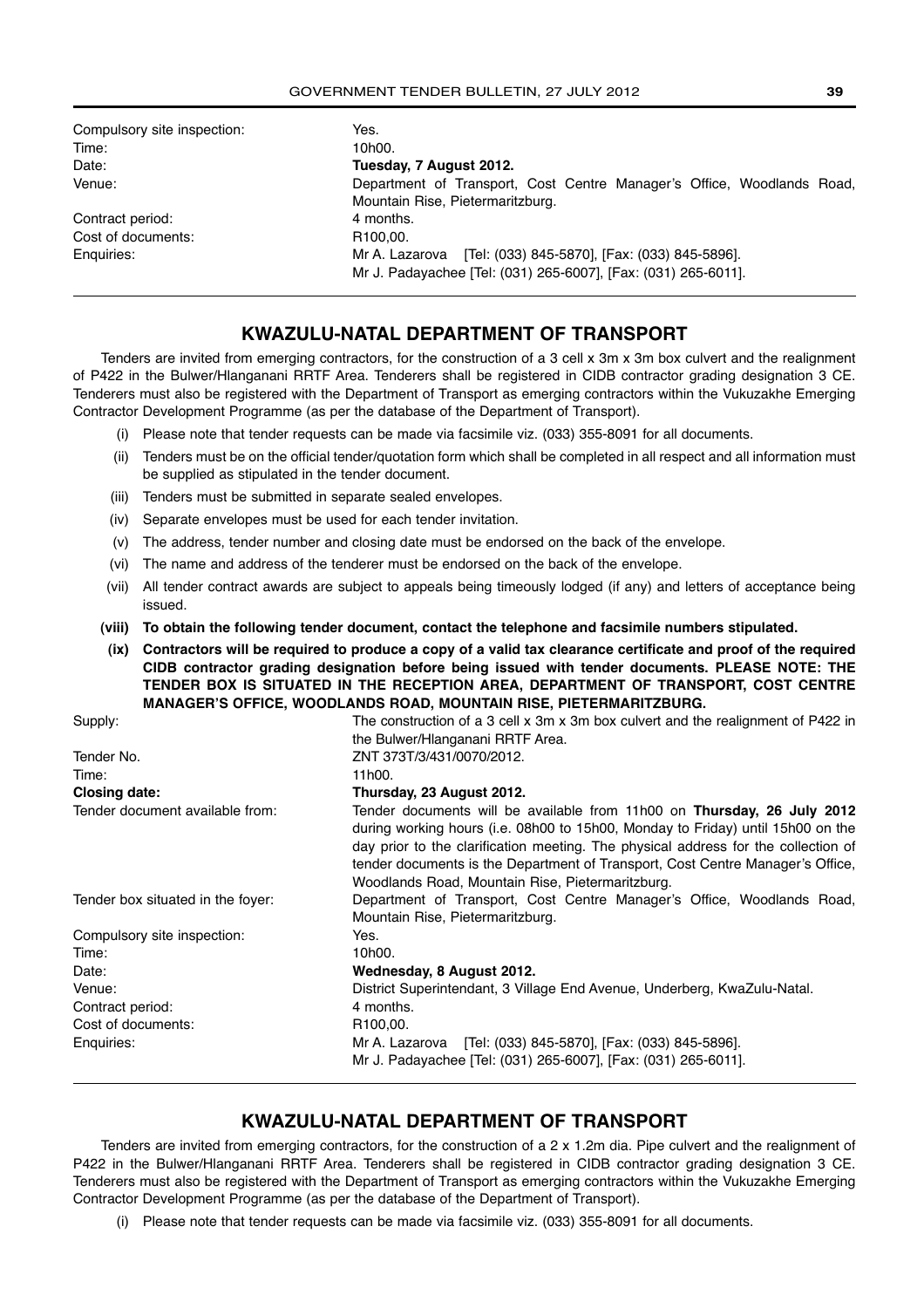| | |
|---|---|
| Compulsory site inspection: | Yes. |
| Time: | 10h00. |
| Date: | **Tuesday, 7 August 2012.** |
| Venue: | Department of Transport, Cost Centre Manager's Office, Woodlands Road, Mountain Rise, Pietermaritzburg. |
| Contract period: | 4 months. |
| Cost of documents: | R100,00. |
| Enquiries: | Mr A. Lazarova [Tel: (033) 845-5870], [Fax: (033) 845-5896]. Mr J. Padayachee [Tel: (031) 265-6007], [Fax: (031) 265-6011]. |

## KWAZULU-NATAL DEPARTMENT OF TRANSPORT

Tenders are invited from emerging contractors, for the construction of a 3 cell x 3m x 3m box culvert and the realignment of P422 in the Bulwer/Hlanganani RRTF Area. Tenderers shall be registered in CIDB contractor grading designation 3 CE. Tenderers must also be registered with the Department of Transport as emerging contractors within the Vukuzakhe Emerging Contractor Development Programme (as per the database of the Department of Transport).

(i) Please note that tender requests can be made via facsimile viz. (033) 355-8091 for all documents.

(ii) Tenders must be on the official tender/quotation form which shall be completed in all respect and all information must be supplied as stipulated in the tender document.

(iii) Tenders must be submitted in separate sealed envelopes.

(iv) Separate envelopes must be used for each tender invitation.

(v) The address, tender number and closing date must be endorsed on the back of the envelope.

(vi) The name and address of the tenderer must be endorsed on the back of the envelope.

(vii) All tender contract awards are subject to appeals being timeously lodged (if any) and letters of acceptance being issued.

**(viii) To obtain the following tender document, contact the telephone and facsimile numbers stipulated.**

**(ix) Contractors will be required to produce a copy of a valid tax clearance certificate and proof of the required CIDB contractor grading designation before being issued with tender documents. PLEASE NOTE: THE TENDER BOX IS SITUATED IN THE RECEPTION AREA, DEPARTMENT OF TRANSPORT, COST CENTRE MANAGER'S OFFICE, WOODLANDS ROAD, MOUNTAIN RISE, PIETERMARITZBURG.**

| | |
|---|---|
| Supply: | The construction of a 3 cell x 3m x 3m box culvert and the realignment of P422 in the Bulwer/Hlanganani RRTF Area. |
| Tender No. | ZNT 373T/3/431/0070/2012. |
| Time: | 11h00. |
| **Closing date:** | **Thursday, 23 August 2012.** |
| Tender document available from: | Tender documents will be available from 11h00 on **Thursday, 26 July 2012** during working hours (i.e. 08h00 to 15h00, Monday to Friday) until 15h00 on the day prior to the clarification meeting. The physical address for the collection of tender documents is the Department of Transport, Cost Centre Manager's Office, Woodlands Road, Mountain Rise, Pietermaritzburg. |
| Tender box situated in the foyer: | Department of Transport, Cost Centre Manager's Office, Woodlands Road, Mountain Rise, Pietermaritzburg. |
| Compulsory site inspection: | Yes. |
| Time: | 10h00. |
| Date: | **Wednesday, 8 August 2012.** |
| Venue: | District Superintendant, 3 Village End Avenue, Underberg, KwaZulu-Natal. |
| Contract period: | 4 months. |
| Cost of documents: | R100,00. |
| Enquiries: | Mr A. Lazarova [Tel: (033) 845-5870], [Fax: (033) 845-5896]. Mr J. Padayachee [Tel: (031) 265-6007], [Fax: (031) 265-6011]. |

## KWAZULU-NATAL DEPARTMENT OF TRANSPORT

Tenders are invited from emerging contractors, for the construction of a 2 x 1.2m dia. Pipe culvert and the realignment of P422 in the Bulwer/Hlanganani RRTF Area. Tenderers shall be registered in CIDB contractor grading designation 3 CE. Tenderers must also be registered with the Department of Transport as emerging contractors within the Vukuzakhe Emerging Contractor Development Programme (as per the database of the Department of Transport).

(i) Please note that tender requests can be made via facsimile viz. (033) 355-8091 for all documents.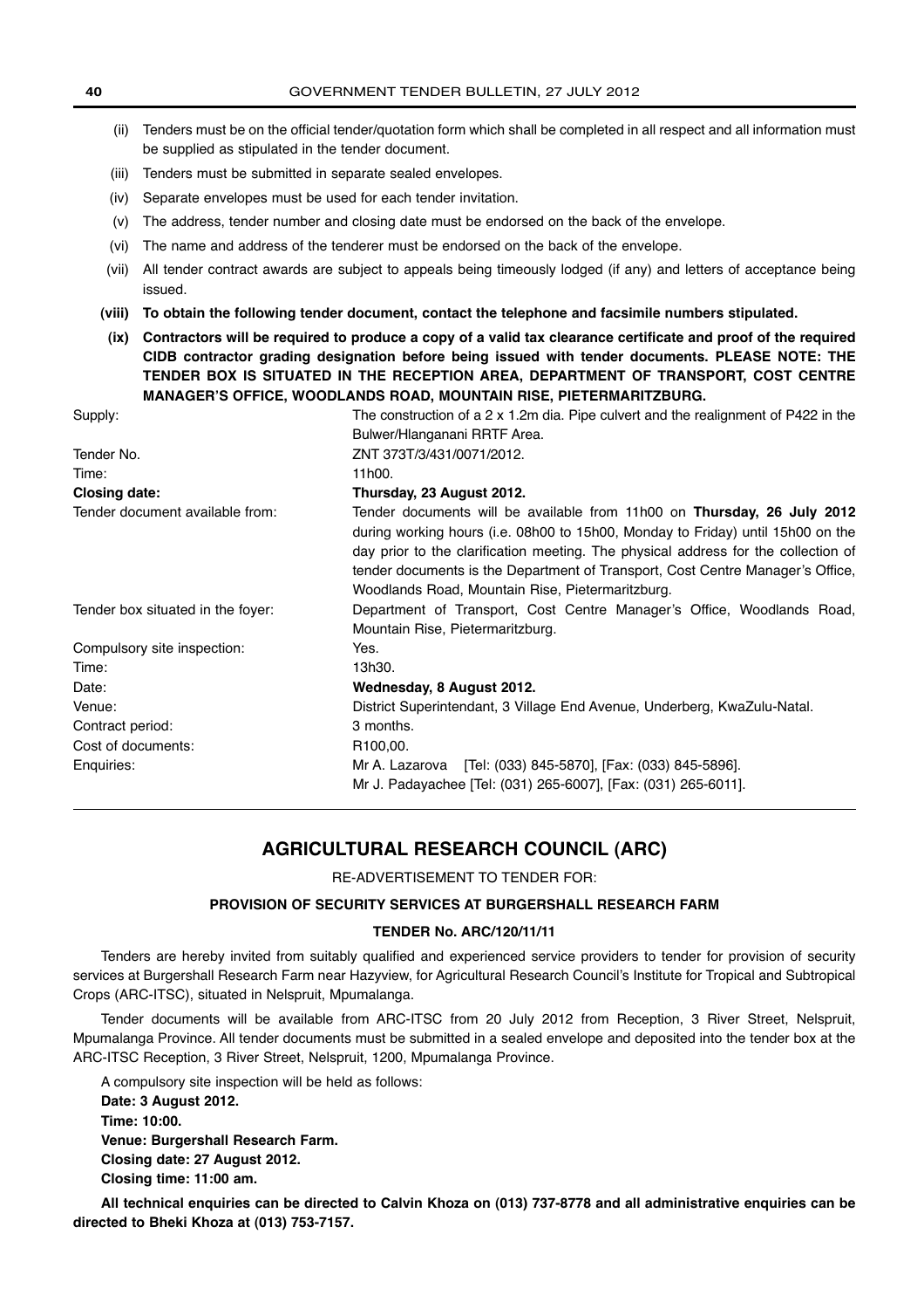(ii) Tenders must be on the official tender/quotation form which shall be completed in all respect and all information must be supplied as stipulated in the tender document.

(iii) Tenders must be submitted in separate sealed envelopes.

(iv) Separate envelopes must be used for each tender invitation.

(v) The address, tender number and closing date must be endorsed on the back of the envelope.

(vi) The name and address of the tenderer must be endorsed on the back of the envelope.

(vii) All tender contract awards are subject to appeals being timeously lodged (if any) and letters of acceptance being issued.

**(viii) To obtain the following tender document, contact the telephone and facsimile numbers stipulated.**

**(ix) Contractors will be required to produce a copy of a valid tax clearance certificate and proof of the required CIDB contractor grading designation before being issued with tender documents. PLEASE NOTE: THE TENDER BOX IS SITUATED IN THE RECEPTION AREA, DEPARTMENT OF TRANSPORT, COST CENTRE MANAGER'S OFFICE, WOODLANDS ROAD, MOUNTAIN RISE, PIETERMARITZBURG.**

| | |
|---|---|
| Supply: | The construction of a 2 x 1.2m dia. Pipe culvert and the realignment of P422 in the Bulwer/Hlanganani RRTF Area. |
| Tender No. | ZNT 373T/3/431/0071/2012. |
| Time: | 11h00. |
| **Closing date:** | **Thursday, 23 August 2012.** |
| Tender document available from: | Tender documents will be available from 11h00 on **Thursday, 26 July 2012** during working hours (i.e. 08h00 to 15h00, Monday to Friday) until 15h00 on the day prior to the clarification meeting. The physical address for the collection of tender documents is the Department of Transport, Cost Centre Manager's Office, Woodlands Road, Mountain Rise, Pietermaritzburg. |
| Tender box situated in the foyer: | Department of Transport, Cost Centre Manager's Office, Woodlands Road, Mountain Rise, Pietermaritzburg. |
| Compulsory site inspection: | Yes. |
| Time: | 13h30. |
| Date: | **Wednesday, 8 August 2012.** |
| Venue: | District Superintendant, 3 Village End Avenue, Underberg, KwaZulu-Natal. |
| Contract period: | 3 months. |
| Cost of documents: | R100,00. |
| Enquiries: | Mr A. Lazarova [Tel: (033) 845-5870], [Fax: (033) 845-5896].<br>Mr J. Padayachee [Tel: (031) 265-6007], [Fax: (031) 265-6011]. |

## AGRICULTURAL RESEARCH COUNCIL (ARC)

RE-ADVERTISEMENT TO TENDER FOR:

**PROVISION OF SECURITY SERVICES AT BURGERSHALL RESEARCH FARM**

**TENDER No. ARC/120/11/11**

Tenders are hereby invited from suitably qualified and experienced service providers to tender for provision of security services at Burgershall Research Farm near Hazyview, for Agricultural Research Council's Institute for Tropical and Subtropical Crops (ARC-ITSC), situated in Nelspruit, Mpumalanga.

Tender documents will be available from ARC-ITSC from 20 July 2012 from Reception, 3 River Street, Nelspruit, Mpumalanga Province. All tender documents must be submitted in a sealed envelope and deposited into the tender box at the ARC-ITSC Reception, 3 River Street, Nelspruit, 1200, Mpumalanga Province.

A compulsory site inspection will be held as follows:

**Date: 3 August 2012.**
**Time: 10:00.**
**Venue: Burgershall Research Farm.**
**Closing date: 27 August 2012.**
**Closing time: 11:00 am.**

**All technical enquiries can be directed to Calvin Khoza on (013) 737-8778 and all administrative enquiries can be directed to Bheki Khoza at (013) 753-7157.**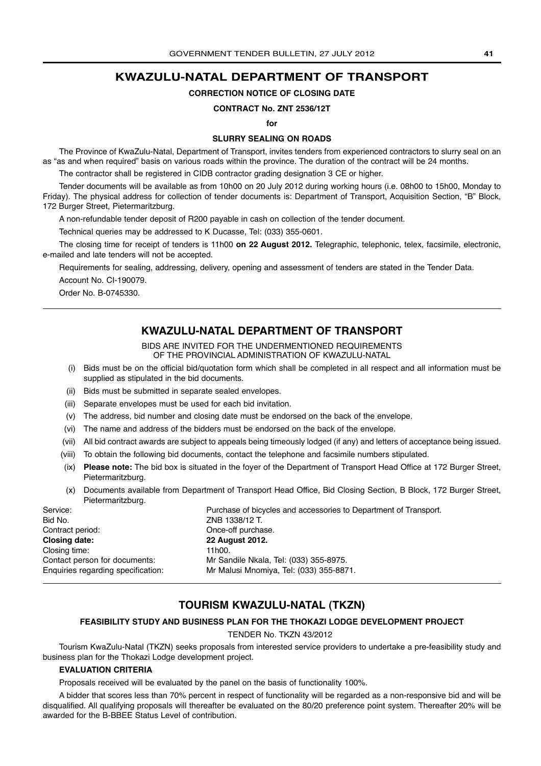## KWAZULU-NATAL DEPARTMENT OF TRANSPORT

**CORRECTION NOTICE OF CLOSING DATE**

**CONTRACT No. ZNT 2536/12T**

**for**

**SLURRY SEALING ON ROADS**

The Province of KwaZulu-Natal, Department of Transport, invites tenders from experienced contractors to slurry seal on an as "as and when required" basis on various roads within the province. The duration of the contract will be 24 months.

The contractor shall be registered in CIDB contractor grading designation 3 CE or higher.

Tender documents will be available as from 10h00 on 20 July 2012 during working hours (i.e. 08h00 to 15h00, Monday to Friday). The physical address for collection of tender documents is: Department of Transport, Acquisition Section, "B" Block, 172 Burger Street, Pietermaritzburg.

A non-refundable tender deposit of R200 payable in cash on collection of the tender document.

Technical queries may be addressed to K Ducasse, Tel: (033) 355-0601.

The closing time for receipt of tenders is 11h00 **on 22 August 2012.** Telegraphic, telephonic, telex, facsimile, electronic, e-mailed and late tenders will not be accepted.

Requirements for sealing, addressing, delivery, opening and assessment of tenders are stated in the Tender Data.

Account No. CI-190079.

Order No. B-0745330.

---

## KWAZULU-NATAL DEPARTMENT OF TRANSPORT

BIDS ARE INVITED FOR THE UNDERMENTIONED REQUIREMENTS OF THE PROVINCIAL ADMINISTRATION OF KWAZULU-NATAL

(i) Bids must be on the official bid/quotation form which shall be completed in all respect and all information must be supplied as stipulated in the bid documents.

(ii) Bids must be submitted in separate sealed envelopes.

(iii) Separate envelopes must be used for each bid invitation.

(v) The address, bid number and closing date must be endorsed on the back of the envelope.

(vi) The name and address of the bidders must be endorsed on the back of the envelope.

(vii) All bid contract awards are subject to appeals being timeously lodged (if any) and letters of acceptance being issued.

(viii) To obtain the following bid documents, contact the telephone and facsimile numbers stipulated.

(ix) **Please note:** The bid box is situated in the foyer of the Department of Transport Head Office at 172 Burger Street, Pietermaritzburg.

(x) Documents available from Department of Transport Head Office, Bid Closing Section, B Block, 172 Burger Street, Pietermaritzburg.

Service: Purchase of bicycles and accessories to Department of Transport.
Bid No. ZNB 1338/12 T.
Contract period: Once-off purchase.
**Closing date:** **22 August 2012.**
Closing time: 11h00.
Contact person for documents: Mr Sandile Nkala, Tel: (033) 355-8975.
Enquiries regarding specification: Mr Malusi Mnomiya, Tel: (033) 355-8871.

---

## TOURISM KWAZULU-NATAL (TKZN)

**FEASIBILITY STUDY AND BUSINESS PLAN FOR THE THOKAZI LODGE DEVELOPMENT PROJECT**

TENDER No. TKZN 43/2012

Tourism KwaZulu-Natal (TKZN) seeks proposals from interested service providers to undertake a pre-feasibility study and business plan for the Thokazi Lodge development project.

**EVALUATION CRITERIA**

Proposals received will be evaluated by the panel on the basis of functionality 100%.

A bidder that scores less than 70% percent in respect of functionality will be regarded as a non-responsive bid and will be disqualified. All qualifying proposals will thereafter be evaluated on the 80/20 preference point system. Thereafter 20% will be awarded for the B-BBEE Status Level of contribution.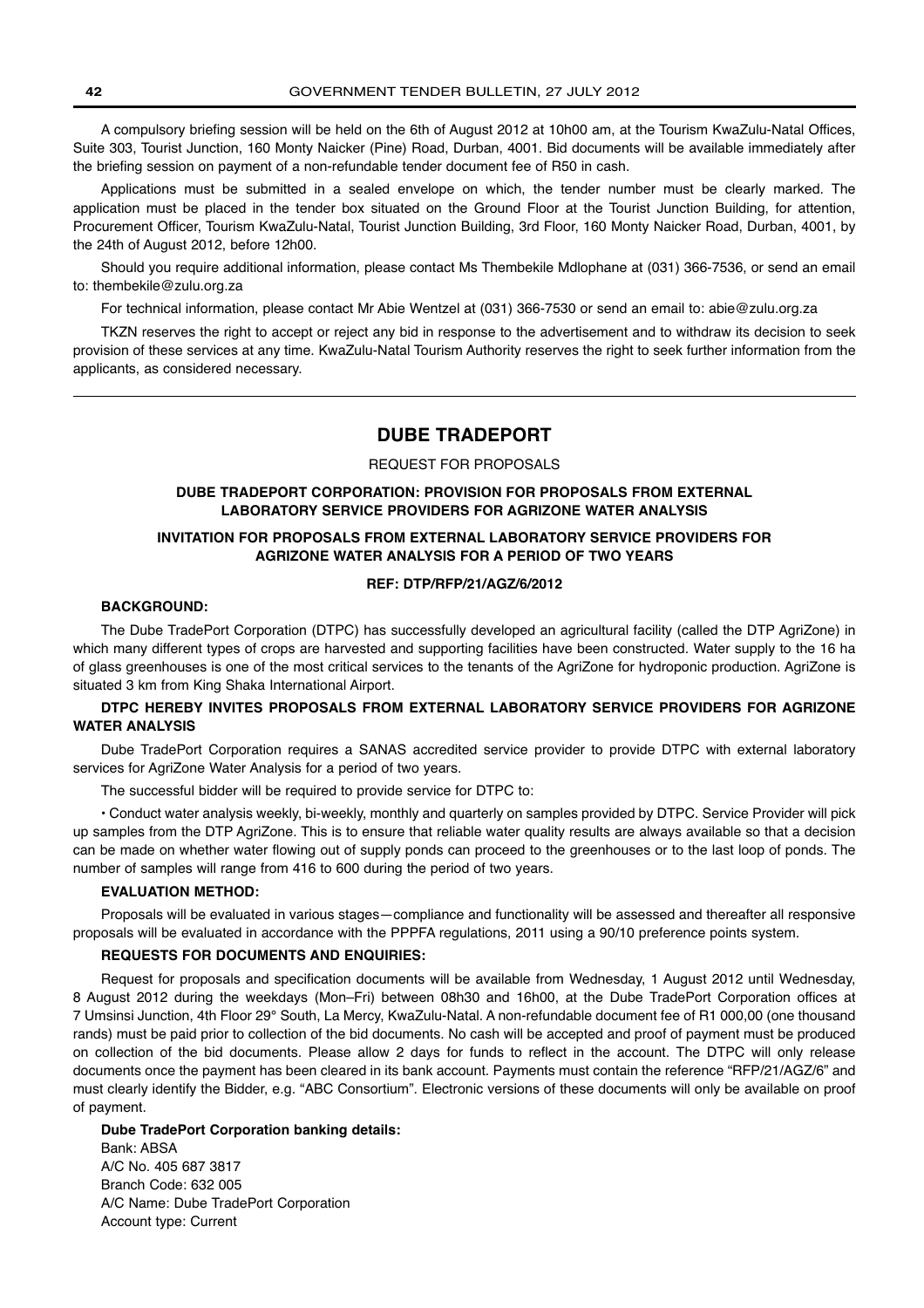A compulsory briefing session will be held on the 6th of August 2012 at 10h00 am, at the Tourism KwaZulu-Natal Offices, Suite 303, Tourist Junction, 160 Monty Naicker (Pine) Road, Durban, 4001. Bid documents will be available immediately after the briefing session on payment of a non-refundable tender document fee of R50 in cash.

Applications must be submitted in a sealed envelope on which, the tender number must be clearly marked. The application must be placed in the tender box situated on the Ground Floor at the Tourist Junction Building, for attention, Procurement Officer, Tourism KwaZulu-Natal, Tourist Junction Building, 3rd Floor, 160 Monty Naicker Road, Durban, 4001, by the 24th of August 2012, before 12h00.

Should you require additional information, please contact Ms Thembekile Mdlophane at (031) 366-7536, or send an email to: thembekile@zulu.org.za

For technical information, please contact Mr Abie Wentzel at (031) 366-7530 or send an email to: abie@zulu.org.za

TKZN reserves the right to accept or reject any bid in response to the advertisement and to withdraw its decision to seek provision of these services at any time. KwaZulu-Natal Tourism Authority reserves the right to seek further information from the applicants, as considered necessary.

---

## DUBE TRADEPORT

REQUEST FOR PROPOSALS

**DUBE TRADEPORT CORPORATION: PROVISION FOR PROPOSALS FROM EXTERNAL LABORATORY SERVICE PROVIDERS FOR AGRIZONE WATER ANALYSIS**

**INVITATION FOR PROPOSALS FROM EXTERNAL LABORATORY SERVICE PROVIDERS FOR AGRIZONE WATER ANALYSIS FOR A PERIOD OF TWO YEARS**

**REF: DTP/RFP/21/AGZ/6/2012**

**BACKGROUND:**

The Dube TradePort Corporation (DTPC) has successfully developed an agricultural facility (called the DTP AgriZone) in which many different types of crops are harvested and supporting facilities have been constructed. Water supply to the 16 ha of glass greenhouses is one of the most critical services to the tenants of the AgriZone for hydroponic production. AgriZone is situated 3 km from King Shaka International Airport.

**DTPC HEREBY INVITES PROPOSALS FROM EXTERNAL LABORATORY SERVICE PROVIDERS FOR AGRIZONE WATER ANALYSIS**

Dube TradePort Corporation requires a SANAS accredited service provider to provide DTPC with external laboratory services for AgriZone Water Analysis for a period of two years.

The successful bidder will be required to provide service for DTPC to:

- Conduct water analysis weekly, bi-weekly, monthly and quarterly on samples provided by DTPC. Service Provider will pick up samples from the DTP AgriZone. This is to ensure that reliable water quality results are always available so that a decision can be made on whether water flowing out of supply ponds can proceed to the greenhouses or to the last loop of ponds. The number of samples will range from 416 to 600 during the period of two years.

**EVALUATION METHOD:**

Proposals will be evaluated in various stages—compliance and functionality will be assessed and thereafter all responsive proposals will be evaluated in accordance with the PPPFA regulations, 2011 using a 90/10 preference points system.

**REQUESTS FOR DOCUMENTS AND ENQUIRIES:**

Request for proposals and specification documents will be available from Wednesday, 1 August 2012 until Wednesday, 8 August 2012 during the weekdays (Mon–Fri) between 08h30 and 16h00, at the Dube TradePort Corporation offices at 7 Umsinsi Junction, 4th Floor 29° South, La Mercy, KwaZulu-Natal. A non-refundable document fee of R1 000,00 (one thousand rands) must be paid prior to collection of the bid documents. No cash will be accepted and proof of payment must be produced on collection of the bid documents. Please allow 2 days for funds to reflect in the account. The DTPC will only release documents once the payment has been cleared in its bank account. Payments must contain the reference "RFP/21/AGZ/6" and must clearly identify the Bidder, e.g. "ABC Consortium". Electronic versions of these documents will only be available on proof of payment.

**Dube TradePort Corporation banking details:**

Bank: ABSA
A/C No. 405 687 3817
Branch Code: 632 005
A/C Name: Dube TradePort Corporation
Account type: Current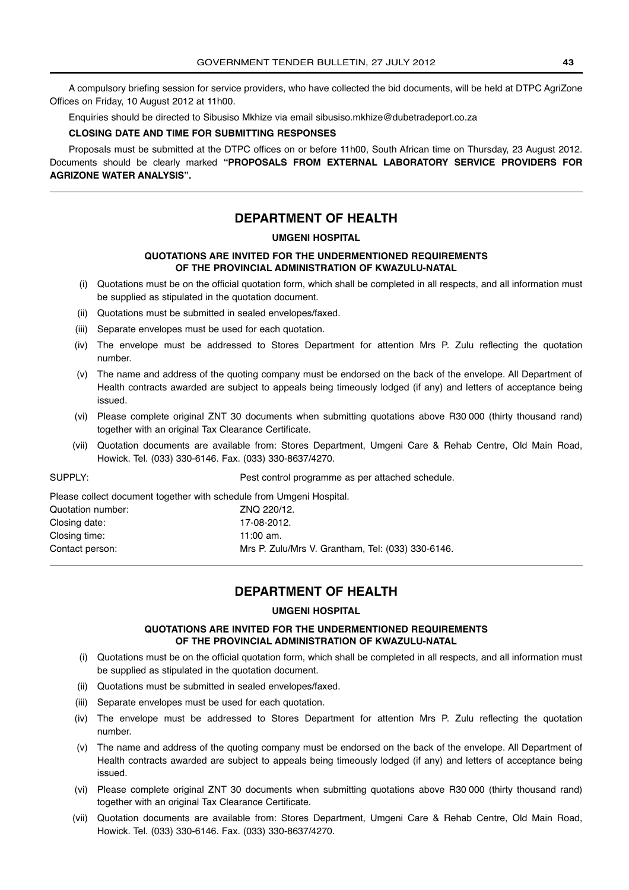A compulsory briefing session for service providers, who have collected the bid documents, will be held at DTPC AgriZone Offices on Friday, 10 August 2012 at 11h00.

Enquiries should be directed to Sibusiso Mkhize via email sibusiso.mkhize@dubetradeport.co.za

**CLOSING DATE AND TIME FOR SUBMITTING RESPONSES**

Proposals must be submitted at the DTPC offices on or before 11h00, South African time on Thursday, 23 August 2012. Documents should be clearly marked **"PROPOSALS FROM EXTERNAL LABORATORY SERVICE PROVIDERS FOR AGRIZONE WATER ANALYSIS".**

---

## DEPARTMENT OF HEALTH

### UMGENI HOSPITAL

#### QUOTATIONS ARE INVITED FOR THE UNDERMENTIONED REQUIREMENTS OF THE PROVINCIAL ADMINISTRATION OF KWAZULU-NATAL

(i) Quotations must be on the official quotation form, which shall be completed in all respects, and all information must be supplied as stipulated in the quotation document.

(ii) Quotations must be submitted in sealed envelopes/faxed.

(iii) Separate envelopes must be used for each quotation.

(iv) The envelope must be addressed to Stores Department for attention Mrs P. Zulu reflecting the quotation number.

(v) The name and address of the quoting company must be endorsed on the back of the envelope. All Department of Health contracts awarded are subject to appeals being timeously lodged (if any) and letters of acceptance being issued.

(vi) Please complete original ZNT 30 documents when submitting quotations above R30 000 (thirty thousand rand) together with an original Tax Clearance Certificate.

(vii) Quotation documents are available from: Stores Department, Umgeni Care & Rehab Centre, Old Main Road, Howick. Tel. (033) 330-6146. Fax. (033) 330-8637/4270.

SUPPLY: Pest control programme as per attached schedule.

Please collect document together with schedule from Umgeni Hospital.

Quotation number: ZNQ 220/12.

Closing date: 17-08-2012.

Closing time: 11:00 am.

Contact person: Mrs P. Zulu/Mrs V. Grantham, Tel: (033) 330-6146.

---

## DEPARTMENT OF HEALTH

### UMGENI HOSPITAL

#### QUOTATIONS ARE INVITED FOR THE UNDERMENTIONED REQUIREMENTS OF THE PROVINCIAL ADMINISTRATION OF KWAZULU-NATAL

(i) Quotations must be on the official quotation form, which shall be completed in all respects, and all information must be supplied as stipulated in the quotation document.

(ii) Quotations must be submitted in sealed envelopes/faxed.

(iii) Separate envelopes must be used for each quotation.

(iv) The envelope must be addressed to Stores Department for attention Mrs P. Zulu reflecting the quotation number.

(v) The name and address of the quoting company must be endorsed on the back of the envelope. All Department of Health contracts awarded are subject to appeals being timeously lodged (if any) and letters of acceptance being issued.

(vi) Please complete original ZNT 30 documents when submitting quotations above R30 000 (thirty thousand rand) together with an original Tax Clearance Certificate.

(vii) Quotation documents are available from: Stores Department, Umgeni Care & Rehab Centre, Old Main Road, Howick. Tel. (033) 330-6146. Fax. (033) 330-8637/4270.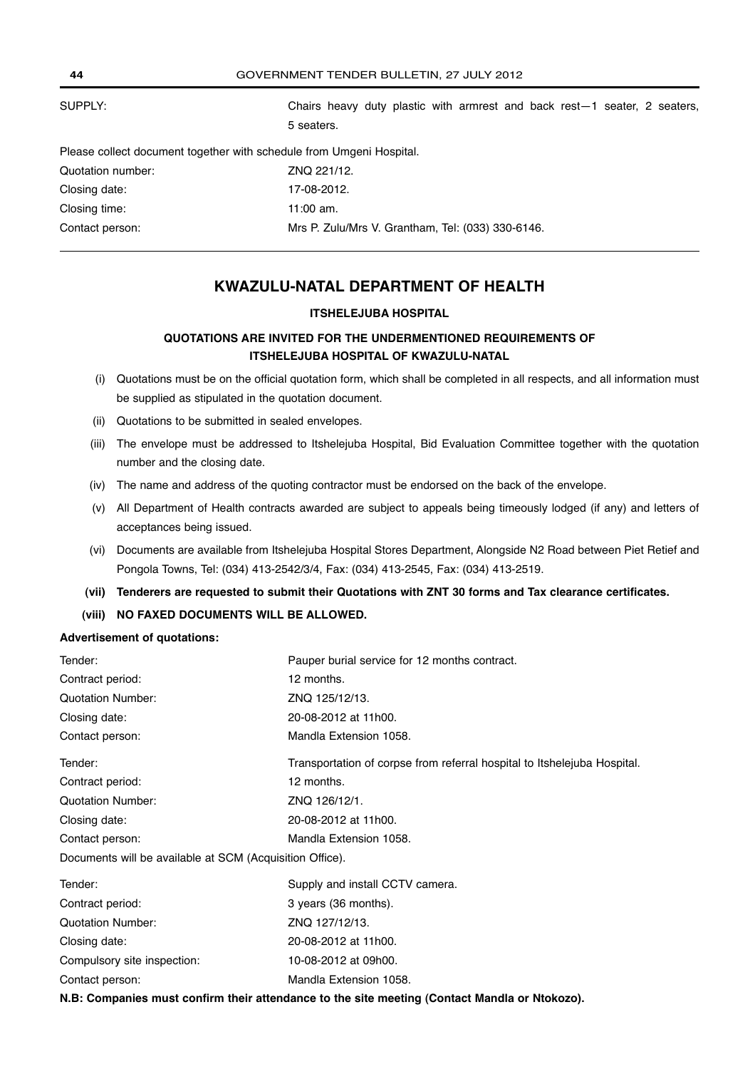| | |
|---|---|
| SUPPLY: | Chairs heavy duty plastic with armrest and back rest—1 seater, 2 seaters, 5 seaters. |

Please collect document together with schedule from Umgeni Hospital.

| | |
|---|---|
| Quotation number: | ZNQ 221/12. |
| Closing date: | 17-08-2012. |
| Closing time: | 11:00 am. |
| Contact person: | Mrs P. Zulu/Mrs V. Grantham, Tel: (033) 330-6146. |

## KWAZULU-NATAL DEPARTMENT OF HEALTH

### ITSHELEJUBA HOSPITAL

### QUOTATIONS ARE INVITED FOR THE UNDERMENTIONED REQUIREMENTS OF ITSHELEJUBA HOSPITAL OF KWAZULU-NATAL

(i) Quotations must be on the official quotation form, which shall be completed in all respects, and all information must be supplied as stipulated in the quotation document.

(ii) Quotations to be submitted in sealed envelopes.

(iii) The envelope must be addressed to Itshelejuba Hospital, Bid Evaluation Committee together with the quotation number and the closing date.

(iv) The name and address of the quoting contractor must be endorsed on the back of the envelope.

(v) All Department of Health contracts awarded are subject to appeals being timeously lodged (if any) and letters of acceptances being issued.

(vi) Documents are available from Itshelejuba Hospital Stores Department, Alongside N2 Road between Piet Retief and Pongola Towns, Tel: (034) 413-2542/3/4, Fax: (034) 413-2545, Fax: (034) 413-2519.

**(vii) Tenderers are requested to submit their Quotations with ZNT 30 forms and Tax clearance certificates.**

**(viii) NO FAXED DOCUMENTS WILL BE ALLOWED.**

**Advertisement of quotations:**

| | |
|---|---|
| Tender: | Pauper burial service for 12 months contract. |
| Contract period: | 12 months. |
| Quotation Number: | ZNQ 125/12/13. |
| Closing date: | 20-08-2012 at 11h00. |
| Contact person: | Mandla Extension 1058. |

| | |
|---|---|
| Tender: | Transportation of corpse from referral hospital to Itshelejuba Hospital. |
| Contract period: | 12 months. |
| Quotation Number: | ZNQ 126/12/1. |
| Closing date: | 20-08-2012 at 11h00. |
| Contact person: | Mandla Extension 1058. |

Documents will be available at SCM (Acquisition Office).

| | |
|---|---|
| Tender: | Supply and install CCTV camera. |
| Contract period: | 3 years (36 months). |
| Quotation Number: | ZNQ 127/12/13. |
| Closing date: | 20-08-2012 at 11h00. |
| Compulsory site inspection: | 10-08-2012 at 09h00. |
| Contact person: | Mandla Extension 1058. |

**N.B: Companies must confirm their attendance to the site meeting (Contact Mandla or Ntokozo).**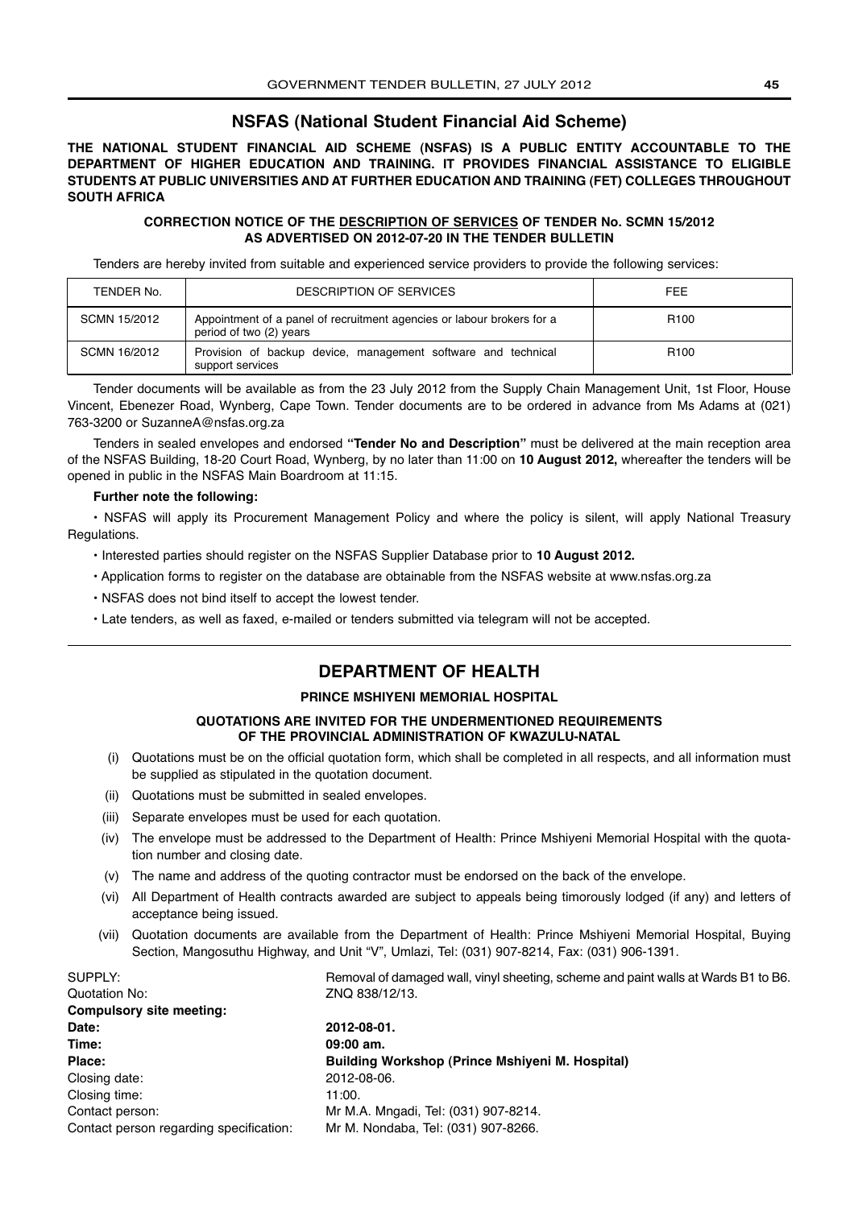## NSFAS (National Student Financial Aid Scheme)

**THE NATIONAL STUDENT FINANCIAL AID SCHEME (NSFAS) IS A PUBLIC ENTITY ACCOUNTABLE TO THE DEPARTMENT OF HIGHER EDUCATION AND TRAINING. IT PROVIDES FINANCIAL ASSISTANCE TO ELIGIBLE STUDENTS AT PUBLIC UNIVERSITIES AND AT FURTHER EDUCATION AND TRAINING (FET) COLLEGES THROUGHOUT SOUTH AFRICA**

**CORRECTION NOTICE OF THE DESCRIPTION OF SERVICES OF TENDER No. SCMN 15/2012 AS ADVERTISED ON 2012-07-20 IN THE TENDER BULLETIN**

Tenders are hereby invited from suitable and experienced service providers to provide the following services:

| TENDER No. | DESCRIPTION OF SERVICES | FEE |
|---|---|---|
| SCMN 15/2012 | Appointment of a panel of recruitment agencies or labour brokers for a period of two (2) years | R100 |
| SCMN 16/2012 | Provision of backup device, management software and technical support services | R100 |

Tender documents will be available as from the 23 July 2012 from the Supply Chain Management Unit, 1st Floor, House Vincent, Ebenezer Road, Wynberg, Cape Town. Tender documents are to be ordered in advance from Ms Adams at (021) 763-3200 or SuzanneA@nsfas.org.za

Tenders in sealed envelopes and endorsed **"Tender No and Description"** must be delivered at the main reception area of the NSFAS Building, 18-20 Court Road, Wynberg, by no later than 11:00 on **10 August 2012,** whereafter the tenders will be opened in public in the NSFAS Main Boardroom at 11:15.

**Further note the following:**

- NSFAS will apply its Procurement Management Policy and where the policy is silent, will apply National Treasury Regulations.
- Interested parties should register on the NSFAS Supplier Database prior to **10 August 2012.**
- Application forms to register on the database are obtainable from the NSFAS website at www.nsfas.org.za
- NSFAS does not bind itself to accept the lowest tender.
- Late tenders, as well as faxed, e-mailed or tenders submitted via telegram will not be accepted.

---

## DEPARTMENT OF HEALTH

### PRINCE MSHIYENI MEMORIAL HOSPITAL

**QUOTATIONS ARE INVITED FOR THE UNDERMENTIONED REQUIREMENTS OF THE PROVINCIAL ADMINISTRATION OF KWAZULU-NATAL**

(i) Quotations must be on the official quotation form, which shall be completed in all respects, and all information must be supplied as stipulated in the quotation document.

(ii) Quotations must be submitted in sealed envelopes.

(iii) Separate envelopes must be used for each quotation.

(iv) The envelope must be addressed to the Department of Health: Prince Mshiyeni Memorial Hospital with the quotation number and closing date.

(v) The name and address of the quoting contractor must be endorsed on the back of the envelope.

(vi) All Department of Health contracts awarded are subject to appeals being timorously lodged (if any) and letters of acceptance being issued.

(vii) Quotation documents are available from the Department of Health: Prince Mshiyeni Memorial Hospital, Buying Section, Mangosuthu Highway, and Unit "V", Umlazi, Tel: (031) 907-8214, Fax: (031) 906-1391.

SUPPLY: Removal of damaged wall, vinyl sheeting, scheme and paint walls at Wards B1 to B6.
Quotation No: ZNQ 838/12/13.
**Compulsory site meeting:**
**Date:** **2012-08-01.**
**Time:** **09:00 am.**
**Place:** **Building Workshop (Prince Mshiyeni M. Hospital)**
Closing date: 2012-08-06.
Closing time: 11:00.
Contact person: Mr M.A. Mngadi, Tel: (031) 907-8214.
Contact person regarding specification: Mr M. Nondaba, Tel: (031) 907-8266.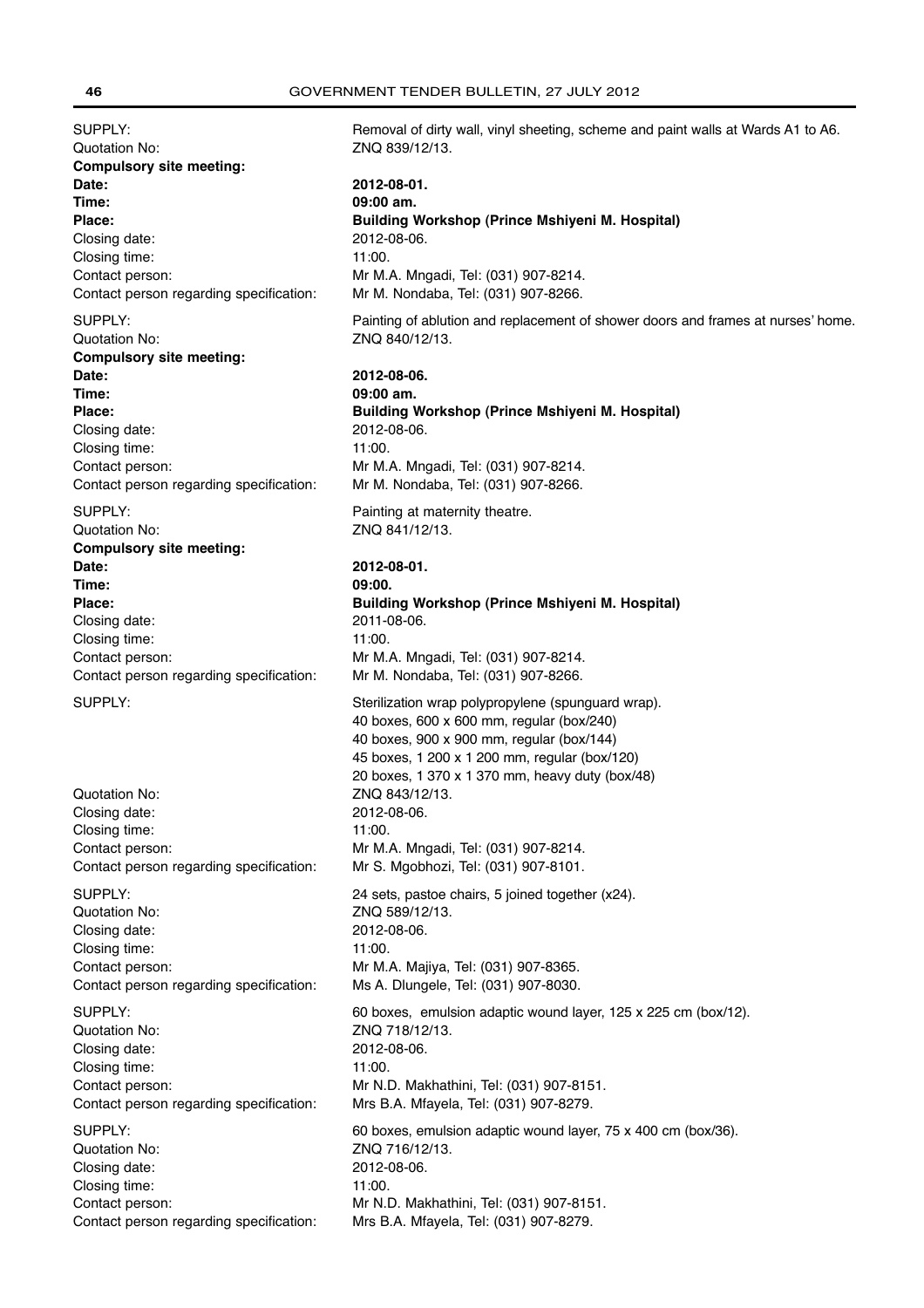SUPPLY: Removal of dirty wall, vinyl sheeting, scheme and paint walls at Wards A1 to A6.
Quotation No: ZNQ 839/12/13.
**Compulsory site meeting:**
**Date:** **2012-08-01.**
**Time:** **09:00 am.**
**Place:** **Building Workshop (Prince Mshiyeni M. Hospital)**
Closing date: 2012-08-06.
Closing time: 11:00.
Contact person: Mr M.A. Mngadi, Tel: (031) 907-8214.
Contact person regarding specification: Mr M. Nondaba, Tel: (031) 907-8266.

SUPPLY: Painting of ablution and replacement of shower doors and frames at nurses' home.
Quotation No: ZNQ 840/12/13.
**Compulsory site meeting:**
**Date:** **2012-08-06.**
**Time:** **09:00 am.**
**Place:** **Building Workshop (Prince Mshiyeni M. Hospital)**
Closing date: 2012-08-06.
Closing time: 11:00.
Contact person: Mr M.A. Mngadi, Tel: (031) 907-8214.
Contact person regarding specification: Mr M. Nondaba, Tel: (031) 907-8266.

SUPPLY: Painting at maternity theatre.
Quotation No: ZNQ 841/12/13.
**Compulsory site meeting:**
**Date:** **2012-08-01.**
**Time:** **09:00.**
**Place:** **Building Workshop (Prince Mshiyeni M. Hospital)**
Closing date: 2011-08-06.
Closing time: 11:00.
Contact person: Mr M.A. Mngadi, Tel: (031) 907-8214.
Contact person regarding specification: Mr M. Nondaba, Tel: (031) 907-8266.

SUPPLY: Sterilization wrap polypropylene (spunguard wrap).
40 boxes, 600 x 600 mm, regular (box/240)
40 boxes, 900 x 900 mm, regular (box/144)
45 boxes, 1 200 x 1 200 mm, regular (box/120)
20 boxes, 1 370 x 1 370 mm, heavy duty (box/48)
Quotation No: ZNQ 843/12/13.
Closing date: 2012-08-06.
Closing time: 11:00.
Contact person: Mr M.A. Mngadi, Tel: (031) 907-8214.
Contact person regarding specification: Mr S. Mgobhozi, Tel: (031) 907-8101.

SUPPLY: 24 sets, pastoe chairs, 5 joined together (x24).
Quotation No: ZNQ 589/12/13.
Closing date: 2012-08-06.
Closing time: 11:00.
Contact person: Mr M.A. Majiya, Tel: (031) 907-8365.
Contact person regarding specification: Ms A. Dlungele, Tel: (031) 907-8030.

SUPPLY: 60 boxes, emulsion adaptic wound layer, 125 x 225 cm (box/12).
Quotation No: ZNQ 718/12/13.
Closing date: 2012-08-06.
Closing time: 11:00.
Contact person: Mr N.D. Makhathini, Tel: (031) 907-8151.
Contact person regarding specification: Mrs B.A. Mfayela, Tel: (031) 907-8279.

SUPPLY: 60 boxes, emulsion adaptic wound layer, 75 x 400 cm (box/36).
Quotation No: ZNQ 716/12/13.
Closing date: 2012-08-06.
Closing time: 11:00.
Contact person: Mr N.D. Makhathini, Tel: (031) 907-8151.
Contact person regarding specification: Mrs B.A. Mfayela, Tel: (031) 907-8279.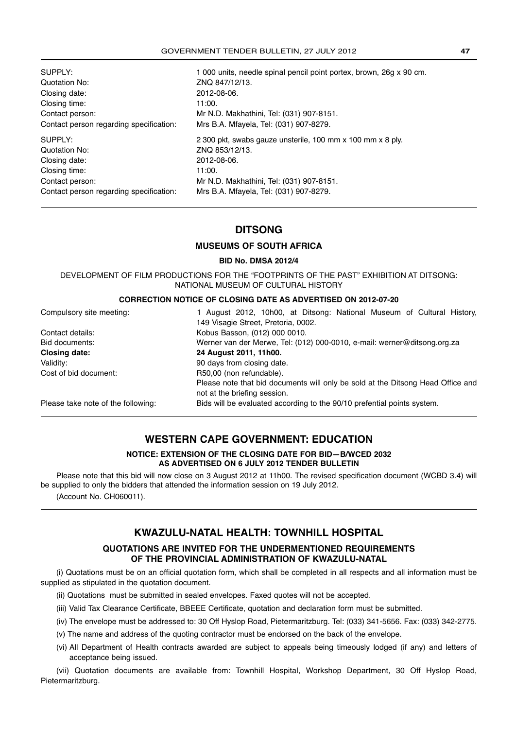| | |
|---|---|
| SUPPLY: | 1 000 units, needle spinal pencil point portex, brown, 26g x 90 cm. |
| Quotation No: | ZNQ 847/12/13. |
| Closing date: | 2012-08-06. |
| Closing time: | 11:00. |
| Contact person: | Mr N.D. Makhathini, Tel: (031) 907-8151. |
| Contact person regarding specification: | Mrs B.A. Mfayela, Tel: (031) 907-8279. |
| SUPPLY: | 2 300 pkt, swabs gauze unsterile, 100 mm x 100 mm x 8 ply. |
| Quotation No: | ZNQ 853/12/13. |
| Closing date: | 2012-08-06. |
| Closing time: | 11:00. |
| Contact person: | Mr N.D. Makhathini, Tel: (031) 907-8151. |
| Contact person regarding specification: | Mrs B.A. Mfayela, Tel: (031) 907-8279. |

## DITSONG

### MUSEUMS OF SOUTH AFRICA

**BID No. DMSA 2012/4**

DEVELOPMENT OF FILM PRODUCTIONS FOR THE "FOOTPRINTS OF THE PAST" EXHIBITION AT DITSONG: NATIONAL MUSEUM OF CULTURAL HISTORY

**CORRECTION NOTICE OF CLOSING DATE AS ADVERTISED ON 2012-07-20**

| | |
|---|---|
| Compulsory site meeting: | 1 August 2012, 10h00, at Ditsong: National Museum of Cultural History, 149 Visagie Street, Pretoria, 0002. |
| Contact details: | Kobus Basson, (012) 000 0010. |
| Bid documents: | Werner van der Merwe, Tel: (012) 000-0010, e-mail: werner@ditsong.org.za |
| **Closing date:** | **24 August 2011, 11h00.** |
| Validity: | 90 days from closing date. |
| Cost of bid document: | R50,00 (non refundable). Please note that bid documents will only be sold at the Ditsong Head Office and not at the briefing session. |
| Please take note of the following: | Bids will be evaluated according to the 90/10 prefential points system. |

## WESTERN CAPE GOVERNMENT: EDUCATION

**NOTICE: EXTENSION OF THE CLOSING DATE FOR BID—B/WCED 2032 AS ADVERTISED ON 6 JULY 2012 TENDER BULLETIN**

Please note that this bid will now close on 3 August 2012 at 11h00. The revised specification document (WCBD 3.4) will be supplied to only the bidders that attended the information session on 19 July 2012.

(Account No. CH060011).

## KWAZULU-NATAL HEALTH: TOWNHILL HOSPITAL

**QUOTATIONS ARE INVITED FOR THE UNDERMENTIONED REQUIREMENTS OF THE PROVINCIAL ADMINISTRATION OF KWAZULU-NATAL**

(i) Quotations must be on an official quotation form, which shall be completed in all respects and all information must be supplied as stipulated in the quotation document.

(ii) Quotations must be submitted in sealed envelopes. Faxed quotes will not be accepted.

(iii) Valid Tax Clearance Certificate, BBEEE Certificate, quotation and declaration form must be submitted.

(iv) The envelope must be addressed to: 30 Off Hyslop Road, Pietermaritzburg. Tel: (033) 341-5656. Fax: (033) 342-2775.

(v) The name and address of the quoting contractor must be endorsed on the back of the envelope.

(vi) All Department of Health contracts awarded are subject to appeals being timeously lodged (if any) and letters of acceptance being issued.

(vii) Quotation documents are available from: Townhill Hospital, Workshop Department, 30 Off Hyslop Road, Pietermaritzburg.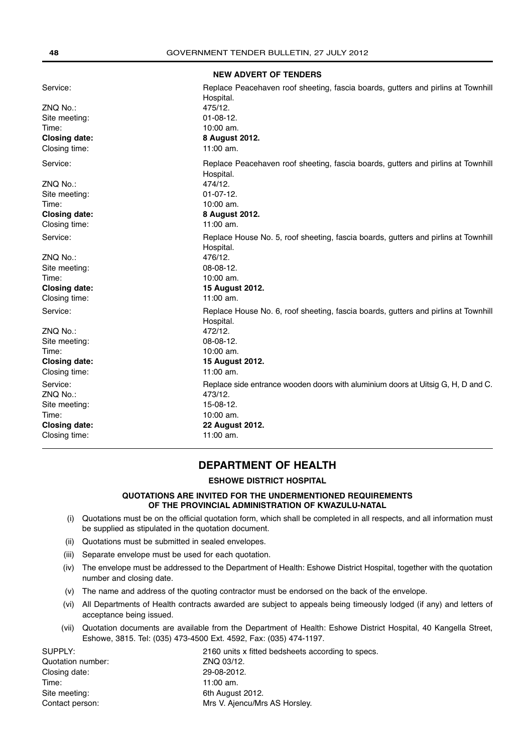**NEW ADVERT OF TENDERS**

| | |
|---|---|
| Service: | Replace Peacehaven roof sheeting, fascia boards, gutters and pirlins at Townhill Hospital. |
| ZNQ No.: | 475/12. |
| Site meeting: | 01-08-12. |
| Time: | 10:00 am. |
| **Closing date:** | **8 August 2012.** |
| Closing time: | 11:00 am. |
| Service: | Replace Peacehaven roof sheeting, fascia boards, gutters and pirlins at Townhill Hospital. |
| ZNQ No.: | 474/12. |
| Site meeting: | 01-07-12. |
| Time: | 10:00 am. |
| **Closing date:** | **8 August 2012.** |
| Closing time: | 11:00 am. |
| Service: | Replace House No. 5, roof sheeting, fascia boards, gutters and pirlins at Townhill Hospital. |
| ZNQ No.: | 476/12. |
| Site meeting: | 08-08-12. |
| Time: | 10:00 am. |
| **Closing date:** | **15 August 2012.** |
| Closing time: | 11:00 am. |
| Service: | Replace House No. 6, roof sheeting, fascia boards, gutters and pirlins at Townhill Hospital. |
| ZNQ No.: | 472/12. |
| Site meeting: | 08-08-12. |
| Time: | 10:00 am. |
| **Closing date:** | **15 August 2012.** |
| Closing time: | 11:00 am. |
| Service: | Replace side entrance wooden doors with aluminium doors at Uitsig G, H, D and C. |
| ZNQ No.: | 473/12. |
| Site meeting: | 15-08-12. |
| Time: | 10:00 am. |
| **Closing date:** | **22 August 2012.** |
| Closing time: | 11:00 am. |

## DEPARTMENT OF HEALTH

### ESHOWE DISTRICT HOSPITAL

**QUOTATIONS ARE INVITED FOR THE UNDERMENTIONED REQUIREMENTS OF THE PROVINCIAL ADMINISTRATION OF KWAZULU-NATAL**

(i) Quotations must be on the official quotation form, which shall be completed in all respects, and all information must be supplied as stipulated in the quotation document.

(ii) Quotations must be submitted in sealed envelopes.

(iii) Separate envelope must be used for each quotation.

(iv) The envelope must be addressed to the Department of Health: Eshowe District Hospital, together with the quotation number and closing date.

(v) The name and address of the quoting contractor must be endorsed on the back of the envelope.

(vi) All Departments of Health contracts awarded are subject to appeals being timeously lodged (if any) and letters of acceptance being issued.

(vii) Quotation documents are available from the Department of Health: Eshowe District Hospital, 40 Kangella Street, Eshowe, 3815. Tel: (035) 473-4500 Ext. 4592, Fax: (035) 474-1197.

| | |
|---|---|
| SUPPLY: | 2160 units x fitted bedsheets according to specs. |
| Quotation number: | ZNQ 03/12. |
| Closing date: | 29-08-2012. |
| Time: | 11:00 am. |
| Site meeting: | 6th August 2012. |
| Contact person: | Mrs V. Ajencu/Mrs AS Horsley. |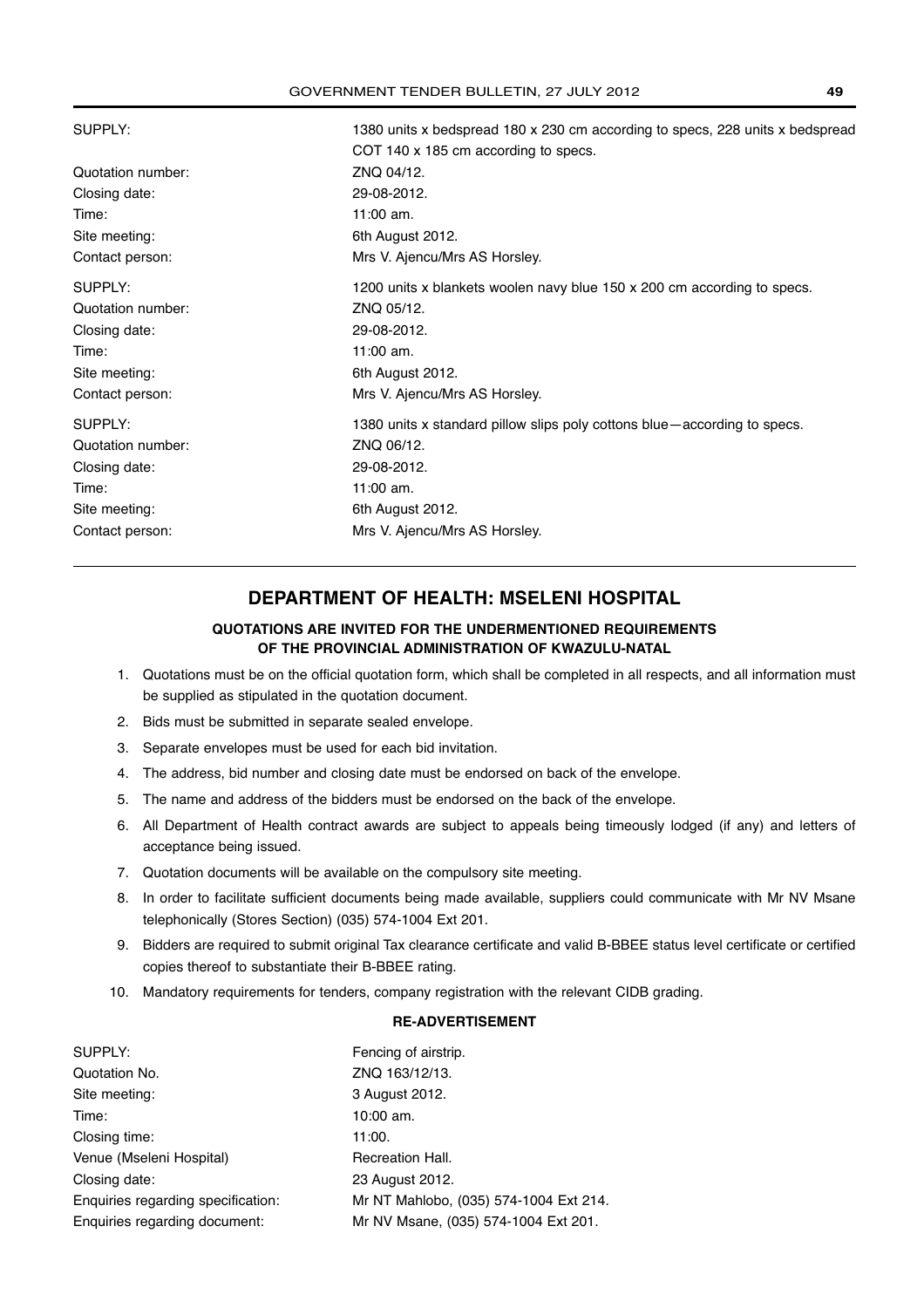| | |
|---|---|
| SUPPLY: | 1380 units x bedspread 180 x 230 cm according to specs, 228 units x bedspread COT 140 x 185 cm according to specs. |
| Quotation number: | ZNQ 04/12. |
| Closing date: | 29-08-2012. |
| Time: | 11:00 am. |
| Site meeting: | 6th August 2012. |
| Contact person: | Mrs V. Ajencu/Mrs AS Horsley. |

| | |
|---|---|
| SUPPLY: | 1200 units x blankets woolen navy blue 150 x 200 cm according to specs. |
| Quotation number: | ZNQ 05/12. |
| Closing date: | 29-08-2012. |
| Time: | 11:00 am. |
| Site meeting: | 6th August 2012. |
| Contact person: | Mrs V. Ajencu/Mrs AS Horsley. |

| | |
|---|---|
| SUPPLY: | 1380 units x standard pillow slips poly cottons blue—according to specs. |
| Quotation number: | ZNQ 06/12. |
| Closing date: | 29-08-2012. |
| Time: | 11:00 am. |
| Site meeting: | 6th August 2012. |
| Contact person: | Mrs V. Ajencu/Mrs AS Horsley. |

## DEPARTMENT OF HEALTH: MSELENI HOSPITAL

### QUOTATIONS ARE INVITED FOR THE UNDERMENTIONED REQUIREMENTS OF THE PROVINCIAL ADMINISTRATION OF KWAZULU-NATAL

1. Quotations must be on the official quotation form, which shall be completed in all respects, and all information must be supplied as stipulated in the quotation document.
2. Bids must be submitted in separate sealed envelope.
3. Separate envelopes must be used for each bid invitation.
4. The address, bid number and closing date must be endorsed on back of the envelope.
5. The name and address of the bidders must be endorsed on the back of the envelope.
6. All Department of Health contract awards are subject to appeals being timeously lodged (if any) and letters of acceptance being issued.
7. Quotation documents will be available on the compulsory site meeting.
8. In order to facilitate sufficient documents being made available, suppliers could communicate with Mr NV Msane telephonically (Stores Section) (035) 574-1004 Ext 201.
9. Bidders are required to submit original Tax clearance certificate and valid B-BBEE status level certificate or certified copies thereof to substantiate their B-BBEE rating.
10. Mandatory requirements for tenders, company registration with the relevant CIDB grading.

#### RE-ADVERTISEMENT

| | |
|---|---|
| SUPPLY: | Fencing of airstrip. |
| Quotation No. | ZNQ 163/12/13. |
| Site meeting: | 3 August 2012. |
| Time: | 10:00 am. |
| Closing time: | 11:00. |
| Venue (Mseleni Hospital) | Recreation Hall. |
| Closing date: | 23 August 2012. |
| Enquiries regarding specification: | Mr NT Mahlobo, (035) 574-1004 Ext 214. |
| Enquiries regarding document: | Mr NV Msane, (035) 574-1004 Ext 201. |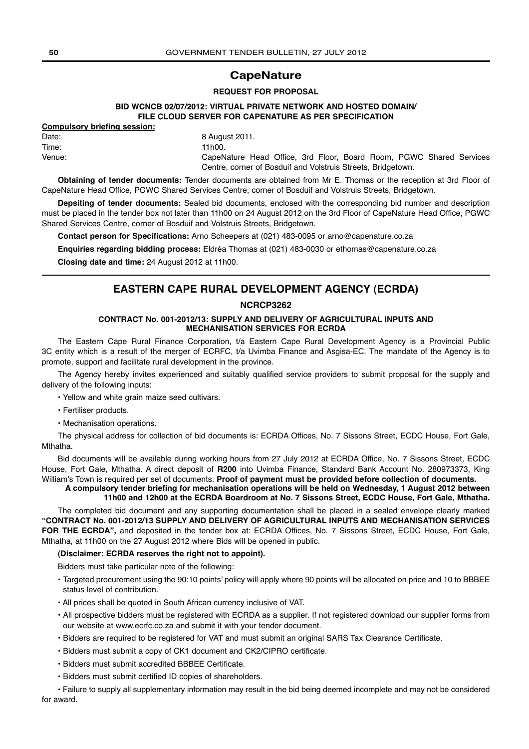## CapeNature

**REQUEST FOR PROPOSAL**

**BID WCNCB 02/07/2012: VIRTUAL PRIVATE NETWORK AND HOSTED DOMAIN/ FILE CLOUD SERVER FOR CAPENATURE AS PER SPECIFICATION**

**Compulsory briefing session:**

Date: 8 August 2011.

Time: 11h00.

Venue: CapeNature Head Office, 3rd Floor, Board Room, PGWC Shared Services Centre, corner of Bosduif and Volstruis Streets, Bridgetown.

**Obtaining of tender documents:** Tender documents are obtained from Mr E. Thomas or the reception at 3rd Floor of CapeNature Head Office, PGWC Shared Services Centre, corner of Bosduif and Volstruis Streets, Bridgetown.

**Depsiting of tender documents:** Sealed bid documents, enclosed with the corresponding bid number and description must be placed in the tender box not later than 11h00 on 24 August 2012 on the 3rd Floor of CapeNature Head Office, PGWC Shared Services Centre, corner of Bosduif and Volstruis Streets, Bridgetown.

**Contact person for Specifications:** Arno Scheepers at (021) 483-0095 or arno@capenature.co.za

**Enquiries regarding bidding process:** Eldréa Thomas at (021) 483-0030 or ethomas@capenature.co.za

**Closing date and time:** 24 August 2012 at 11h00.

---

## EASTERN CAPE RURAL DEVELOPMENT AGENCY (ECRDA)

**NCRCP3262**

**CONTRACT No. 001-2012/13: SUPPLY AND DELIVERY OF AGRICULTURAL INPUTS AND MECHANISATION SERVICES FOR ECRDA**

The Eastern Cape Rural Finance Corporation, t/a Eastern Cape Rural Development Agency is a Provincial Public 3C entity which is a result of the merger of ECRFC, t/a Uvimba Finance and Asgisa-EC. The mandate of the Agency is to promote, support and facilitate rural development in the province.

The Agency hereby invites experienced and suitably qualified service providers to submit proposal for the supply and delivery of the following inputs:

- Yellow and white grain maize seed cultivars.
- Fertiliser products.
- Mechanisation operations.

The physical address for collection of bid documents is: ECRDA Offices, No. 7 Sissons Street, ECDC House, Fort Gale, Mthatha.

Bid documents will be available during working hours from 27 July 2012 at ECRDA Office, No. 7 Sissons Street, ECDC House, Fort Gale, Mthatha. A direct deposit of **R200** into Uvimba Finance, Standard Bank Account No. 280973373, King William's Town is required per set of documents. **Proof of payment must be provided before collection of documents.**

**A compulsory tender briefing for mechanisation operations will be held on Wednesday, 1 August 2012 between 11h00 and 12h00 at the ECRDA Boardroom at No. 7 Sissons Street, ECDC House, Fort Gale, Mthatha.**

The completed bid document and any supporting documentation shall be placed in a sealed envelope clearly marked **"CONTRACT No. 001-2012/13 SUPPLY AND DELIVERY OF AGRICULTURAL INPUTS AND MECHANISATION SERVICES FOR THE ECRDA",** and deposited in the tender box at: ECRDA Offices, No. 7 Sissons Street, ECDC House, Fort Gale, Mthatha, at 11h00 on the 27 August 2012 where Bids will be opened in public.

**(Disclaimer: ECRDA reserves the right not to appoint).**

Bidders must take particular note of the following:

- Targeted procurement using the 90:10 points' policy will apply where 90 points will be allocated on price and 10 to BBBEE status level of contribution.
- All prices shall be quoted in South African currency inclusive of VAT.
- All prospective bidders must be registered with ECRDA as a supplier. If not registered download our supplier forms from our website at www.ecrfc.co.za and submit it with your tender document.
- Bidders are required to be registered for VAT and must submit an original SARS Tax Clearance Certificate.
- Bidders must submit a copy of CK1 document and CK2/CIPRO certificate.
- Bidders must submit accredited BBBEE Certificate.
- Bidders must submit certified ID copies of shareholders.
- Failure to supply all supplementary information may result in the bid being deemed incomplete and may not be considered for award.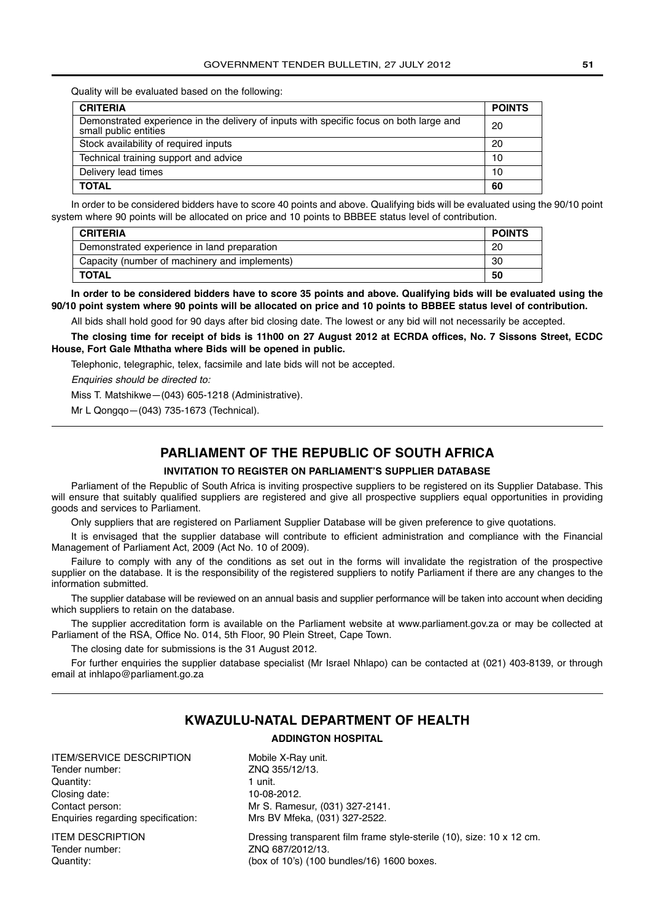Quality will be evaluated based on the following:

| CRITERIA | POINTS |
|---|---|
| Demonstrated experience in the delivery of inputs with specific focus on both large and small public entities | 20 |
| Stock availability of required inputs | 20 |
| Technical training support and advice | 10 |
| Delivery lead times | 10 |
| **TOTAL** | **60** |

In order to be considered bidders have to score 40 points and above. Qualifying bids will be evaluated using the 90/10 point system where 90 points will be allocated on price and 10 points to BBBEE status level of contribution.

| CRITERIA | POINTS |
|---|---|
| Demonstrated experience in land preparation | 20 |
| Capacity (number of machinery and implements) | 30 |
| **TOTAL** | **50** |

**In order to be considered bidders have to score 35 points and above. Qualifying bids will be evaluated using the 90/10 point system where 90 points will be allocated on price and 10 points to BBBEE status level of contribution.**

All bids shall hold good for 90 days after bid closing date. The lowest or any bid will not necessarily be accepted.

**The closing time for receipt of bids is 11h00 on 27 August 2012 at ECRDA offices, No. 7 Sissons Street, ECDC House, Fort Gale Mthatha where Bids will be opened in public.**

Telephonic, telegraphic, telex, facsimile and late bids will not be accepted.

*Enquiries should be directed to:*

Miss T. Matshikwe—(043) 605-1218 (Administrative).

Mr L Qongqo—(043) 735-1673 (Technical).

---

## PARLIAMENT OF THE REPUBLIC OF SOUTH AFRICA

### INVITATION TO REGISTER ON PARLIAMENT'S SUPPLIER DATABASE

Parliament of the Republic of South Africa is inviting prospective suppliers to be registered on its Supplier Database. This will ensure that suitably qualified suppliers are registered and give all prospective suppliers equal opportunities in providing goods and services to Parliament.

Only suppliers that are registered on Parliament Supplier Database will be given preference to give quotations.

It is envisaged that the supplier database will contribute to efficient administration and compliance with the Financial Management of Parliament Act, 2009 (Act No. 10 of 2009).

Failure to comply with any of the conditions as set out in the forms will invalidate the registration of the prospective supplier on the database. It is the responsibility of the registered suppliers to notify Parliament if there are any changes to the information submitted.

The supplier database will be reviewed on an annual basis and supplier performance will be taken into account when deciding which suppliers to retain on the database.

The supplier accreditation form is available on the Parliament website at www.parliament.gov.za or may be collected at Parliament of the RSA, Office No. 014, 5th Floor, 90 Plein Street, Cape Town.

The closing date for submissions is the 31 August 2012.

For further enquiries the supplier database specialist (Mr Israel Nhlapo) can be contacted at (021) 403-8139, or through email at inhlapo@parliament.go.za

---

## KWAZULU-NATAL DEPARTMENT OF HEALTH

### ADDINGTON HOSPITAL

ITEM/SERVICE DESCRIPTION: Mobile X-Ray unit.
Tender number: ZNQ 355/12/13.
Quantity: 1 unit.
Closing date: 10-08-2012.
Contact person: Mr S. Ramesur, (031) 327-2141.
Enquiries regarding specification: Mrs BV Mfeka, (031) 327-2522.

ITEM DESCRIPTION: Dressing transparent film frame style-sterile (10), size: 10 x 12 cm.
Tender number: ZNQ 687/2012/13.
Quantity: (box of 10's) (100 bundles/16) 1600 boxes.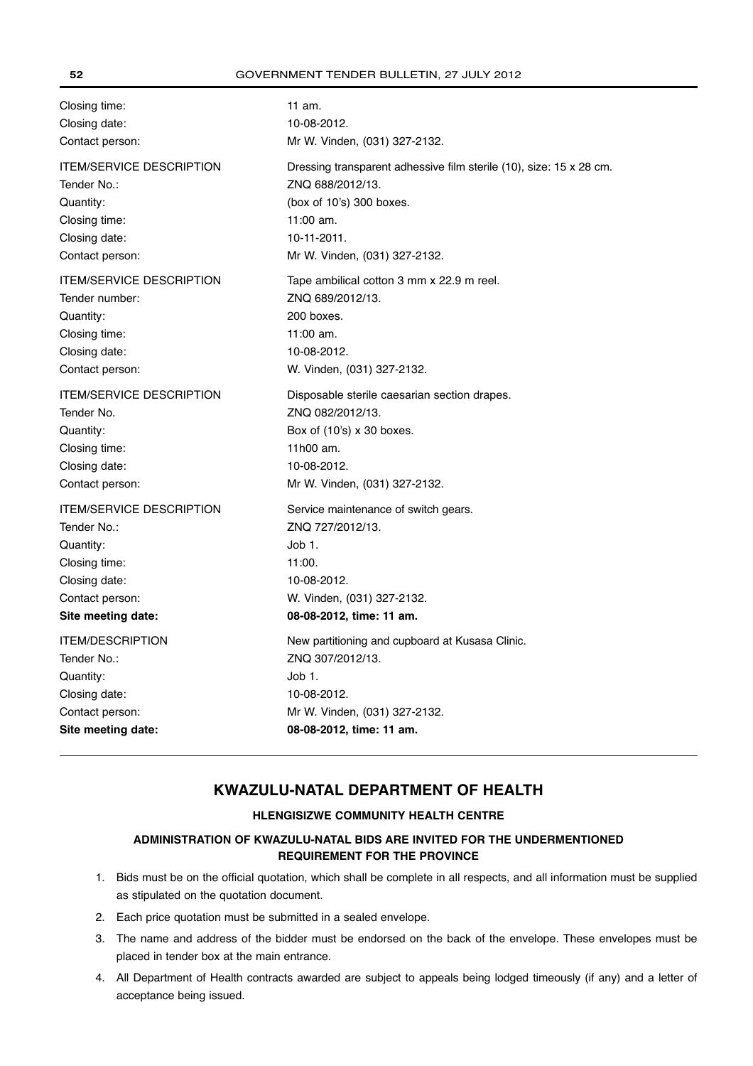| | |
|---|---|
| Closing time: | 11 am. |
| Closing date: | 10-08-2012. |
| Contact person: | Mr W. Vinden, (031) 327-2132. |

| | |
|---|---|
| ITEM/SERVICE DESCRIPTION | Dressing transparent adhessive film sterile (10), size: 15 x 28 cm. |
| Tender No.: | ZNQ 688/2012/13. |
| Quantity: | (box of 10's) 300 boxes. |
| Closing time: | 11:00 am. |
| Closing date: | 10-11-2011. |
| Contact person: | Mr W. Vinden, (031) 327-2132. |

| | |
|---|---|
| ITEM/SERVICE DESCRIPTION | Tape ambilical cotton 3 mm x 22.9 m reel. |
| Tender number: | ZNQ 689/2012/13. |
| Quantity: | 200 boxes. |
| Closing time: | 11:00 am. |
| Closing date: | 10-08-2012. |
| Contact person: | W. Vinden, (031) 327-2132. |

| | |
|---|---|
| ITEM/SERVICE DESCRIPTION | Disposable sterile caesarian section drapes. |
| Tender No. | ZNQ 082/2012/13. |
| Quantity: | Box of (10's) x 30 boxes. |
| Closing time: | 11h00 am. |
| Closing date: | 10-08-2012. |
| Contact person: | Mr W. Vinden, (031) 327-2132. |

| | |
|---|---|
| ITEM/SERVICE DESCRIPTION | Service maintenance of switch gears. |
| Tender No.: | ZNQ 727/2012/13. |
| Quantity: | Job 1. |
| Closing time: | 11:00. |
| Closing date: | 10-08-2012. |
| Contact person: | W. Vinden, (031) 327-2132. |
| **Site meeting date:** | **08-08-2012, time: 11 am.** |

| | |
|---|---|
| ITEM/DESCRIPTION | New partitioning and cupboard at Kusasa Clinic. |
| Tender No.: | ZNQ 307/2012/13. |
| Quantity: | Job 1. |
| Closing date: | 10-08-2012. |
| Contact person: | Mr W. Vinden, (031) 327-2132. |
| **Site meeting date:** | **08-08-2012, time: 11 am.** |

---

## KWAZULU-NATAL DEPARTMENT OF HEALTH

### HLENGISIZWE COMMUNITY HEALTH CENTRE

#### ADMINISTRATION OF KWAZULU-NATAL BIDS ARE INVITED FOR THE UNDERMENTIONED REQUIREMENT FOR THE PROVINCE

1. Bids must be on the official quotation, which shall be complete in all respects, and all information must be supplied as stipulated on the quotation document.
2. Each price quotation must be submitted in a sealed envelope.
3. The name and address of the bidder must be endorsed on the back of the envelope. These envelopes must be placed in tender box at the main entrance.
4. All Department of Health contracts awarded are subject to appeals being lodged timeously (if any) and a letter of acceptance being issued.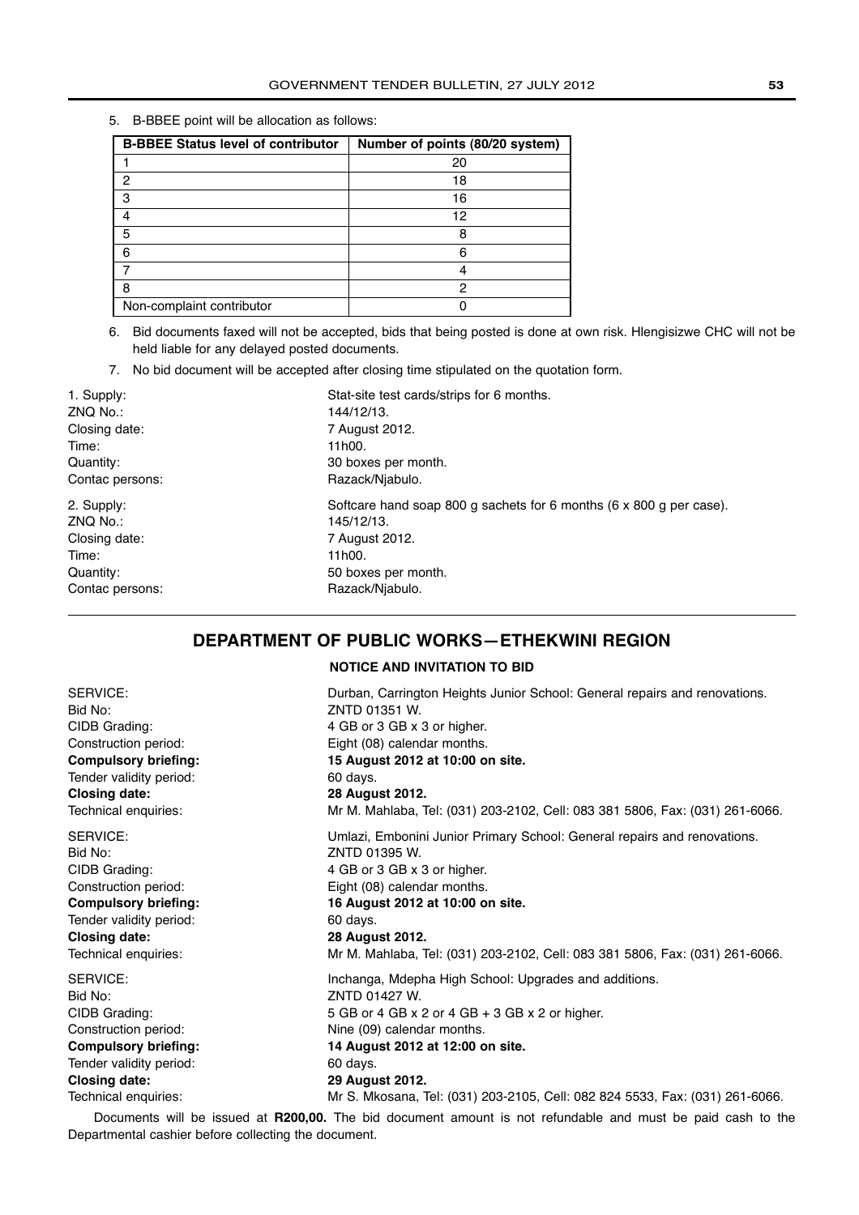5. B-BBEE point will be allocation as follows:

| B-BBEE Status level of contributor | Number of points (80/20 system) |
|---|---|
| 1 | 20 |
| 2 | 18 |
| 3 | 16 |
| 4 | 12 |
| 5 | 8 |
| 6 | 6 |
| 7 | 4 |
| 8 | 2 |
| Non-complaint contributor | 0 |

6. Bid documents faxed will not be accepted, bids that being posted is done at own risk. Hlengisizwe CHC will not be held liable for any delayed posted documents.
7. No bid document will be accepted after closing time stipulated on the quotation form.

1. Supply: Stat-site test cards/strips for 6 months.
ZNQ No.: 144/12/13.
Closing date: 7 August 2012.
Time: 11h00.
Quantity: 30 boxes per month.
Contac persons: Razack/Njabulo.

2. Supply: Softcare hand soap 800 g sachets for 6 months (6 x 800 g per case).
ZNQ No.: 145/12/13.
Closing date: 7 August 2012.
Time: 11h00.
Quantity: 50 boxes per month.
Contac persons: Razack/Njabulo.

---

## DEPARTMENT OF PUBLIC WORKS—ETHEKWINI REGION

### NOTICE AND INVITATION TO BID

SERVICE: Durban, Carrington Heights Junior School: General repairs and renovations.
Bid No: ZNTD 01351 W.
CIDB Grading: 4 GB or 3 GB x 3 or higher.
Construction period: Eight (08) calendar months.
**Compulsory briefing:** **15 August 2012 at 10:00 on site.**
Tender validity period: 60 days.
**Closing date:** **28 August 2012.**
Technical enquiries: Mr M. Mahlaba, Tel: (031) 203-2102, Cell: 083 381 5806, Fax: (031) 261-6066.

SERVICE: Umlazi, Embonini Junior Primary School: General repairs and renovations.
Bid No: ZNTD 01395 W.
CIDB Grading: 4 GB or 3 GB x 3 or higher.
Construction period: Eight (08) calendar months.
**Compulsory briefing:** **16 August 2012 at 10:00 on site.**
Tender validity period: 60 days.
**Closing date:** **28 August 2012.**
Technical enquiries: Mr M. Mahlaba, Tel: (031) 203-2102, Cell: 083 381 5806, Fax: (031) 261-6066.

SERVICE: Inchanga, Mdepha High School: Upgrades and additions.
Bid No: ZNTD 01427 W.
CIDB Grading: 5 GB or 4 GB x 2 or 4 GB + 3 GB x 2 or higher.
Construction period: Nine (09) calendar months.
**Compulsory briefing:** **14 August 2012 at 12:00 on site.**
Tender validity period: 60 days.
**Closing date:** **29 August 2012.**
Technical enquiries: Mr S. Mkosana, Tel: (031) 203-2105, Cell: 082 824 5533, Fax: (031) 261-6066.

Documents will be issued at **R200,00.** The bid document amount is not refundable and must be paid cash to the Departmental cashier before collecting the document.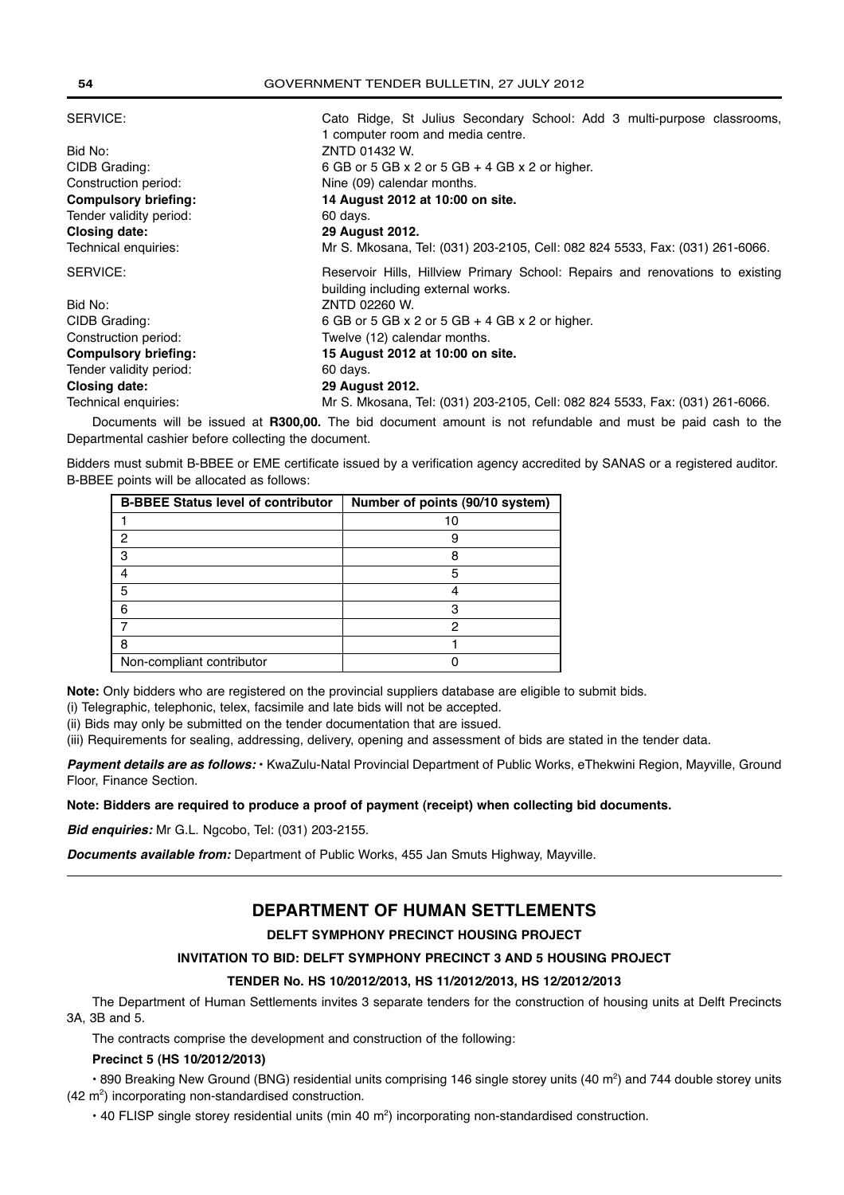SERVICE: Cato Ridge, St Julius Secondary School: Add 3 multi-purpose classrooms, 1 computer room and media centre.
Bid No: ZNTD 01432 W.
CIDB Grading: 6 GB or 5 GB x 2 or 5 GB + 4 GB x 2 or higher.
Construction period: Nine (09) calendar months.
**Compulsory briefing:** **14 August 2012 at 10:00 on site.**
Tender validity period: 60 days.
**Closing date:** **29 August 2012.**
Technical enquiries: Mr S. Mkosana, Tel: (031) 203-2105, Cell: 082 824 5533, Fax: (031) 261-6066.

SERVICE: Reservoir Hills, Hillview Primary School: Repairs and renovations to existing building including external works.
Bid No: ZNTD 02260 W.
CIDB Grading: 6 GB or 5 GB x 2 or 5 GB + 4 GB x 2 or higher.
Construction period: Twelve (12) calendar months.
**Compulsory briefing:** **15 August 2012 at 10:00 on site.**
Tender validity period: 60 days.
**Closing date:** **29 August 2012.**
Technical enquiries: Mr S. Mkosana, Tel: (031) 203-2105, Cell: 082 824 5533, Fax: (031) 261-6066.

Documents will be issued at **R300,00.** The bid document amount is not refundable and must be paid cash to the Departmental cashier before collecting the document.

Bidders must submit B-BBEE or EME certificate issued by a verification agency accredited by SANAS or a registered auditor. B-BBEE points will be allocated as follows:

| B-BBEE Status level of contributor | Number of points (90/10 system) |
|---|---|
| 1 | 10 |
| 2 | 9 |
| 3 | 8 |
| 4 | 5 |
| 5 | 4 |
| 6 | 3 |
| 7 | 2 |
| 8 | 1 |
| Non-compliant contributor | 0 |

**Note:** Only bidders who are registered on the provincial suppliers database are eligible to submit bids.

(i) Telegraphic, telephonic, telex, facsimile and late bids will not be accepted.

(ii) Bids may only be submitted on the tender documentation that are issued.

(iii) Requirements for sealing, addressing, delivery, opening and assessment of bids are stated in the tender data.

***Payment details are as follows:*** • KwaZulu-Natal Provincial Department of Public Works, eThekwini Region, Mayville, Ground Floor, Finance Section.

**Note: Bidders are required to produce a proof of payment (receipt) when collecting bid documents.**

***Bid enquiries:*** Mr G.L. Ngcobo, Tel: (031) 203-2155.

***Documents available from:*** Department of Public Works, 455 Jan Smuts Highway, Mayville.

---

## DEPARTMENT OF HUMAN SETTLEMENTS

### DELFT SYMPHONY PRECINCT HOUSING PROJECT

### INVITATION TO BID: DELFT SYMPHONY PRECINCT 3 AND 5 HOUSING PROJECT

### TENDER No. HS 10/2012/2013, HS 11/2012/2013, HS 12/2012/2013

The Department of Human Settlements invites 3 separate tenders for the construction of housing units at Delft Precincts 3A, 3B and 5.

The contracts comprise the development and construction of the following:

**Precinct 5 (HS 10/2012/2013)**

• 890 Breaking New Ground (BNG) residential units comprising 146 single storey units (40 $m^2$) and 744 double storey units (42 $m^2$) incorporating non-standardised construction.

• 40 FLISP single storey residential units (min 40 $m^2$) incorporating non-standardised construction.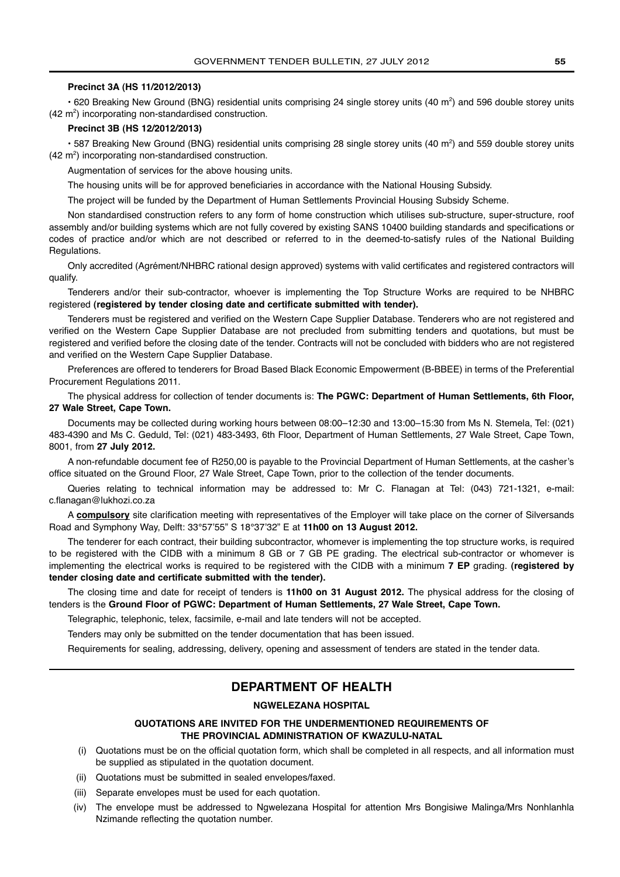**Precinct 3A (HS 11/2012/2013)**

• 620 Breaking New Ground (BNG) residential units comprising 24 single storey units (40 $m^2$) and 596 double storey units (42 $m^2$) incorporating non-standardised construction.

**Precinct 3B (HS 12/2012/2013)**

• 587 Breaking New Ground (BNG) residential units comprising 28 single storey units (40 $m^2$) and 559 double storey units (42 $m^2$) incorporating non-standardised construction.

Augmentation of services for the above housing units.

The housing units will be for approved beneficiaries in accordance with the National Housing Subsidy.

The project will be funded by the Department of Human Settlements Provincial Housing Subsidy Scheme.

Non standardised construction refers to any form of home construction which utilises sub-structure, super-structure, roof assembly and/or building systems which are not fully covered by existing SANS 10400 building standards and specifications or codes of practice and/or which are not described or referred to in the deemed-to-satisfy rules of the National Building Regulations.

Only accredited (Agrément/NHBRC rational design approved) systems with valid certificates and registered contractors will qualify.

Tenderers and/or their sub-contractor, whoever is implementing the Top Structure Works are required to be NHBRC registered **(registered by tender closing date and certificate submitted with tender).**

Tenderers must be registered and verified on the Western Cape Supplier Database. Tenderers who are not registered and verified on the Western Cape Supplier Database are not precluded from submitting tenders and quotations, but must be registered and verified before the closing date of the tender. Contracts will not be concluded with bidders who are not registered and verified on the Western Cape Supplier Database.

Preferences are offered to tenderers for Broad Based Black Economic Empowerment (B-BBEE) in terms of the Preferential Procurement Regulations 2011.

The physical address for collection of tender documents is: **The PGWC: Department of Human Settlements, 6th Floor, 27 Wale Street, Cape Town.**

Documents may be collected during working hours between 08:00–12:30 and 13:00–15:30 from Ms N. Stemela, Tel: (021) 483-4390 and Ms C. Geduld, Tel: (021) 483-3493, 6th Floor, Department of Human Settlements, 27 Wale Street, Cape Town, 8001, from **27 July 2012.**

A non-refundable document fee of R250,00 is payable to the Provincial Department of Human Settlements, at the casher's office situated on the Ground Floor, 27 Wale Street, Cape Town, prior to the collection of the tender documents.

Queries relating to technical information may be addressed to: Mr C. Flanagan at Tel: (043) 721-1321, e-mail: c.flanagan@lukhozi.co.za

A **compulsory** site clarification meeting with representatives of the Employer will take place on the corner of Silversands Road and Symphony Way, Delft: 33°57'55" S 18°37'32" E at **11h00 on 13 August 2012.**

The tenderer for each contract, their building subcontractor, whomever is implementing the top structure works, is required to be registered with the CIDB with a minimum 8 GB or 7 GB PE grading. The electrical sub-contractor or whomever is implementing the electrical works is required to be registered with the CIDB with a minimum **7 EP** grading. **(registered by tender closing date and certificate submitted with the tender).**

The closing time and date for receipt of tenders is **11h00 on 31 August 2012.** The physical address for the closing of tenders is the **Ground Floor of PGWC: Department of Human Settlements, 27 Wale Street, Cape Town.**

Telegraphic, telephonic, telex, facsimile, e-mail and late tenders will not be accepted.

Tenders may only be submitted on the tender documentation that has been issued.

Requirements for sealing, addressing, delivery, opening and assessment of tenders are stated in the tender data.

## DEPARTMENT OF HEALTH

### NGWELEZANA HOSPITAL

### QUOTATIONS ARE INVITED FOR THE UNDERMENTIONED REQUIREMENTS OF THE PROVINCIAL ADMINISTRATION OF KWAZULU-NATAL

(i) Quotations must be on the official quotation form, which shall be completed in all respects, and all information must be supplied as stipulated in the quotation document.

(ii) Quotations must be submitted in sealed envelopes/faxed.

(iii) Separate envelopes must be used for each quotation.

(iv) The envelope must be addressed to Ngwelezana Hospital for attention Mrs Bongisiwe Malinga/Mrs Nonhlanhla Nzimande reflecting the quotation number.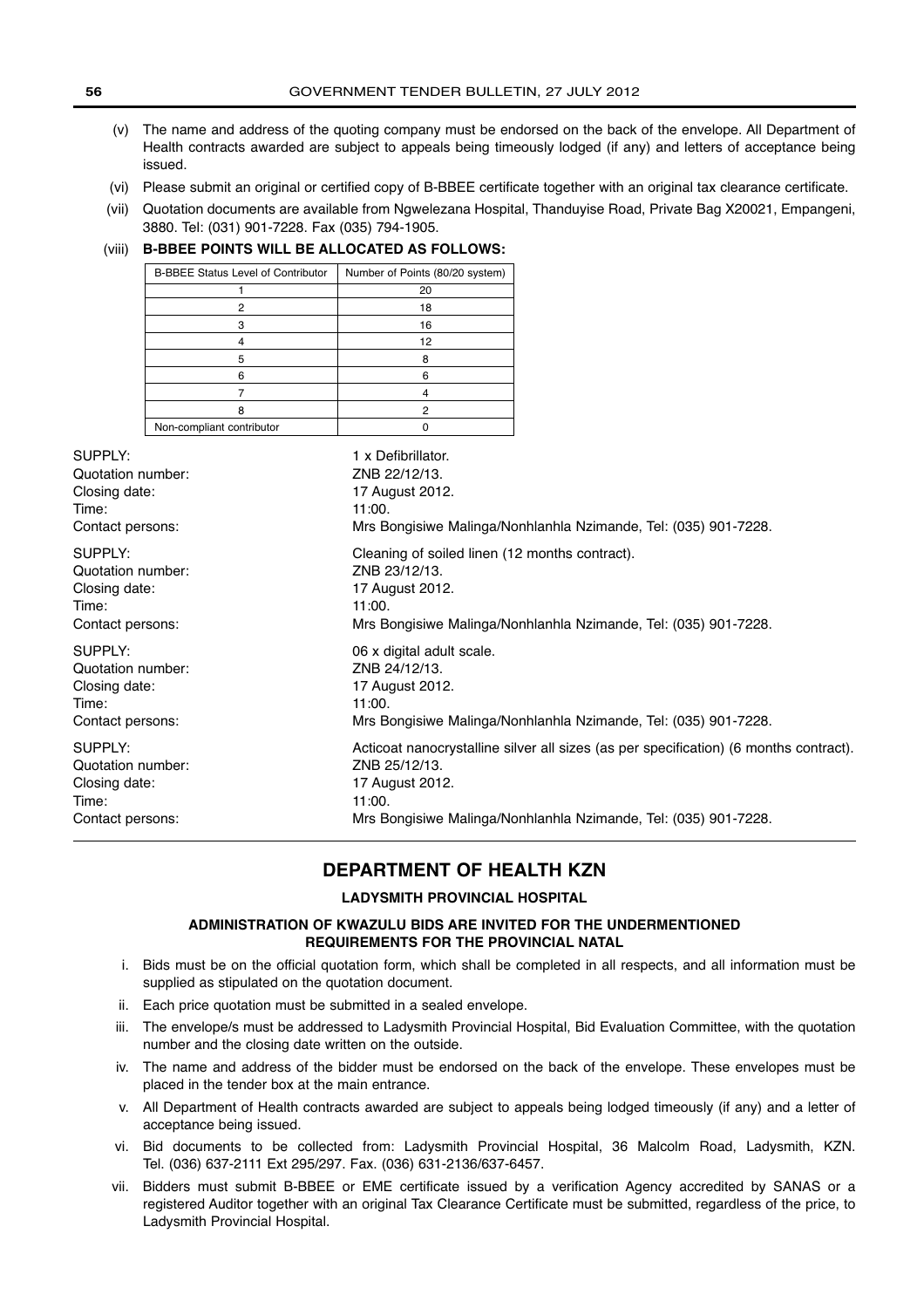(v) The name and address of the quoting company must be endorsed on the back of the envelope. All Department of Health contracts awarded are subject to appeals being timeously lodged (if any) and letters of acceptance being issued.

(vi) Please submit an original or certified copy of B-BBEE certificate together with an original tax clearance certificate.

(vii) Quotation documents are available from Ngwelezana Hospital, Thanduyise Road, Private Bag X20021, Empangeni, 3880. Tel: (031) 901-7228. Fax (035) 794-1905.

(viii) **B-BBEE POINTS WILL BE ALLOCATED AS FOLLOWS:**

| B-BBEE Status Level of Contributor | Number of Points (80/20 system) |
|---|---|
| 1 | 20 |
| 2 | 18 |
| 3 | 16 |
| 4 | 12 |
| 5 | 8 |
| 6 | 6 |
| 7 | 4 |
| 8 | 2 |
| Non-compliant contributor | 0 |

SUPPLY: 1 x Defibrillator.
Quotation number: ZNB 22/12/13.
Closing date: 17 August 2012.
Time: 11:00.
Contact persons: Mrs Bongisiwe Malinga/Nonhlanhla Nzimande, Tel: (035) 901-7228.

SUPPLY: Cleaning of soiled linen (12 months contract).
Quotation number: ZNB 23/12/13.
Closing date: 17 August 2012.
Time: 11:00.
Contact persons: Mrs Bongisiwe Malinga/Nonhlanhla Nzimande, Tel: (035) 901-7228.

SUPPLY: 06 x digital adult scale.
Quotation number: ZNB 24/12/13.
Closing date: 17 August 2012.
Time: 11:00.
Contact persons: Mrs Bongisiwe Malinga/Nonhlanhla Nzimande, Tel: (035) 901-7228.

SUPPLY: Acticoat nanocrystalline silver all sizes (as per specification) (6 months contract).
Quotation number: ZNB 25/12/13.
Closing date: 17 August 2012.
Time: 11:00.
Contact persons: Mrs Bongisiwe Malinga/Nonhlanhla Nzimande, Tel: (035) 901-7228.

---

## DEPARTMENT OF HEALTH KZN

### LADYSMITH PROVINCIAL HOSPITAL

**ADMINISTRATION OF KWAZULU BIDS ARE INVITED FOR THE UNDERMENTIONED REQUIREMENTS FOR THE PROVINCIAL NATAL**

i. Bids must be on the official quotation form, which shall be completed in all respects, and all information must be supplied as stipulated on the quotation document.

ii. Each price quotation must be submitted in a sealed envelope.

iii. The envelope/s must be addressed to Ladysmith Provincial Hospital, Bid Evaluation Committee, with the quotation number and the closing date written on the outside.

iv. The name and address of the bidder must be endorsed on the back of the envelope. These envelopes must be placed in the tender box at the main entrance.

v. All Department of Health contracts awarded are subject to appeals being lodged timeously (if any) and a letter of acceptance being issued.

vi. Bid documents to be collected from: Ladysmith Provincial Hospital, 36 Malcolm Road, Ladysmith, KZN. Tel. (036) 637-2111 Ext 295/297. Fax. (036) 631-2136/637-6457.

vii. Bidders must submit B-BBEE or EME certificate issued by a verification Agency accredited by SANAS or a registered Auditor together with an original Tax Clearance Certificate must be submitted, regardless of the price, to Ladysmith Provincial Hospital.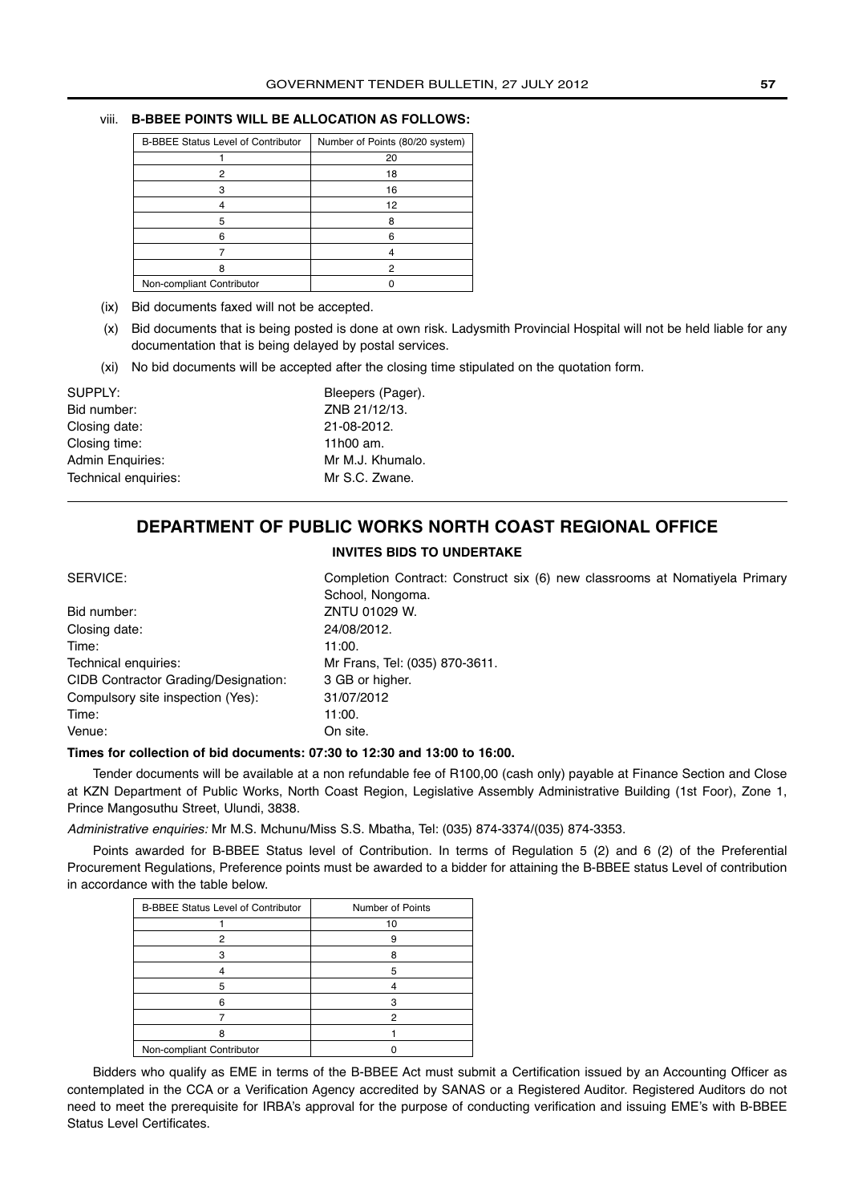viii. **B-BBEE POINTS WILL BE ALLOCATION AS FOLLOWS:**

| B-BBEE Status Level of Contributor | Number of Points (80/20 system) |
|---|---|
| 1 | 20 |
| 2 | 18 |
| 3 | 16 |
| 4 | 12 |
| 5 | 8 |
| 6 | 6 |
| 7 | 4 |
| 8 | 2 |
| Non-compliant Contributor | 0 |

(ix) Bid documents faxed will not be accepted.

(x) Bid documents that is being posted is done at own risk. Ladysmith Provincial Hospital will not be held liable for any documentation that is being delayed by postal services.

(xi) No bid documents will be accepted after the closing time stipulated on the quotation form.

SUPPLY: Bleepers (Pager).
Bid number: ZNB 21/12/13.
Closing date: 21-08-2012.
Closing time: 11h00 am.
Admin Enquiries: Mr M.J. Khumalo.
Technical enquiries: Mr S.C. Zwane.

---

## DEPARTMENT OF PUBLIC WORKS NORTH COAST REGIONAL OFFICE

**INVITES BIDS TO UNDERTAKE**

SERVICE: Completion Contract: Construct six (6) new classrooms at Nomatiyela Primary School, Nongoma.
Bid number: ZNTU 01029 W.
Closing date: 24/08/2012.
Time: 11:00.
Technical enquiries: Mr Frans, Tel: (035) 870-3611.
CIDB Contractor Grading/Designation: 3 GB or higher.
Compulsory site inspection (Yes): 31/07/2012
Time: 11:00.
Venue: On site.

**Times for collection of bid documents: 07:30 to 12:30 and 13:00 to 16:00.**

Tender documents will be available at a non refundable fee of R100,00 (cash only) payable at Finance Section and Close at KZN Department of Public Works, North Coast Region, Legislative Assembly Administrative Building (1st Foor), Zone 1, Prince Mangosuthu Street, Ulundi, 3838.

*Administrative enquiries:* Mr M.S. Mchunu/Miss S.S. Mbatha, Tel: (035) 874-3374/(035) 874-3353.

Points awarded for B-BBEE Status level of Contribution. In terms of Regulation 5 (2) and 6 (2) of the Preferential Procurement Regulations, Preference points must be awarded to a bidder for attaining the B-BBEE status Level of contribution in accordance with the table below.

| B-BBEE Status Level of Contributor | Number of Points |
|---|---|
| 1 | 10 |
| 2 | 9 |
| 3 | 8 |
| 4 | 5 |
| 5 | 4 |
| 6 | 3 |
| 7 | 2 |
| 8 | 1 |
| Non-compliant Contributor | 0 |

Bidders who qualify as EME in terms of the B-BBEE Act must submit a Certification issued by an Accounting Officer as contemplated in the CCA or a Verification Agency accredited by SANAS or a Registered Auditor. Registered Auditors do not need to meet the prerequisite for IRBA's approval for the purpose of conducting verification and issuing EME's with B-BBEE Status Level Certificates.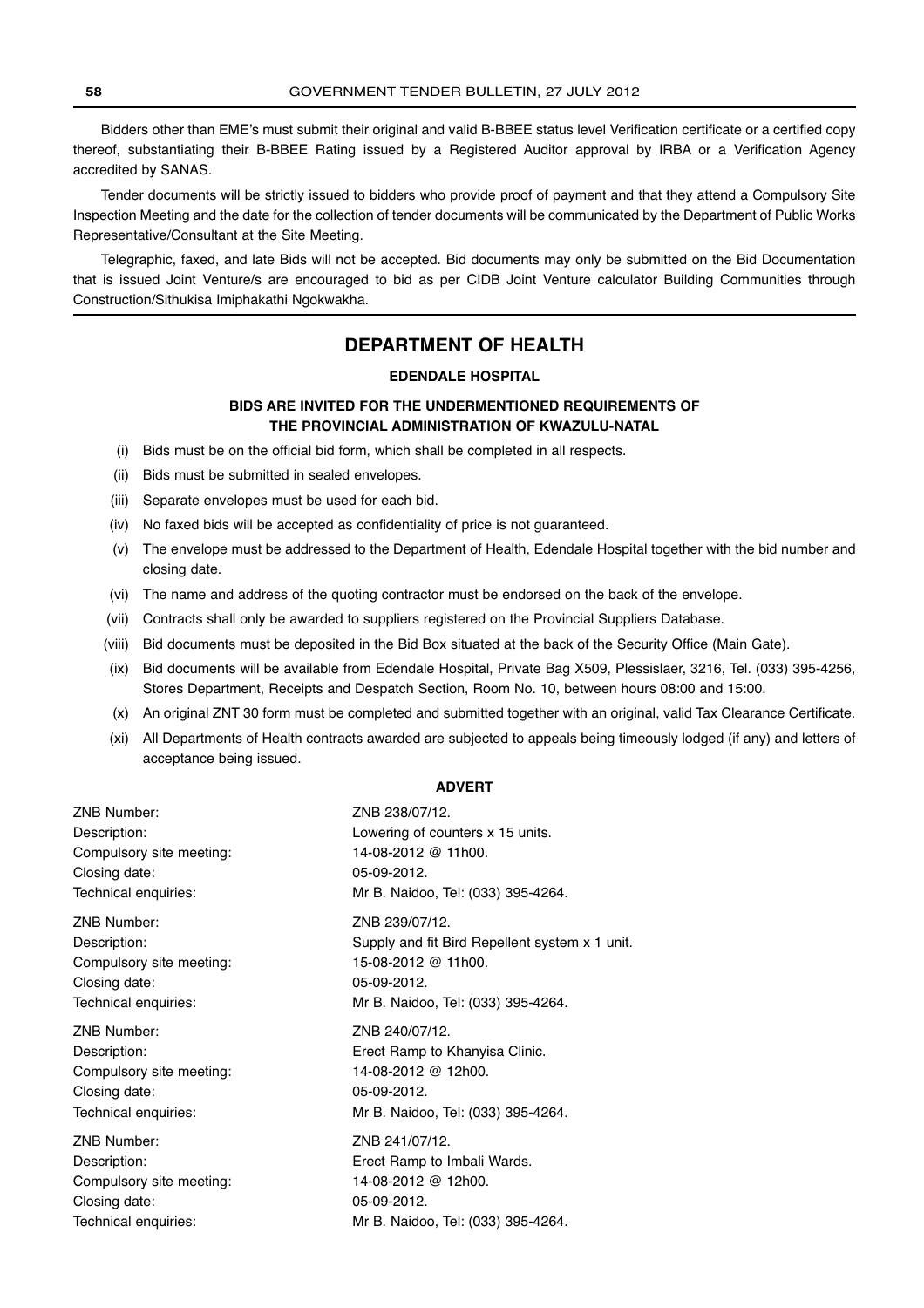Bidders other than EME's must submit their original and valid B-BBEE status level Verification certificate or a certified copy thereof, substantiating their B-BBEE Rating issued by a Registered Auditor approval by IRBA or a Verification Agency accredited by SANAS.

Tender documents will be strictly issued to bidders who provide proof of payment and that they attend a Compulsory Site Inspection Meeting and the date for the collection of tender documents will be communicated by the Department of Public Works Representative/Consultant at the Site Meeting.

Telegraphic, faxed, and late Bids will not be accepted. Bid documents may only be submitted on the Bid Documentation that is issued Joint Venture/s are encouraged to bid as per CIDB Joint Venture calculator Building Communities through Construction/Sithukisa Imiphakathi Ngokwakha.

## DEPARTMENT OF HEALTH

### EDENDALE HOSPITAL

### BIDS ARE INVITED FOR THE UNDERMENTIONED REQUIREMENTS OF THE PROVINCIAL ADMINISTRATION OF KWAZULU-NATAL

(i) Bids must be on the official bid form, which shall be completed in all respects.

(ii) Bids must be submitted in sealed envelopes.

(iii) Separate envelopes must be used for each bid.

(iv) No faxed bids will be accepted as confidentiality of price is not guaranteed.

(v) The envelope must be addressed to the Department of Health, Edendale Hospital together with the bid number and closing date.

(vi) The name and address of the quoting contractor must be endorsed on the back of the envelope.

(vii) Contracts shall only be awarded to suppliers registered on the Provincial Suppliers Database.

(viii) Bid documents must be deposited in the Bid Box situated at the back of the Security Office (Main Gate).

(ix) Bid documents will be available from Edendale Hospital, Private Bag X509, Plessislaer, 3216, Tel. (033) 395-4256, Stores Department, Receipts and Despatch Section, Room No. 10, between hours 08:00 and 15:00.

(x) An original ZNT 30 form must be completed and submitted together with an original, valid Tax Clearance Certificate.

(xi) All Departments of Health contracts awarded are subjected to appeals being timeously lodged (if any) and letters of acceptance being issued.

**ADVERT**

ZNB Number: ZNB 238/07/12.
Description: Lowering of counters x 15 units.
Compulsory site meeting: 14-08-2012 @ 11h00.
Closing date: 05-09-2012.
Technical enquiries: Mr B. Naidoo, Tel: (033) 395-4264.

ZNB Number: ZNB 239/07/12.
Description: Supply and fit Bird Repellent system x 1 unit.
Compulsory site meeting: 15-08-2012 @ 11h00.
Closing date: 05-09-2012.
Technical enquiries: Mr B. Naidoo, Tel: (033) 395-4264.

ZNB Number: ZNB 240/07/12.
Description: Erect Ramp to Khanyisa Clinic.
Compulsory site meeting: 14-08-2012 @ 12h00.
Closing date: 05-09-2012.
Technical enquiries: Mr B. Naidoo, Tel: (033) 395-4264.

ZNB Number: ZNB 241/07/12.
Description: Erect Ramp to Imbali Wards.
Compulsory site meeting: 14-08-2012 @ 12h00.
Closing date: 05-09-2012.
Technical enquiries: Mr B. Naidoo, Tel: (033) 395-4264.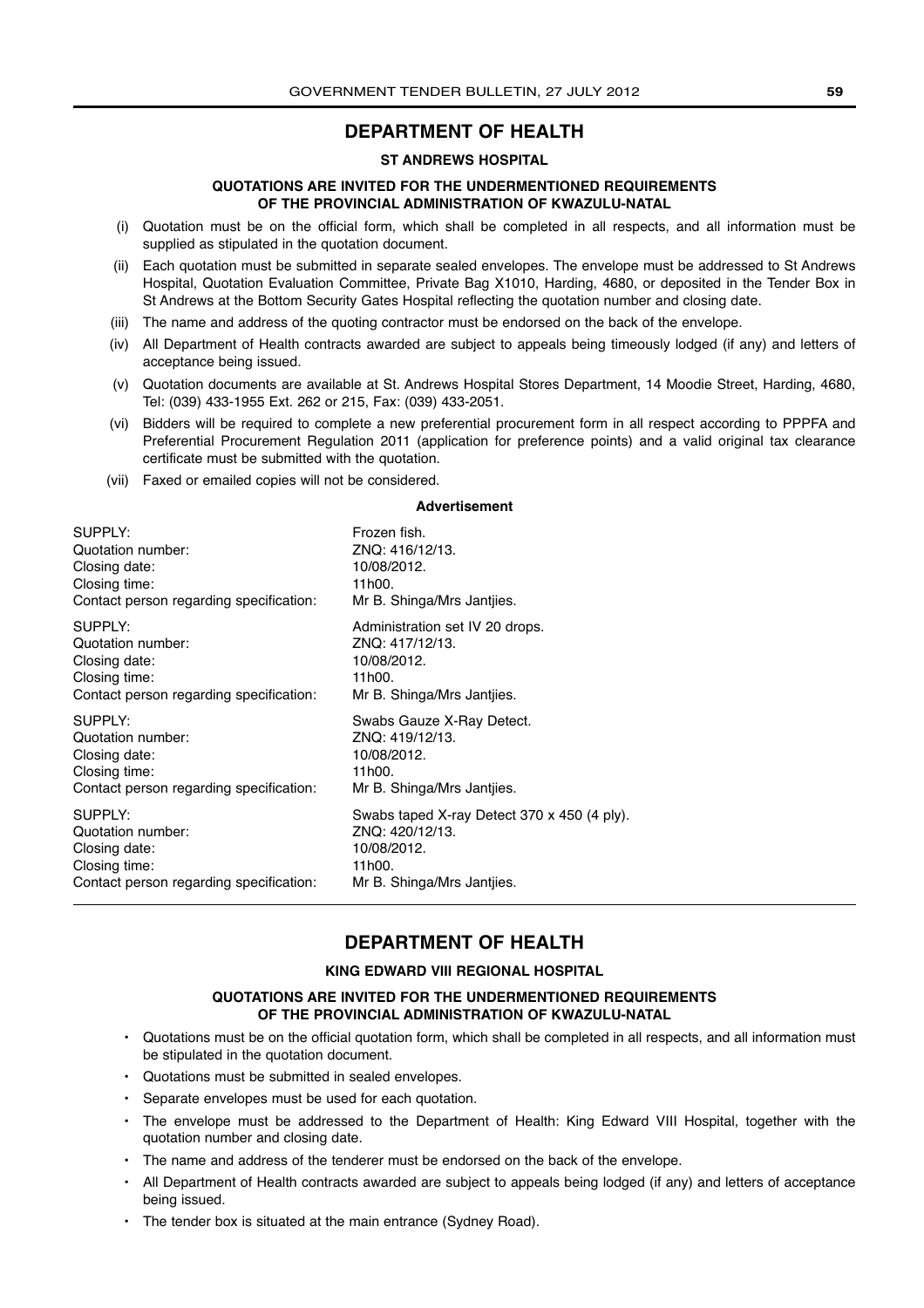## DEPARTMENT OF HEALTH

### ST ANDREWS HOSPITAL

**QUOTATIONS ARE INVITED FOR THE UNDERMENTIONED REQUIREMENTS OF THE PROVINCIAL ADMINISTRATION OF KWAZULU-NATAL**

(i) Quotation must be on the official form, which shall be completed in all respects, and all information must be supplied as stipulated in the quotation document.

(ii) Each quotation must be submitted in separate sealed envelopes. The envelope must be addressed to St Andrews Hospital, Quotation Evaluation Committee, Private Bag X1010, Harding, 4680, or deposited in the Tender Box in St Andrews at the Bottom Security Gates Hospital reflecting the quotation number and closing date.

(iii) The name and address of the quoting contractor must be endorsed on the back of the envelope.

(iv) All Department of Health contracts awarded are subject to appeals being timeously lodged (if any) and letters of acceptance being issued.

(v) Quotation documents are available at St. Andrews Hospital Stores Department, 14 Moodie Street, Harding, 4680, Tel: (039) 433-1955 Ext. 262 or 215, Fax: (039) 433-2051.

(vi) Bidders will be required to complete a new preferential procurement form in all respect according to PPPFA and Preferential Procurement Regulation 2011 (application for preference points) and a valid original tax clearance certificate must be submitted with the quotation.

(vii) Faxed or emailed copies will not be considered.

**Advertisement**

SUPPLY: Frozen fish.
Quotation number: ZNQ: 416/12/13.
Closing date: 10/08/2012.
Closing time: 11h00.
Contact person regarding specification: Mr B. Shinga/Mrs Jantjies.

SUPPLY: Administration set IV 20 drops.
Quotation number: ZNQ: 417/12/13.
Closing date: 10/08/2012.
Closing time: 11h00.
Contact person regarding specification: Mr B. Shinga/Mrs Jantjies.

SUPPLY: Swabs Gauze X-Ray Detect.
Quotation number: ZNQ: 419/12/13.
Closing date: 10/08/2012.
Closing time: 11h00.
Contact person regarding specification: Mr B. Shinga/Mrs Jantjies.

SUPPLY: Swabs taped X-ray Detect 370 x 450 (4 ply).
Quotation number: ZNQ: 420/12/13.
Closing date: 10/08/2012.
Closing time: 11h00.
Contact person regarding specification: Mr B. Shinga/Mrs Jantjies.

## DEPARTMENT OF HEALTH

### KING EDWARD VIII REGIONAL HOSPITAL

**QUOTATIONS ARE INVITED FOR THE UNDERMENTIONED REQUIREMENTS OF THE PROVINCIAL ADMINISTRATION OF KWAZULU-NATAL**

- Quotations must be on the official quotation form, which shall be completed in all respects, and all information must be stipulated in the quotation document.
- Quotations must be submitted in sealed envelopes.
- Separate envelopes must be used for each quotation.
- The envelope must be addressed to the Department of Health: King Edward VIII Hospital, together with the quotation number and closing date.
- The name and address of the tenderer must be endorsed on the back of the envelope.
- All Department of Health contracts awarded are subject to appeals being lodged (if any) and letters of acceptance being issued.
- The tender box is situated at the main entrance (Sydney Road).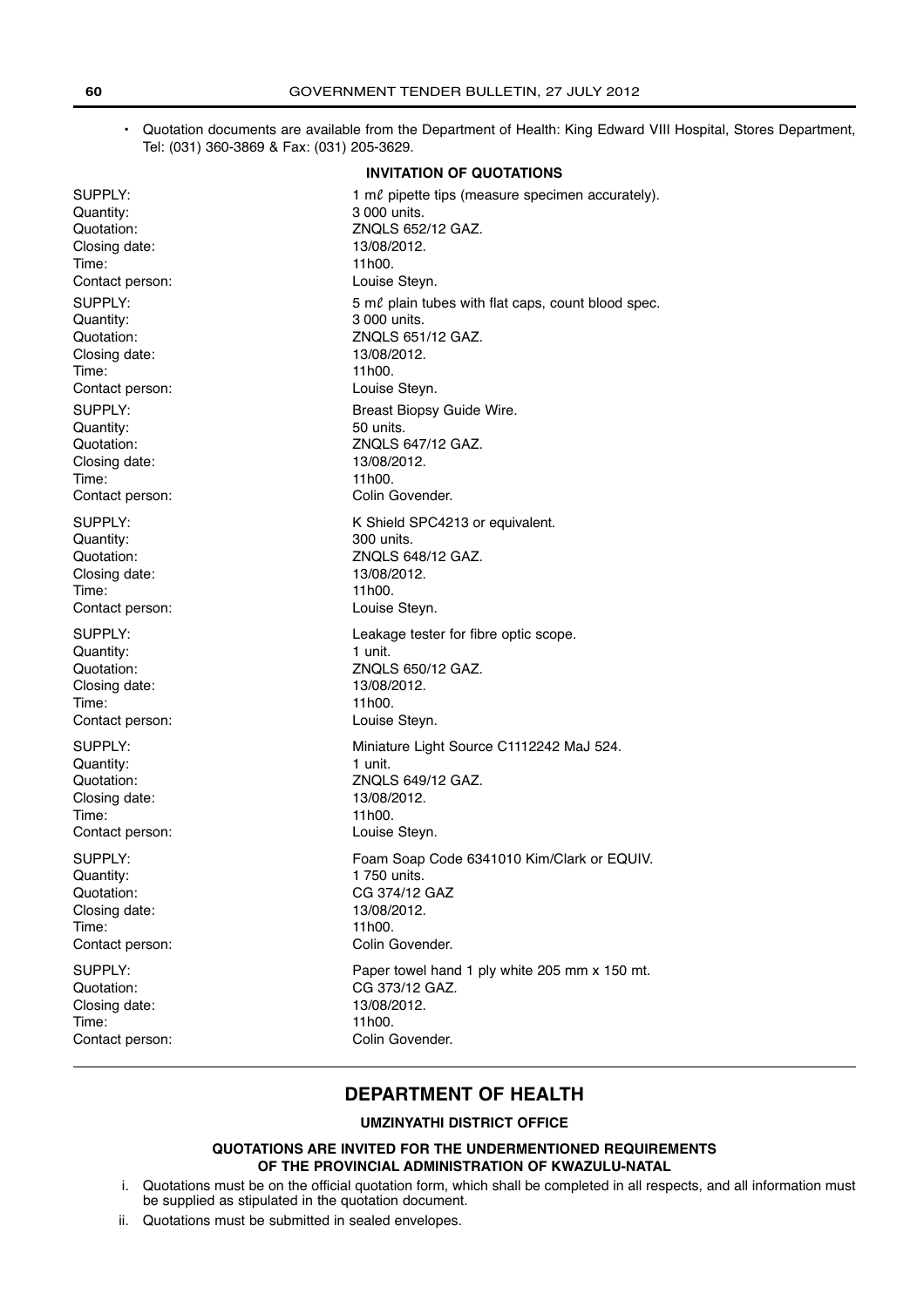- Quotation documents are available from the Department of Health: King Edward VIII Hospital, Stores Department, Tel: (031) 360-3869 & Fax: (031) 205-3629.

**INVITATION OF QUOTATIONS**

SUPPLY: 1 mℓ pipette tips (measure specimen accurately).
Quantity: 3 000 units.
Quotation: ZNQLS 652/12 GAZ.
Closing date: 13/08/2012.
Time: 11h00.
Contact person: Louise Steyn.

SUPPLY: 5 mℓ plain tubes with flat caps, count blood spec.
Quantity: 3 000 units.
Quotation: ZNQLS 651/12 GAZ.
Closing date: 13/08/2012.
Time: 11h00.
Contact person: Louise Steyn.

SUPPLY: Breast Biopsy Guide Wire.
Quantity: 50 units.
Quotation: ZNQLS 647/12 GAZ.
Closing date: 13/08/2012.
Time: 11h00.
Contact person: Colin Govender.

SUPPLY: K Shield SPC4213 or equivalent.
Quantity: 300 units.
Quotation: ZNQLS 648/12 GAZ.
Closing date: 13/08/2012.
Time: 11h00.
Contact person: Louise Steyn.

SUPPLY: Leakage tester for fibre optic scope.
Quantity: 1 unit.
Quotation: ZNQLS 650/12 GAZ.
Closing date: 13/08/2012.
Time: 11h00.
Contact person: Louise Steyn.

SUPPLY: Miniature Light Source C1112242 MaJ 524.
Quantity: 1 unit.
Quotation: ZNQLS 649/12 GAZ.
Closing date: 13/08/2012.
Time: 11h00.
Contact person: Louise Steyn.

SUPPLY: Foam Soap Code 6341010 Kim/Clark or EQUIV.
Quantity: 1 750 units.
Quotation: CG 374/12 GAZ
Closing date: 13/08/2012.
Time: 11h00.
Contact person: Colin Govender.

SUPPLY: Paper towel hand 1 ply white 205 mm x 150 mt.
Quotation: CG 373/12 GAZ.
Closing date: 13/08/2012.
Time: 11h00.
Contact person: Colin Govender.

---

## DEPARTMENT OF HEALTH

**UMZINYATHI DISTRICT OFFICE**

**QUOTATIONS ARE INVITED FOR THE UNDERMENTIONED REQUIREMENTS OF THE PROVINCIAL ADMINISTRATION OF KWAZULU-NATAL**

i. Quotations must be on the official quotation form, which shall be completed in all respects, and all information must be supplied as stipulated in the quotation document.

ii. Quotations must be submitted in sealed envelopes.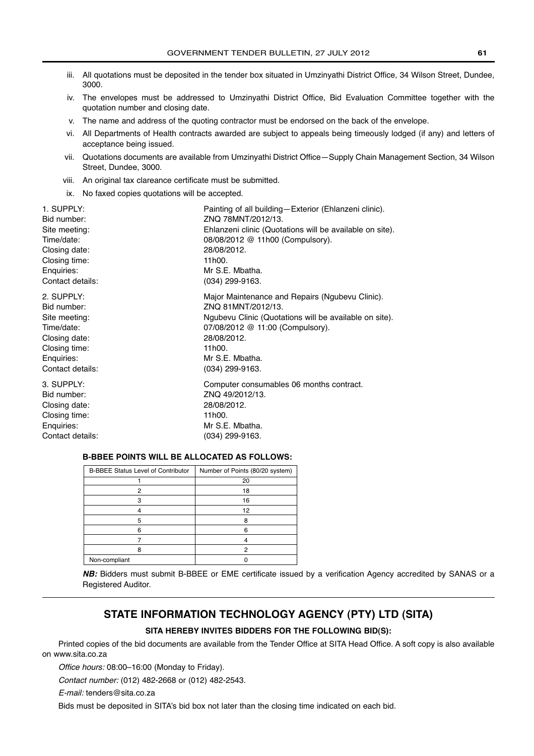iii. All quotations must be deposited in the tender box situated in Umzinyathi District Office, 34 Wilson Street, Dundee, 3000.

iv. The envelopes must be addressed to Umzinyathi District Office, Bid Evaluation Committee together with the quotation number and closing date.

v. The name and address of the quoting contractor must be endorsed on the back of the envelope.

vi. All Departments of Health contracts awarded are subject to appeals being timeously lodged (if any) and letters of acceptance being issued.

vii. Quotations documents are available from Umzinyathi District Office—Supply Chain Management Section, 34 Wilson Street, Dundee, 3000.

viii. An original tax clareance certificate must be submitted.

ix. No faxed copies quotations will be accepted.

1. SUPPLY: Painting of all building—Exterior (Ehlanzeni clinic).
Bid number: ZNQ 78MNT/2012/13.
Site meeting: Ehlanzeni clinic (Quotations will be available on site).
Time/date: 08/08/2012 @ 11h00 (Compulsory).
Closing date: 28/08/2012.
Closing time: 11h00.
Enquiries: Mr S.E. Mbatha.
Contact details: (034) 299-9163.

2. SUPPLY: Major Maintenance and Repairs (Ngubevu Clinic).
Bid number: ZNQ 81MNT/2012/13.
Site meeting: Ngubevu Clinic (Quotations will be available on site).
Time/date: 07/08/2012 @ 11:00 (Compulsory).
Closing date: 28/08/2012.
Closing time: 11h00.
Enquiries: Mr S.E. Mbatha.
Contact details: (034) 299-9163.

3. SUPPLY: Computer consumables 06 months contract.
Bid number: ZNQ 49/2012/13.
Closing date: 28/08/2012.
Closing time: 11h00.
Enquiries: Mr S.E. Mbatha.
Contact details: (034) 299-9163.

**B-BBEE POINTS WILL BE ALLOCATED AS FOLLOWS:**

| B-BBEE Status Level of Contributor | Number of Points (80/20 system) |
|---|---|
| 1 | 20 |
| 2 | 18 |
| 3 | 16 |
| 4 | 12 |
| 5 | 8 |
| 6 | 6 |
| 7 | 4 |
| 8 | 2 |
| Non-compliant | 0 |

***NB:*** Bidders must submit B-BBEE or EME certificate issued by a verification Agency accredited by SANAS or a Registered Auditor.

## STATE INFORMATION TECHNOLOGY AGENCY (PTY) LTD (SITA)

### SITA HEREBY INVITES BIDDERS FOR THE FOLLOWING BID(S):

Printed copies of the bid documents are available from the Tender Office at SITA Head Office. A soft copy is also available on www.sita.co.za

*Office hours:* 08:00–16:00 (Monday to Friday).

*Contact number:* (012) 482-2668 or (012) 482-2543.

*E-mail:* tenders@sita.co.za

Bids must be deposited in SITA's bid box not later than the closing time indicated on each bid.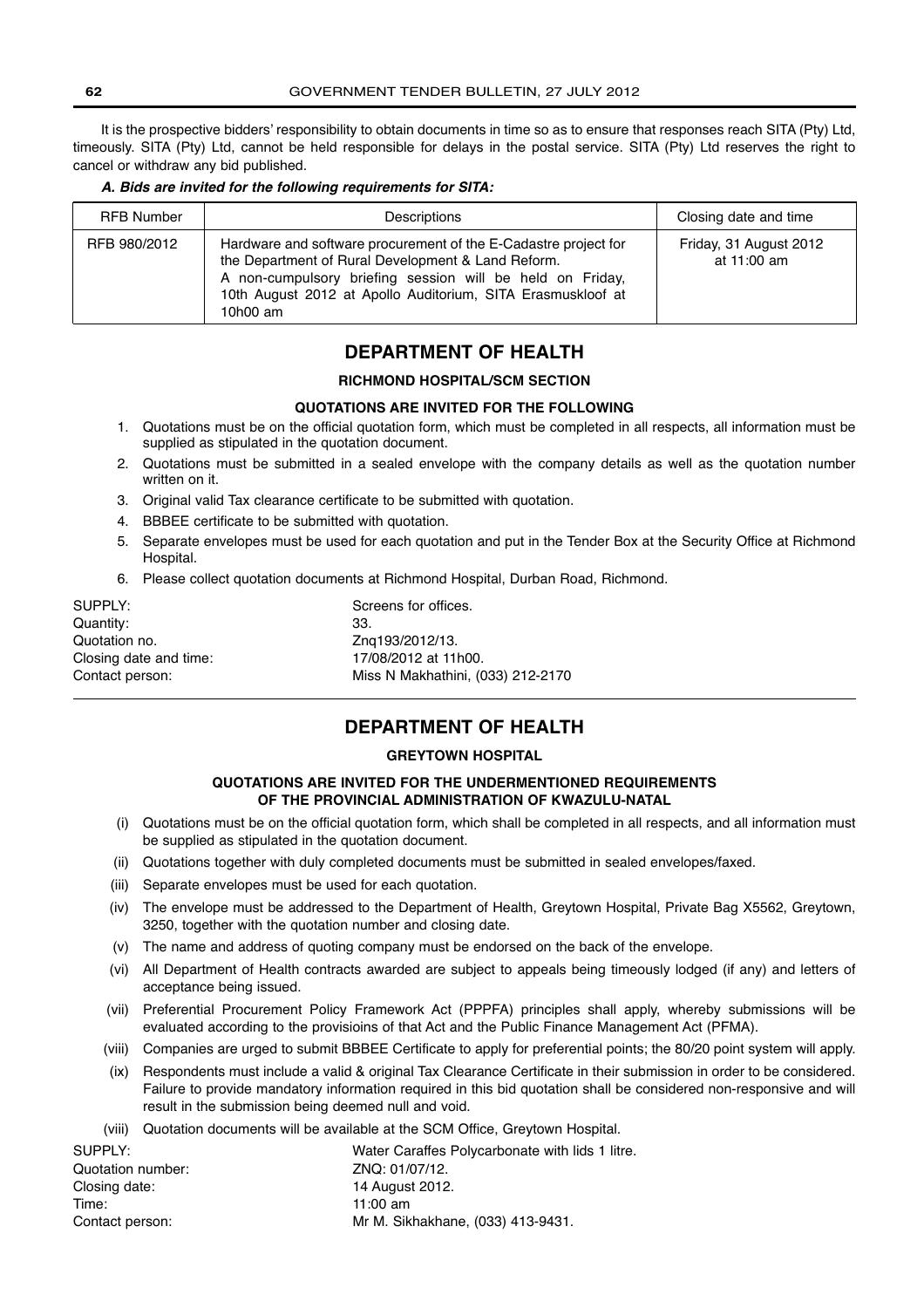It is the prospective bidders' responsibility to obtain documents in time so as to ensure that responses reach SITA (Pty) Ltd, timeously. SITA (Pty) Ltd, cannot be held responsible for delays in the postal service. SITA (Pty) Ltd reserves the right to cancel or withdraw any bid published.

***A. Bids are invited for the following requirements for SITA:***

| RFB Number | Descriptions | Closing date and time |
|---|---|---|
| RFB 980/2012 | Hardware and software procurement of the E-Cadastre project for the Department of Rural Development & Land Reform. A non-cumpulsory briefing session will be held on Friday, 10th August 2012 at Apollo Auditorium, SITA Erasmuskloof at 10h00 am | Friday, 31 August 2012 at 11:00 am |

## DEPARTMENT OF HEALTH

### RICHMOND HOSPITAL/SCM SECTION

**QUOTATIONS ARE INVITED FOR THE FOLLOWING**

1. Quotations must be on the official quotation form, which must be completed in all respects, all information must be supplied as stipulated in the quotation document.
2. Quotations must be submitted in a sealed envelope with the company details as well as the quotation number written on it.
3. Original valid Tax clearance certificate to be submitted with quotation.
4. BBBEE certificate to be submitted with quotation.
5. Separate envelopes must be used for each quotation and put in the Tender Box at the Security Office at Richmond Hospital.
6. Please collect quotation documents at Richmond Hospital, Durban Road, Richmond.

SUPPLY: Screens for offices.
Quantity: 33.
Quotation no. Znq193/2012/13.
Closing date and time: 17/08/2012 at 11h00.
Contact person: Miss N Makhathini, (033) 212-2170

---

## DEPARTMENT OF HEALTH

### GREYTOWN HOSPITAL

**QUOTATIONS ARE INVITED FOR THE UNDERMENTIONED REQUIREMENTS OF THE PROVINCIAL ADMINISTRATION OF KWAZULU-NATAL**

(i) Quotations must be on the official quotation form, which shall be completed in all respects, and all information must be supplied as stipulated in the quotation document.

(ii) Quotations together with duly completed documents must be submitted in sealed envelopes/faxed.

(iii) Separate envelopes must be used for each quotation.

(iv) The envelope must be addressed to the Department of Health, Greytown Hospital, Private Bag X5562, Greytown, 3250, together with the quotation number and closing date.

(v) The name and address of quoting company must be endorsed on the back of the envelope.

(vi) All Department of Health contracts awarded are subject to appeals being timeously lodged (if any) and letters of acceptance being issued.

(vii) Preferential Procurement Policy Framework Act (PPPFA) principles shall apply, whereby submissions will be evaluated according to the provisioins of that Act and the Public Finance Management Act (PFMA).

(viii) Companies are urged to submit BBBEE Certificate to apply for preferential points; the 80/20 point system will apply.

(ix) Respondents must include a valid & original Tax Clearance Certificate in their submission in order to be considered. Failure to provide mandatory information required in this bid quotation shall be considered non-responsive and will result in the submission being deemed null and void.

(viii) Quotation documents will be available at the SCM Office, Greytown Hospital.

SUPPLY: Water Caraffes Polycarbonate with lids 1 litre.
Quotation number: ZNQ: 01/07/12.
Closing date: 14 August 2012.
Time: 11:00 am
Contact person: Mr M. Sikhakhane, (033) 413-9431.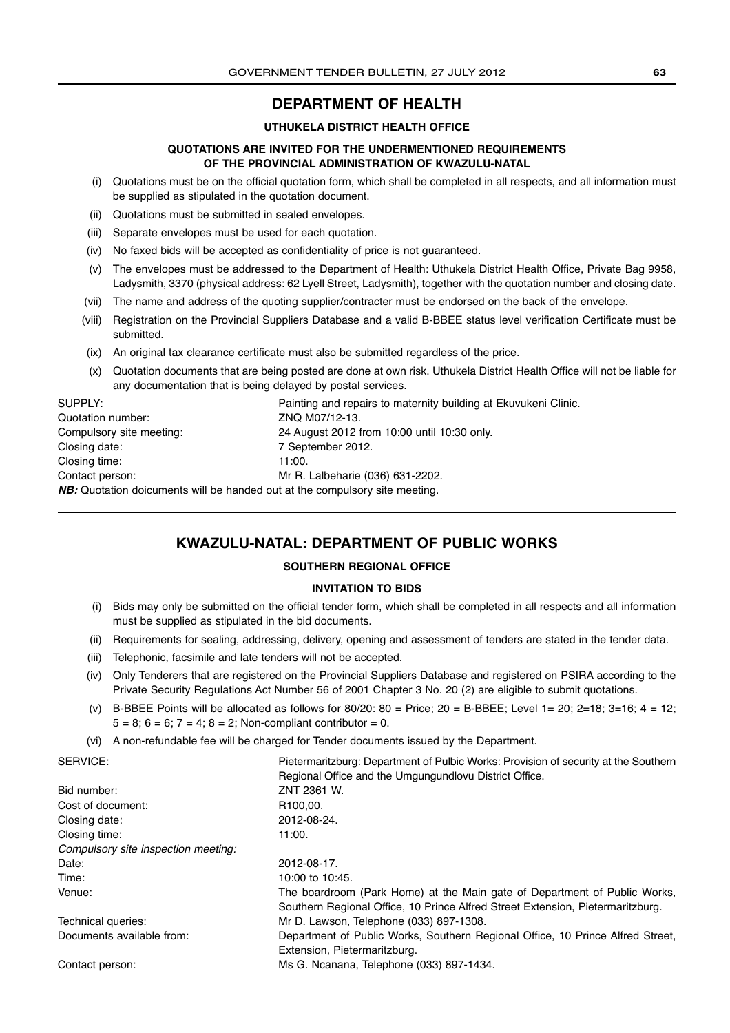## DEPARTMENT OF HEALTH

**UTHUKELA DISTRICT HEALTH OFFICE**

**QUOTATIONS ARE INVITED FOR THE UNDERMENTIONED REQUIREMENTS OF THE PROVINCIAL ADMINISTRATION OF KWAZULU-NATAL**

(i) Quotations must be on the official quotation form, which shall be completed in all respects, and all information must be supplied as stipulated in the quotation document.

(ii) Quotations must be submitted in sealed envelopes.

(iii) Separate envelopes must be used for each quotation.

(iv) No faxed bids will be accepted as confidentiality of price is not guaranteed.

(v) The envelopes must be addressed to the Department of Health: Uthukela District Health Office, Private Bag 9958, Ladysmith, 3370 (physical address: 62 Lyell Street, Ladysmith), together with the quotation number and closing date.

(vii) The name and address of the quoting supplier/contracter must be endorsed on the back of the envelope.

(viii) Registration on the Provincial Suppliers Database and a valid B-BBEE status level verification Certificate must be submitted.

(ix) An original tax clearance certificate must also be submitted regardless of the price.

(x) Quotation documents that are being posted are done at own risk. Uthukela District Health Office will not be liable for any documentation that is being delayed by postal services.

SUPPLY: Painting and repairs to maternity building at Ekuvukeni Clinic.
Quotation number: ZNQ M07/12-13.
Compulsory site meeting: 24 August 2012 from 10:00 until 10:30 only.
Closing date: 7 September 2012.
Closing time: 11:00.
Contact person: Mr R. Lalbeharie (036) 631-2202.

***NB:*** Quotation doicuments will be handed out at the compulsory site meeting.

---

## KWAZULU-NATAL: DEPARTMENT OF PUBLIC WORKS

**SOUTHERN REGIONAL OFFICE**

**INVITATION TO BIDS**

(i) Bids may only be submitted on the official tender form, which shall be completed in all respects and all information must be supplied as stipulated in the bid documents.

(ii) Requirements for sealing, addressing, delivery, opening and assessment of tenders are stated in the tender data.

(iii) Telephonic, facsimile and late tenders will not be accepted.

(iv) Only Tenderers that are registered on the Provincial Suppliers Database and registered on PSIRA according to the Private Security Regulations Act Number 56 of 2001 Chapter 3 No. 20 (2) are eligible to submit quotations.

(v) B-BBEE Points will be allocated as follows for 80/20: 80 = Price; 20 = B-BBEE; Level 1= 20; 2=18; 3=16; 4 = 12; 5 = 8; 6 = 6; 7 = 4; 8 = 2; Non-compliant contributor = 0.

(vi) A non-refundable fee will be charged for Tender documents issued by the Department.

SERVICE: Pietermaritzburg: Department of Pulbic Works: Provision of security at the Southern Regional Office and the Umgungundlovu District Office.
Bid number: ZNT 2361 W.
Cost of document: R100,00.
Closing date: 2012-08-24.
Closing time: 11:00.

*Compulsory site inspection meeting:*
Date: 2012-08-17.
Time: 10:00 to 10:45.
Venue: The boardroom (Park Home) at the Main gate of Department of Public Works, Southern Regional Office, 10 Prince Alfred Street Extension, Pietermaritzburg.
Technical queries: Mr D. Lawson, Telephone (033) 897-1308.
Documents available from: Department of Public Works, Southern Regional Office, 10 Prince Alfred Street, Extension, Pietermaritzburg.
Contact person: Ms G. Ncanana, Telephone (033) 897-1434.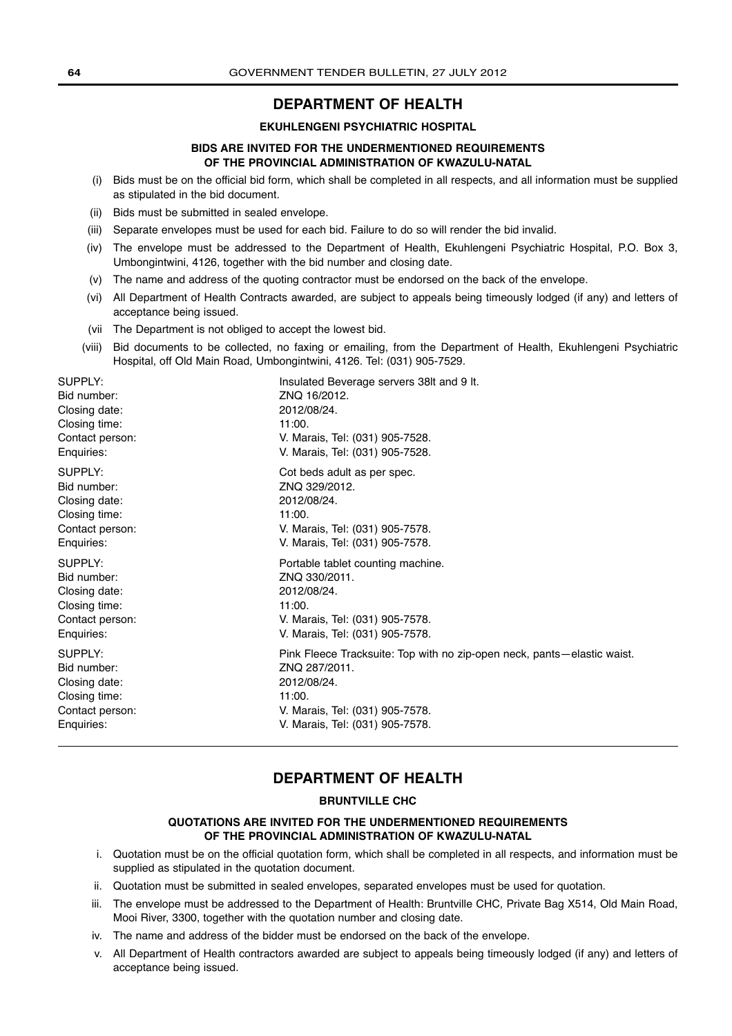## DEPARTMENT OF HEALTH

### EKUHLENGENI PSYCHIATRIC HOSPITAL

**BIDS ARE INVITED FOR THE UNDERMENTIONED REQUIREMENTS OF THE PROVINCIAL ADMINISTRATION OF KWAZULU-NATAL**

(i) Bids must be on the official bid form, which shall be completed in all respects, and all information must be supplied as stipulated in the bid document.

(ii) Bids must be submitted in sealed envelope.

(iii) Separate envelopes must be used for each bid. Failure to do so will render the bid invalid.

(iv) The envelope must be addressed to the Department of Health, Ekuhlengeni Psychiatric Hospital, P.O. Box 3, Umbongintwini, 4126, together with the bid number and closing date.

(v) The name and address of the quoting contractor must be endorsed on the back of the envelope.

(vi) All Department of Health Contracts awarded, are subject to appeals being timeously lodged (if any) and letters of acceptance being issued.

(vii The Department is not obliged to accept the lowest bid.

(viii) Bid documents to be collected, no faxing or emailing, from the Department of Health, Ekuhlengeni Psychiatric Hospital, off Old Main Road, Umbongintwini, 4126. Tel: (031) 905-7529.

SUPPLY: Insulated Beverage servers 38lt and 9 lt.
Bid number: ZNQ 16/2012.
Closing date: 2012/08/24.
Closing time: 11:00.
Contact person: V. Marais, Tel: (031) 905-7528.
Enquiries: V. Marais, Tel: (031) 905-7528.

SUPPLY: Cot beds adult as per spec.
Bid number: ZNQ 329/2012.
Closing date: 2012/08/24.
Closing time: 11:00.
Contact person: V. Marais, Tel: (031) 905-7578.
Enquiries: V. Marais, Tel: (031) 905-7578.

SUPPLY: Portable tablet counting machine.
Bid number: ZNQ 330/2011.
Closing date: 2012/08/24.
Closing time: 11:00.
Contact person: V. Marais, Tel: (031) 905-7578.
Enquiries: V. Marais, Tel: (031) 905-7578.

SUPPLY: Pink Fleece Tracksuite: Top with no zip-open neck, pants—elastic waist.
Bid number: ZNQ 287/2011.
Closing date: 2012/08/24.
Closing time: 11:00.
Contact person: V. Marais, Tel: (031) 905-7578.
Enquiries: V. Marais, Tel: (031) 905-7578.

---

## DEPARTMENT OF HEALTH

### BRUNTVILLE CHC

**QUOTATIONS ARE INVITED FOR THE UNDERMENTIONED REQUIREMENTS OF THE PROVINCIAL ADMINISTRATION OF KWAZULU-NATAL**

i. Quotation must be on the official quotation form, which shall be completed in all respects, and information must be supplied as stipulated in the quotation document.

ii. Quotation must be submitted in sealed envelopes, separated envelopes must be used for quotation.

iii. The envelope must be addressed to the Department of Health: Bruntville CHC, Private Bag X514, Old Main Road, Mooi River, 3300, together with the quotation number and closing date.

iv. The name and address of the bidder must be endorsed on the back of the envelope.

v. All Department of Health contractors awarded are subject to appeals being timeously lodged (if any) and letters of acceptance being issued.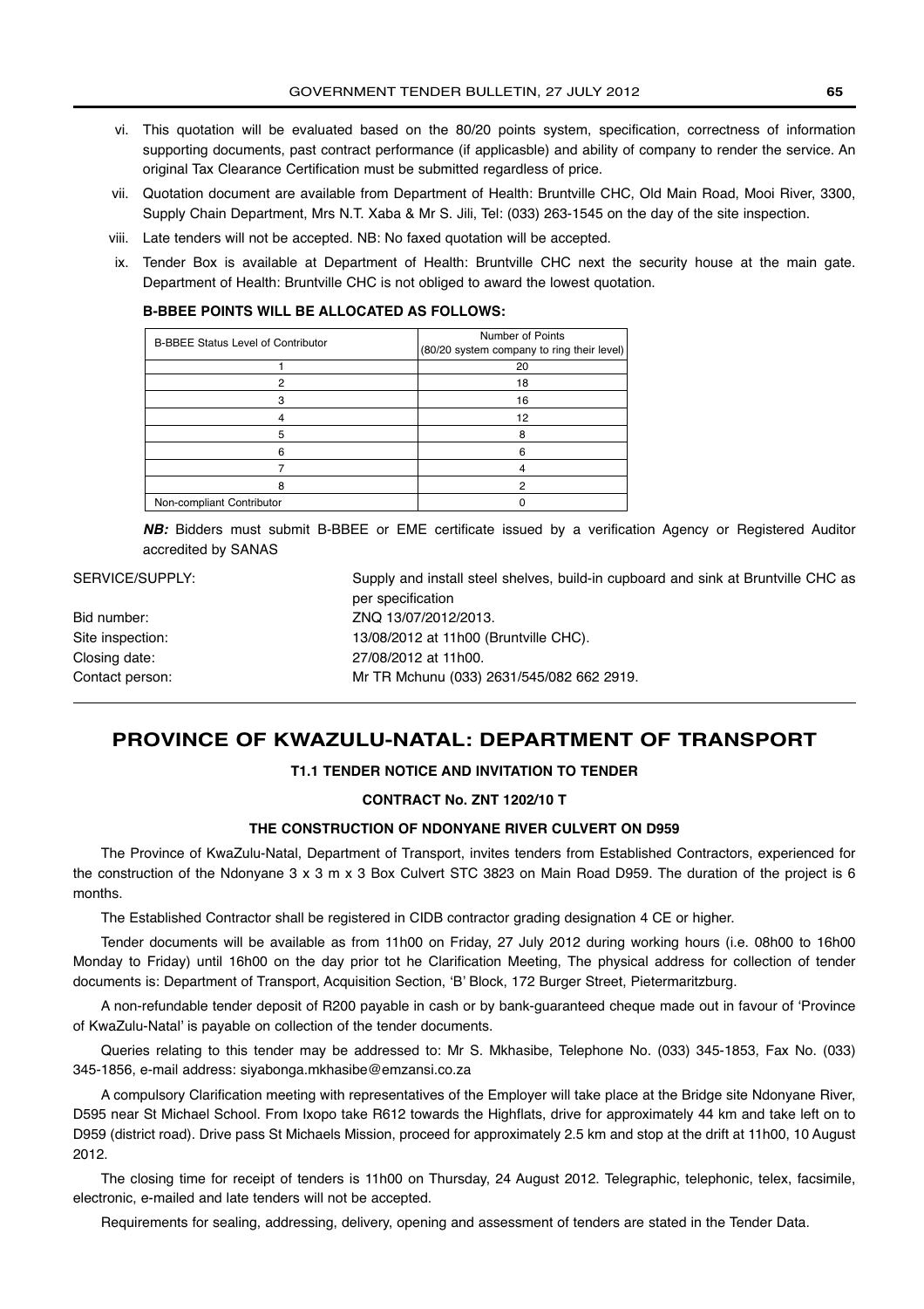vi. This quotation will be evaluated based on the 80/20 points system, specification, correctness of information supporting documents, past contract performance (if applicasble) and ability of company to render the service. An original Tax Clearance Certification must be submitted regardless of price.

vii. Quotation document are available from Department of Health: Bruntville CHC, Old Main Road, Mooi River, 3300, Supply Chain Department, Mrs N.T. Xaba & Mr S. Jili, Tel: (033) 263-1545 on the day of the site inspection.

viii. Late tenders will not be accepted. NB: No faxed quotation will be accepted.

ix. Tender Box is available at Department of Health: Bruntville CHC next the security house at the main gate. Department of Health: Bruntville CHC is not obliged to award the lowest quotation.

**B-BBEE POINTS WILL BE ALLOCATED AS FOLLOWS:**

| B-BBEE Status Level of Contributor | Number of Points (80/20 system company to ring their level) |
|---|---|
| 1 | 20 |
| 2 | 18 |
| 3 | 16 |
| 4 | 12 |
| 5 | 8 |
| 6 | 6 |
| 7 | 4 |
| 8 | 2 |
| Non-compliant Contributor | 0 |

***NB:*** Bidders must submit B-BBEE or EME certificate issued by a verification Agency or Registered Auditor accredited by SANAS

SERVICE/SUPPLY: Supply and install steel shelves, build-in cupboard and sink at Bruntville CHC as per specification

Bid number: ZNQ 13/07/2012/2013.

Site inspection: 13/08/2012 at 11h00 (Bruntville CHC).

Closing date: 27/08/2012 at 11h00.

Contact person: Mr TR Mchunu (033) 2631/545/082 662 2919.

## PROVINCE OF KWAZULU-NATAL: DEPARTMENT OF TRANSPORT

**T1.1 TENDER NOTICE AND INVITATION TO TENDER**

**CONTRACT No. ZNT 1202/10 T**

**THE CONSTRUCTION OF NDONYANE RIVER CULVERT ON D959**

The Province of KwaZulu-Natal, Department of Transport, invites tenders from Established Contractors, experienced for the construction of the Ndonyane 3 x 3 m x 3 Box Culvert STC 3823 on Main Road D959. The duration of the project is 6 months.

The Established Contractor shall be registered in CIDB contractor grading designation 4 CE or higher.

Tender documents will be available as from 11h00 on Friday, 27 July 2012 during working hours (i.e. 08h00 to 16h00 Monday to Friday) until 16h00 on the day prior tot he Clarification Meeting, The physical address for collection of tender documents is: Department of Transport, Acquisition Section, 'B' Block, 172 Burger Street, Pietermaritzburg.

A non-refundable tender deposit of R200 payable in cash or by bank-guaranteed cheque made out in favour of 'Province of KwaZulu-Natal' is payable on collection of the tender documents.

Queries relating to this tender may be addressed to: Mr S. Mkhasibe, Telephone No. (033) 345-1853, Fax No. (033) 345-1856, e-mail address: siyabonga.mkhasibe@emzansi.co.za

A compulsory Clarification meeting with representatives of the Employer will take place at the Bridge site Ndonyane River, D595 near St Michael School. From Ixopo take R612 towards the Highflats, drive for approximately 44 km and take left on to D959 (district road). Drive pass St Michaels Mission, proceed for approximately 2.5 km and stop at the drift at 11h00, 10 August 2012.

The closing time for receipt of tenders is 11h00 on Thursday, 24 August 2012. Telegraphic, telephonic, telex, facsimile, electronic, e-mailed and late tenders will not be accepted.

Requirements for sealing, addressing, delivery, opening and assessment of tenders are stated in the Tender Data.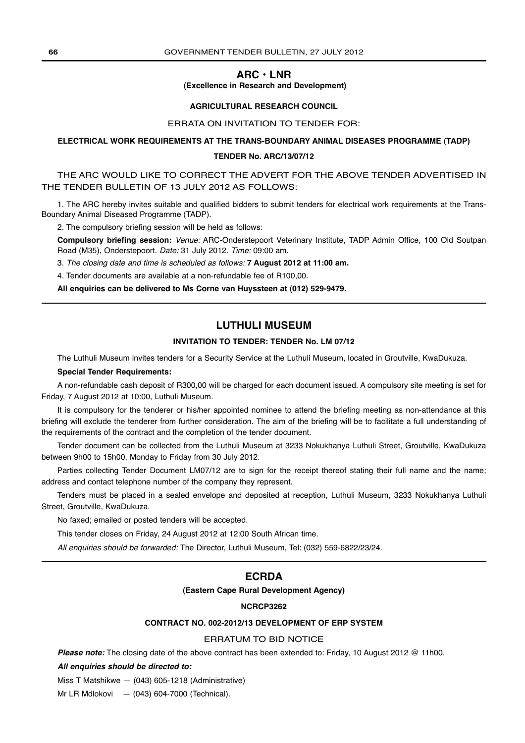## ARC • LNR

**(Excellence in Research and Development)**

**AGRICULTURAL RESEARCH COUNCIL**

ERRATA ON INVITATION TO TENDER FOR:

**ELECTRICAL WORK REQUIREMENTS AT THE TRANS-BOUNDARY ANIMAL DISEASES PROGRAMME (TADP)**

**TENDER No. ARC/13/07/12**

THE ARC WOULD LIKE TO CORRECT THE ADVERT FOR THE ABOVE TENDER ADVERTISED IN THE TENDER BULLETIN OF 13 JULY 2012 AS FOLLOWS:

1. The ARC hereby invites suitable and qualified bidders to submit tenders for electrical work requirements at the Trans-Boundary Animal Diseased Programme (TADP).

2. The compulsory briefing session will be held as follows:

**Compulsory briefing session:** *Venue:* ARC-Onderstepoort Veterinary Institute, TADP Admin Office, 100 Old Soutpan Road (M35), Onderstepoort. *Date:* 31 July 2012. *Time:* 09:00 am.

3. *The closing date and time is scheduled as follows:* **7 August 2012 at 11:00 am.**

4. Tender documents are available at a non-refundable fee of R100,00.

**All enquiries can be delivered to Ms Corne van Huyssteen at (012) 529-9479.**

---

## LUTHULI MUSEUM

**INVITATION TO TENDER: TENDER No. LM 07/12**

The Luthuli Museum invites tenders for a Security Service at the Luthuli Museum, located in Groutville, KwaDukuza.

**Special Tender Requirements:**

A non-refundable cash deposit of R300,00 will be charged for each document issued. A compulsory site meeting is set for Friday, 7 August 2012 at 10:00, Luthuli Museum.

It is compulsory for the tenderer or his/her appointed nominee to attend the briefing meeting as non-attendance at this briefing will exclude the tenderer from further consideration. The aim of the briefing will be to facilitate a full understanding of the requirements of the contract and the completion of the tender document.

Tender document can be collected from the Luthuli Museum at 3233 Nokukhanya Luthuli Street, Groutville, KwaDukuza between 9h00 to 15h00, Monday to Friday from 30 July 2012.

Parties collecting Tender Document LM07/12 are to sign for the receipt thereof stating their full name and the name; address and contact telephone number of the company they represent.

Tenders must be placed in a sealed envelope and deposited at reception, Luthuli Museum, 3233 Nokukhanya Luthuli Street, Groutville, KwaDukuza.

No faxed; emailed or posted tenders will be accepted.

This tender closes on Friday, 24 August 2012 at 12:00 South African time.

*All enquiries should be forwarded:* The Director, Luthuli Museum, Tel: (032) 559-6822/23/24.

---

## ECRDA

**(Eastern Cape Rural Development Agency)**

**NCRCP3262**

**CONTRACT NO. 002-2012/13 DEVELOPMENT OF ERP SYSTEM**

ERRATUM TO BID NOTICE

***Please note:*** The closing date of the above contract has been extended to: Friday, 10 August 2012 @ 11h00.

***All enquiries should be directed to:***

Miss T Matshikwe — (043) 605-1218 (Administrative)

Mr LR Mdlokovi — (043) 604-7000 (Technical).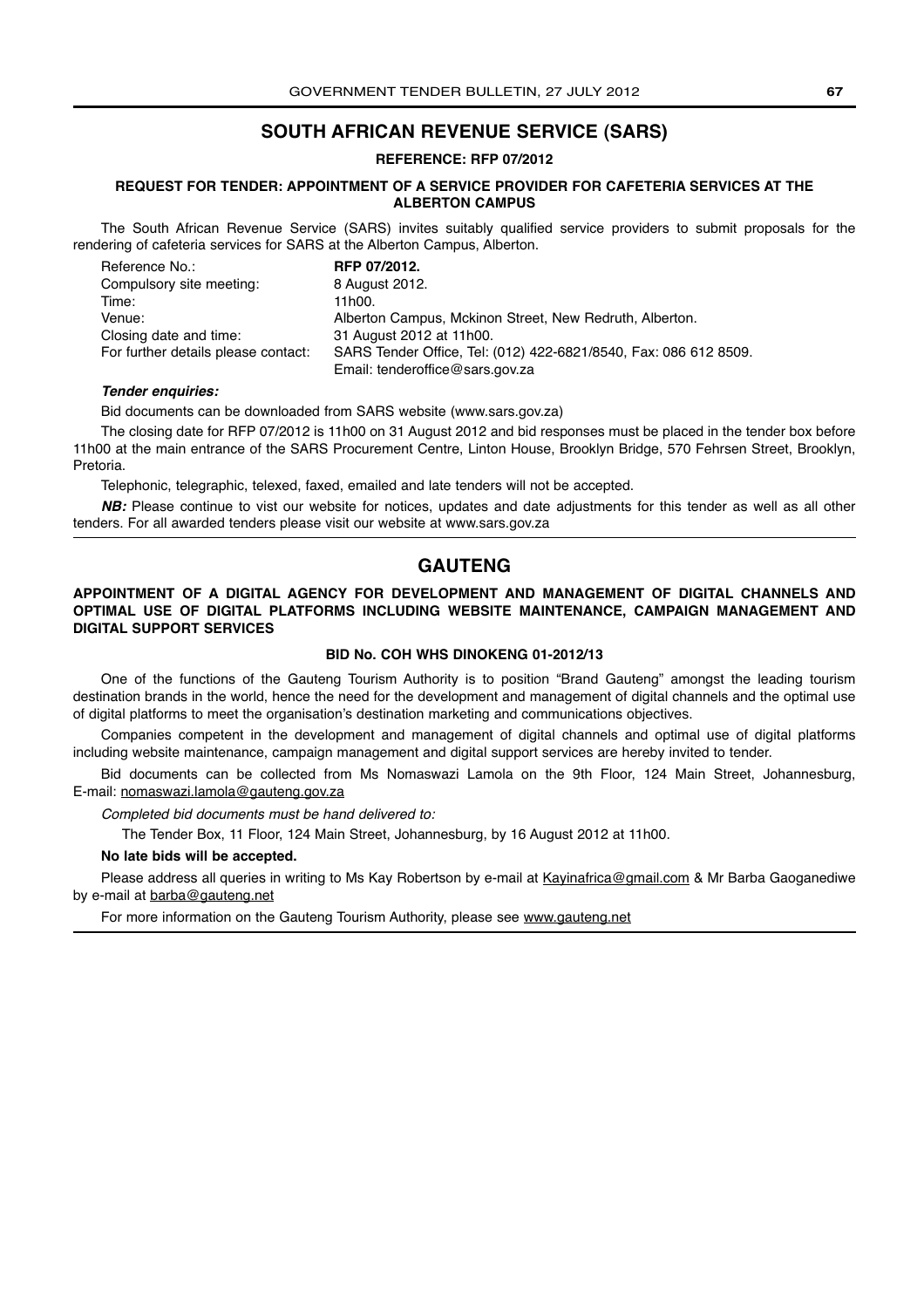## SOUTH AFRICAN REVENUE SERVICE (SARS)

**REFERENCE: RFP 07/2012**

**REQUEST FOR TENDER: APPOINTMENT OF A SERVICE PROVIDER FOR CAFETERIA SERVICES AT THE ALBERTON CAMPUS**

The South African Revenue Service (SARS) invites suitably qualified service providers to submit proposals for the rendering of cafeteria services for SARS at the Alberton Campus, Alberton.

| | |
|---|---|
| Reference No.: | **RFP 07/2012.** |
| Compulsory site meeting: | 8 August 2012. |
| Time: | 11h00. |
| Venue: | Alberton Campus, Mckinon Street, New Redruth, Alberton. |
| Closing date and time: | 31 August 2012 at 11h00. |
| For further details please contact: | SARS Tender Office, Tel: (012) 422-6821/8540, Fax: 086 612 8509. Email: tenderoffice@sars.gov.za |

***Tender enquiries:***

Bid documents can be downloaded from SARS website (www.sars.gov.za)

The closing date for RFP 07/2012 is 11h00 on 31 August 2012 and bid responses must be placed in the tender box before 11h00 at the main entrance of the SARS Procurement Centre, Linton House, Brooklyn Bridge, 570 Fehrsen Street, Brooklyn, Pretoria.

Telephonic, telegraphic, telexed, faxed, emailed and late tenders will not be accepted.

***NB:*** Please continue to vist our website for notices, updates and date adjustments for this tender as well as all other tenders. For all awarded tenders please visit our website at www.sars.gov.za

## GAUTENG

**APPOINTMENT OF A DIGITAL AGENCY FOR DEVELOPMENT AND MANAGEMENT OF DIGITAL CHANNELS AND OPTIMAL USE OF DIGITAL PLATFORMS INCLUDING WEBSITE MAINTENANCE, CAMPAIGN MANAGEMENT AND DIGITAL SUPPORT SERVICES**

**BID No. COH WHS DINOKENG 01-2012/13**

One of the functions of the Gauteng Tourism Authority is to position "Brand Gauteng" amongst the leading tourism destination brands in the world, hence the need for the development and management of digital channels and the optimal use of digital platforms to meet the organisation's destination marketing and communications objectives.

Companies competent in the development and management of digital channels and optimal use of digital platforms including website maintenance, campaign management and digital support services are hereby invited to tender.

Bid documents can be collected from Ms Nomaswazi Lamola on the 9th Floor, 124 Main Street, Johannesburg, E-mail: nomaswazi.lamola@gauteng.gov.za

*Completed bid documents must be hand delivered to:*

The Tender Box, 11 Floor, 124 Main Street, Johannesburg, by 16 August 2012 at 11h00.

**No late bids will be accepted.**

Please address all queries in writing to Ms Kay Robertson by e-mail at Kayinafrica@gmail.com & Mr Barba Gaoganediwe by e-mail at barba@gauteng.net

For more information on the Gauteng Tourism Authority, please see www.gauteng.net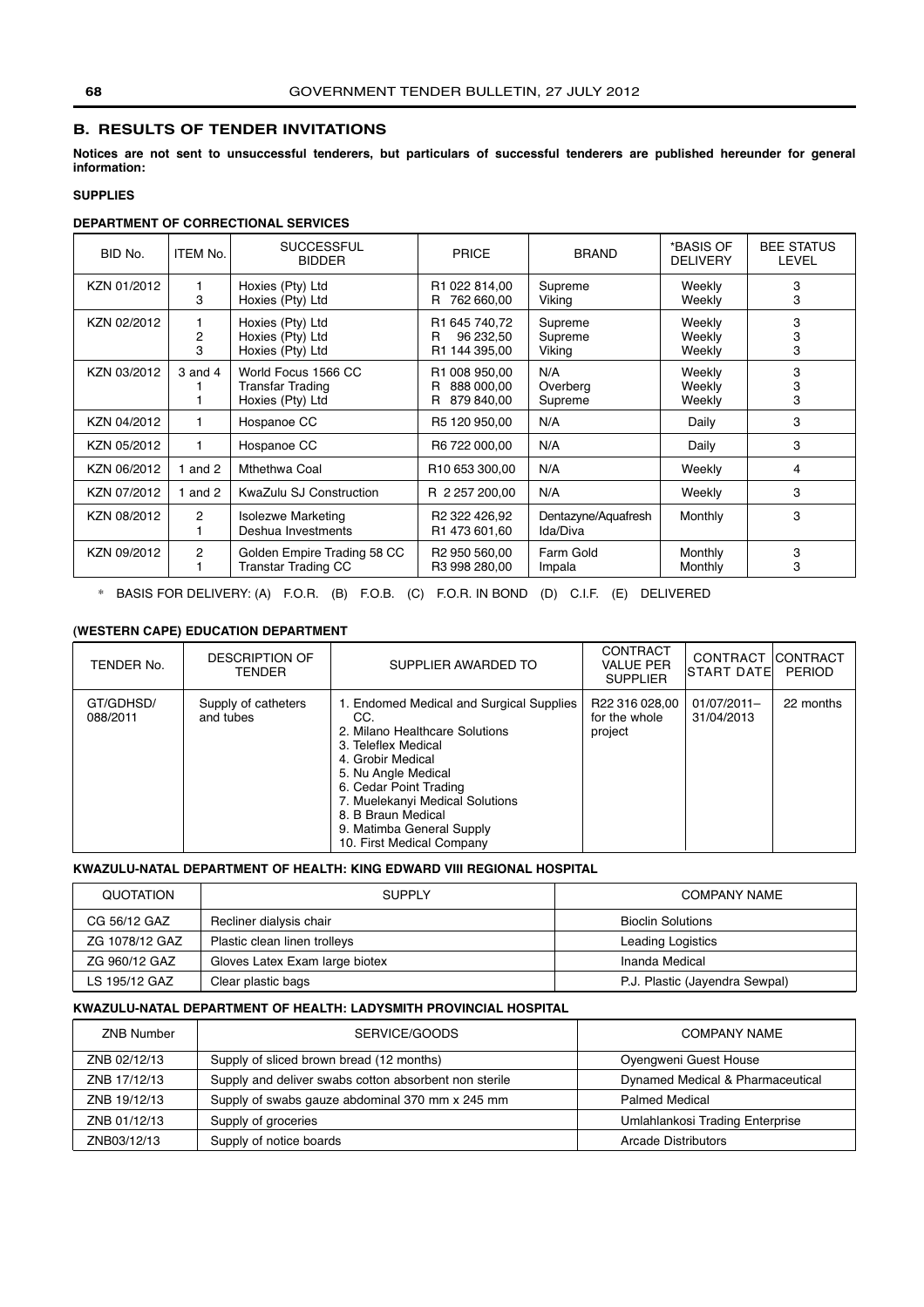## B. RESULTS OF TENDER INVITATIONS

**Notices are not sent to unsuccessful tenderers, but particulars of successful tenderers are published hereunder for general information:**

### SUPPLIES

#### DEPARTMENT OF CORRECTIONAL SERVICES

| BID No. | ITEM No. | SUCCESSFUL BIDDER | PRICE | BRAND | *BASIS OF DELIVERY | BEE STATUS LEVEL |
|---|---|---|---|---|---|---|
| KZN 01/2012 | 1<br>3 | Hoxies (Pty) Ltd<br>Hoxies (Pty) Ltd | R1 022 814,00<br>R 762 660,00 | Supreme<br>Viking | Weekly<br>Weekly | 3<br>3 |
| KZN 02/2012 | 1<br>2<br>3 | Hoxies (Pty) Ltd<br>Hoxies (Pty) Ltd<br>Hoxies (Pty) Ltd | R1 645 740,72<br>R 96 232,50<br>R1 144 395,00 | Supreme<br>Supreme<br>Viking | Weekly<br>Weekly<br>Weekly | 3<br>3<br>3 |
| KZN 03/2012 | 3 and 4<br>1<br>1 | World Focus 1566 CC<br>Transfar Trading<br>Hoxies (Pty) Ltd | R1 008 950,00<br>R 888 000,00<br>R 879 840,00 | N/A<br>Overberg<br>Supreme | Weekly<br>Weekly<br>Weekly | 3<br>3<br>3 |
| KZN 04/2012 | 1 | Hospanoe CC | R5 120 950,00 | N/A | Daily | 3 |
| KZN 05/2012 | 1 | Hospanoe CC | R6 722 000,00 | N/A | Daily | 3 |
| KZN 06/2012 | 1 and 2 | Mthethwa Coal | R10 653 300,00 | N/A | Weekly | 4 |
| KZN 07/2012 | 1 and 2 | KwaZulu SJ Construction | R 2 257 200,00 | N/A | Weekly | 3 |
| KZN 08/2012 | 2<br>1 | Isolezwe Marketing<br>Deshua Investments | R2 322 426,92<br>R1 473 601,60 | Dentazyne/Aquafresh<br>Ida/Diva | Monthly | 3 |
| KZN 09/2012 | 2<br>1 | Golden Empire Trading 58 CC<br>Transtar Trading CC | R2 950 560,00<br>R3 998 280,00 | Farm Gold<br>Impala | Monthly<br>Monthly | 3<br>3 |

\* BASIS FOR DELIVERY: (A) F.O.R. (B) F.O.B. (C) F.O.R. IN BOND (D) C.I.F. (E) DELIVERED

#### (WESTERN CAPE) EDUCATION DEPARTMENT

| TENDER No. | DESCRIPTION OF TENDER | SUPPLIER AWARDED TO | CONTRACT VALUE PER SUPPLIER | CONTRACT START DATE | CONTRACT PERIOD |
|---|---|---|---|---|---|
| GT/GDHSD/ 088/2011 | Supply of catheters and tubes | 1. Endomed Medical and Surgical Supplies CC.<br>2. Milano Healthcare Solutions<br>3. Teleflex Medical<br>4. Grobir Medical<br>5. Nu Angle Medical<br>6. Cedar Point Trading<br>7. Muelekanyi Medical Solutions<br>8. B Braun Medical<br>9. Matimba General Supply<br>10. First Medical Company | R22 316 028,00 for the whole project | 01/07/2011– 31/04/2013 | 22 months |

#### KWAZULU-NATAL DEPARTMENT OF HEALTH: KING EDWARD VIII REGIONAL HOSPITAL

| QUOTATION | SUPPLY | COMPANY NAME |
|---|---|---|
| CG 56/12 GAZ | Recliner dialysis chair | Bioclin Solutions |
| ZG 1078/12 GAZ | Plastic clean linen trolleys | Leading Logistics |
| ZG 960/12 GAZ | Gloves Latex Exam large biotex | Inanda Medical |
| LS 195/12 GAZ | Clear plastic bags | P.J. Plastic (Jayendra Sewpal) |

#### KWAZULU-NATAL DEPARTMENT OF HEALTH: LADYSMITH PROVINCIAL HOSPITAL

| ZNB Number | SERVICE/GOODS | COMPANY NAME |
|---|---|---|
| ZNB 02/12/13 | Supply of sliced brown bread (12 months) | Oyengweni Guest House |
| ZNB 17/12/13 | Supply and deliver swabs cotton absorbent non sterile | Dynamed Medical & Pharmaceutical |
| ZNB 19/12/13 | Supply of swabs gauze abdominal 370 mm x 245 mm | Palmed Medical |
| ZNB 01/12/13 | Supply of groceries | Umlahlankosi Trading Enterprise |
| ZNB03/12/13 | Supply of notice boards | Arcade Distributors |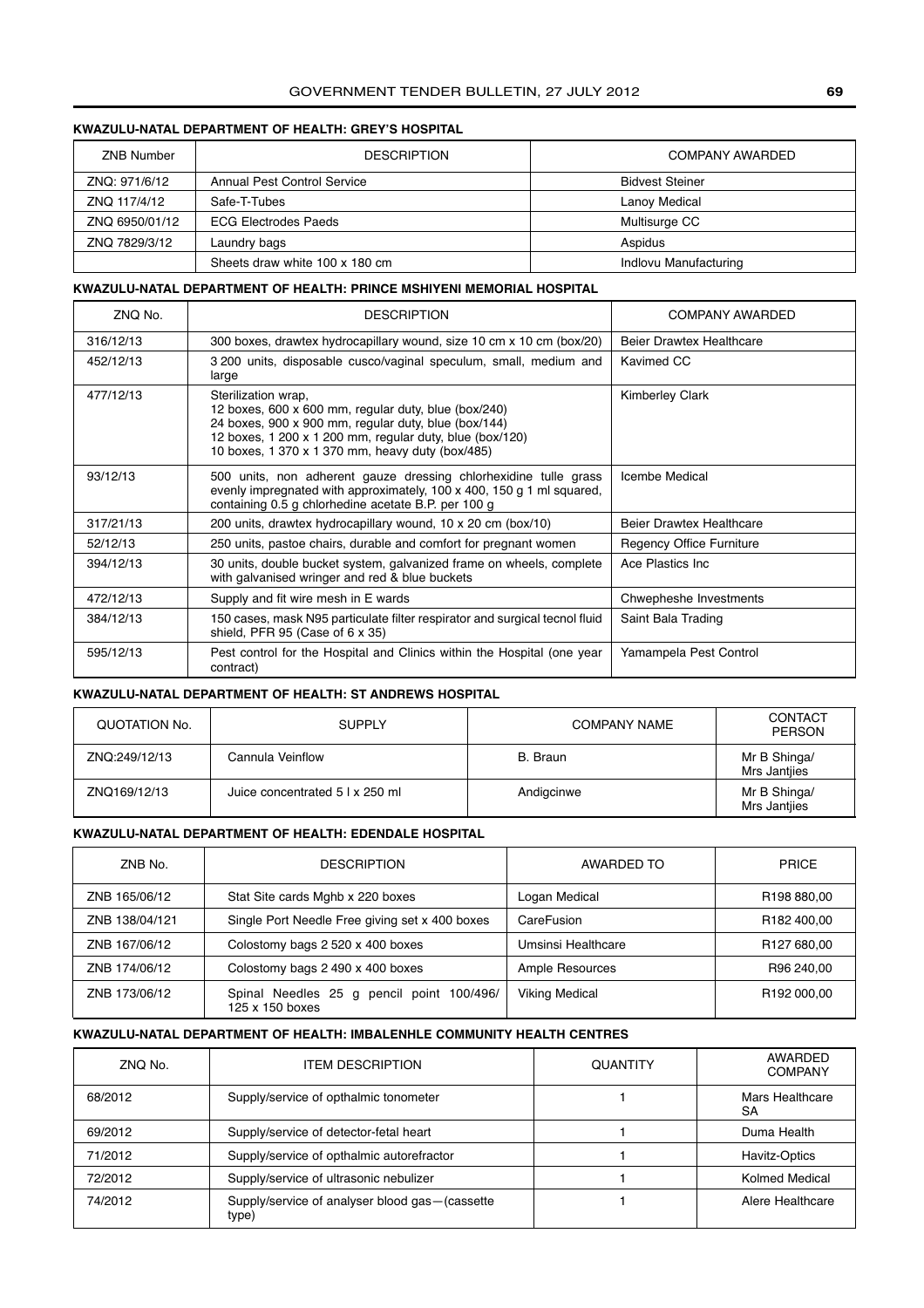**KWAZULU-NATAL DEPARTMENT OF HEALTH: GREY'S HOSPITAL**

| ZNB Number | DESCRIPTION | COMPANY AWARDED |
|---|---|---|
| ZNQ: 971/6/12 | Annual Pest Control Service | Bidvest Steiner |
| ZNQ 117/4/12 | Safe-T-Tubes | Lanoy Medical |
| ZNQ 6950/01/12 | ECG Electrodes Paeds | Multisurge CC |
| ZNQ 7829/3/12 | Laundry bags | Aspidus |
| | Sheets draw white 100 x 180 cm | Indlovu Manufacturing |

**KWAZULU-NATAL DEPARTMENT OF HEALTH: PRINCE MSHIYENI MEMORIAL HOSPITAL**

| ZNQ No. | DESCRIPTION | COMPANY AWARDED |
|---|---|---|
| 316/12/13 | 300 boxes, drawtex hydrocapillary wound, size 10 cm x 10 cm (box/20) | Beier Drawtex Healthcare |
| 452/12/13 | 3 200 units, disposable cusco/vaginal speculum, small, medium and large | Kavimed CC |
| 477/12/13 | Sterilization wrap,<br>12 boxes, 600 x 600 mm, regular duty, blue (box/240)<br>24 boxes, 900 x 900 mm, regular duty, blue (box/144)<br>12 boxes, 1 200 x 1 200 mm, regular duty, blue (box/120)<br>10 boxes, 1 370 x 1 370 mm, heavy duty (box/485) | Kimberley Clark |
| 93/12/13 | 500 units, non adherent gauze dressing chlorhexidine tulle grass evenly impregnated with approximately, 100 x 400, 150 g 1 ml squared, containing 0.5 g chlorhedine acetate B.P. per 100 g | Icembe Medical |
| 317/21/13 | 200 units, drawtex hydrocapillary wound, 10 x 20 cm (box/10) | Beier Drawtex Healthcare |
| 52/12/13 | 250 units, pastoe chairs, durable and comfort for pregnant women | Regency Office Furniture |
| 394/12/13 | 30 units, double bucket system, galvanized frame on wheels, complete with galvanised wringer and red & blue buckets | Ace Plastics Inc |
| 472/12/13 | Supply and fit wire mesh in E wards | Chwepheshe Investments |
| 384/12/13 | 150 cases, mask N95 particulate filter respirator and surgical tecnol fluid shield, PFR 95 (Case of 6 x 35) | Saint Bala Trading |
| 595/12/13 | Pest control for the Hospital and Clinics within the Hospital (one year contract) | Yamampela Pest Control |

**KWAZULU-NATAL DEPARTMENT OF HEALTH: ST ANDREWS HOSPITAL**

| QUOTATION No. | SUPPLY | COMPANY NAME | CONTACT PERSON |
|---|---|---|---|
| ZNQ:249/12/13 | Cannula Veinflow | B. Braun | Mr B Shinga/ Mrs Jantjies |
| ZNQ169/12/13 | Juice concentrated 5 l x 250 ml | Andigcinwe | Mr B Shinga/ Mrs Jantjies |

**KWAZULU-NATAL DEPARTMENT OF HEALTH: EDENDALE HOSPITAL**

| ZNB No. | DESCRIPTION | AWARDED TO | PRICE |
|---|---|---|---|
| ZNB 165/06/12 | Stat Site cards Mghb x 220 boxes | Logan Medical | R198 880,00 |
| ZNB 138/04/121 | Single Port Needle Free giving set x 400 boxes | CareFusion | R182 400,00 |
| ZNB 167/06/12 | Colostomy bags 2 520 x 400 boxes | Umsinsi Healthcare | R127 680,00 |
| ZNB 174/06/12 | Colostomy bags 2 490 x 400 boxes | Ample Resources | R96 240,00 |
| ZNB 173/06/12 | Spinal Needles 25 g pencil point 100/496/ 125 x 150 boxes | Viking Medical | R192 000,00 |

**KWAZULU-NATAL DEPARTMENT OF HEALTH: IMBALENHLE COMMUNITY HEALTH CENTRES**

| ZNQ No. | ITEM DESCRIPTION | QUANTITY | AWARDED COMPANY |
|---|---|---|---|
| 68/2012 | Supply/service of opthalmic tonometer | 1 | Mars Healthcare SA |
| 69/2012 | Supply/service of detector-fetal heart | 1 | Duma Health |
| 71/2012 | Supply/service of opthalmic autorefractor | 1 | Havitz-Optics |
| 72/2012 | Supply/service of ultrasonic nebulizer | 1 | Kolmed Medical |
| 74/2012 | Supply/service of analyser blood gas—(cassette type) | 1 | Alere Healthcare |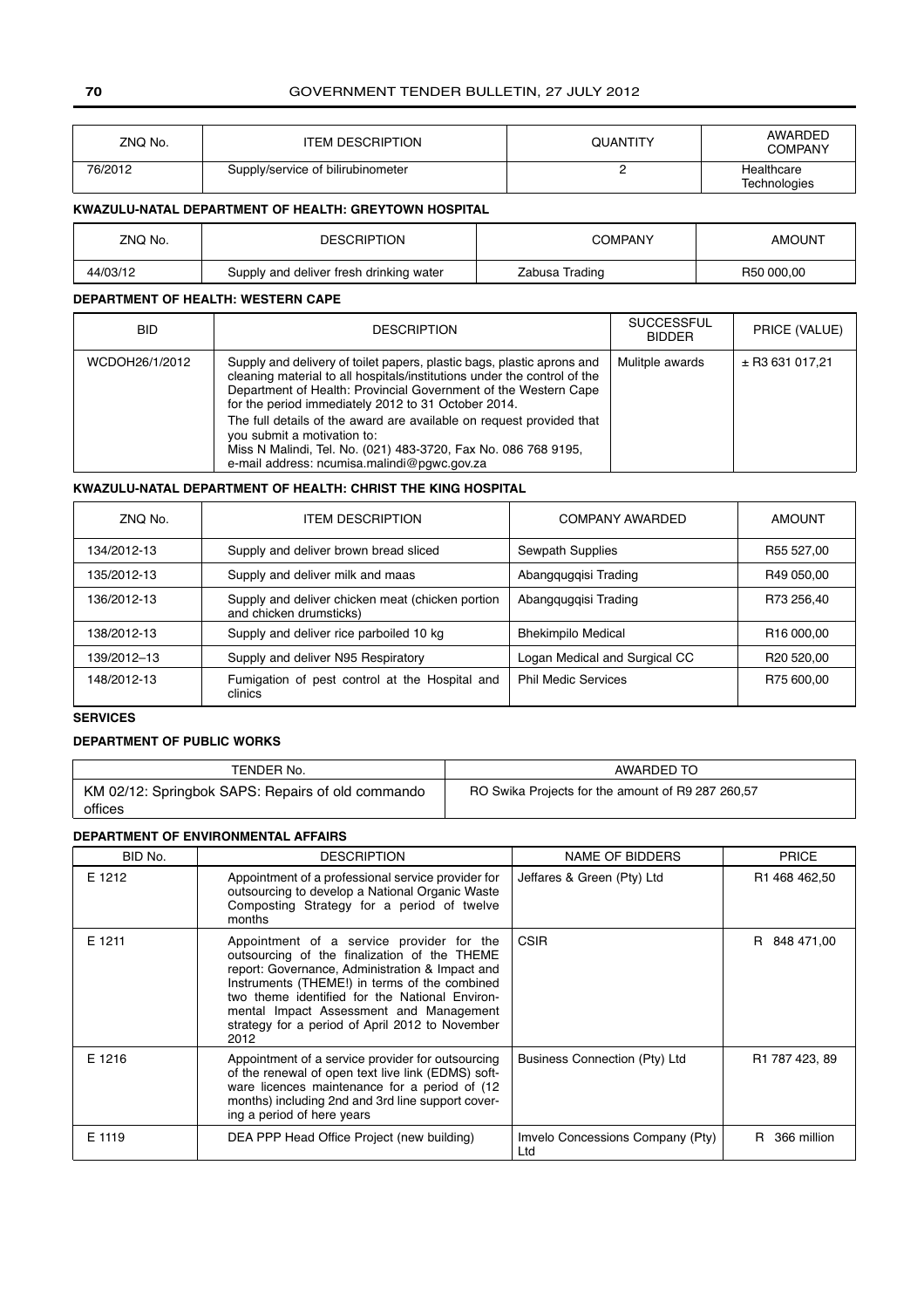| ZNQ No. | ITEM DESCRIPTION | QUANTITY | AWARDED COMPANY |
|---|---|---|---|
| 76/2012 | Supply/service of bilirubinometer | 2 | Healthcare Technologies |

**KWAZULU-NATAL DEPARTMENT OF HEALTH: GREYTOWN HOSPITAL**

| ZNQ No. | DESCRIPTION | COMPANY | AMOUNT |
|---|---|---|---|
| 44/03/12 | Supply and deliver fresh drinking water | Zabusa Trading | R50 000,00 |

**DEPARTMENT OF HEALTH: WESTERN CAPE**

| BID | DESCRIPTION | SUCCESSFUL BIDDER | PRICE (VALUE) |
|---|---|---|---|
| WCDOH26/1/2012 | Supply and delivery of toilet papers, plastic bags, plastic aprons and cleaning material to all hospitals/institutions under the control of the Department of Health: Provincial Government of the Western Cape for the period immediately 2012 to 31 October 2014. The full details of the award are available on request provided that you submit a motivation to: Miss N Malindi, Tel. No. (021) 483-3720, Fax No. 086 768 9195, e-mail address: ncumisa.malindi@pgwc.gov.za | Mulitple awards | ± R3 631 017,21 |

**KWAZULU-NATAL DEPARTMENT OF HEALTH: CHRIST THE KING HOSPITAL**

| ZNQ No. | ITEM DESCRIPTION | COMPANY AWARDED | AMOUNT |
|---|---|---|---|
| 134/2012-13 | Supply and deliver brown bread sliced | Sewpath Supplies | R55 527,00 |
| 135/2012-13 | Supply and deliver milk and maas | Abangqugqisi Trading | R49 050,00 |
| 136/2012-13 | Supply and deliver chicken meat (chicken portion and chicken drumsticks) | Abangqugqisi Trading | R73 256,40 |
| 138/2012-13 | Supply and deliver rice parboiled 10 kg | Bhekimpilo Medical | R16 000,00 |
| 139/2012–13 | Supply and deliver N95 Respiratory | Logan Medical and Surgical CC | R20 520,00 |
| 148/2012-13 | Fumigation of pest control at the Hospital and clinics | Phil Medic Services | R75 600,00 |

**SERVICES**

**DEPARTMENT OF PUBLIC WORKS**

| TENDER No. | AWARDED TO |
|---|---|
| KM 02/12: Springbok SAPS: Repairs of old commando offices | RO Swika Projects for the amount of R9 287 260,57 |

**DEPARTMENT OF ENVIRONMENTAL AFFAIRS**

| BID No. | DESCRIPTION | NAME OF BIDDERS | PRICE |
|---|---|---|---|
| E 1212 | Appointment of a professional service provider for outsourcing to develop a National Organic Waste Composting Strategy for a period of twelve months | Jeffares & Green (Pty) Ltd | R1 468 462,50 |
| E 1211 | Appointment of a service provider for the outsourcing of the finalization of the THEME report: Governance, Administration & Impact and Instruments (THEME!) in terms of the combined two theme identified for the National Environmental Impact Assessment and Management strategy for a period of April 2012 to November 2012 | CSIR | R 848 471,00 |
| E 1216 | Appointment of a service provider for outsourcing of the renewal of open text live link (EDMS) software licences maintenance for a period of (12 months) including 2nd and 3rd line support covering a period of here years | Business Connection (Pty) Ltd | R1 787 423, 89 |
| E 1119 | DEA PPP Head Office Project (new building) | Imvelo Concessions Company (Pty) Ltd | R 366 million |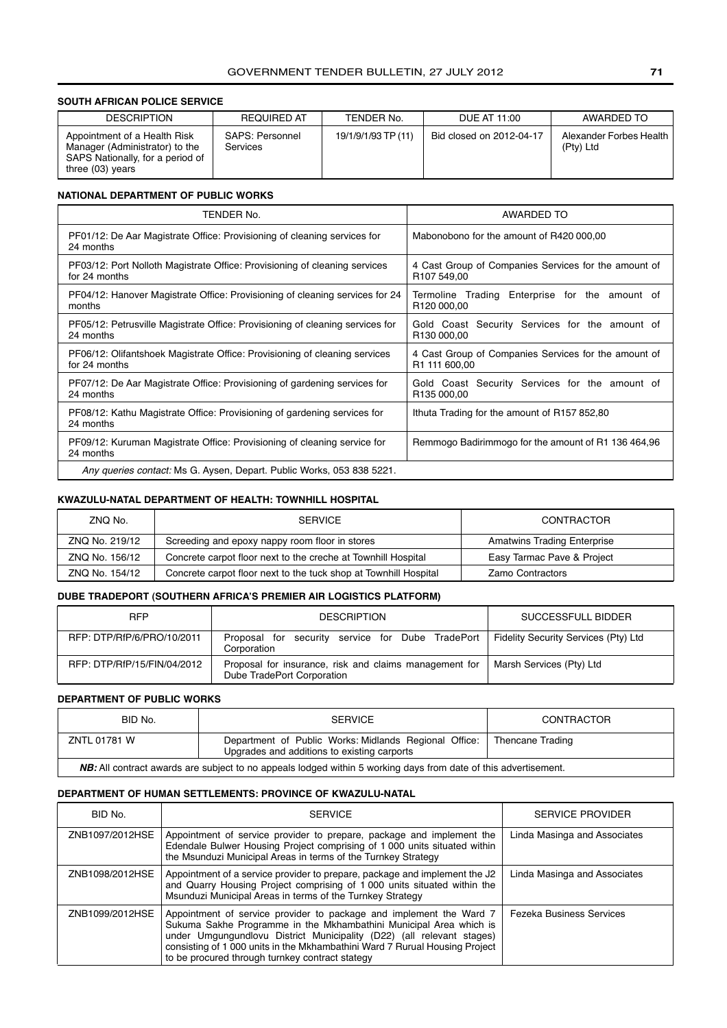## SOUTH AFRICAN POLICE SERVICE

| DESCRIPTION | REQUIRED AT | TENDER No. | DUE AT 11:00 | AWARDED TO |
|---|---|---|---|---|
| Appointment of a Health Risk Manager (Administrator) to the SAPS Nationally, for a period of three (03) years | SAPS: Personnel Services | 19/1/9/1/93 TP (11) | Bid closed on 2012-04-17 | Alexander Forbes Health (Pty) Ltd |

## NATIONAL DEPARTMENT OF PUBLIC WORKS

| TENDER No. | AWARDED TO |
|---|---|
| PF01/12: De Aar Magistrate Office: Provisioning of cleaning services for 24 months | Mabonobono for the amount of R420 000,00 |
| PF03/12: Port Nolloth Magistrate Office: Provisioning of cleaning services for 24 months | 4 Cast Group of Companies Services for the amount of R107 549,00 |
| PF04/12: Hanover Magistrate Office: Provisioning of cleaning services for 24 months | Termoline Trading Enterprise for the amount of R120 000,00 |
| PF05/12: Petrusville Magistrate Office: Provisioning of cleaning services for 24 months | Gold Coast Security Services for the amount of R130 000,00 |
| PF06/12: Olifantshoek Magistrate Office: Provisioning of cleaning services for 24 months | 4 Cast Group of Companies Services for the amount of R1 111 600,00 |
| PF07/12: De Aar Magistrate Office: Provisioning of gardening services for 24 months | Gold Coast Security Services for the amount of R135 000,00 |
| PF08/12: Kathu Magistrate Office: Provisioning of gardening services for 24 months | Ithuta Trading for the amount of R157 852,80 |
| PF09/12: Kuruman Magistrate Office: Provisioning of cleaning service for 24 months | Remmogo Badirimmogo for the amount of R1 136 464,96 |
| *Any queries contact:* Ms G. Aysen, Depart. Public Works, 053 838 5221. | |

## KWAZULU-NATAL DEPARTMENT OF HEALTH: TOWNHILL HOSPITAL

| ZNQ No. | SERVICE | CONTRACTOR |
|---|---|---|
| ZNQ No. 219/12 | Screeding and epoxy nappy room floor in stores | Amatwins Trading Enterprise |
| ZNQ No. 156/12 | Concrete carpot floor next to the creche at Townhill Hospital | Easy Tarmac Pave & Project |
| ZNQ No. 154/12 | Concrete carpot floor next to the tuck shop at Townhill Hospital | Zamo Contractors |

## DUBE TRADEPORT (SOUTHERN AFRICA'S PREMIER AIR LOGISTICS PLATFORM)

| RFP | DESCRIPTION | SUCCESSFULL BIDDER |
|---|---|---|
| RFP: DTP/RfP/6/PRO/10/2011 | Proposal for security service for Dube TradePort Corporation | Fidelity Security Services (Pty) Ltd |
| RFP: DTP/RfP/15/FIN/04/2012 | Proposal for insurance, risk and claims management for Dube TradePort Corporation | Marsh Services (Pty) Ltd |

## DEPARTMENT OF PUBLIC WORKS

| BID No. | SERVICE | CONTRACTOR |
|---|---|---|
| ZNTL 01781 W | Department of Public Works: Midlands Regional Office: Upgrades and additions to existing carports | Thencane Trading |
| ***NB:*** *All contract awards are subject to no appeals lodged within 5 working days from date of this advertisement.* | | |

## DEPARTMENT OF HUMAN SETTLEMENTS: PROVINCE OF KWAZULU-NATAL

| BID No. | SERVICE | SERVICE PROVIDER |
|---|---|---|
| ZNB1097/2012HSE | Appointment of service provider to prepare, package and implement the Edendale Bulwer Housing Project comprising of 1 000 units situated within the Msunduzi Municipal Areas in terms of the Turnkey Strategy | Linda Masinga and Associates |
| ZNB1098/2012HSE | Appointment of a service provider to prepare, package and implement the J2 and Quarry Housing Project comprising of 1 000 units situated within the Msunduzi Municipal Areas in terms of the Turnkey Strategy | Linda Masinga and Associates |
| ZNB1099/2012HSE | Appointment of service provider to package and implement the Ward 7 Sukuma Sakhe Programme in the Mkhambathini Municipal Area which is under Umgungundlovu District Municipality (D22) (all relevant stages) consisting of 1 000 units in the Mkhambathini Ward 7 Rurual Housing Project to be procured through turnkey contract stategy | Fezeka Business Services |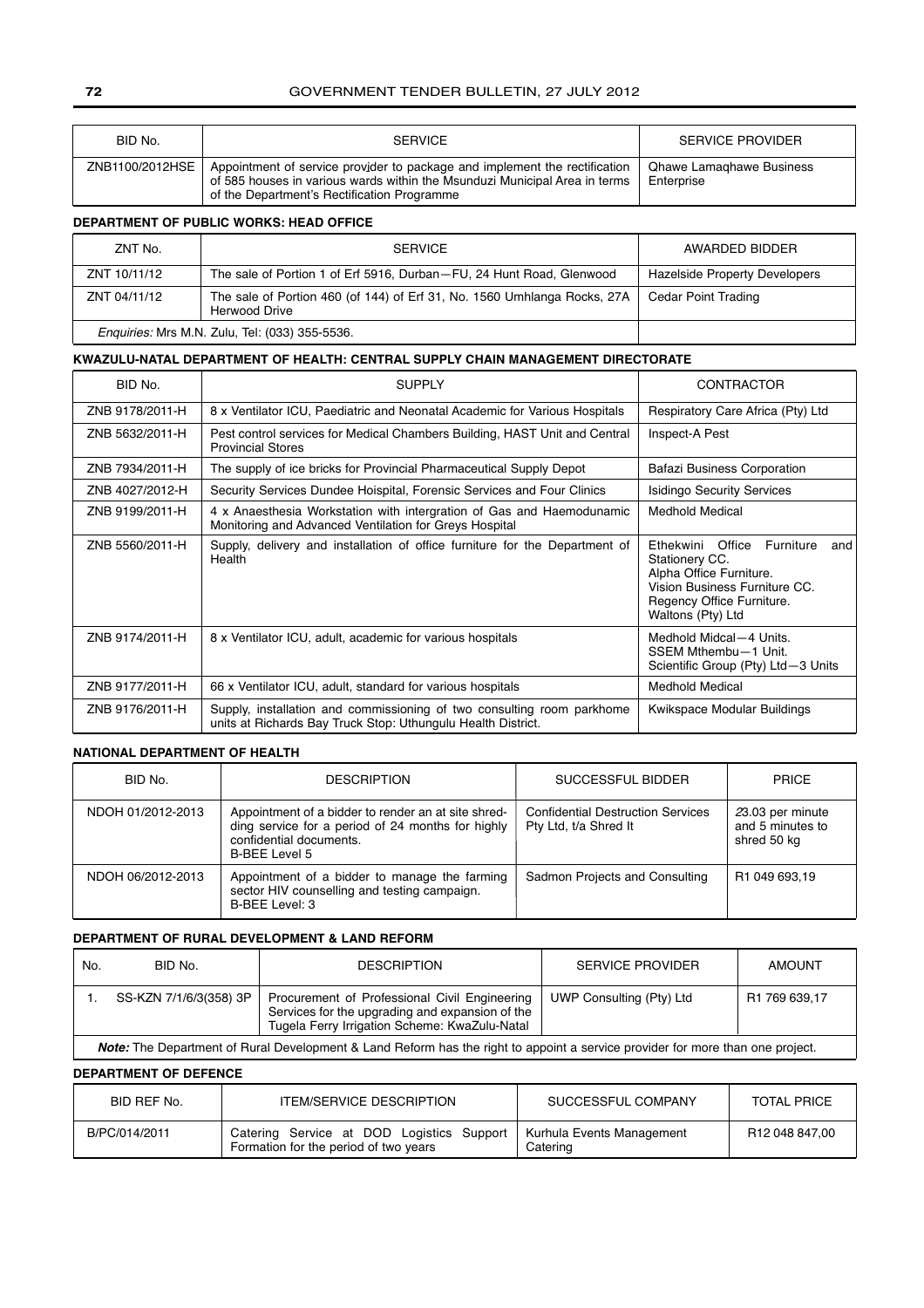| BID No. | SERVICE | SERVICE PROVIDER |
|---|---|---|
| ZNB1100/2012HSE | Appointment of service provider to package and implement the rectification of 585 houses in various wards within the Msunduzi Municipal Area in terms of the Department's Rectification Programme | Qhawe Lamaqhawe Business Enterprise |

### DEPARTMENT OF PUBLIC WORKS: HEAD OFFICE

| ZNT No. | SERVICE | AWARDED BIDDER |
|---|---|---|
| ZNT 10/11/12 | The sale of Portion 1 of Erf 5916, Durban—FU, 24 Hunt Road, Glenwood | Hazelside Property Developers |
| ZNT 04/11/12 | The sale of Portion 460 (of 144) of Erf 31, No. 1560 Umhlanga Rocks, 27A Herwood Drive | Cedar Point Trading |
| *Enquiries:* Mrs M.N. Zulu, Tel: (033) 355-5536. | | |

### KWAZULU-NATAL DEPARTMENT OF HEALTH: CENTRAL SUPPLY CHAIN MANAGEMENT DIRECTORATE

| BID No. | SUPPLY | CONTRACTOR |
|---|---|---|
| ZNB 9178/2011-H | 8 x Ventilator ICU, Paediatric and Neonatal Academic for Various Hospitals | Respiratory Care Africa (Pty) Ltd |
| ZNB 5632/2011-H | Pest control services for Medical Chambers Building, HAST Unit and Central Provincial Stores | Inspect-A Pest |
| ZNB 7934/2011-H | The supply of ice bricks for Provincial Pharmaceutical Supply Depot | Bafazi Business Corporation |
| ZNB 4027/2012-H | Security Services Dundee Hoispital, Forensic Services and Four Clinics | Isidingo Security Services |
| ZNB 9199/2011-H | 4 x Anaesthesia Workstation with intergration of Gas and Haemodunamic Monitoring and Advanced Ventilation for Greys Hospital | Medhold Medical |
| ZNB 5560/2011-H | Supply, delivery and installation of office furniture for the Department of Health | Ethekwini Office Furniture and Stationery CC. Alpha Office Furniture. Vision Business Furniture CC. Regency Office Furniture. Waltons (Pty) Ltd |
| ZNB 9174/2011-H | 8 x Ventilator ICU, adult, academic for various hospitals | Medhold Midcal—4 Units. SSEM Mthembu—1 Unit. Scientific Group (Pty) Ltd—3 Units |
| ZNB 9177/2011-H | 66 x Ventilator ICU, adult, standard for various hospitals | Medhold Medical |
| ZNB 9176/2011-H | Supply, installation and commissioning of two consulting room parkhome units at Richards Bay Truck Stop: Uthungulu Health District. | Kwikspace Modular Buildings |

### NATIONAL DEPARTMENT OF HEALTH

| BID No. | DESCRIPTION | SUCCESSFUL BIDDER | PRICE |
|---|---|---|---|
| NDOH 01/2012-2013 | Appointment of a bidder to render an at site shredding service for a period of 24 months for highly confidential documents. B-BEE Level 5 | Confidential Destruction Services Pty Ltd, t/a Shred It | *2*3.03 per minute and 5 minutes to shred 50 kg |
| NDOH 06/2012-2013 | Appointment of a bidder to manage the farming sector HIV counselling and testing campaign. B-BEE Level: 3 | Sadmon Projects and Consulting | R1 049 693,19 |

### DEPARTMENT OF RURAL DEVELOPMENT & LAND REFORM

| No. | BID No. | DESCRIPTION | SERVICE PROVIDER | AMOUNT |
|---|---|---|---|---|
| 1. | SS-KZN 7/1/6/3(358) 3P | Procurement of Professional Civil Engineering Services for the upgrading and expansion of the Tugela Ferry Irrigation Scheme: KwaZulu-Natal | UWP Consulting (Pty) Ltd | R1 769 639,17 |
| ***Note:*** The Department of Rural Development & Land Reform has the right to appoint a service provider for more than one project. | | | | |

### DEPARTMENT OF DEFENCE

| BID REF No. | ITEM/SERVICE DESCRIPTION | SUCCESSFUL COMPANY | TOTAL PRICE |
|---|---|---|---|
| B/PC/014/2011 | Catering Service at DOD Logistics Support Formation for the period of two years | Kurhula Events Management Catering | R12 048 847,00 |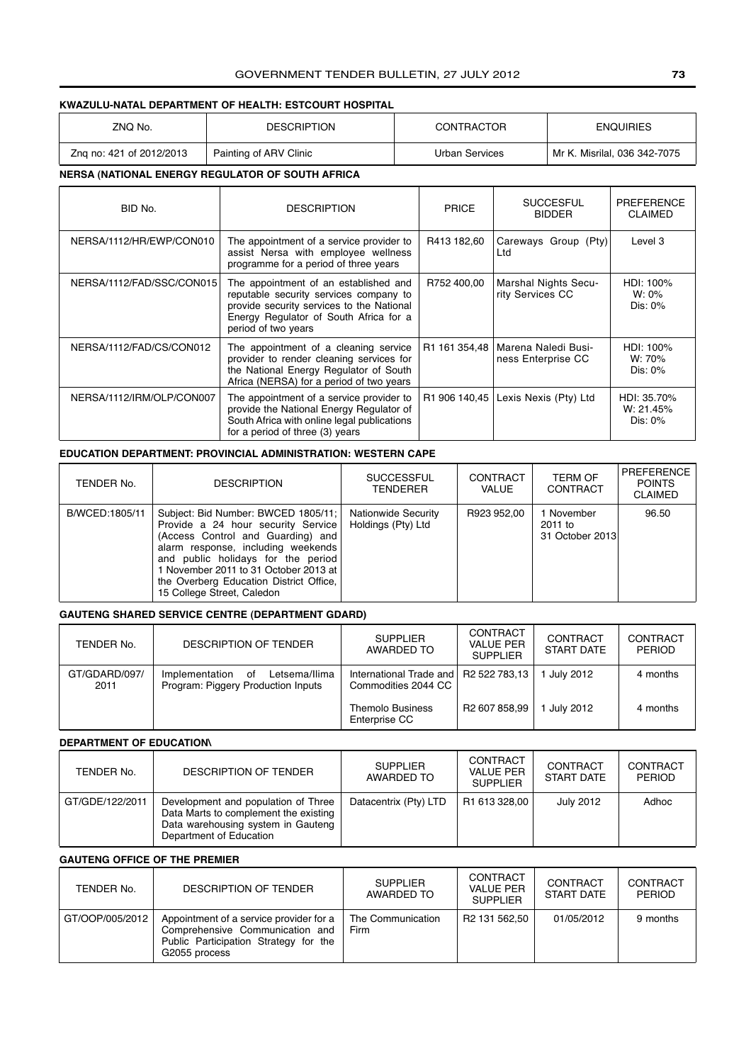### KWAZULU-NATAL DEPARTMENT OF HEALTH: ESTCOURT HOSPITAL

| ZNQ No. | DESCRIPTION | CONTRACTOR | ENQUIRIES |
|---|---|---|---|
| Znq no: 421 of 2012/2013 | Painting of ARV Clinic | Urban Services | Mr K. Misrilal, 036 342-7075 |

### NERSA (NATIONAL ENERGY REGULATOR OF SOUTH AFRICA

| BID No. | DESCRIPTION | PRICE | SUCCESFUL BIDDER | PREFERENCE CLAIMED |
|---|---|---|---|---|
| NERSA/1112/HR/EWP/CON010 | The appointment of a service provider to assist Nersa with employee wellness programme for a period of three years | R413 182,60 | Careways Group (Pty) Ltd | Level 3 |
| NERSA/1112/FAD/SSC/CON015 | The appointment of an established and reputable security services company to provide security services to the National Energy Regulator of South Africa for a period of two years | R752 400,00 | Marshal Nights Security Services CC | HDI: 100% W: 0% Dis: 0% |
| NERSA/1112/FAD/CS/CON012 | The appointment of a cleaning service provider to render cleaning services for the National Energy Regulator of South Africa (NERSA) for a period of two years | R1 161 354,48 | Marena Naledi Business Enterprise CC | HDI: 100% W: 70% Dis: 0% |
| NERSA/1112/IRM/OLP/CON007 | The appointment of a service provider to provide the National Energy Regulator of South Africa with online legal publications for a period of three (3) years | R1 906 140,45 | Lexis Nexis (Pty) Ltd | HDI: 35.70% W: 21.45% Dis: 0% |

### EDUCATION DEPARTMENT: PROVINCIAL ADMINISTRATION: WESTERN CAPE

| TENDER No. | DESCRIPTION | SUCCESSFUL TENDERER | CONTRACT VALUE | TERM OF CONTRACT | PREFERENCE POINTS CLAIMED |
|---|---|---|---|---|---|
| B/WCED:1805/11 | Subject: Bid Number: BWCED 1805/11; Provide a 24 hour security Service (Access Control and Guarding) and alarm response, including weekends and public holidays for the period 1 November 2011 to 31 October 2013 at the Overberg Education District Office, 15 College Street, Caledon | Nationwide Security Holdings (Pty) Ltd | R923 952,00 | 1 November 2011 to 31 October 2013 | 96.50 |

### GAUTENG SHARED SERVICE CENTRE (DEPARTMENT GDARD)

| TENDER No. | DESCRIPTION OF TENDER | SUPPLIER AWARDED TO | CONTRACT VALUE PER SUPPLIER | CONTRACT START DATE | CONTRACT PERIOD |
|---|---|---|---|---|---|
| GT/GDARD/097/2011 | Implementation of Letsema/Ilima Program: Piggery Production Inputs | International Trade and Commodities 2044 CC | R2 522 783,13 | 1 July 2012 | 4 months |
| | | Themolo Business Enterprise CC | R2 607 858,99 | 1 July 2012 | 4 months |

### DEPARTMENT OF EDUCATION\

| TENDER No. | DESCRIPTION OF TENDER | SUPPLIER AWARDED TO | CONTRACT VALUE PER SUPPLIER | CONTRACT START DATE | CONTRACT PERIOD |
|---|---|---|---|---|---|
| GT/GDE/122/2011 | Development and population of Three Data Marts to complement the existing Data warehousing system in Gauteng Department of Education | Datacentrix (Pty) LTD | R1 613 328,00 | July 2012 | Adhoc |

### GAUTENG OFFICE OF THE PREMIER

| TENDER No. | DESCRIPTION OF TENDER | SUPPLIER AWARDED TO | CONTRACT VALUE PER SUPPLIER | CONTRACT START DATE | CONTRACT PERIOD |
|---|---|---|---|---|---|
| GT/OOP/005/2012 | Appointment of a service provider for a Comprehensive Communication and Public Participation Strategy for the G2055 process | The Communication Firm | R2 131 562,50 | 01/05/2012 | 9 months |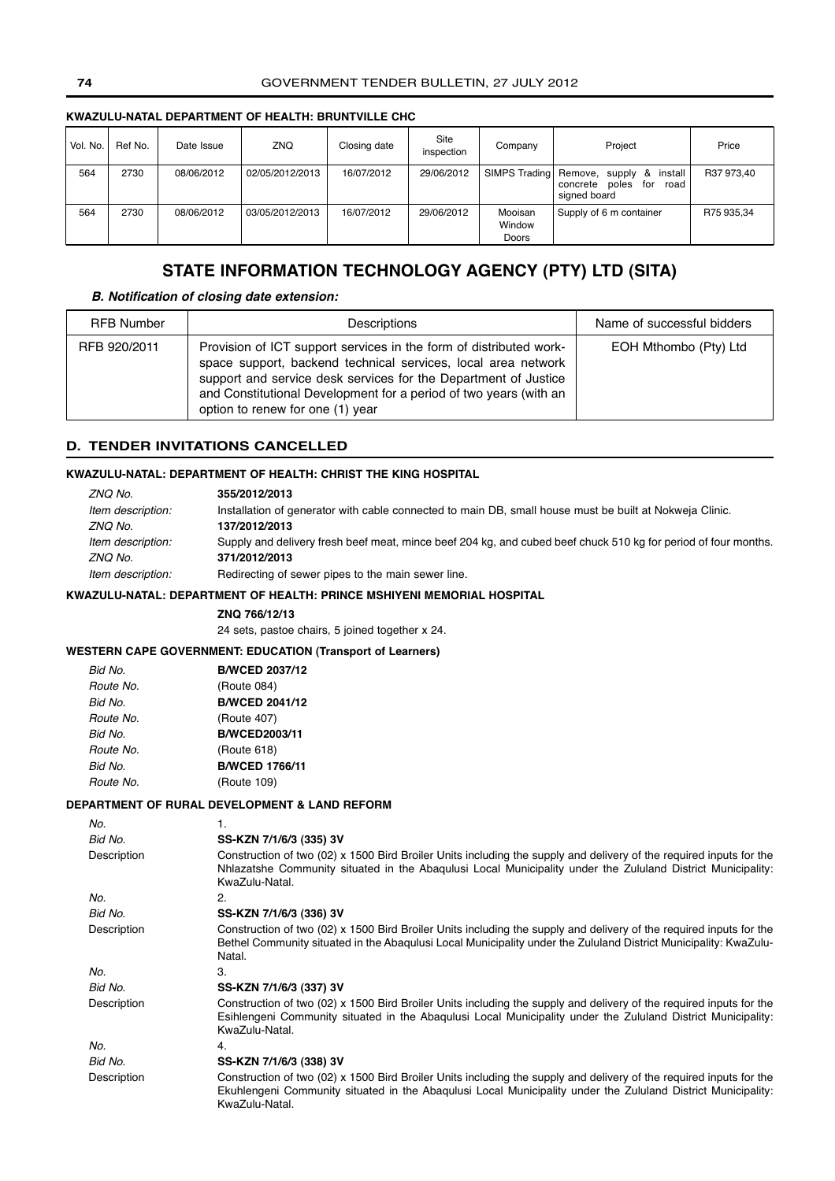**KWAZULU-NATAL DEPARTMENT OF HEALTH: BRUNTVILLE CHC**

| Vol. No. | Ref No. | Date Issue | ZNQ | Closing date | Site inspection | Company | Project | Price |
|---|---|---|---|---|---|---|---|---|
| 564 | 2730 | 08/06/2012 | 02/05/2012/2013 | 16/07/2012 | 29/06/2012 | SIMPS Trading | Remove, supply & install concrete poles for road signed board | R37 973,40 |
| 564 | 2730 | 08/06/2012 | 03/05/2012/2013 | 16/07/2012 | 29/06/2012 | Mooisan Window Doors | Supply of 6 m container | R75 935,34 |

## STATE INFORMATION TECHNOLOGY AGENCY (PTY) LTD (SITA)

***B. Notification of closing date extension:***

| RFB Number | Descriptions | Name of successful bidders |
|---|---|---|
| RFB 920/2011 | Provision of ICT support services in the form of distributed work-space support, backend technical services, local area network support and service desk services for the Department of Justice and Constitutional Development for a period of two years (with an option to renew for one (1) year | EOH Mthombo (Pty) Ltd |

## D. TENDER INVITATIONS CANCELLED

**KWAZULU-NATAL: DEPARTMENT OF HEALTH: CHRIST THE KING HOSPITAL**

*ZNQ No.* **355/2012/2013**
*Item description:* Installation of generator with cable connected to main DB, small house must be built at Nokweja Clinic.
*ZNQ No.* **137/2012/2013**
*Item description:* Supply and delivery fresh beef meat, mince beef 204 kg, and cubed beef chuck 510 kg for period of four months.
*ZNQ No.* **371/2012/2013**
*Item description:* Redirecting of sewer pipes to the main sewer line.

**KWAZULU-NATAL: DEPARTMENT OF HEALTH: PRINCE MSHIYENI MEMORIAL HOSPITAL**

**ZNQ 766/12/13**
24 sets, pastoe chairs, 5 joined together x 24.

**WESTERN CAPE GOVERNMENT: EDUCATION (Transport of Learners)**

*Bid No.* **B/WCED 2037/12**
*Route No.* (Route 084)
*Bid No.* **B/WCED 2041/12**
*Route No.* (Route 407)
*Bid No.* **B/WCED2003/11**
*Route No.* (Route 618)
*Bid No.* **B/WCED 1766/11**
*Route No.* (Route 109)

**DEPARTMENT OF RURAL DEVELOPMENT & LAND REFORM**

*No.* 1.
*Bid No.* **SS-KZN 7/1/6/3 (335) 3V**
Description: Construction of two (02) x 1500 Bird Broiler Units including the supply and delivery of the required inputs for the Nhlazatshe Community situated in the Abaqulusi Local Municipality under the Zululand District Municipality: KwaZulu-Natal.

*No.* 2.
*Bid No.* **SS-KZN 7/1/6/3 (336) 3V**
Description: Construction of two (02) x 1500 Bird Broiler Units including the supply and delivery of the required inputs for the Bethel Community situated in the Abaqulusi Local Municipality under the Zululand District Municipality: KwaZulu-Natal.

*No.* 3.
*Bid No.* **SS-KZN 7/1/6/3 (337) 3V**
Description: Construction of two (02) x 1500 Bird Broiler Units including the supply and delivery of the required inputs for the Esihlengeni Community situated in the Abaqulusi Local Municipality under the Zululand District Municipality: KwaZulu-Natal.

*No.* 4.
*Bid No.* **SS-KZN 7/1/6/3 (338) 3V**
Description: Construction of two (02) x 1500 Bird Broiler Units including the supply and delivery of the required inputs for the Ekuhlengeni Community situated in the Abaqulusi Local Municipality under the Zululand District Municipality: KwaZulu-Natal.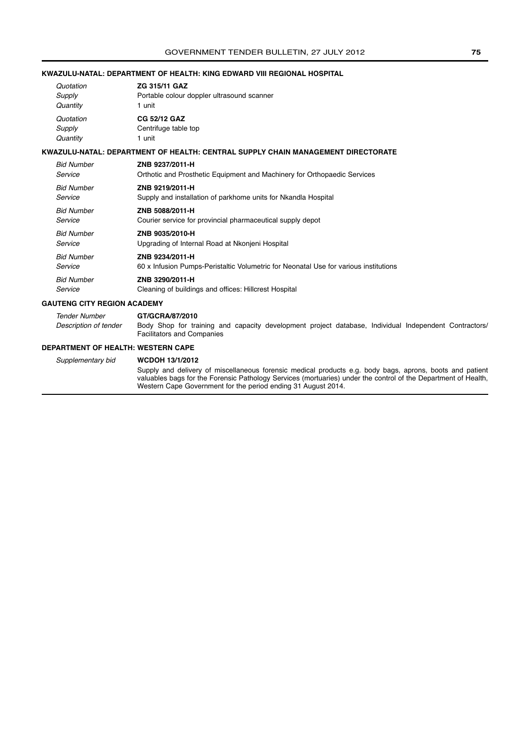### KWAZULU-NATAL: DEPARTMENT OF HEALTH: KING EDWARD VIII REGIONAL HOSPITAL

| | |
|---|---|
| *Quotation* | **ZG 315/11 GAZ** |
| *Supply* | Portable colour doppler ultrasound scanner |
| *Quantity* | 1 unit |
| *Quotation* | **CG 52/12 GAZ** |
| *Supply* | Centrifuge table top |
| *Quantity* | 1 unit |

### KWAZULU-NATAL: DEPARTMENT OF HEALTH: CENTRAL SUPPLY CHAIN MANAGEMENT DIRECTORATE

| | |
|---|---|
| *Bid Number* | **ZNB 9237/2011-H** |
| *Service* | Orthotic and Prosthetic Equipment and Machinery for Orthopaedic Services |
| *Bid Number* | **ZNB 9219/2011-H** |
| *Service* | Supply and installation of parkhome units for Nkandla Hospital |
| *Bid Number* | **ZNB 5088/2011-H** |
| *Service* | Courier service for provincial pharmaceutical supply depot |
| *Bid Number* | **ZNB 9035/2010-H** |
| *Service* | Upgrading of Internal Road at Nkonjeni Hospital |
| *Bid Number* | **ZNB 9234/2011-H** |
| *Service* | 60 x Infusion Pumps-Peristaltic Volumetric for Neonatal Use for various institutions |
| *Bid Number* | **ZNB 3290/2011-H** |
| *Service* | Cleaning of buildings and offices: Hillcrest Hospital |

### GAUTENG CITY REGION ACADEMY

| | |
|---|---|
| *Tender Number* | **GT/GCRA/87/2010** |
| *Description of tender* | Body Shop for training and capacity development project database, Individual Independent Contractors/ Facilitators and Companies |

### DEPARTMENT OF HEALTH: WESTERN CAPE

| | |
|---|---|
| *Supplementary bid* | **WCDOH 13/1/2012** |
| | Supply and delivery of miscellaneous forensic medical products e.g. body bags, aprons, boots and patient valuables bags for the Forensic Pathology Services (mortuaries) under the control of the Department of Health, Western Cape Government for the period ending 31 August 2014. |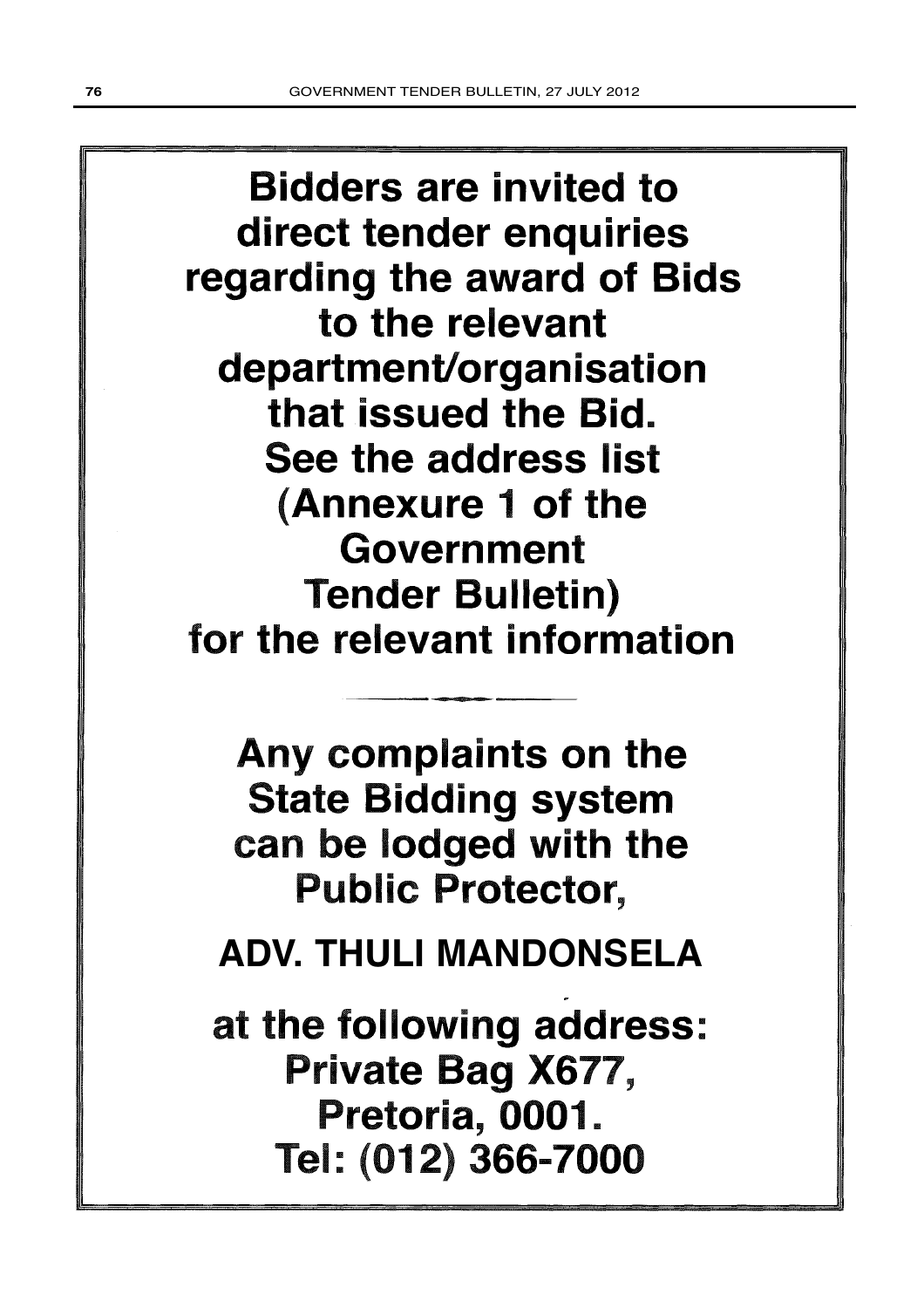**Bidders are invited to direct tender enquiries regarding the award of Bids to the relevant department/organisation that issued the Bid. See the address list (Annexure 1 of the Government Tender Bulletin) for the relevant information**

---

**Any complaints on the State Bidding system can be lodged with the Public Protector,**

**ADV. THULI MANDONSELA**

**at the following address: Private Bag X677, Pretoria, 0001. Tel: (012) 366-7000**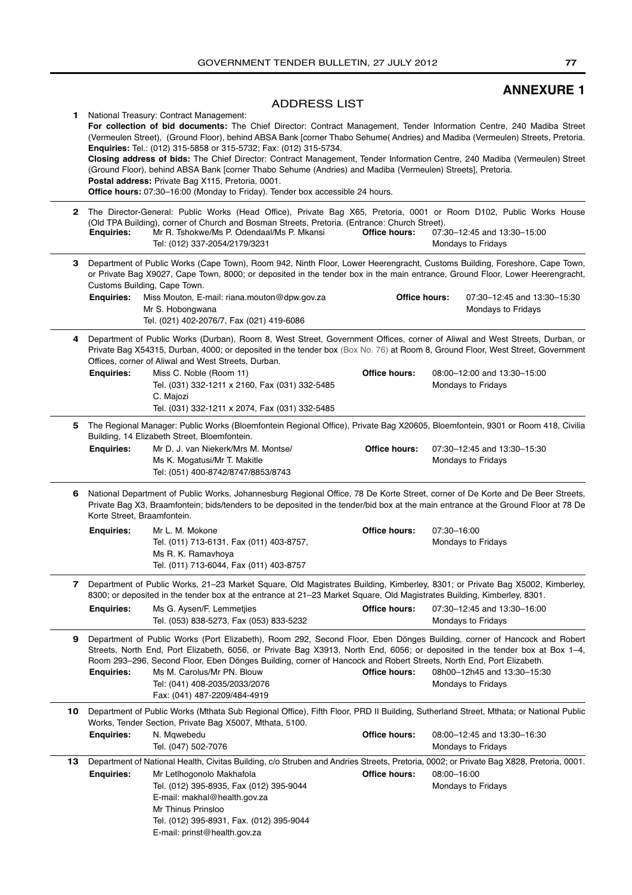# ANNEXURE 1

## ADDRESS LIST

**1** National Treasury: Contract Management:
**For collection of bid documents:** The Chief Director: Contract Management, Tender Information Centre, 240 Madiba Street (Vermeulen Street), (Ground Floor), behind ABSA Bank [corner Thabo Sehume( Andries) and Madiba (Vermeulen) Streets, Pretoria.
**Enquiries:** Tel.: (012) 315-5858 or 315-5732; Fax: (012) 315-5734.
**Closing address of bids:** The Chief Director: Contract Management, Tender Information Centre, 240 Madiba (Vermeulen) Street (Ground Floor), behind ABSA Bank [corner Thabo Sehume (Andries) and Madiba (Vermeulen) Streets], Pretoria.
**Postal address:** Private Bag X115, Pretoria, 0001.
**Office hours:** 07:30–16:00 (Monday to Friday). Tender box accessible 24 hours.

---

**2** The Director-General: Public Works (Head Office), Private Bag X65, Pretoria, 0001 or Room D102, Public Works House (Old TPA Building), corner of Church and Bosman Streets, Pretoria. (Entrance: Church Street).
**Enquiries:** Mr R. Tshokwe/Ms P. Odendaal/Ms P. Mkansi
Tel: (012) 337-2054/2179/3231
**Office hours:** 07:30–12:45 and 13:30–15:00
Mondays to Fridays

---

**3** Department of Public Works (Cape Town), Room 942, Ninth Floor, Lower Heerengracht, Customs Building, Foreshore, Cape Town, or Private Bag X9027, Cape Town, 8000; or deposited in the tender box in the main entrance, Ground Floor, Lower Heerengracht, Customs Building, Cape Town.
**Enquiries:** Miss Mouton, E-mail: riana.mouton@dpw.gov.za
Mr S. Hobongwana
Tel. (021) 402-2076/7, Fax (021) 419-6086
**Office hours:** 07:30–12:45 and 13:30–15:30
Mondays to Fridays

---

**4** Department of Public Works (Durban), Room 8, West Street, Government Offices, corner of Aliwal and West Streets, Durban, or Private Bag X54315, Durban, 4000; or deposited in the tender box (Box No. 76) at Room 8, Ground Floor, West Street, Government Offices, corner of Aliwal and West Streets, Durban.
**Enquiries:** Miss C. Noble (Room 11)
Tel. (031) 332-1211 x 2160, Fax (031) 332-5485
C. Majozi
Tel. (031) 332-1211 x 2074, Fax (031) 332-5485
**Office hours:** 08:00–12:00 and 13:30–15:00
Mondays to Fridays

---

**5** The Regional Manager: Public Works (Bloemfontein Regional Office), Private Bag X20605, Bloemfontein, 9301 or Room 418, Civilia Building, 14 Elizabeth Street, Bloemfontein.
**Enquiries:** Mr D. J. van Niekerk/Mrs M. Montse/
Ms K. Mogatusi/Mr T. Makitle
Tel: (051) 400-8742/8747/8853/8743
**Office hours:** 07:30–12:45 and 13:30–15:30
Mondays to Fridays

---

**6** National Department of Public Works, Johannesburg Regional Office, 78 De Korte Street, corner of De Korte and De Beer Streets, Private Bag X3, Braamfontein; bids/tenders to be deposited in the tender/bid box at the main entrance at the Ground Floor at 78 De Korte Street, Braamfontein.
**Enquiries:** Mr L. M. Mokone
Tel. (011) 713-6131, Fax (011) 403-8757,
Ms R. K. Ramavhoya
Tel. (011) 713-6044, Fax (011) 403-8757
**Office hours:** 07:30–16:00
Mondays to Fridays

---

**7** Department of Public Works, 21–23 Market Square, Old Magistrates Building, Kimberley, 8301; or Private Bag X5002, Kimberley, 8300; or deposited in the tender box at the entrance at 21–23 Market Square, Old Magistrates Building, Kimberley, 8301.
**Enquiries:** Ms G. Aysen/F. Lemmetjies
Tel. (053) 838-5273, Fax (053) 833-5232
**Office hours:** 07:30–12:45 and 13:30–16:00
Mondays to Fridays

---

**9** Department of Public Works (Port Elizabeth), Room 292, Second Floor, Eben Dönges Building, corner of Hancock and Robert Streets, North End, Port Elizabeth, 6056, or Private Bag X3913, North End, 6056; or deposited in the tender box at Box 1–4, Room 293–296, Second Floor, Eben Dönges Building, corner of Hancock and Robert Streets, North End, Port Elizabeth.
**Enquiries:** Ms M. Carolus/Mr PN. Blouw
Tel: (041) 408-2035/2033/2076
Fax: (041) 487-2209/484-4919
**Office hours:** 08h00–12h45 and 13:30–15:30
Mondays to Fridays

---

**10** Department of Public Works (Mthata Sub Regional Office), Fifth Floor, PRD II Building, Sutherland Street, Mthata; or National Public Works, Tender Section, Private Bag X5007, Mthata, 5100.
**Enquiries:** N. Mqwebedu
Tel. (047) 502-7076
**Office hours:** 08:00–12:45 and 13:30–16:30
Mondays to Fridays

---

**13** Department of National Health, Civitas Building, c/o Struben and Andries Streets, Pretoria, 0002; or Private Bag X828, Pretoria, 0001.
**Enquiries:** Mr Letlhogonolo Makhafola
Tel. (012) 395-8935, Fax (012) 395-9044
E-mail: makhal@health.gov.za
Mr Thinus Prinsloo
Tel. (012) 395-8931, Fax. (012) 395-9044
E-mail: prinst@health.gov.za
**Office hours:** 08:00–16:00
Mondays to Fridays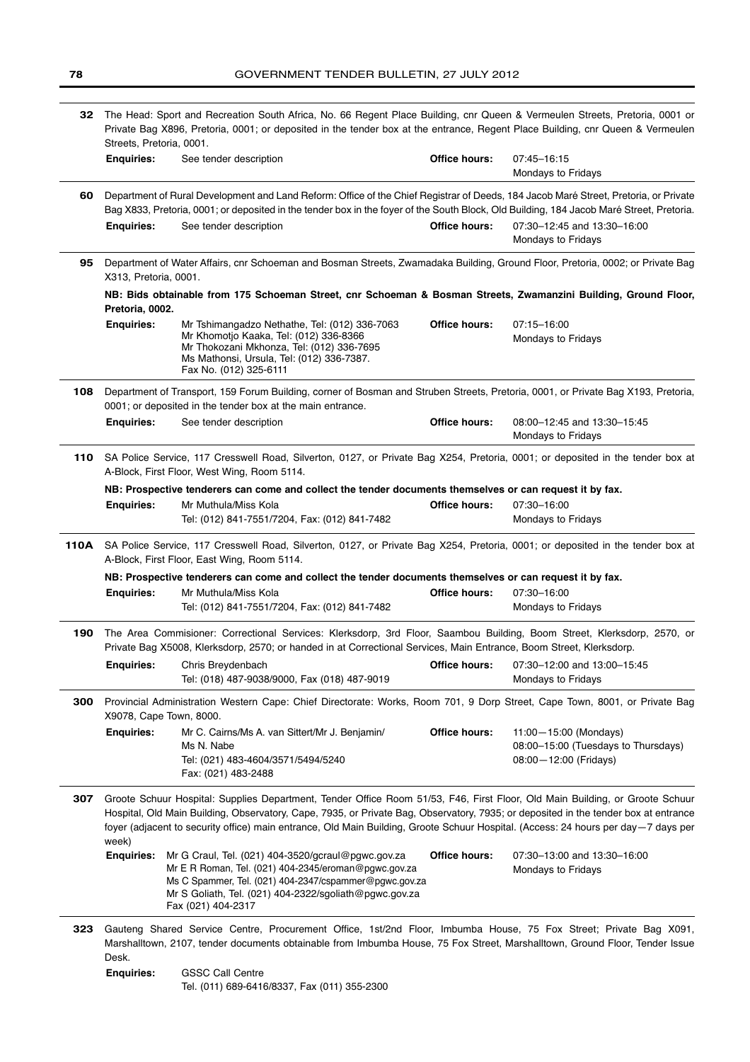**32** The Head: Sport and Recreation South Africa, No. 66 Regent Place Building, cnr Queen & Vermeulen Streets, Pretoria, 0001 or Private Bag X896, Pretoria, 0001; or deposited in the tender box at the entrance, Regent Place Building, cnr Queen & Vermeulen Streets, Pretoria, 0001.

**Enquiries:** See tender description
**Office hours:** 07:45–16:15 Mondays to Fridays

---

**60** Department of Rural Development and Land Reform: Office of the Chief Registrar of Deeds, 184 Jacob Maré Street, Pretoria, or Private Bag X833, Pretoria, 0001; or deposited in the tender box in the foyer of the South Block, Old Building, 184 Jacob Maré Street, Pretoria.

**Enquiries:** See tender description
**Office hours:** 07:30–12:45 and 13:30–16:00 Mondays to Fridays

---

**95** Department of Water Affairs, cnr Schoeman and Bosman Streets, Zwamadaka Building, Ground Floor, Pretoria, 0002; or Private Bag X313, Pretoria, 0001.

**NB: Bids obtainable from 175 Schoeman Street, cnr Schoeman & Bosman Streets, Zwamanzini Building, Ground Floor, Pretoria, 0002.**

**Enquiries:** Mr Tshimangadzo Nethathe, Tel: (012) 336-7063
Mr Khomotjo Kaaka, Tel: (012) 336-8366
Mr Thokozani Mkhonza, Tel: (012) 336-7695
Ms Mathonsi, Ursula, Tel: (012) 336-7387.
Fax No. (012) 325-6111
**Office hours:** 07:15–16:00 Mondays to Fridays

---

**108** Department of Transport, 159 Forum Building, corner of Bosman and Struben Streets, Pretoria, 0001, or Private Bag X193, Pretoria, 0001; or deposited in the tender box at the main entrance.

**Enquiries:** See tender description
**Office hours:** 08:00–12:45 and 13:30–15:45 Mondays to Fridays

---

**110** SA Police Service, 117 Cresswell Road, Silverton, 0127, or Private Bag X254, Pretoria, 0001; or deposited in the tender box at A-Block, First Floor, West Wing, Room 5114.

**NB: Prospective tenderers can come and collect the tender documents themselves or can request it by fax.**

**Enquiries:** Mr Muthula/Miss Kola
Tel: (012) 841-7551/7204, Fax: (012) 841-7482
**Office hours:** 07:30–16:00 Mondays to Fridays

---

**110A** SA Police Service, 117 Cresswell Road, Silverton, 0127, or Private Bag X254, Pretoria, 0001; or deposited in the tender box at A-Block, First Floor, East Wing, Room 5114.

**NB: Prospective tenderers can come and collect the tender documents themselves or can request it by fax.**

**Enquiries:** Mr Muthula/Miss Kola
Tel: (012) 841-7551/7204, Fax: (012) 841-7482
**Office hours:** 07:30–16:00 Mondays to Fridays

---

**190** The Area Commisioner: Correctional Services: Klerksdorp, 3rd Floor, Saambou Building, Boom Street, Klerksdorp, 2570, or Private Bag X5008, Klerksdorp, 2570; or handed in at Correctional Services, Main Entrance, Boom Street, Klerksdorp.

**Enquiries:** Chris Breydenbach
Tel: (018) 487-9038/9000, Fax (018) 487-9019
**Office hours:** 07:30–12:00 and 13:00–15:45 Mondays to Fridays

---

**300** Provincial Administration Western Cape: Chief Directorate: Works, Room 701, 9 Dorp Street, Cape Town, 8001, or Private Bag X9078, Cape Town, 8000.

**Enquiries:** Mr C. Cairns/Ms A. van Sittert/Mr J. Benjamin/
Ms N. Nabe
Tel: (021) 483-4604/3571/5494/5240
Fax: (021) 483-2488
**Office hours:** 11:00—15:00 (Mondays)
08:00–15:00 (Tuesdays to Thursdays)
08:00—12:00 (Fridays)

---

**307** Groote Schuur Hospital: Supplies Department, Tender Office Room 51/53, F46, First Floor, Old Main Building, or Groote Schuur Hospital, Old Main Building, Observatory, Cape, 7935, or Private Bag, Observatory, 7935; or deposited in the tender box at entrance foyer (adjacent to security office) main entrance, Old Main Building, Groote Schuur Hospital. (Access: 24 hours per day—7 days per week)

**Enquiries:** Mr G Craul, Tel. (021) 404-3520/gcraul@pgwc.gov.za
Mr E R Roman, Tel. (021) 404-2345/eroman@pgwc.gov.za
Ms C Spammer, Tel. (021) 404-2347/cspammer@pgwc.gov.za
Mr S Goliath, Tel. (021) 404-2322/sgoliath@pgwc.gov.za
Fax (021) 404-2317
**Office hours:** 07:30–13:00 and 13:30–16:00 Mondays to Fridays

---

**323** Gauteng Shared Service Centre, Procurement Office, 1st/2nd Floor, Imbumba House, 75 Fox Street; Private Bag X091, Marshalltown, 2107, tender documents obtainable from Imbumba House, 75 Fox Street, Marshalltown, Ground Floor, Tender Issue Desk.

**Enquiries:** GSSC Call Centre
Tel. (011) 689-6416/8337, Fax (011) 355-2300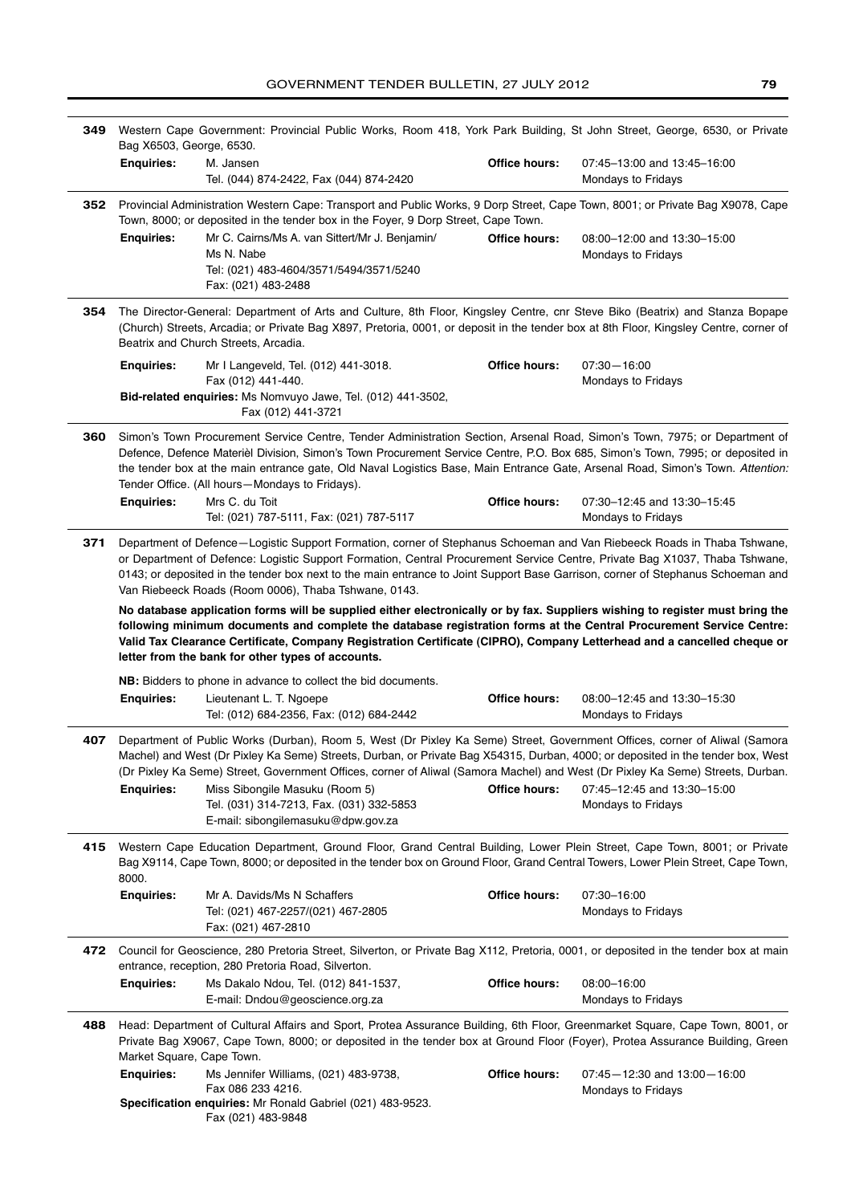**349** Western Cape Government: Provincial Public Works, Room 418, York Park Building, St John Street, George, 6530, or Private Bag X6503, George, 6530.

**Enquiries:** M. Jansen
Tel. (044) 874-2422, Fax (044) 874-2420
**Office hours:** 07:45–13:00 and 13:45–16:00
Mondays to Fridays

---

**352** Provincial Administration Western Cape: Transport and Public Works, 9 Dorp Street, Cape Town, 8001; or Private Bag X9078, Cape Town, 8000; or deposited in the tender box in the Foyer, 9 Dorp Street, Cape Town.

**Enquiries:** Mr C. Cairns/Ms A. van Sittert/Mr J. Benjamin/Ms N. Nabe
Tel: (021) 483-4604/3571/5494/3571/5240
Fax: (021) 483-2488
**Office hours:** 08:00–12:00 and 13:30–15:00
Mondays to Fridays

---

**354** The Director-General: Department of Arts and Culture, 8th Floor, Kingsley Centre, cnr Steve Biko (Beatrix) and Stanza Bopape (Church) Streets, Arcadia; or Private Bag X897, Pretoria, 0001, or deposit in the tender box at 8th Floor, Kingsley Centre, corner of Beatrix and Church Streets, Arcadia.

**Enquiries:** Mr I Langeveld, Tel. (012) 441-3018.
Fax (012) 441-440.
**Office hours:** 07:30—16:00
Mondays to Fridays

**Bid-related enquiries:** Ms Nomvuyo Jawe, Tel. (012) 441-3502,
Fax (012) 441-3721

---

**360** Simon's Town Procurement Service Centre, Tender Administration Section, Arsenal Road, Simon's Town, 7975; or Department of Defence, Defence Materièl Division, Simon's Town Procurement Service Centre, P.O. Box 685, Simon's Town, 7995; or deposited in the tender box at the main entrance gate, Old Naval Logistics Base, Main Entrance Gate, Arsenal Road, Simon's Town. *Attention:* Tender Office. (All hours—Mondays to Fridays).

**Enquiries:** Mrs C. du Toit
Tel: (021) 787-5111, Fax: (021) 787-5117
**Office hours:** 07:30–12:45 and 13:30–15:45
Mondays to Fridays

---

**371** Department of Defence—Logistic Support Formation, corner of Stephanus Schoeman and Van Riebeeck Roads in Thaba Tshwane, or Department of Defence: Logistic Support Formation, Central Procurement Service Centre, Private Bag X1037, Thaba Tshwane, 0143; or deposited in the tender box next to the main entrance to Joint Support Base Garrison, corner of Stephanus Schoeman and Van Riebeeck Roads (Room 0006), Thaba Tshwane, 0143.

**No database application forms will be supplied either electronically or by fax. Suppliers wishing to register must bring the following minimum documents and complete the database registration forms at the Central Procurement Service Centre: Valid Tax Clearance Certificate, Company Registration Certificate (CIPRO), Company Letterhead and a cancelled cheque or letter from the bank for other types of accounts.**

**NB:** Bidders to phone in advance to collect the bid documents.

**Enquiries:** Lieutenant L. T. Ngoepe
Tel: (012) 684-2356, Fax: (012) 684-2442
**Office hours:** 08:00–12:45 and 13:30–15:30
Mondays to Fridays

---

**407** Department of Public Works (Durban), Room 5, West (Dr Pixley Ka Seme) Street, Government Offices, corner of Aliwal (Samora Machel) and West (Dr Pixley Ka Seme) Streets, Durban, or Private Bag X54315, Durban, 4000; or deposited in the tender box, West (Dr Pixley Ka Seme) Street, Government Offices, corner of Aliwal (Samora Machel) and West (Dr Pixley Ka Seme) Streets, Durban.

**Enquiries:** Miss Sibongile Masuku (Room 5)
Tel. (031) 314-7213, Fax. (031) 332-5853
E-mail: sibongilemasuku@dpw.gov.za
**Office hours:** 07:45–12:45 and 13:30–15:00
Mondays to Fridays

---

**415** Western Cape Education Department, Ground Floor, Grand Central Building, Lower Plein Street, Cape Town, 8001; or Private Bag X9114, Cape Town, 8000; or deposited in the tender box on Ground Floor, Grand Central Towers, Lower Plein Street, Cape Town, 8000.

**Enquiries:** Mr A. Davids/Ms N Schaffers
Tel: (021) 467-2257/(021) 467-2805
Fax: (021) 467-2810
**Office hours:** 07:30–16:00
Mondays to Fridays

---

**472** Council for Geoscience, 280 Pretoria Street, Silverton, or Private Bag X112, Pretoria, 0001, or deposited in the tender box at main entrance, reception, 280 Pretoria Road, Silverton.

**Enquiries:** Ms Dakalo Ndou, Tel. (012) 841-1537,
E-mail: Dndou@geoscience.org.za
**Office hours:** 08:00–16:00
Mondays to Fridays

---

**488** Head: Department of Cultural Affairs and Sport, Protea Assurance Building, 6th Floor, Greenmarket Square, Cape Town, 8001, or Private Bag X9067, Cape Town, 8000; or deposited in the tender box at Ground Floor (Foyer), Protea Assurance Building, Green Market Square, Cape Town.

**Enquiries:** Ms Jennifer Williams, (021) 483-9738,
Fax 086 233 4216.
**Office hours:** 07:45—12:30 and 13:00—16:00
Mondays to Fridays

**Specification enquiries:** Mr Ronald Gabriel (021) 483-9523.
Fax (021) 483-9848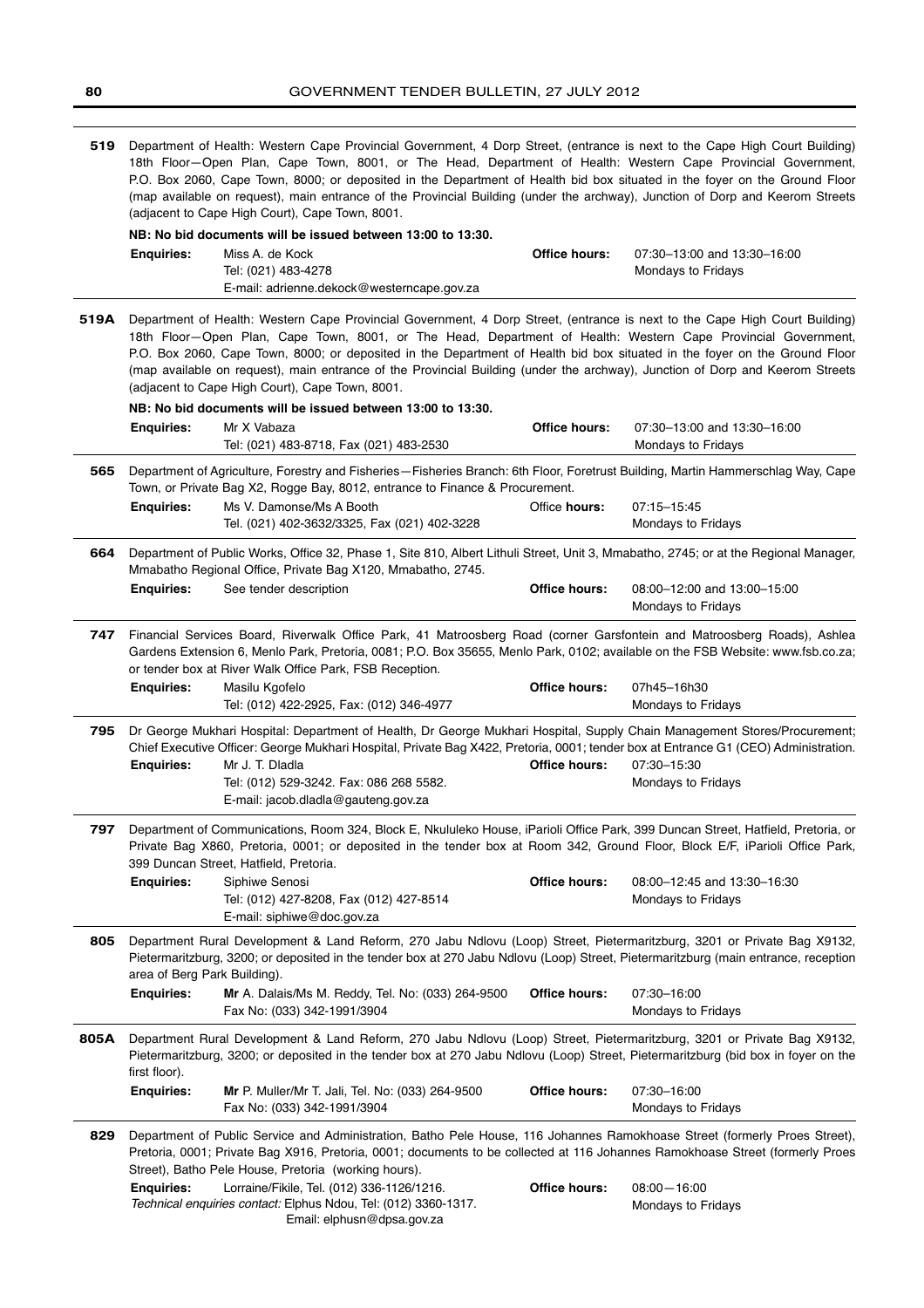**519** Department of Health: Western Cape Provincial Government, 4 Dorp Street, (entrance is next to the Cape High Court Building) 18th Floor—Open Plan, Cape Town, 8001, or The Head, Department of Health: Western Cape Provincial Government, P.O. Box 2060, Cape Town, 8000; or deposited in the Department of Health bid box situated in the foyer on the Ground Floor (map available on request), main entrance of the Provincial Building (under the archway), Junction of Dorp and Keerom Streets (adjacent to Cape High Court), Cape Town, 8001.

**NB: No bid documents will be issued between 13:00 to 13:30.**

**Enquiries:** Miss A. de Kock, Tel: (021) 483-4278, E-mail: adrienne.dekock@westerncape.gov.za
**Office hours:** 07:30–13:00 and 13:30–16:00, Mondays to Fridays

**519A** Department of Health: Western Cape Provincial Government, 4 Dorp Street, (entrance is next to the Cape High Court Building) 18th Floor—Open Plan, Cape Town, 8001, or The Head, Department of Health: Western Cape Provincial Government, P.O. Box 2060, Cape Town, 8000; or deposited in the Department of Health bid box situated in the foyer on the Ground Floor (map available on request), main entrance of the Provincial Building (under the archway), Junction of Dorp and Keerom Streets (adjacent to Cape High Court), Cape Town, 8001.

**NB: No bid documents will be issued between 13:00 to 13:30.**

**Enquiries:** Mr X Vabaza, Tel: (021) 483-8718, Fax (021) 483-2530
**Office hours:** 07:30–13:00 and 13:30–16:00, Mondays to Fridays

**565** Department of Agriculture, Forestry and Fisheries—Fisheries Branch: 6th Floor, Foretrust Building, Martin Hammerschlag Way, Cape Town, or Private Bag X2, Rogge Bay, 8012, entrance to Finance & Procurement.

**Enquiries:** Ms V. Damonse/Ms A Booth, Tel. (021) 402-3632/3325, Fax (021) 402-3228
**Office hours:** 07:15–15:45, Mondays to Fridays

**664** Department of Public Works, Office 32, Phase 1, Site 810, Albert Lithuli Street, Unit 3, Mmabatho, 2745; or at the Regional Manager, Mmabatho Regional Office, Private Bag X120, Mmabatho, 2745.

**Enquiries:** See tender description
**Office hours:** 08:00–12:00 and 13:00–15:00, Mondays to Fridays

**747** Financial Services Board, Riverwalk Office Park, 41 Matroosberg Road (corner Garsfontein and Matroosberg Roads), Ashlea Gardens Extension 6, Menlo Park, Pretoria, 0081; P.O. Box 35655, Menlo Park, 0102; available on the FSB Website: www.fsb.co.za; or tender box at River Walk Office Park, FSB Reception.

**Enquiries:** Masilu Kgofelo, Tel: (012) 422-2925, Fax: (012) 346-4977
**Office hours:** 07h45–16h30, Mondays to Fridays

**795** Dr George Mukhari Hospital: Department of Health, Dr George Mukhari Hospital, Supply Chain Management Stores/Procurement; Chief Executive Officer: George Mukhari Hospital, Private Bag X422, Pretoria, 0001; tender box at Entrance G1 (CEO) Administration.

**Enquiries:** Mr J. T. Dladla, Tel: (012) 529-3242. Fax: 086 268 5582. E-mail: jacob.dladla@gauteng.gov.za
**Office hours:** 07:30–15:30, Mondays to Fridays

**797** Department of Communications, Room 324, Block E, Nkululeko House, iParioli Office Park, 399 Duncan Street, Hatfield, Pretoria, or Private Bag X860, Pretoria, 0001; or deposited in the tender box at Room 342, Ground Floor, Block E/F, iParioli Office Park, 399 Duncan Street, Hatfield, Pretoria.

**Enquiries:** Siphiwe Senosi, Tel: (012) 427-8208, Fax (012) 427-8514, E-mail: siphiwe@doc.gov.za
**Office hours:** 08:00–12:45 and 13:30–16:30, Mondays to Fridays

**805** Department Rural Development & Land Reform, 270 Jabu Ndlovu (Loop) Street, Pietermaritzburg, 3201 or Private Bag X9132, Pietermaritzburg, 3200; or deposited in the tender box at 270 Jabu Ndlovu (Loop) Street, Pietermaritzburg (main entrance, reception area of Berg Park Building).

**Enquiries:** **Mr** A. Dalais/Ms M. Reddy, Tel. No: (033) 264-9500, Fax No: (033) 342-1991/3904
**Office hours:** 07:30–16:00, Mondays to Fridays

**805A** Department Rural Development & Land Reform, 270 Jabu Ndlovu (Loop) Street, Pietermaritzburg, 3201 or Private Bag X9132, Pietermaritzburg, 3200; or deposited in the tender box at 270 Jabu Ndlovu (Loop) Street, Pietermaritzburg (bid box in foyer on the first floor).

**Enquiries:** **Mr** P. Muller/Mr T. Jali, Tel. No: (033) 264-9500, Fax No: (033) 342-1991/3904
**Office hours:** 07:30–16:00, Mondays to Fridays

**829** Department of Public Service and Administration, Batho Pele House, 116 Johannes Ramokhoase Street (formerly Proes Street), Pretoria, 0001; Private Bag X916, Pretoria, 0001; documents to be collected at 116 Johannes Ramokhoase Street (formerly Proes Street), Batho Pele House, Pretoria (working hours).

**Enquiries:** Lorraine/Fikile, Tel. (012) 336-1126/1216. *Technical enquiries contact:* Elphus Ndou, Tel: (012) 3360-1317. Email: elphusn@dpsa.gov.za
**Office hours:** 08:00—16:00, Mondays to Fridays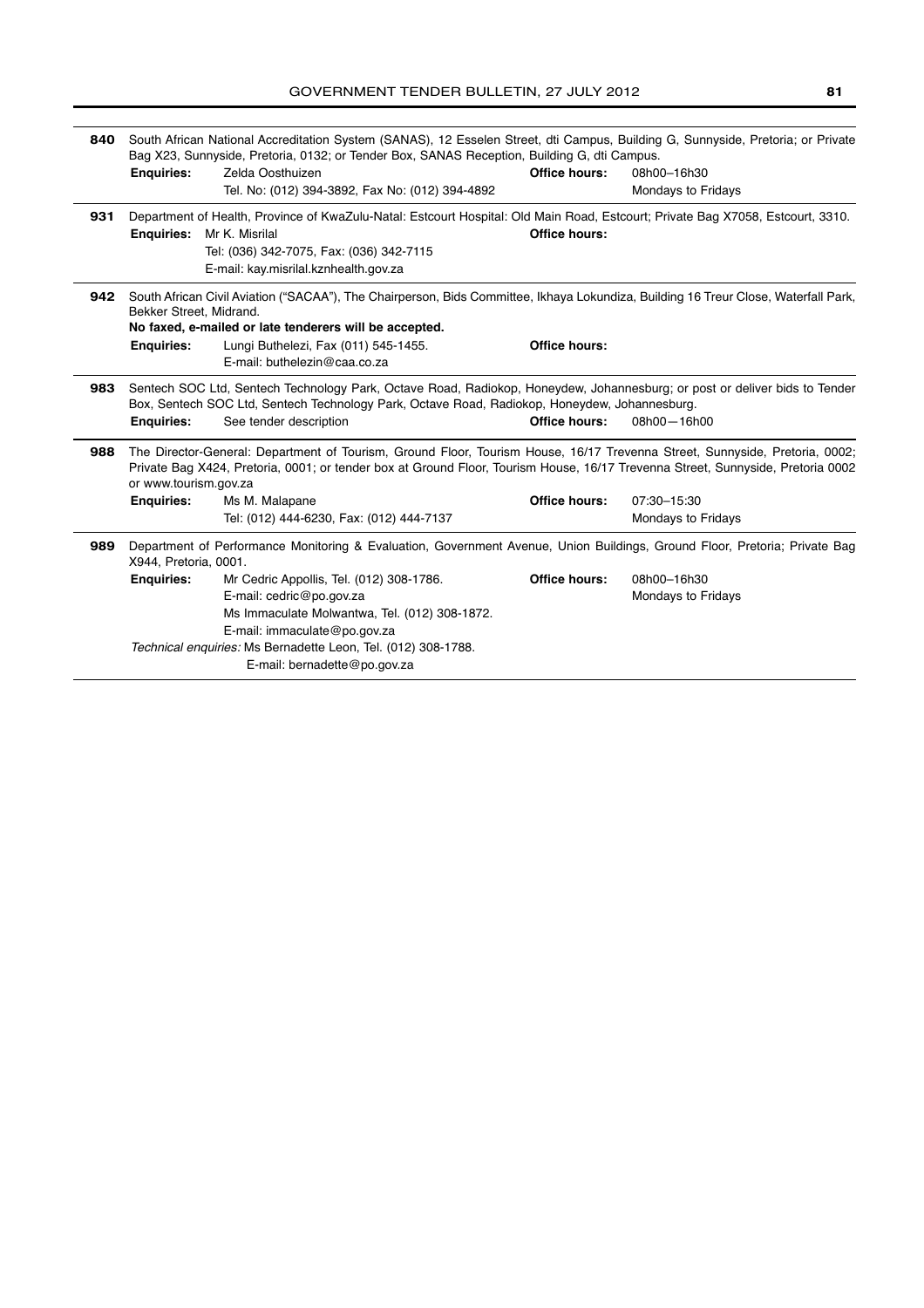**840** South African National Accreditation System (SANAS), 12 Esselen Street, dti Campus, Building G, Sunnyside, Pretoria; or Private Bag X23, Sunnyside, Pretoria, 0132; or Tender Box, SANAS Reception, Building G, dti Campus.

**Enquiries:** Zelda Oosthuizen
Tel. No: (012) 394-3892, Fax No: (012) 394-4892

**Office hours:** 08h00–16h30
Mondays to Fridays

---

**931** Department of Health, Province of KwaZulu-Natal: Estcourt Hospital: Old Main Road, Estcourt; Private Bag X7058, Estcourt, 3310.

**Enquiries:** Mr K. Misrilal
Tel: (036) 342-7075, Fax: (036) 342-7115
E-mail: kay.misrilal.kznhealth.gov.za

**Office hours:**

---

**942** South African Civil Aviation ("SACAA"), The Chairperson, Bids Committee, Ikhaya Lokundiza, Building 16 Treur Close, Waterfall Park, Bekker Street, Midrand.

**No faxed, e-mailed or late tenderers will be accepted.**

**Enquiries:** Lungi Buthelezi, Fax (011) 545-1455.
E-mail: buthelezin@caa.co.za

**Office hours:**

---

**983** Sentech SOC Ltd, Sentech Technology Park, Octave Road, Radiokop, Honeydew, Johannesburg; or post or deliver bids to Tender Box, Sentech SOC Ltd, Sentech Technology Park, Octave Road, Radiokop, Honeydew, Johannesburg.

**Enquiries:** See tender description

**Office hours:** 08h00—16h00

---

**988** The Director-General: Department of Tourism, Ground Floor, Tourism House, 16/17 Trevenna Street, Sunnyside, Pretoria, 0002; Private Bag X424, Pretoria, 0001; or tender box at Ground Floor, Tourism House, 16/17 Trevenna Street, Sunnyside, Pretoria 0002 or www.tourism.gov.za

**Enquiries:** Ms M. Malapane
Tel: (012) 444-6230, Fax: (012) 444-7137

**Office hours:** 07:30–15:30
Mondays to Fridays

---

**989** Department of Performance Monitoring & Evaluation, Government Avenue, Union Buildings, Ground Floor, Pretoria; Private Bag X944, Pretoria, 0001.

**Enquiries:** Mr Cedric Appollis, Tel. (012) 308-1786.
E-mail: cedric@po.gov.za
Ms Immaculate Molwantwa, Tel. (012) 308-1872.
E-mail: immaculate@po.gov.za

*Technical enquiries:* Ms Bernadette Leon, Tel. (012) 308-1788.
E-mail: bernadette@po.gov.za

**Office hours:** 08h00–16h30
Mondays to Fridays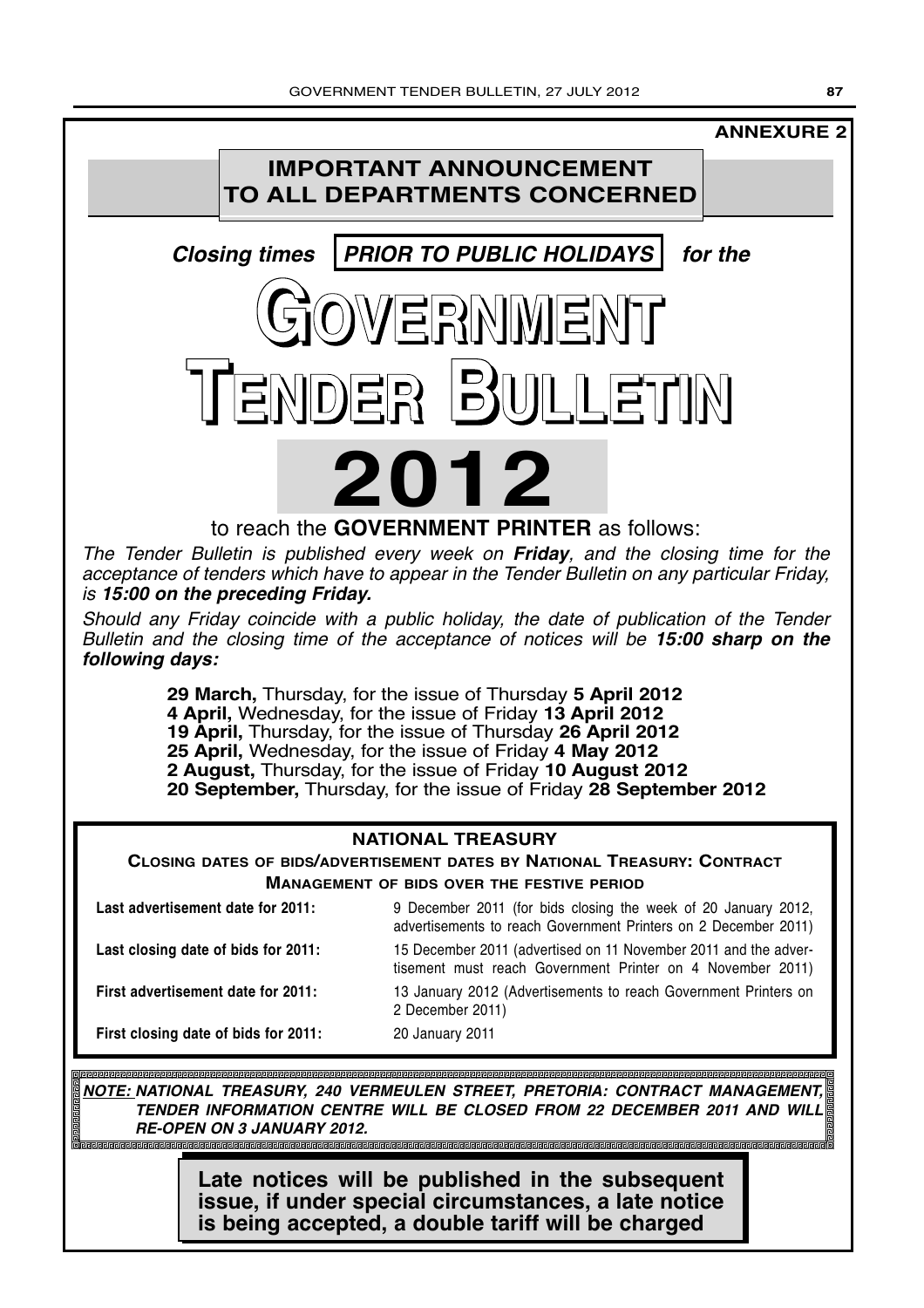**ANNEXURE 2**

# IMPORTANT ANNOUNCEMENT TO ALL DEPARTMENTS CONCERNED

***Closing times* PRIOR TO PUBLIC HOLIDAYS *for the***

# GOVERNMENT TENDER BULLETIN

# 2012

to reach the **GOVERNMENT PRINTER** as follows:

*The Tender Bulletin is published every week on **Friday**, and the closing time for the acceptance of tenders which have to appear in the Tender Bulletin on any particular Friday, is **15:00 on the preceding Friday.***

*Should any Friday coincide with a public holiday, the date of publication of the Tender Bulletin and the closing time of the acceptance of notices will be **15:00 sharp on the following days:***

**29 March,** Thursday, for the issue of Thursday **5 April 2012**
**4 April,** Wednesday, for the issue of Friday **13 April 2012**
**19 April,** Thursday, for the issue of Thursday **26 April 2012**
**25 April,** Wednesday, for the issue of Friday **4 May 2012**
**2 August,** Thursday, for the issue of Friday **10 August 2012**
**20 September,** Thursday, for the issue of Friday **28 September 2012**

## NATIONAL TREASURY

**CLOSING DATES OF BIDS/ADVERTISEMENT DATES BY NATIONAL TREASURY: CONTRACT MANAGEMENT OF BIDS OVER THE FESTIVE PERIOD**

| | |
|---|---|
| **Last advertisement date for 2011:** | 9 December 2011 (for bids closing the week of 20 January 2012, advertisements to reach Government Printers on 2 December 2011) |
| **Last closing date of bids for 2011:** | 15 December 2011 (advertised on 11 November 2011 and the advertisement must reach Government Printer on 4 November 2011) |
| **First advertisement date for 2011:** | 13 January 2012 (Advertisements to reach Government Printers on 2 December 2011) |
| **First closing date of bids for 2011:** | 20 January 2011 |

***NOTE:* NATIONAL TREASURY, 240 VERMEULEN STREET, PRETORIA: CONTRACT MANAGEMENT, TENDER INFORMATION CENTRE WILL BE CLOSED FROM 22 DECEMBER 2011 AND WILL RE-OPEN ON 3 JANUARY 2012.**

**Late notices will be published in the subsequent issue, if under special circumstances, a late notice is being accepted, a double tariff will be charged**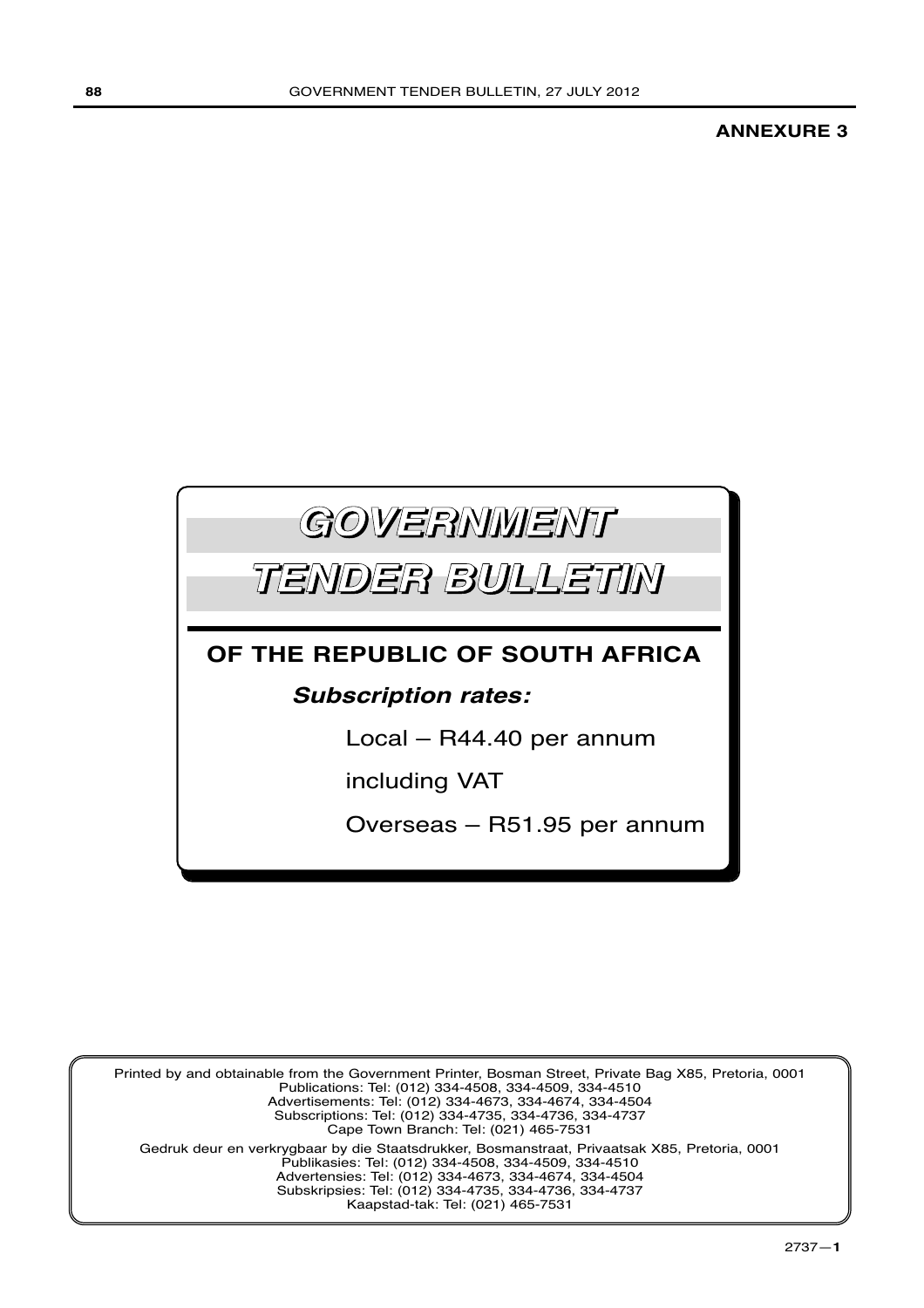**ANNEXURE 3**

# GOVERNMENT TENDER BULLETIN

## OF THE REPUBLIC OF SOUTH AFRICA

***Subscription rates:***

Local – R44.40 per annum

including VAT

Overseas – R51.95 per annum

Printed by and obtainable from the Government Printer, Bosman Street, Private Bag X85, Pretoria, 0001
Publications: Tel: (012) 334-4508, 334-4509, 334-4510
Advertisements: Tel: (012) 334-4673, 334-4674, 334-4504
Subscriptions: Tel: (012) 334-4735, 334-4736, 334-4737
Cape Town Branch: Tel: (021) 465-7531

Gedruk deur en verkrygbaar by die Staatsdrukker, Bosmanstraat, Privaatsak X85, Pretoria, 0001
Publikasies: Tel: (012) 334-4508, 334-4509, 334-4510
Advertensies: Tel: (012) 334-4673, 334-4674, 334-4504
Subskripsies: Tel: (012) 334-4735, 334-4736, 334-4737
Kaapstad-tak: Tel: (021) 465-7531

2737—**1**